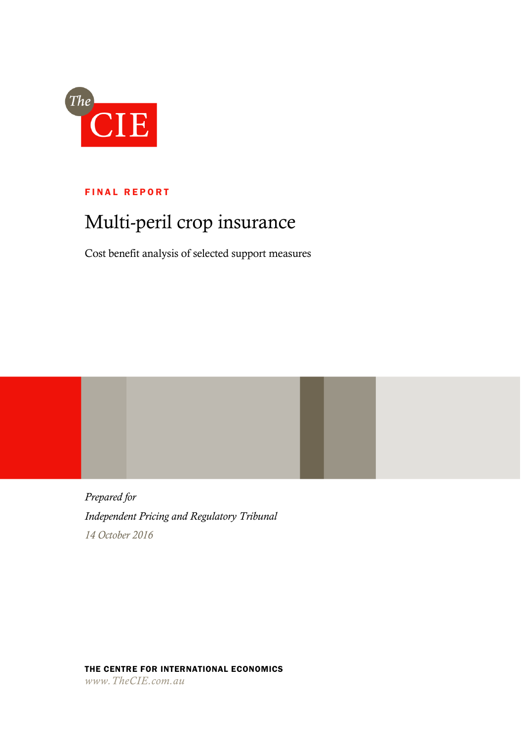The CIE

FINAL REPORT

# Multi-peril crop insurance

Cost benefit analysis of selected support measures

*Prepared for*

*Independent Pricing and Regulatory Tribunal*

*14 October 2016*

**THE CENTRE FOR INTERNATIONAL ECONOMICS**

*www.TheCIE.com.au*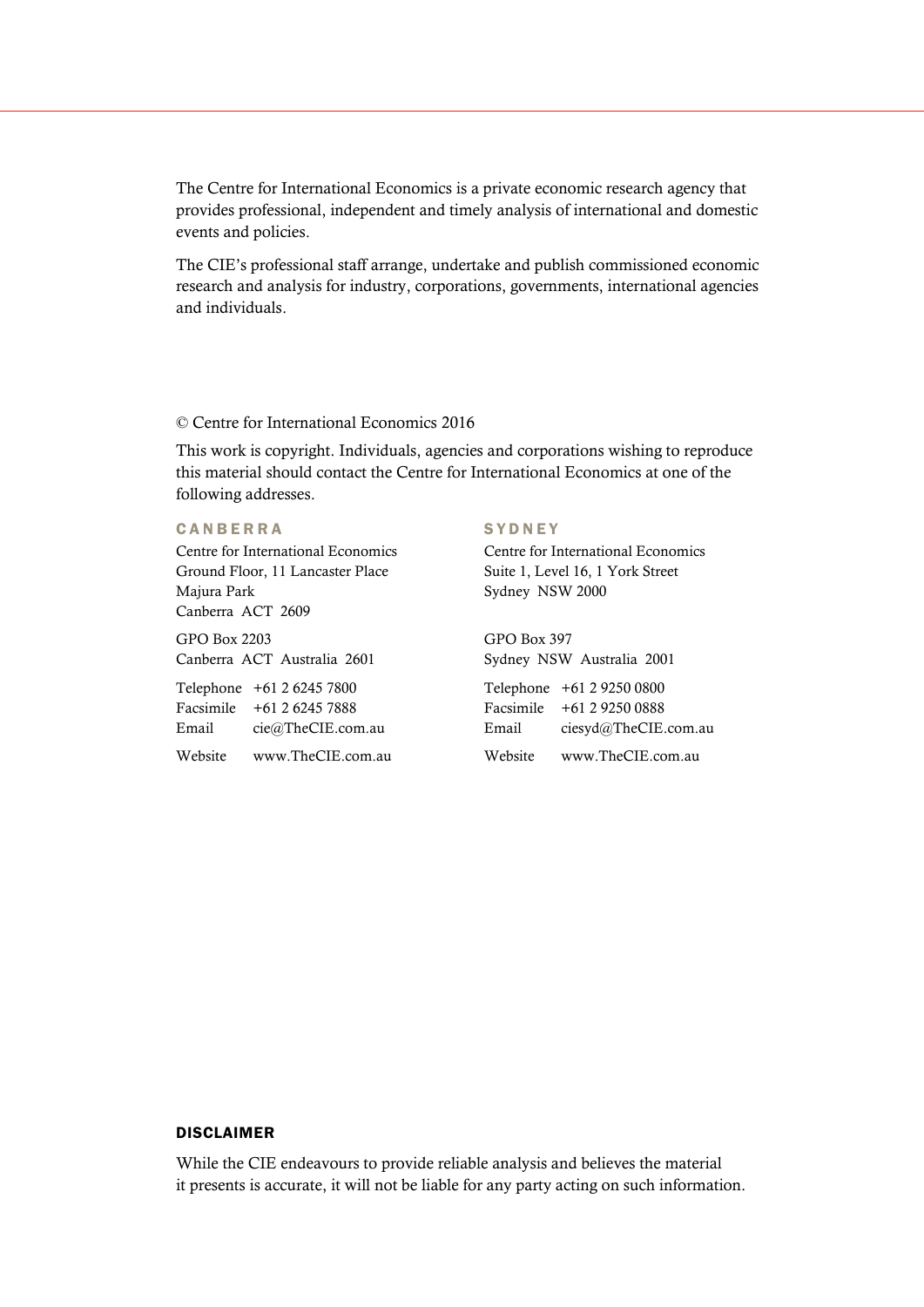The Centre for International Economics is a private economic research agency that provides professional, independent and timely analysis of international and domestic events and policies.

The CIE's professional staff arrange, undertake and publish commissioned economic research and analysis for industry, corporations, governments, international agencies and individuals.

© Centre for International Economics 2016

This work is copyright. Individuals, agencies and corporations wishing to reproduce this material should contact the Centre for International Economics at one of the following addresses.

**CANBERRA**

Centre for International Economics
Ground Floor, 11 Lancaster Place
Majura Park
Canberra ACT 2609

GPO Box 2203
Canberra ACT Australia 2601

Telephone +61 2 6245 7800
Facsimile +61 2 6245 7888
Email cie@TheCIE.com.au

Website www.TheCIE.com.au

**SYDNEY**

Centre for International Economics
Suite 1, Level 16, 1 York Street
Sydney NSW 2000

GPO Box 397
Sydney NSW Australia 2001

Telephone +61 2 9250 0800
Facsimile +61 2 9250 0888
Email ciesyd@TheCIE.com.au

Website www.TheCIE.com.au

**DISCLAIMER**

While the CIE endeavours to provide reliable analysis and believes the material it presents is accurate, it will not be liable for any party acting on such information.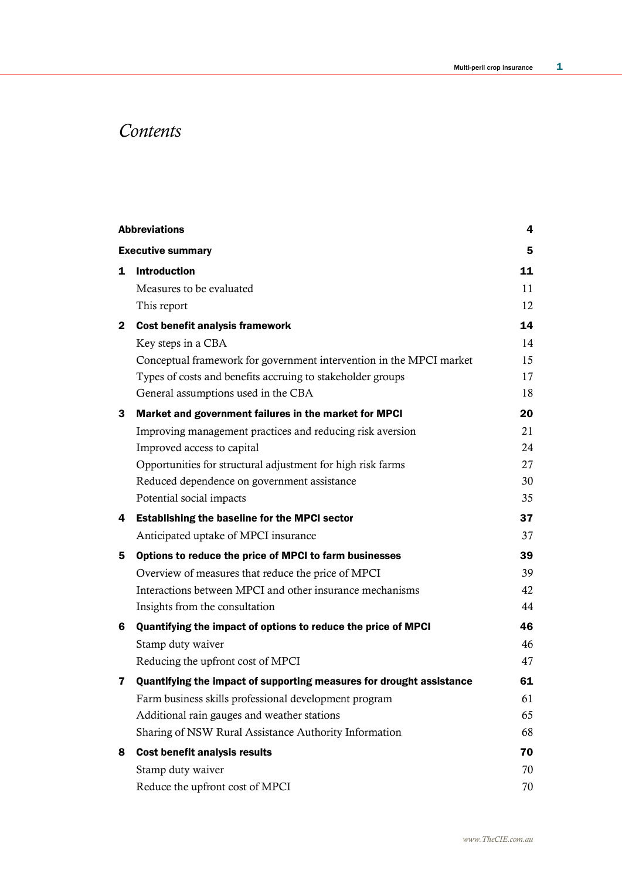# Contents

| | | |
|---|---|---|
| **Abbreviations** | | **4** |
| **Executive summary** | | **5** |
| **1** | **Introduction** | **11** |
| | Measures to be evaluated | 11 |
| | This report | 12 |
| **2** | **Cost benefit analysis framework** | **14** |
| | Key steps in a CBA | 14 |
| | Conceptual framework for government intervention in the MPCI market | 15 |
| | Types of costs and benefits accruing to stakeholder groups | 17 |
| | General assumptions used in the CBA | 18 |
| **3** | **Market and government failures in the market for MPCI** | **20** |
| | Improving management practices and reducing risk aversion | 21 |
| | Improved access to capital | 24 |
| | Opportunities for structural adjustment for high risk farms | 27 |
| | Reduced dependence on government assistance | 30 |
| | Potential social impacts | 35 |
| **4** | **Establishing the baseline for the MPCI sector** | **37** |
| | Anticipated uptake of MPCI insurance | 37 |
| **5** | **Options to reduce the price of MPCI to farm businesses** | **39** |
| | Overview of measures that reduce the price of MPCI | 39 |
| | Interactions between MPCI and other insurance mechanisms | 42 |
| | Insights from the consultation | 44 |
| **6** | **Quantifying the impact of options to reduce the price of MPCI** | **46** |
| | Stamp duty waiver | 46 |
| | Reducing the upfront cost of MPCI | 47 |
| **7** | **Quantifying the impact of supporting measures for drought assistance** | **61** |
| | Farm business skills professional development program | 61 |
| | Additional rain gauges and weather stations | 65 |
| | Sharing of NSW Rural Assistance Authority Information | 68 |
| **8** | **Cost benefit analysis results** | **70** |
| | Stamp duty waiver | 70 |
| | Reduce the upfront cost of MPCI | 70 |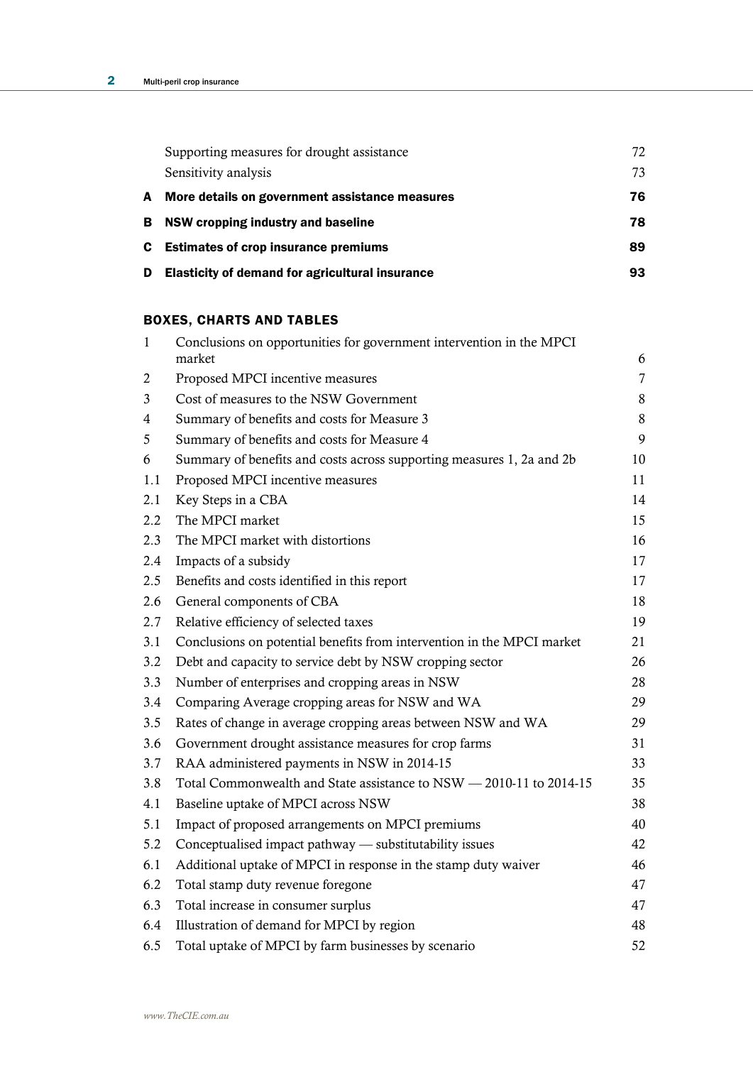| | | |
|---|---|---|
| | Supporting measures for drought assistance | 72 |
| | Sensitivity analysis | 73 |
| **A** | **More details on government assistance measures** | **76** |
| **B** | **NSW cropping industry and baseline** | **78** |
| **C** | **Estimates of crop insurance premiums** | **89** |
| **D** | **Elasticity of demand for agricultural insurance** | **93** |

## BOXES, CHARTS AND TABLES

| | | |
|---|---|---|
| 1 | Conclusions on opportunities for government intervention in the MPCI market | 6 |
| 2 | Proposed MPCI incentive measures | 7 |
| 3 | Cost of measures to the NSW Government | 8 |
| 4 | Summary of benefits and costs for Measure 3 | 8 |
| 5 | Summary of benefits and costs for Measure 4 | 9 |
| 6 | Summary of benefits and costs across supporting measures 1, 2a and 2b | 10 |
| 1.1 | Proposed MPCI incentive measures | 11 |
| 2.1 | Key Steps in a CBA | 14 |
| 2.2 | The MPCI market | 15 |
| 2.3 | The MPCI market with distortions | 16 |
| 2.4 | Impacts of a subsidy | 17 |
| 2.5 | Benefits and costs identified in this report | 17 |
| 2.6 | General components of CBA | 18 |
| 2.7 | Relative efficiency of selected taxes | 19 |
| 3.1 | Conclusions on potential benefits from intervention in the MPCI market | 21 |
| 3.2 | Debt and capacity to service debt by NSW cropping sector | 26 |
| 3.3 | Number of enterprises and cropping areas in NSW | 28 |
| 3.4 | Comparing Average cropping areas for NSW and WA | 29 |
| 3.5 | Rates of change in average cropping areas between NSW and WA | 29 |
| 3.6 | Government drought assistance measures for crop farms | 31 |
| 3.7 | RAA administered payments in NSW in 2014-15 | 33 |
| 3.8 | Total Commonwealth and State assistance to NSW — 2010-11 to 2014-15 | 35 |
| 4.1 | Baseline uptake of MPCI across NSW | 38 |
| 5.1 | Impact of proposed arrangements on MPCI premiums | 40 |
| 5.2 | Conceptualised impact pathway — substitutability issues | 42 |
| 6.1 | Additional uptake of MPCI in response in the stamp duty waiver | 46 |
| 6.2 | Total stamp duty revenue foregone | 47 |
| 6.3 | Total increase in consumer surplus | 47 |
| 6.4 | Illustration of demand for MPCI by region | 48 |
| 6.5 | Total uptake of MPCI by farm businesses by scenario | 52 |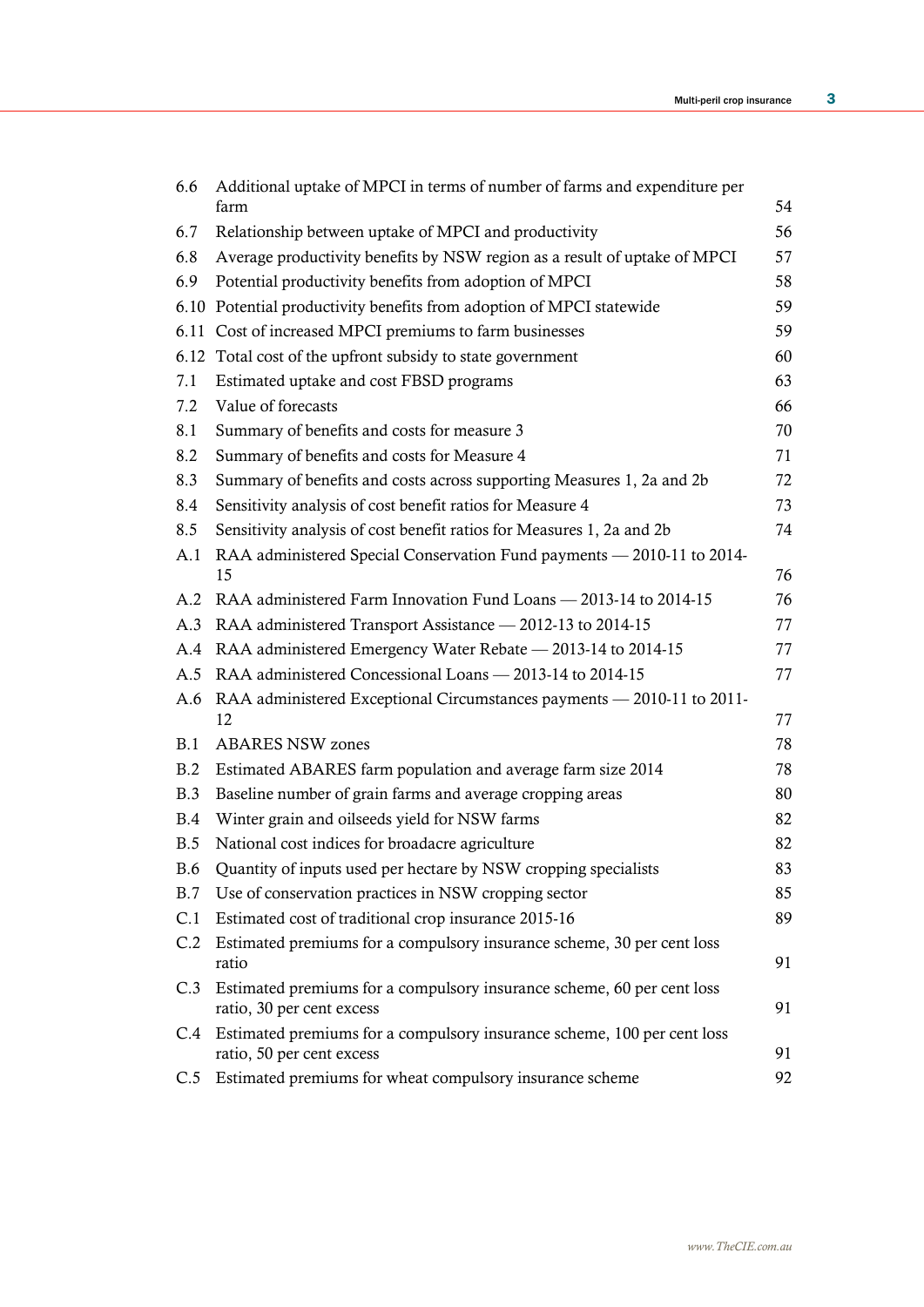| | | |
|---|---|---|
| 6.6 | Additional uptake of MPCI in terms of number of farms and expenditure per farm | 54 |
| 6.7 | Relationship between uptake of MPCI and productivity | 56 |
| 6.8 | Average productivity benefits by NSW region as a result of uptake of MPCI | 57 |
| 6.9 | Potential productivity benefits from adoption of MPCI | 58 |
| 6.10 | Potential productivity benefits from adoption of MPCI statewide | 59 |
| 6.11 | Cost of increased MPCI premiums to farm businesses | 59 |
| 6.12 | Total cost of the upfront subsidy to state government | 60 |
| 7.1 | Estimated uptake and cost FBSD programs | 63 |
| 7.2 | Value of forecasts | 66 |
| 8.1 | Summary of benefits and costs for measure 3 | 70 |
| 8.2 | Summary of benefits and costs for Measure 4 | 71 |
| 8.3 | Summary of benefits and costs across supporting Measures 1, 2a and 2b | 72 |
| 8.4 | Sensitivity analysis of cost benefit ratios for Measure 4 | 73 |
| 8.5 | Sensitivity analysis of cost benefit ratios for Measures 1, 2a and 2b | 74 |
| A.1 | RAA administered Special Conservation Fund payments — 2010-11 to 2014-15 | 76 |
| A.2 | RAA administered Farm Innovation Fund Loans — 2013-14 to 2014-15 | 76 |
| A.3 | RAA administered Transport Assistance — 2012-13 to 2014-15 | 77 |
| A.4 | RAA administered Emergency Water Rebate — 2013-14 to 2014-15 | 77 |
| A.5 | RAA administered Concessional Loans — 2013-14 to 2014-15 | 77 |
| A.6 | RAA administered Exceptional Circumstances payments — 2010-11 to 2011-12 | 77 |
| B.1 | ABARES NSW zones | 78 |
| B.2 | Estimated ABARES farm population and average farm size 2014 | 78 |
| B.3 | Baseline number of grain farms and average cropping areas | 80 |
| B.4 | Winter grain and oilseeds yield for NSW farms | 82 |
| B.5 | National cost indices for broadacre agriculture | 82 |
| B.6 | Quantity of inputs used per hectare by NSW cropping specialists | 83 |
| B.7 | Use of conservation practices in NSW cropping sector | 85 |
| C.1 | Estimated cost of traditional crop insurance 2015-16 | 89 |
| C.2 | Estimated premiums for a compulsory insurance scheme, 30 per cent loss ratio | 91 |
| C.3 | Estimated premiums for a compulsory insurance scheme, 60 per cent loss ratio, 30 per cent excess | 91 |
| C.4 | Estimated premiums for a compulsory insurance scheme, 100 per cent loss ratio, 50 per cent excess | 91 |
| C.5 | Estimated premiums for wheat compulsory insurance scheme | 92 |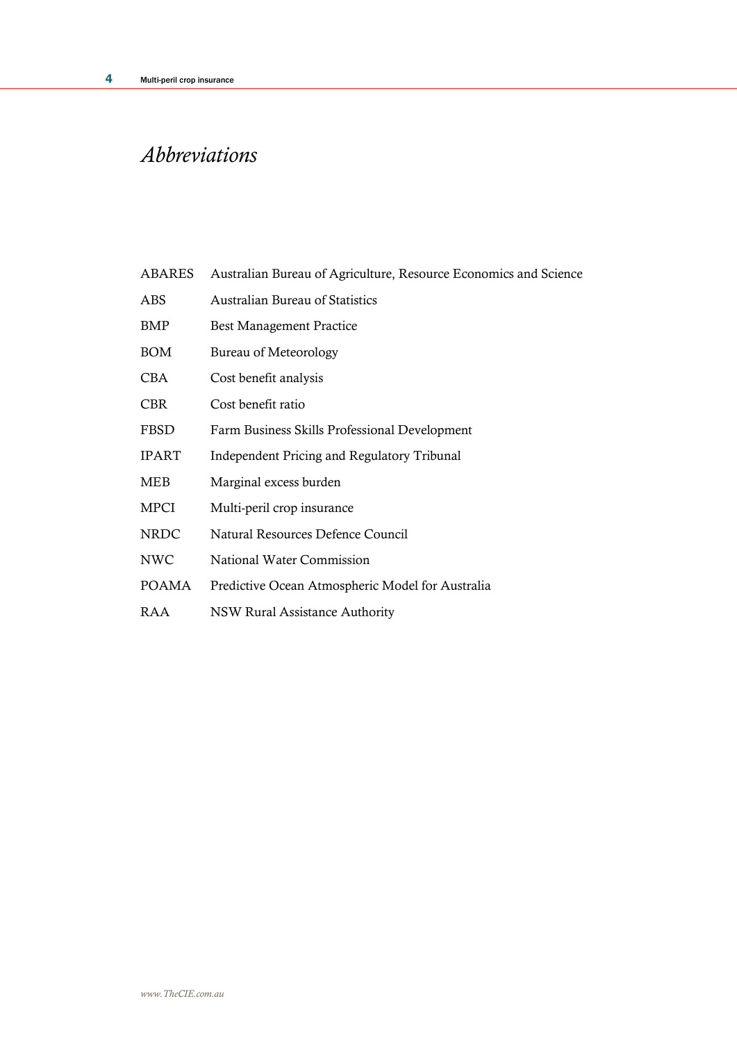# *Abbreviations*

| | |
|---|---|
| ABARES | Australian Bureau of Agriculture, Resource Economics and Science |
| ABS | Australian Bureau of Statistics |
| BMP | Best Management Practice |
| BOM | Bureau of Meteorology |
| CBA | Cost benefit analysis |
| CBR | Cost benefit ratio |
| FBSD | Farm Business Skills Professional Development |
| IPART | Independent Pricing and Regulatory Tribunal |
| MEB | Marginal excess burden |
| MPCI | Multi-peril crop insurance |
| NRDC | Natural Resources Defence Council |
| NWC | National Water Commission |
| POAMA | Predictive Ocean Atmospheric Model for Australia |
| RAA | NSW Rural Assistance Authority |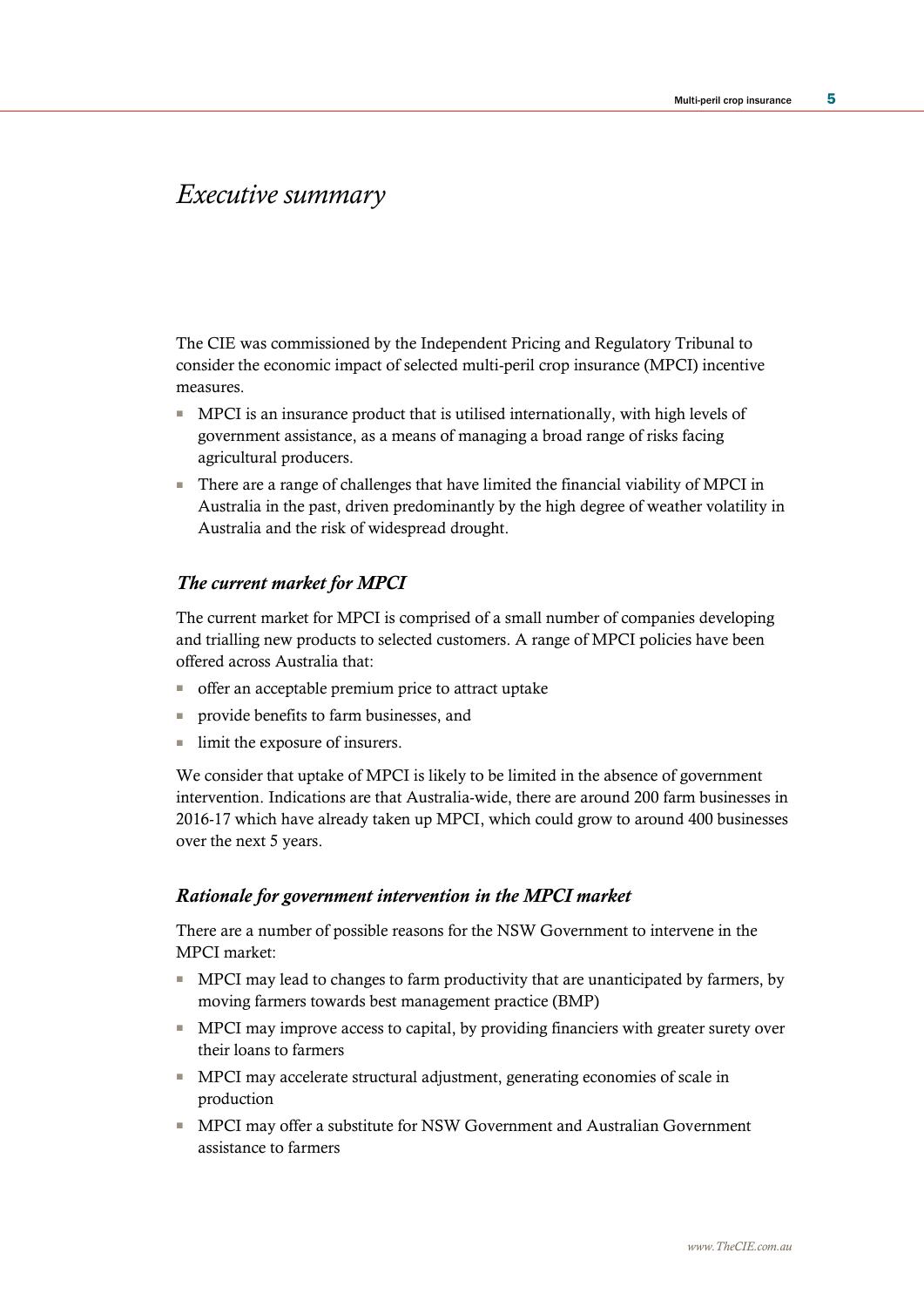# *Executive summary*

The CIE was commissioned by the Independent Pricing and Regulatory Tribunal to consider the economic impact of selected multi-peril crop insurance (MPCI) incentive measures.

- MPCI is an insurance product that is utilised internationally, with high levels of government assistance, as a means of managing a broad range of risks facing agricultural producers.
- There are a range of challenges that have limited the financial viability of MPCI in Australia in the past, driven predominantly by the high degree of weather volatility in Australia and the risk of widespread drought.

### *The current market for MPCI*

The current market for MPCI is comprised of a small number of companies developing and trialling new products to selected customers. A range of MPCI policies have been offered across Australia that:

- offer an acceptable premium price to attract uptake
- provide benefits to farm businesses, and
- limit the exposure of insurers.

We consider that uptake of MPCI is likely to be limited in the absence of government intervention. Indications are that Australia-wide, there are around 200 farm businesses in 2016-17 which have already taken up MPCI, which could grow to around 400 businesses over the next 5 years.

### *Rationale for government intervention in the MPCI market*

There are a number of possible reasons for the NSW Government to intervene in the MPCI market:

- MPCI may lead to changes to farm productivity that are unanticipated by farmers, by moving farmers towards best management practice (BMP)
- MPCI may improve access to capital, by providing financiers with greater surety over their loans to farmers
- MPCI may accelerate structural adjustment, generating economies of scale in production
- MPCI may offer a substitute for NSW Government and Australian Government assistance to farmers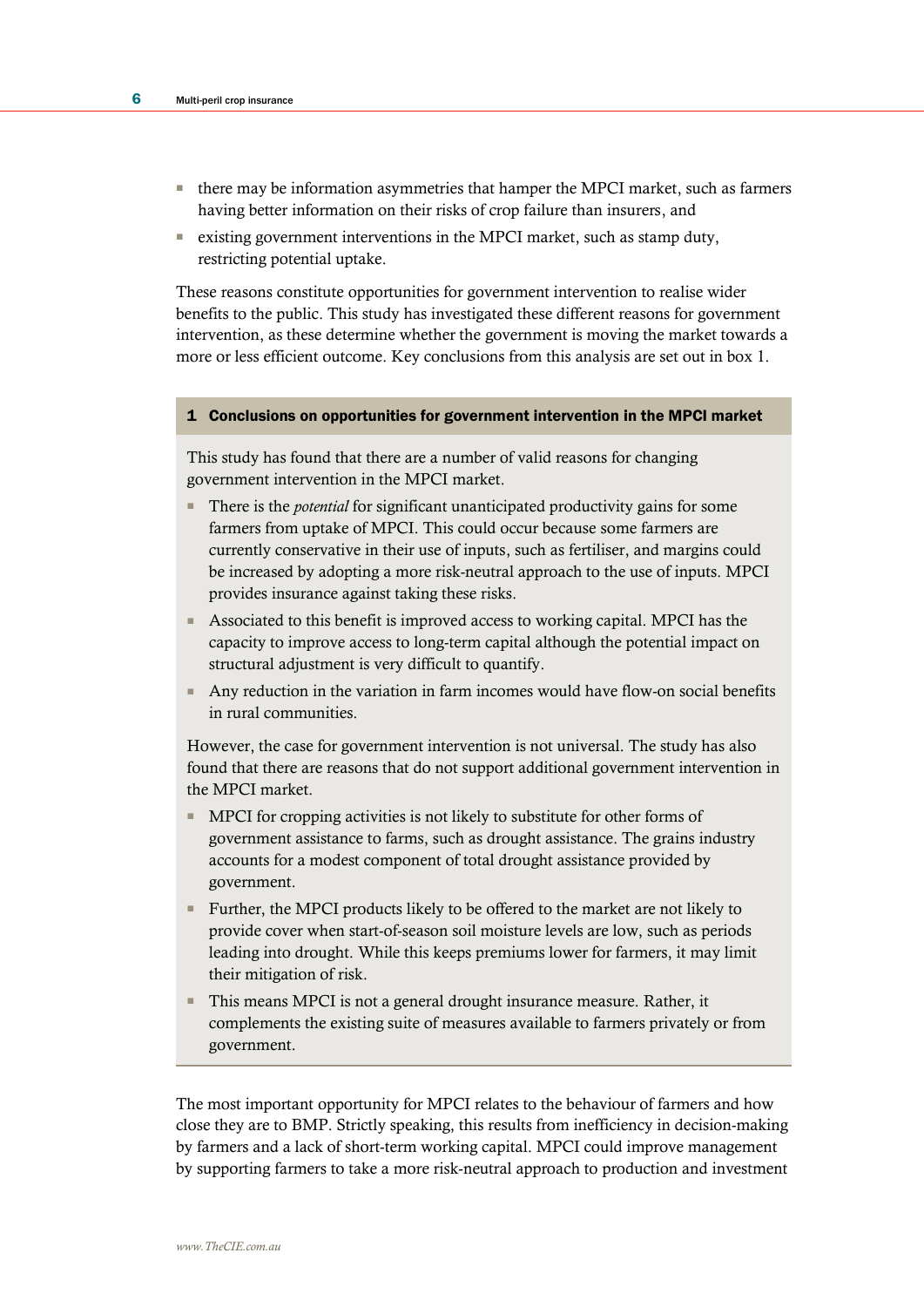- there may be information asymmetries that hamper the MPCI market, such as farmers having better information on their risks of crop failure than insurers, and
- existing government interventions in the MPCI market, such as stamp duty, restricting potential uptake.

These reasons constitute opportunities for government intervention to realise wider benefits to the public. This study has investigated these different reasons for government intervention, as these determine whether the government is moving the market towards a more or less efficient outcome. Key conclusions from this analysis are set out in box 1.

**1 Conclusions on opportunities for government intervention in the MPCI market**

This study has found that there are a number of valid reasons for changing government intervention in the MPCI market.

- There is the *potential* for significant unanticipated productivity gains for some farmers from uptake of MPCI. This could occur because some farmers are currently conservative in their use of inputs, such as fertiliser, and margins could be increased by adopting a more risk-neutral approach to the use of inputs. MPCI provides insurance against taking these risks.
- Associated to this benefit is improved access to working capital. MPCI has the capacity to improve access to long-term capital although the potential impact on structural adjustment is very difficult to quantify.
- Any reduction in the variation in farm incomes would have flow-on social benefits in rural communities.

However, the case for government intervention is not universal. The study has also found that there are reasons that do not support additional government intervention in the MPCI market.

- MPCI for cropping activities is not likely to substitute for other forms of government assistance to farms, such as drought assistance. The grains industry accounts for a modest component of total drought assistance provided by government.
- Further, the MPCI products likely to be offered to the market are not likely to provide cover when start-of-season soil moisture levels are low, such as periods leading into drought. While this keeps premiums lower for farmers, it may limit their mitigation of risk.
- This means MPCI is not a general drought insurance measure. Rather, it complements the existing suite of measures available to farmers privately or from government.

The most important opportunity for MPCI relates to the behaviour of farmers and how close they are to BMP. Strictly speaking, this results from inefficiency in decision-making by farmers and a lack of short-term working capital. MPCI could improve management by supporting farmers to take a more risk-neutral approach to production and investment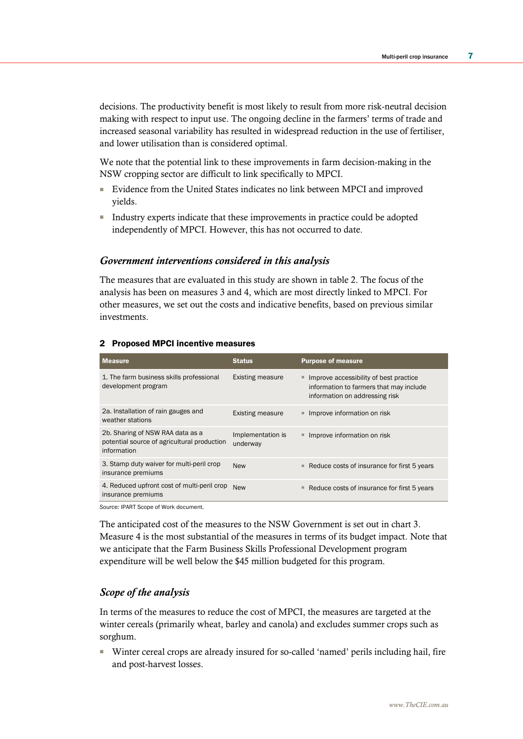decisions. The productivity benefit is most likely to result from more risk-neutral decision making with respect to input use. The ongoing decline in the farmers' terms of trade and increased seasonal variability has resulted in widespread reduction in the use of fertiliser, and lower utilisation than is considered optimal.

We note that the potential link to these improvements in farm decision-making in the NSW cropping sector are difficult to link specifically to MPCI.

- Evidence from the United States indicates no link between MPCI and improved yields.
- Industry experts indicate that these improvements in practice could be adopted independently of MPCI. However, this has not occurred to date.

### *Government interventions considered in this analysis*

The measures that are evaluated in this study are shown in table 2. The focus of the analysis has been on measures 3 and 4, which are most directly linked to MPCI. For other measures, we set out the costs and indicative benefits, based on previous similar investments.

**2 Proposed MPCI incentive measures**

| Measure | Status | Purpose of measure |
|---|---|---|
| 1. The farm business skills professional development program | Existing measure | ▪ Improve accessibility of best practice information to farmers that may include information on addressing risk |
| 2a. Installation of rain gauges and weather stations | Existing measure | ▪ Improve information on risk |
| 2b. Sharing of NSW RAA data as a potential source of agricultural production information | Implementation is underway | ▪ Improve information on risk |
| 3. Stamp duty waiver for multi-peril crop insurance premiums | New | ▪ Reduce costs of insurance for first 5 years |
| 4. Reduced upfront cost of multi-peril crop insurance premiums | New | ▪ Reduce costs of insurance for first 5 years |

*Source:* IPART Scope of Work document.

The anticipated cost of the measures to the NSW Government is set out in chart 3. Measure 4 is the most substantial of the measures in terms of its budget impact. Note that we anticipate that the Farm Business Skills Professional Development program expenditure will be well below the $45 million budgeted for this program.

### *Scope of the analysis*

In terms of the measures to reduce the cost of MPCI, the measures are targeted at the winter cereals (primarily wheat, barley and canola) and excludes summer crops such as sorghum.

- Winter cereal crops are already insured for so-called 'named' perils including hail, fire and post-harvest losses.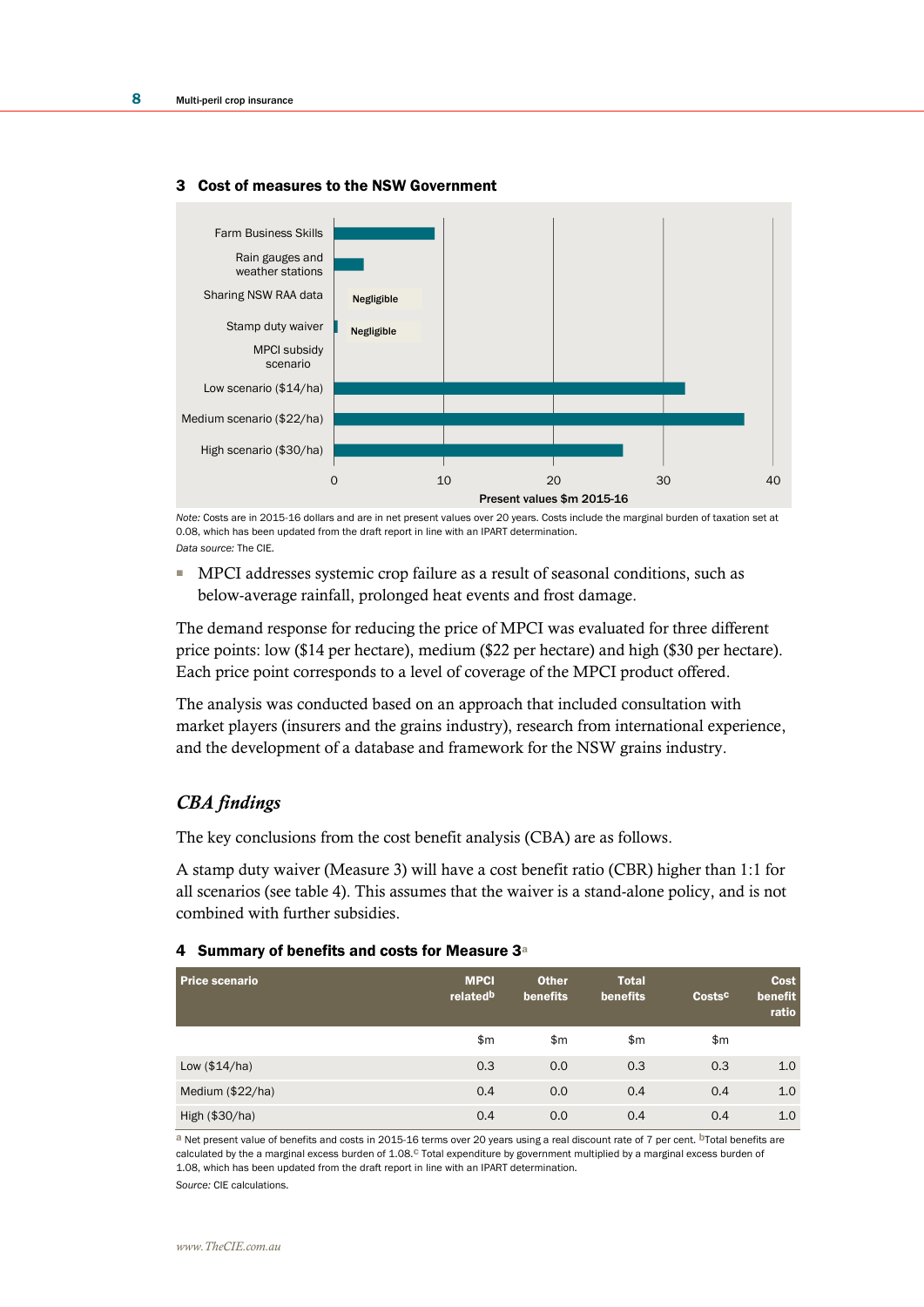### 3 Cost of measures to the NSW Government

Farm Business Skills

Rain gauges and weather stations

Sharing NSW RAA data

Negligible

Stamp duty waiver

Negligible

MPCI subsidy scenario

Low scenario ($14/ha)

Medium scenario ($22/ha)

High scenario ($30/ha)

0 10 20 30 40

Present values $m 2015-16

*Note:* Costs are in 2015-16 dollars and are in net present values over 20 years. Costs include the marginal burden of taxation set at 0.08, which has been updated from the draft report in line with an IPART determination.

*Data source:* The CIE.

- MPCI addresses systemic crop failure as a result of seasonal conditions, such as below-average rainfall, prolonged heat events and frost damage.

The demand response for reducing the price of MPCI was evaluated for three different price points: low ($14 per hectare), medium ($22 per hectare) and high ($30 per hectare). Each price point corresponds to a level of coverage of the MPCI product offered.

The analysis was conducted based on an approach that included consultation with market players (insurers and the grains industry), research from international experience, and the development of a database and framework for the NSW grains industry.

## *CBA findings*

The key conclusions from the cost benefit analysis (CBA) are as follows.

A stamp duty waiver (Measure 3) will have a cost benefit ratio (CBR) higher than 1:1 for all scenarios (see table 4). This assumes that the waiver is a stand-alone policy, and is not combined with further subsidies.

### 4 Summary of benefits and costs for Measure 3[a]

| Price scenario | MPCI related[b] | Other benefits | Total benefits | Costs[c] | Cost benefit ratio |
|---|---|---|---|---|---|
| | $m | $m | $m | $m | |
| Low ($14/ha) | 0.3 | 0.0 | 0.3 | 0.3 | 1.0 |
| Medium ($22/ha) | 0.4 | 0.0 | 0.4 | 0.4 | 1.0 |
| High ($30/ha) | 0.4 | 0.0 | 0.4 | 0.4 | 1.0 |

[a] Net present value of benefits and costs in 2015-16 terms over 20 years using a real discount rate of 7 per cent. [b] Total benefits are calculated by the a marginal excess burden of 1.08. [c] Total expenditure by government multiplied by a marginal excess burden of 1.08, which has been updated from the draft report in line with an IPART determination.

*Source:* CIE calculations.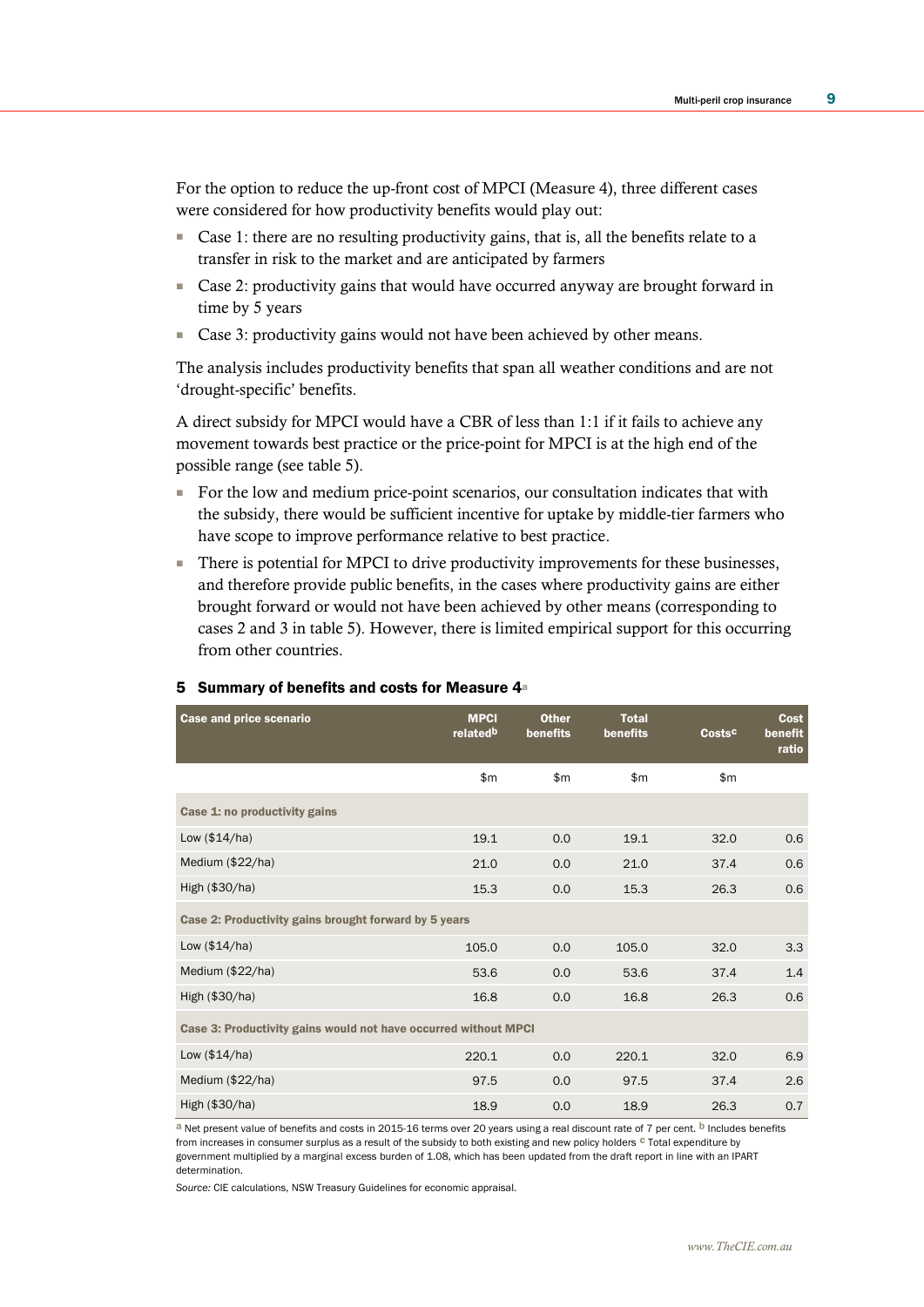For the option to reduce the up-front cost of MPCI (Measure 4), three different cases were considered for how productivity benefits would play out:

- Case 1: there are no resulting productivity gains, that is, all the benefits relate to a transfer in risk to the market and are anticipated by farmers
- Case 2: productivity gains that would have occurred anyway are brought forward in time by 5 years
- Case 3: productivity gains would not have been achieved by other means.

The analysis includes productivity benefits that span all weather conditions and are not 'drought-specific' benefits.

A direct subsidy for MPCI would have a CBR of less than 1:1 if it fails to achieve any movement towards best practice or the price-point for MPCI is at the high end of the possible range (see table 5).

- For the low and medium price-point scenarios, our consultation indicates that with the subsidy, there would be sufficient incentive for uptake by middle-tier farmers who have scope to improve performance relative to best practice.
- There is potential for MPCI to drive productivity improvements for these businesses, and therefore provide public benefits, in the cases where productivity gains are either brought forward or would not have been achieved by other means (corresponding to cases 2 and 3 in table 5). However, there is limited empirical support for this occurring from other countries.

**5 Summary of benefits and costs for Measure 4**[a]

| Case and price scenario | MPCI related[b] | Other benefits | Total benefits | Costs[c] | Cost benefit ratio |
|---|---|---|---|---|---|
| | $m | $m | $m | $m | |
| **Case 1: no productivity gains** | | | | | |
| Low ($14/ha) | 19.1 | 0.0 | 19.1 | 32.0 | 0.6 |
| Medium ($22/ha) | 21.0 | 0.0 | 21.0 | 37.4 | 0.6 |
| High ($30/ha) | 15.3 | 0.0 | 15.3 | 26.3 | 0.6 |
| **Case 2: Productivity gains brought forward by 5 years** | | | | | |
| Low ($14/ha) | 105.0 | 0.0 | 105.0 | 32.0 | 3.3 |
| Medium ($22/ha) | 53.6 | 0.0 | 53.6 | 37.4 | 1.4 |
| High ($30/ha) | 16.8 | 0.0 | 16.8 | 26.3 | 0.6 |
| **Case 3: Productivity gains would not have occurred without MPCI** | | | | | |
| Low ($14/ha) | 220.1 | 0.0 | 220.1 | 32.0 | 6.9 |
| Medium ($22/ha) | 97.5 | 0.0 | 97.5 | 37.4 | 2.6 |
| High ($30/ha) | 18.9 | 0.0 | 18.9 | 26.3 | 0.7 |

[a] Net present value of benefits and costs in 2015-16 terms over 20 years using a real discount rate of 7 per cent. [b] Includes benefits from increases in consumer surplus as a result of the subsidy to both existing and new policy holders [c] Total expenditure by government multiplied by a marginal excess burden of 1.08, which has been updated from the draft report in line with an IPART determination.

*Source:* CIE calculations, NSW Treasury Guidelines for economic appraisal.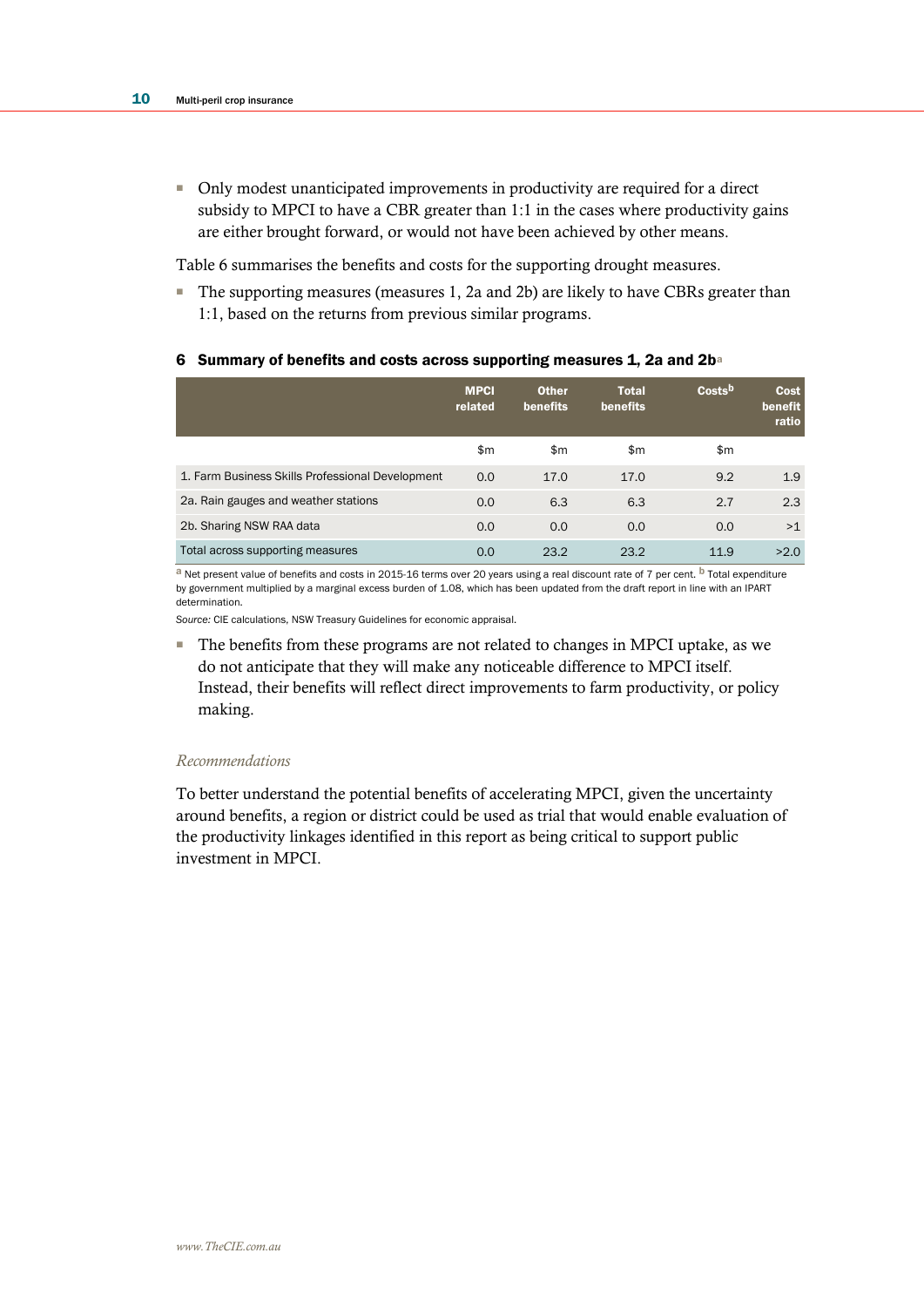- Only modest unanticipated improvements in productivity are required for a direct subsidy to MPCI to have a CBR greater than 1:1 in the cases where productivity gains are either brought forward, or would not have been achieved by other means.

Table 6 summarises the benefits and costs for the supporting drought measures.

- The supporting measures (measures 1, 2a and 2b) are likely to have CBRs greater than 1:1, based on the returns from previous similar programs.

**6 Summary of benefits and costs across supporting measures 1, 2a and 2b**[a]

| | MPCI related | Other benefits | Total benefits | Costs[b] | Cost benefit ratio |
|---|---|---|---|---|---|
| | $m | $m | $m | $m | |
| 1. Farm Business Skills Professional Development | 0.0 | 17.0 | 17.0 | 9.2 | 1.9 |
| 2a. Rain gauges and weather stations | 0.0 | 6.3 | 6.3 | 2.7 | 2.3 |
| 2b. Sharing NSW RAA data | 0.0 | 0.0 | 0.0 | 0.0 | >1 |
| Total across supporting measures | 0.0 | 23.2 | 23.2 | 11.9 | >2.0 |

[a] Net present value of benefits and costs in 2015-16 terms over 20 years using a real discount rate of 7 per cent. [b] Total expenditure by government multiplied by a marginal excess burden of 1.08, which has been updated from the draft report in line with an IPART determination.

*Source:* CIE calculations, NSW Treasury Guidelines for economic appraisal.

- The benefits from these programs are not related to changes in MPCI uptake, as we do not anticipate that they will make any noticeable difference to MPCI itself. Instead, their benefits will reflect direct improvements to farm productivity, or policy making.

*Recommendations*

To better understand the potential benefits of accelerating MPCI, given the uncertainty around benefits, a region or district could be used as trial that would enable evaluation of the productivity linkages identified in this report as being critical to support public investment in MPCI.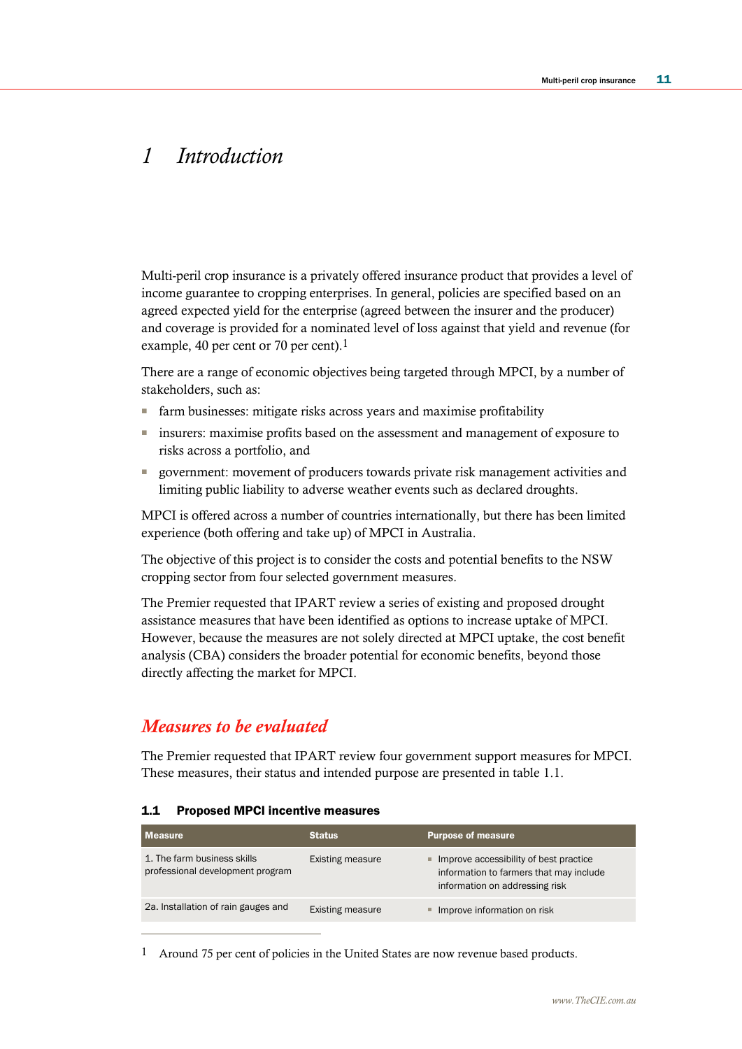# 1 Introduction

Multi-peril crop insurance is a privately offered insurance product that provides a level of income guarantee to cropping enterprises. In general, policies are specified based on an agreed expected yield for the enterprise (agreed between the insurer and the producer) and coverage is provided for a nominated level of loss against that yield and revenue (for example, 40 per cent or 70 per cent).[1]

There are a range of economic objectives being targeted through MPCI, by a number of stakeholders, such as:

- farm businesses: mitigate risks across years and maximise profitability
- insurers: maximise profits based on the assessment and management of exposure to risks across a portfolio, and
- government: movement of producers towards private risk management activities and limiting public liability to adverse weather events such as declared droughts.

MPCI is offered across a number of countries internationally, but there has been limited experience (both offering and take up) of MPCI in Australia.

The objective of this project is to consider the costs and potential benefits to the NSW cropping sector from four selected government measures.

The Premier requested that IPART review a series of existing and proposed drought assistance measures that have been identified as options to increase uptake of MPCI. However, because the measures are not solely directed at MPCI uptake, the cost benefit analysis (CBA) considers the broader potential for economic benefits, beyond those directly affecting the market for MPCI.

## Measures to be evaluated

The Premier requested that IPART review four government support measures for MPCI. These measures, their status and intended purpose are presented in table 1.1.

**1.1 Proposed MPCI incentive measures**

| Measure | Status | Purpose of measure |
|---|---|---|
| 1. The farm business skills professional development program | Existing measure | ■ Improve accessibility of best practice information to farmers that may include information on addressing risk |
| 2a. Installation of rain gauges and | Existing measure | ■ Improve information on risk |

1 Around 75 per cent of policies in the United States are now revenue based products.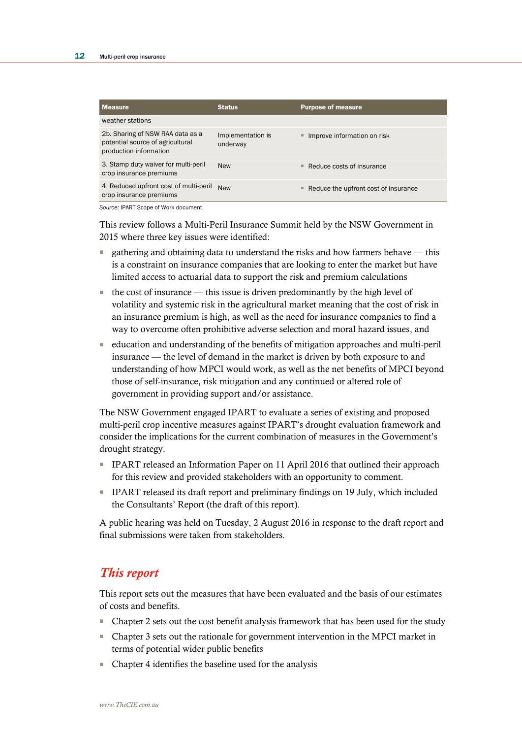| Measure | Status | Purpose of measure |
|---|---|---|
| weather stations | | |
| 2b. Sharing of NSW RAA data as a potential source of agricultural production information | Implementation is underway | ▪ Improve information on risk |
| 3. Stamp duty waiver for multi-peril crop insurance premiums | New | ▪ Reduce costs of insurance |
| 4. Reduced upfront cost of multi-peril crop insurance premiums | New | ▪ Reduce the upfront cost of insurance |

*Source:* IPART Scope of Work document.

This review follows a Multi-Peril Insurance Summit held by the NSW Government in 2015 where three key issues were identified:

- gathering and obtaining data to understand the risks and how farmers behave — this is a constraint on insurance companies that are looking to enter the market but have limited access to actuarial data to support the risk and premium calculations
- the cost of insurance — this issue is driven predominantly by the high level of volatility and systemic risk in the agricultural market meaning that the cost of risk in an insurance premium is high, as well as the need for insurance companies to find a way to overcome often prohibitive adverse selection and moral hazard issues, and
- education and understanding of the benefits of mitigation approaches and multi-peril insurance — the level of demand in the market is driven by both exposure to and understanding of how MPCI would work, as well as the net benefits of MPCI beyond those of self-insurance, risk mitigation and any continued or altered role of government in providing support and/or assistance.

The NSW Government engaged IPART to evaluate a series of existing and proposed multi-peril crop incentive measures against IPART's drought evaluation framework and consider the implications for the current combination of measures in the Government's drought strategy.

- IPART released an Information Paper on 11 April 2016 that outlined their approach for this review and provided stakeholders with an opportunity to comment.
- IPART released its draft report and preliminary findings on 19 July, which included the Consultants' Report (the draft of this report).

A public hearing was held on Tuesday, 2 August 2016 in response to the draft report and final submissions were taken from stakeholders.

## *This report*

This report sets out the measures that have been evaluated and the basis of our estimates of costs and benefits.

- Chapter 2 sets out the cost benefit analysis framework that has been used for the study
- Chapter 3 sets out the rationale for government intervention in the MPCI market in terms of potential wider public benefits
- Chapter 4 identifies the baseline used for the analysis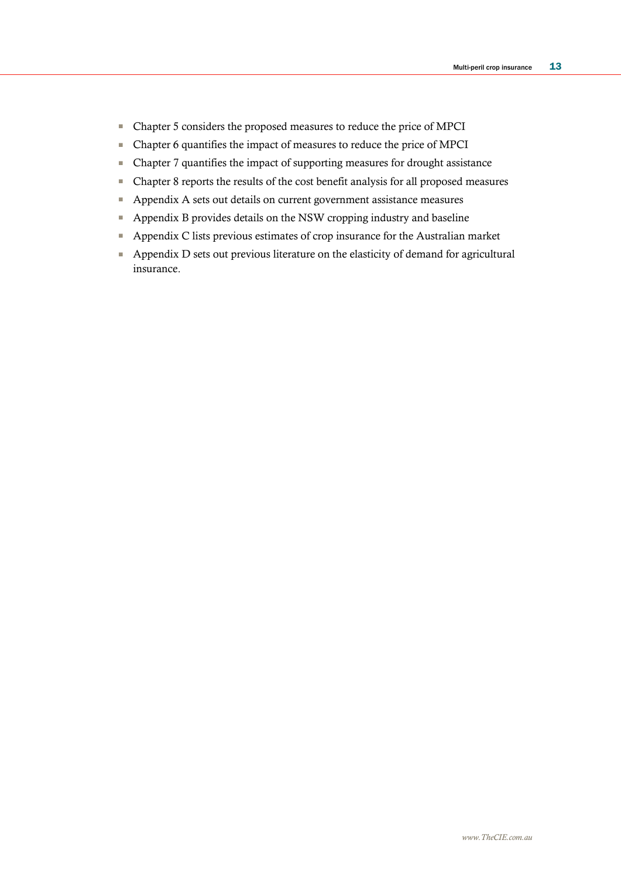- Chapter 5 considers the proposed measures to reduce the price of MPCI
- Chapter 6 quantifies the impact of measures to reduce the price of MPCI
- Chapter 7 quantifies the impact of supporting measures for drought assistance
- Chapter 8 reports the results of the cost benefit analysis for all proposed measures
- Appendix A sets out details on current government assistance measures
- Appendix B provides details on the NSW cropping industry and baseline
- Appendix C lists previous estimates of crop insurance for the Australian market
- Appendix D sets out previous literature on the elasticity of demand for agricultural insurance.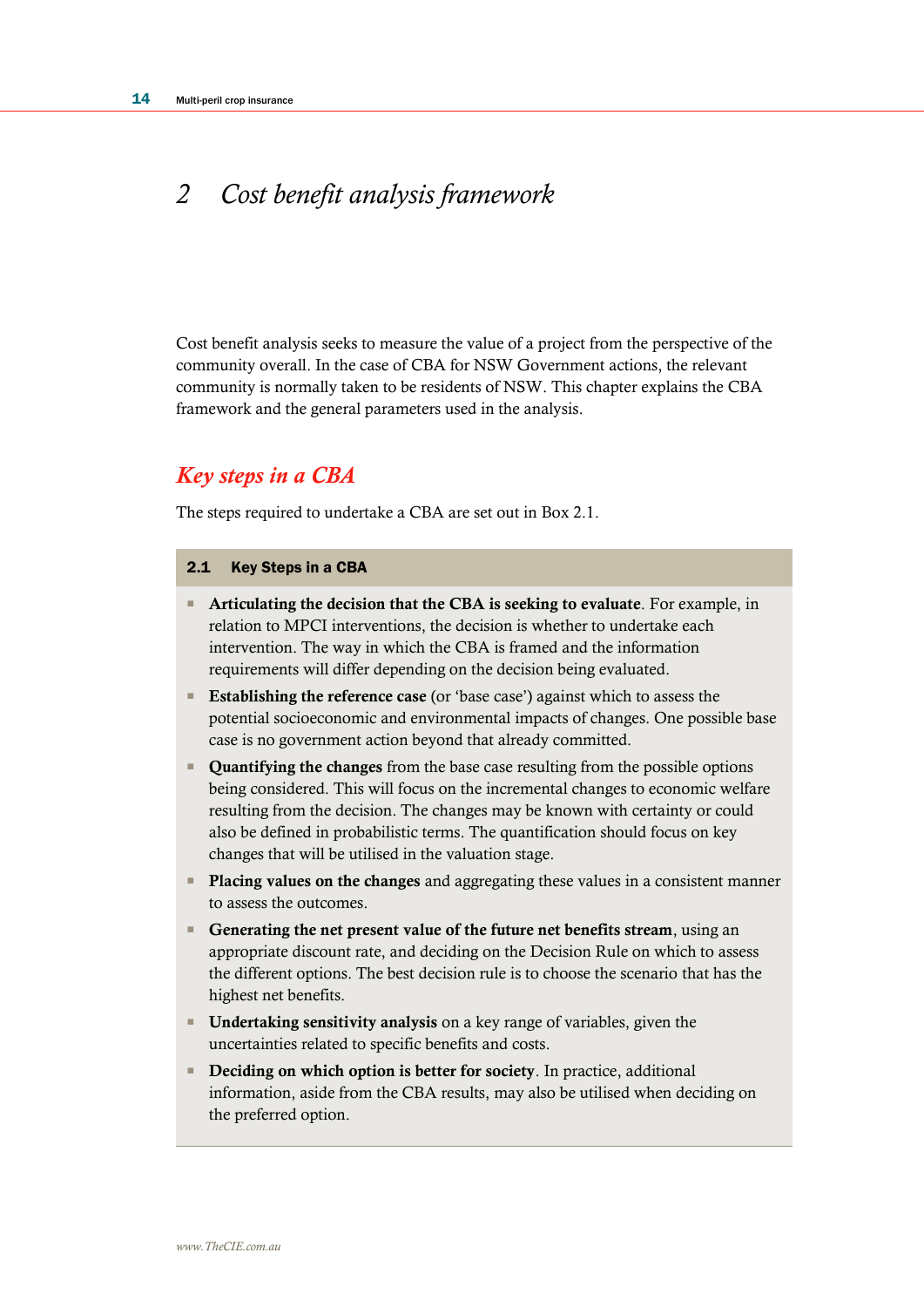# 2 Cost benefit analysis framework

Cost benefit analysis seeks to measure the value of a project from the perspective of the community overall. In the case of CBA for NSW Government actions, the relevant community is normally taken to be residents of NSW. This chapter explains the CBA framework and the general parameters used in the analysis.

## Key steps in a CBA

The steps required to undertake a CBA are set out in Box 2.1.

### 2.1 Key Steps in a CBA

- **Articulating the decision that the CBA is seeking to evaluate**. For example, in relation to MPCI interventions, the decision is whether to undertake each intervention. The way in which the CBA is framed and the information requirements will differ depending on the decision being evaluated.
- **Establishing the reference case** (or 'base case') against which to assess the potential socioeconomic and environmental impacts of changes. One possible base case is no government action beyond that already committed.
- **Quantifying the changes** from the base case resulting from the possible options being considered. This will focus on the incremental changes to economic welfare resulting from the decision. The changes may be known with certainty or could also be defined in probabilistic terms. The quantification should focus on key changes that will be utilised in the valuation stage.
- **Placing values on the changes** and aggregating these values in a consistent manner to assess the outcomes.
- **Generating the net present value of the future net benefits stream**, using an appropriate discount rate, and deciding on the Decision Rule on which to assess the different options. The best decision rule is to choose the scenario that has the highest net benefits.
- **Undertaking sensitivity analysis** on a key range of variables, given the uncertainties related to specific benefits and costs.
- **Deciding on which option is better for society**. In practice, additional information, aside from the CBA results, may also be utilised when deciding on the preferred option.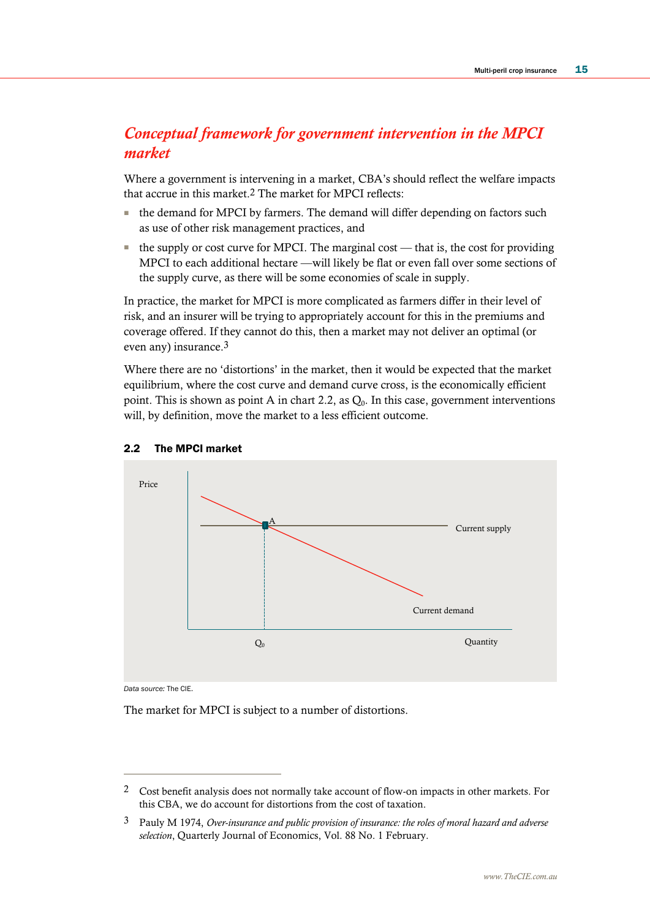## *Conceptual framework for government intervention in the MPCI market*

Where a government is intervening in a market, CBA's should reflect the welfare impacts that accrue in this market.[2] The market for MPCI reflects:

- the demand for MPCI by farmers. The demand will differ depending on factors such as use of other risk management practices, and
- the supply or cost curve for MPCI. The marginal cost — that is, the cost for providing MPCI to each additional hectare —will likely be flat or even fall over some sections of the supply curve, as there will be some economies of scale in supply.

In practice, the market for MPCI is more complicated as farmers differ in their level of risk, and an insurer will be trying to appropriately account for this in the premiums and coverage offered. If they cannot do this, then a market may not deliver an optimal (or even any) insurance.[3]

Where there are no 'distortions' in the market, then it would be expected that the market equilibrium, where the cost curve and demand curve cross, is the economically efficient point. This is shown as point A in chart 2.2, as $Q_0$. In this case, government interventions will, by definition, move the market to a less efficient outcome.

**2.2 The MPCI market**

Price

A

Current supply

Current demand

$Q_0$

Quantity

*Data source:* The CIE.

The market for MPCI is subject to a number of distortions.

---

2 Cost benefit analysis does not normally take account of flow-on impacts in other markets. For this CBA, we do account for distortions from the cost of taxation.

3 Pauly M 1974, *Over-insurance and public provision of insurance: the roles of moral hazard and adverse selection*, Quarterly Journal of Economics, Vol. 88 No. 1 February.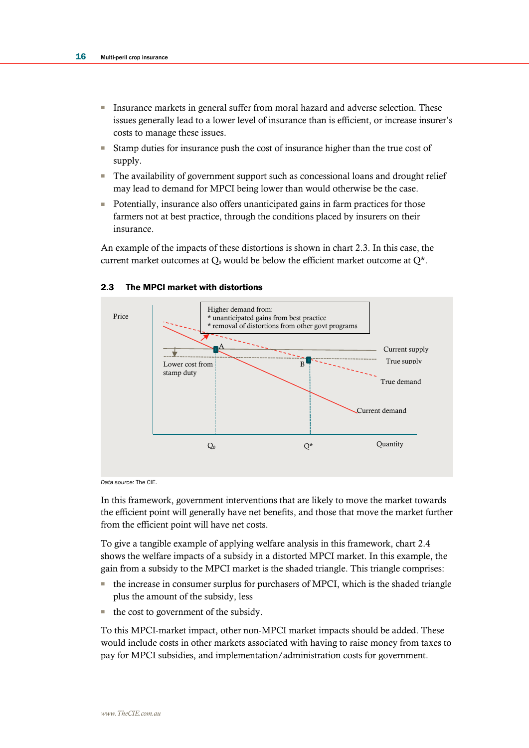- Insurance markets in general suffer from moral hazard and adverse selection. These issues generally lead to a lower level of insurance than is efficient, or increase insurer's costs to manage these issues.
- Stamp duties for insurance push the cost of insurance higher than the true cost of supply.
- The availability of government support such as concessional loans and drought relief may lead to demand for MPCI being lower than would otherwise be the case.
- Potentially, insurance also offers unanticipated gains in farm practices for those farmers not at best practice, through the conditions placed by insurers on their insurance.

An example of the impacts of these distortions is shown in chart 2.3. In this case, the current market outcomes at $Q_0$ would be below the efficient market outcome at Q*.

### 2.3 The MPCI market with distortions

Price

Higher demand from:
\* unanticipated gains from best practice
\* removal of distortions from other govt programs

A

B

Current supply

True supply

Lower cost from stamp duty

True demand

Current demand

$Q_0$

Q*

Quantity

*Data source:* The CIE.

In this framework, government interventions that are likely to move the market towards the efficient point will generally have net benefits, and those that move the market further from the efficient point will have net costs.

To give a tangible example of applying welfare analysis in this framework, chart 2.4 shows the welfare impacts of a subsidy in a distorted MPCI market. In this example, the gain from a subsidy to the MPCI market is the shaded triangle. This triangle comprises:

- the increase in consumer surplus for purchasers of MPCI, which is the shaded triangle plus the amount of the subsidy, less
- the cost to government of the subsidy.

To this MPCI-market impact, other non-MPCI market impacts should be added. These would include costs in other markets associated with having to raise money from taxes to pay for MPCI subsidies, and implementation/administration costs for government.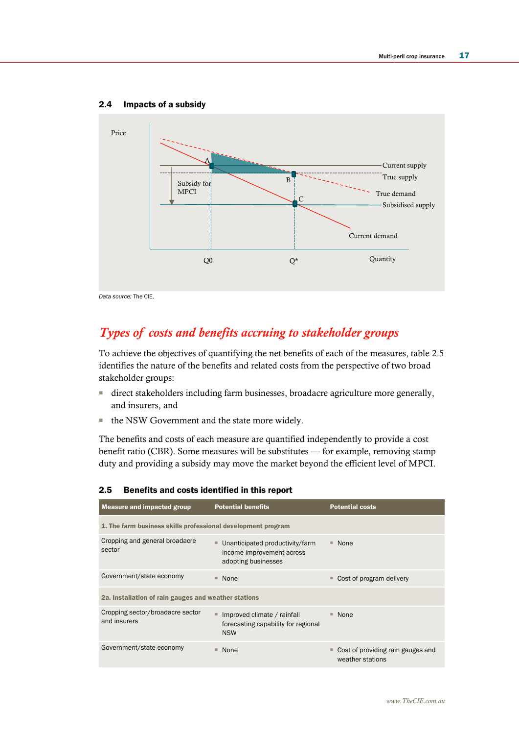### 2.4 Impacts of a subsidy

Price

A

B

C

Subsidy for MPCI

Current supply

True supply

True demand

Subsidised supply

Current demand

Q0

Q*

Quantity

*Data source:* The CIE.

## *Types of costs and benefits accruing to stakeholder groups*

To achieve the objectives of quantifying the net benefits of each of the measures, table 2.5 identifies the nature of the benefits and related costs from the perspective of two broad stakeholder groups:

- direct stakeholders including farm businesses, broadacre agriculture more generally, and insurers, and
- the NSW Government and the state more widely.

The benefits and costs of each measure are quantified independently to provide a cost benefit ratio (CBR). Some measures will be substitutes — for example, removing stamp duty and providing a subsidy may move the market beyond the efficient level of MPCI.

### 2.5 Benefits and costs identified in this report

| Measure and impacted group | Potential benefits | Potential costs |
|---|---|---|
| **1. The farm business skills professional development program** | | |
| Cropping and general broadacre sector | ▪ Unanticipated productivity/farm income improvement across adopting businesses | ▪ None |
| Government/state economy | ▪ None | ▪ Cost of program delivery |
| **2a. Installation of rain gauges and weather stations** | | |
| Cropping sector/broadacre sector and insurers | ▪ Improved climate / rainfall forecasting capability for regional NSW | ▪ None |
| Government/state economy | ▪ None | ▪ Cost of providing rain gauges and weather stations |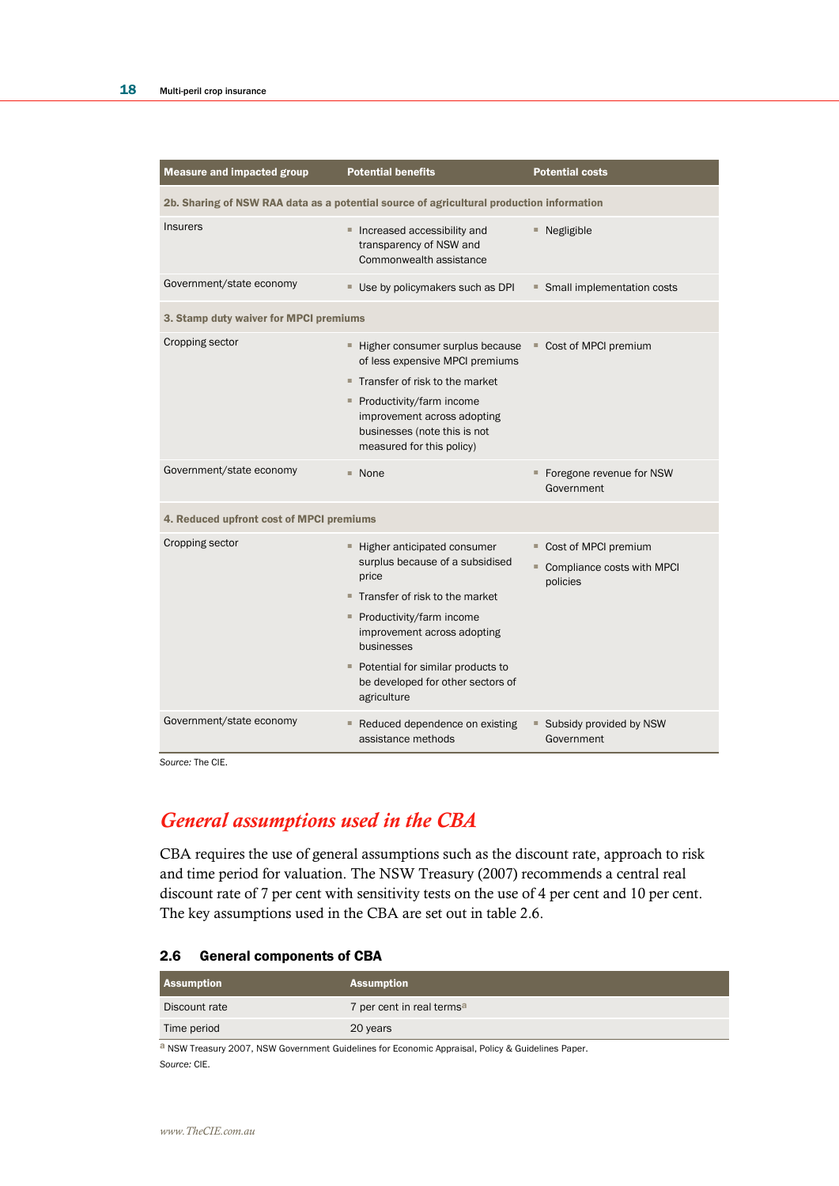| Measure and impacted group | Potential benefits | Potential costs |
|---|---|---|
| **2b. Sharing of NSW RAA data as a potential source of agricultural production information** | | |
| Insurers | Increased accessibility and transparency of NSW and Commonwealth assistance | Negligible |
| Government/state economy | Use by policymakers such as DPI | Small implementation costs |
| **3. Stamp duty waiver for MPCI premiums** | | |
| Cropping sector | Higher consumer surplus because of less expensive MPCI premiums<br>Transfer of risk to the market<br>Productivity/farm income improvement across adopting businesses (note this is not measured for this policy) | Cost of MPCI premium |
| Government/state economy | None | Foregone revenue for NSW Government |
| **4. Reduced upfront cost of MPCI premiums** | | |
| Cropping sector | Higher anticipated consumer surplus because of a subsidised price<br>Transfer of risk to the market<br>Productivity/farm income improvement across adopting businesses<br>Potential for similar products to be developed for other sectors of agriculture | Cost of MPCI premium<br>Compliance costs with MPCI policies |
| Government/state economy | Reduced dependence on existing assistance methods | Subsidy provided by NSW Government |

*Source:* The CIE.

## General assumptions used in the CBA

CBA requires the use of general assumptions such as the discount rate, approach to risk and time period for valuation. The NSW Treasury (2007) recommends a central real discount rate of 7 per cent with sensitivity tests on the use of 4 per cent and 10 per cent. The key assumptions used in the CBA are set out in table 2.6.

### 2.6 General components of CBA

| Assumption | Assumption |
|---|---|
| Discount rate | 7 per cent in real terms[a] |
| Time period | 20 years |

[a] NSW Treasury 2007, NSW Government Guidelines for Economic Appraisal, Policy & Guidelines Paper.

*Source:* CIE.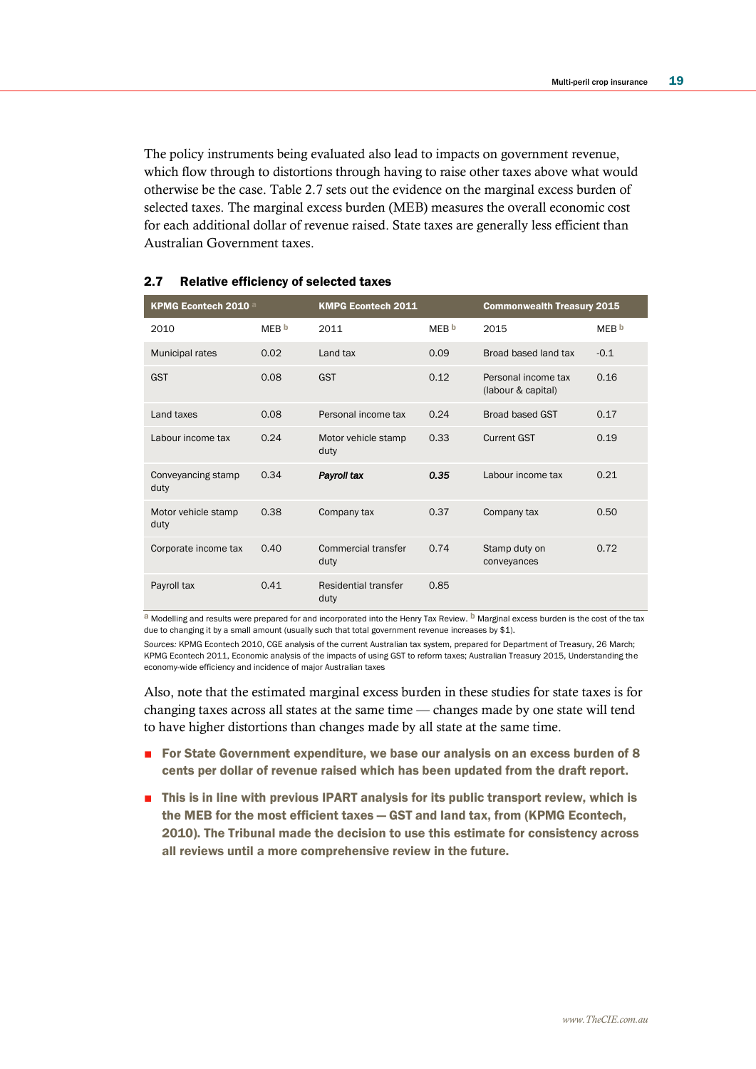The policy instruments being evaluated also lead to impacts on government revenue, which flow through to distortions through having to raise other taxes above what would otherwise be the case. Table 2.7 sets out the evidence on the marginal excess burden of selected taxes. The marginal excess burden (MEB) measures the overall economic cost for each additional dollar of revenue raised. State taxes are generally less efficient than Australian Government taxes.

### 2.7 Relative efficiency of selected taxes

| KPMG Econtech 2010 [a] | | KMPG Econtech 2011 | | Commonwealth Treasury 2015 | |
|---|---|---|---|---|---|
| 2010 | MEB [b] | 2011 | MEB [b] | 2015 | MEB [b] |
| Municipal rates | 0.02 | Land tax | 0.09 | Broad based land tax | -0.1 |
| GST | 0.08 | GST | 0.12 | Personal income tax (labour & capital) | 0.16 |
| Land taxes | 0.08 | Personal income tax | 0.24 | Broad based GST | 0.17 |
| Labour income tax | 0.24 | Motor vehicle stamp duty | 0.33 | Current GST | 0.19 |
| Conveyancing stamp duty | 0.34 | ***Payroll tax*** | ***0.35*** | Labour income tax | 0.21 |
| Motor vehicle stamp duty | 0.38 | Company tax | 0.37 | Company tax | 0.50 |
| Corporate income tax | 0.40 | Commercial transfer duty | 0.74 | Stamp duty on conveyances | 0.72 |
| Payroll tax | 0.41 | Residential transfer duty | 0.85 | | |

[a] Modelling and results were prepared for and incorporated into the Henry Tax Review. [b] Marginal excess burden is the cost of the tax due to changing it by a small amount (usually such that total government revenue increases by $1).

*Sources:* KPMG Econtech 2010, CGE analysis of the current Australian tax system, prepared for Department of Treasury, 26 March; KPMG Econtech 2011, Economic analysis of the impacts of using GST to reform taxes; Australian Treasury 2015, Understanding the economy-wide efficiency and incidence of major Australian taxes

Also, note that the estimated marginal excess burden in these studies for state taxes is for changing taxes across all states at the same time — changes made by one state will tend to have higher distortions than changes made by all state at the same time.

- **For State Government expenditure, we base our analysis on an excess burden of 8 cents per dollar of revenue raised which has been updated from the draft report.**
- **This is in line with previous IPART analysis for its public transport review, which is the MEB for the most efficient taxes — GST and land tax, from (KPMG Econtech, 2010). The Tribunal made the decision to use this estimate for consistency across all reviews until a more comprehensive review in the future.**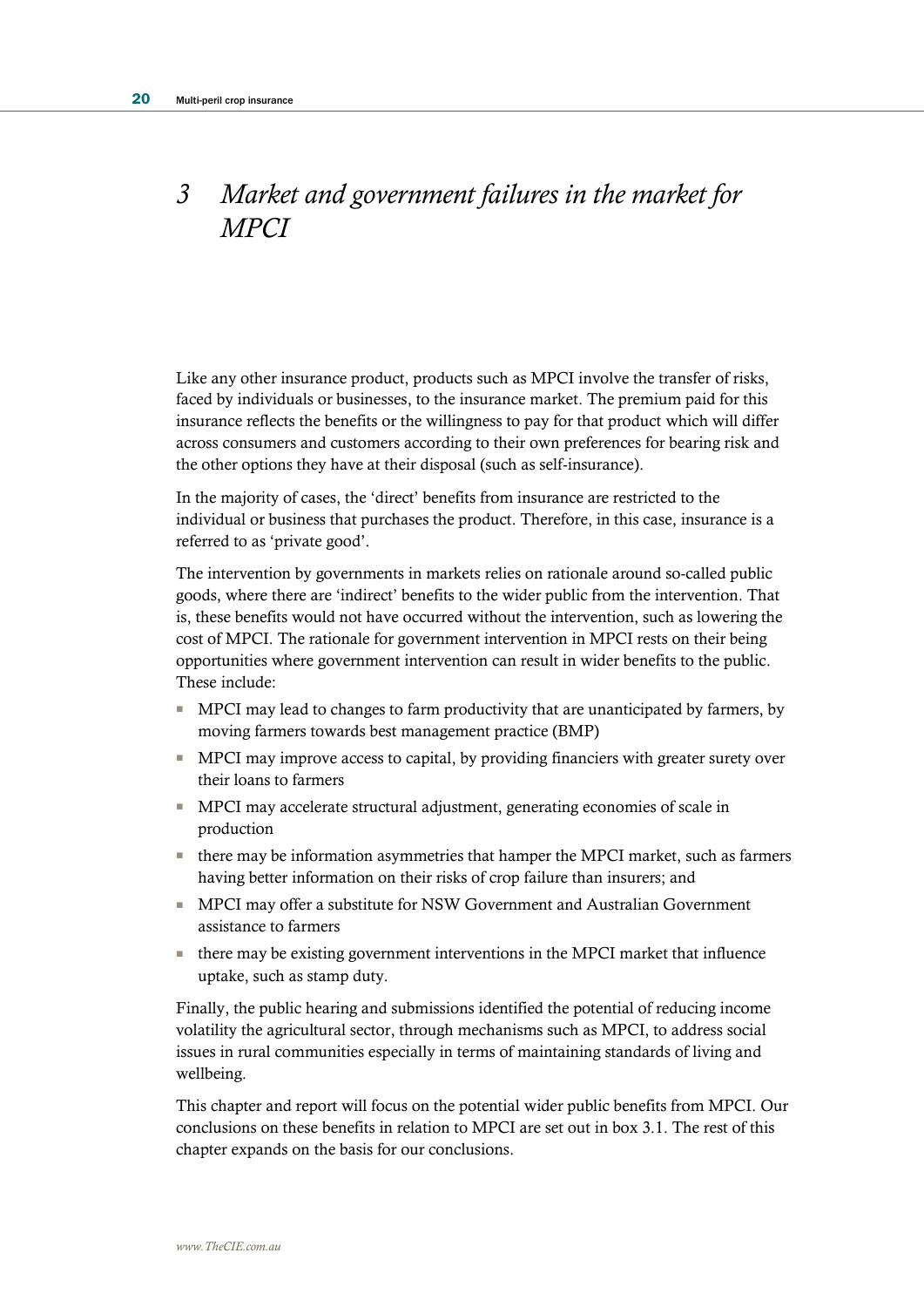# *3 Market and government failures in the market for MPCI*

Like any other insurance product, products such as MPCI involve the transfer of risks, faced by individuals or businesses, to the insurance market. The premium paid for this insurance reflects the benefits or the willingness to pay for that product which will differ across consumers and customers according to their own preferences for bearing risk and the other options they have at their disposal (such as self-insurance).

In the majority of cases, the 'direct' benefits from insurance are restricted to the individual or business that purchases the product. Therefore, in this case, insurance is a referred to as 'private good'.

The intervention by governments in markets relies on rationale around so-called public goods, where there are 'indirect' benefits to the wider public from the intervention. That is, these benefits would not have occurred without the intervention, such as lowering the cost of MPCI. The rationale for government intervention in MPCI rests on their being opportunities where government intervention can result in wider benefits to the public. These include:

- MPCI may lead to changes to farm productivity that are unanticipated by farmers, by moving farmers towards best management practice (BMP)
- MPCI may improve access to capital, by providing financiers with greater surety over their loans to farmers
- MPCI may accelerate structural adjustment, generating economies of scale in production
- there may be information asymmetries that hamper the MPCI market, such as farmers having better information on their risks of crop failure than insurers; and
- MPCI may offer a substitute for NSW Government and Australian Government assistance to farmers
- there may be existing government interventions in the MPCI market that influence uptake, such as stamp duty.

Finally, the public hearing and submissions identified the potential of reducing income volatility the agricultural sector, through mechanisms such as MPCI, to address social issues in rural communities especially in terms of maintaining standards of living and wellbeing.

This chapter and report will focus on the potential wider public benefits from MPCI. Our conclusions on these benefits in relation to MPCI are set out in box 3.1. The rest of this chapter expands on the basis for our conclusions.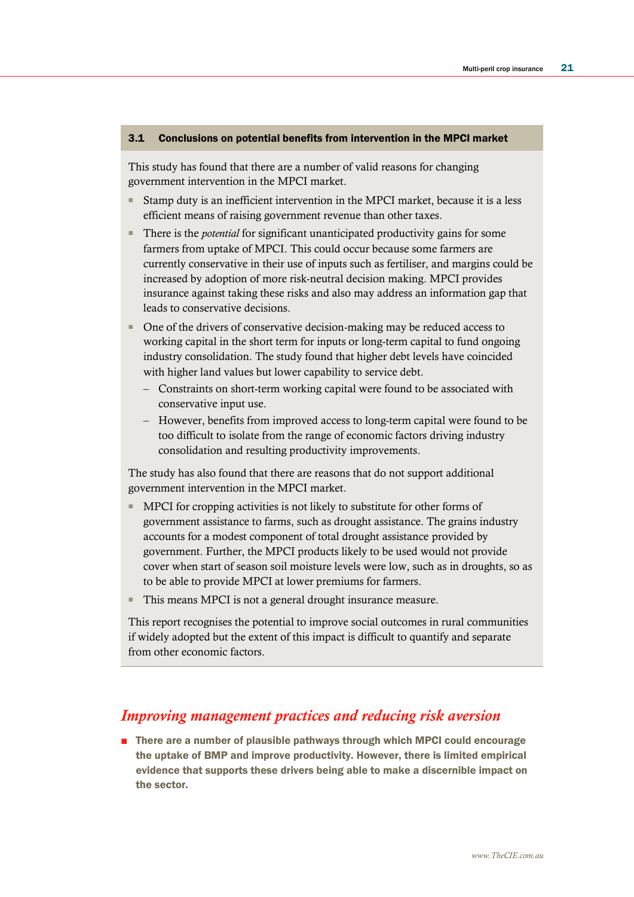### 3.1 Conclusions on potential benefits from intervention in the MPCI market

This study has found that there are a number of valid reasons for changing government intervention in the MPCI market.

- Stamp duty is an inefficient intervention in the MPCI market, because it is a less efficient means of raising government revenue than other taxes.
- There is the *potential* for significant unanticipated productivity gains for some farmers from uptake of MPCI. This could occur because some farmers are currently conservative in their use of inputs such as fertiliser, and margins could be increased by adoption of more risk-neutral decision making. MPCI provides insurance against taking these risks and also may address an information gap that leads to conservative decisions.
- One of the drivers of conservative decision-making may be reduced access to working capital in the short term for inputs or long-term capital to fund ongoing industry consolidation. The study found that higher debt levels have coincided with higher land values but lower capability to service debt.
  - Constraints on short-term working capital were found to be associated with conservative input use.
  - However, benefits from improved access to long-term capital were found to be too difficult to isolate from the range of economic factors driving industry consolidation and resulting productivity improvements.

The study has also found that there are reasons that do not support additional government intervention in the MPCI market.

- MPCI for cropping activities is not likely to substitute for other forms of government assistance to farms, such as drought assistance. The grains industry accounts for a modest component of total drought assistance provided by government. Further, the MPCI products likely to be used would not provide cover when start of season soil moisture levels were low, such as in droughts, so as to be able to provide MPCI at lower premiums for farmers.
- This means MPCI is not a general drought insurance measure.

This report recognises the potential to improve social outcomes in rural communities if widely adopted but the extent of this impact is difficult to quantify and separate from other economic factors.

## *Improving management practices and reducing risk aversion*

- **There are a number of plausible pathways through which MPCI could encourage the uptake of BMP and improve productivity. However, there is limited empirical evidence that supports these drivers being able to make a discernible impact on the sector.**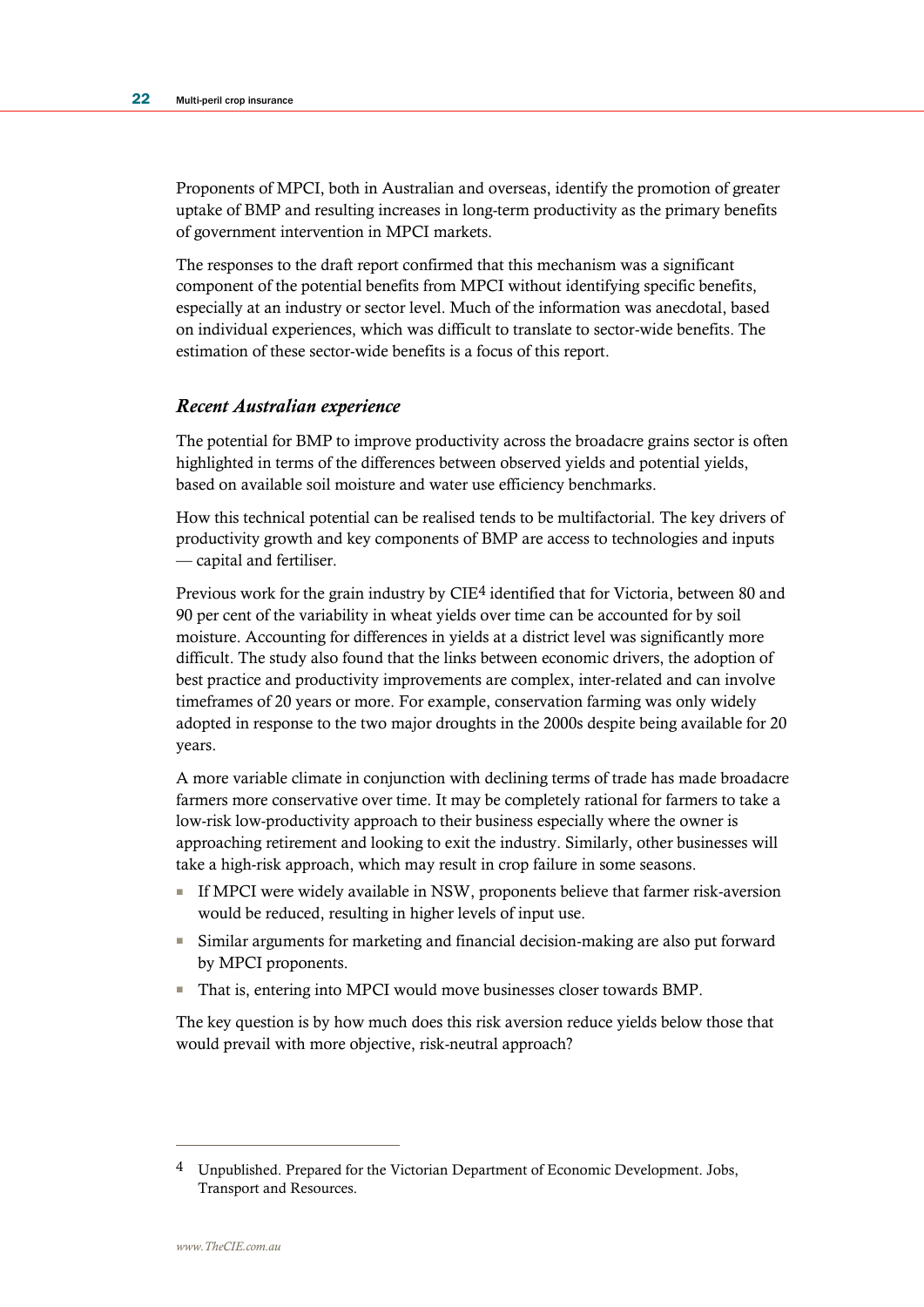Proponents of MPCI, both in Australian and overseas, identify the promotion of greater uptake of BMP and resulting increases in long-term productivity as the primary benefits of government intervention in MPCI markets.

The responses to the draft report confirmed that this mechanism was a significant component of the potential benefits from MPCI without identifying specific benefits, especially at an industry or sector level. Much of the information was anecdotal, based on individual experiences, which was difficult to translate to sector-wide benefits. The estimation of these sector-wide benefits is a focus of this report.

### *Recent Australian experience*

The potential for BMP to improve productivity across the broadacre grains sector is often highlighted in terms of the differences between observed yields and potential yields, based on available soil moisture and water use efficiency benchmarks.

How this technical potential can be realised tends to be multifactorial. The key drivers of productivity growth and key components of BMP are access to technologies and inputs — capital and fertiliser.

Previous work for the grain industry by CIE[4] identified that for Victoria, between 80 and 90 per cent of the variability in wheat yields over time can be accounted for by soil moisture. Accounting for differences in yields at a district level was significantly more difficult. The study also found that the links between economic drivers, the adoption of best practice and productivity improvements are complex, inter-related and can involve timeframes of 20 years or more. For example, conservation farming was only widely adopted in response to the two major droughts in the 2000s despite being available for 20 years.

A more variable climate in conjunction with declining terms of trade has made broadacre farmers more conservative over time. It may be completely rational for farmers to take a low-risk low-productivity approach to their business especially where the owner is approaching retirement and looking to exit the industry. Similarly, other businesses will take a high-risk approach, which may result in crop failure in some seasons.

- If MPCI were widely available in NSW, proponents believe that farmer risk-aversion would be reduced, resulting in higher levels of input use.
- Similar arguments for marketing and financial decision-making are also put forward by MPCI proponents.
- That is, entering into MPCI would move businesses closer towards BMP.

The key question is by how much does this risk aversion reduce yields below those that would prevail with more objective, risk-neutral approach?

---

[4] Unpublished. Prepared for the Victorian Department of Economic Development. Jobs, Transport and Resources.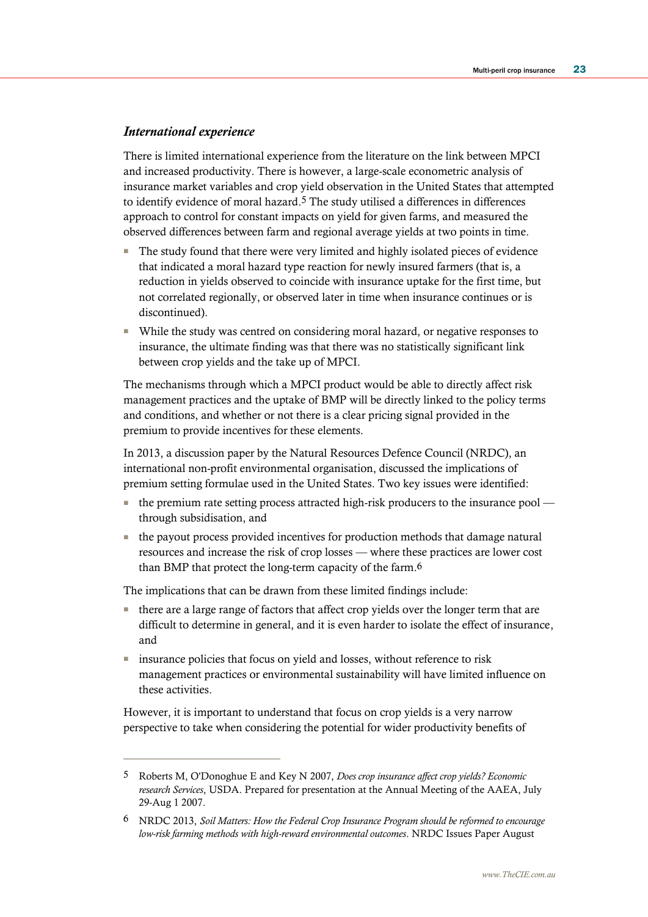### *International experience*

There is limited international experience from the literature on the link between MPCI and increased productivity. There is however, a large-scale econometric analysis of insurance market variables and crop yield observation in the United States that attempted to identify evidence of moral hazard.[5] The study utilised a differences in differences approach to control for constant impacts on yield for given farms, and measured the observed differences between farm and regional average yields at two points in time.

- The study found that there were very limited and highly isolated pieces of evidence that indicated a moral hazard type reaction for newly insured farmers (that is, a reduction in yields observed to coincide with insurance uptake for the first time, but not correlated regionally, or observed later in time when insurance continues or is discontinued).
- While the study was centred on considering moral hazard, or negative responses to insurance, the ultimate finding was that there was no statistically significant link between crop yields and the take up of MPCI.

The mechanisms through which a MPCI product would be able to directly affect risk management practices and the uptake of BMP will be directly linked to the policy terms and conditions, and whether or not there is a clear pricing signal provided in the premium to provide incentives for these elements.

In 2013, a discussion paper by the Natural Resources Defence Council (NRDC), an international non-profit environmental organisation, discussed the implications of premium setting formulae used in the United States. Two key issues were identified:

- the premium rate setting process attracted high-risk producers to the insurance pool — through subsidisation, and
- the payout process provided incentives for production methods that damage natural resources and increase the risk of crop losses — where these practices are lower cost than BMP that protect the long-term capacity of the farm.[6]

The implications that can be drawn from these limited findings include:

- there are a large range of factors that affect crop yields over the longer term that are difficult to determine in general, and it is even harder to isolate the effect of insurance, and
- insurance policies that focus on yield and losses, without reference to risk management practices or environmental sustainability will have limited influence on these activities.

However, it is important to understand that focus on crop yields is a very narrow perspective to take when considering the potential for wider productivity benefits of

---

5 Roberts M, O'Donoghue E and Key N 2007, *Does crop insurance affect crop yields? Economic research Services*, USDA. Prepared for presentation at the Annual Meeting of the AAEA, July 29-Aug 1 2007.

6 NRDC 2013, *Soil Matters: How the Federal Crop Insurance Program should be reformed to encourage low-risk farming methods with high-reward environmental outcomes*. NRDC Issues Paper August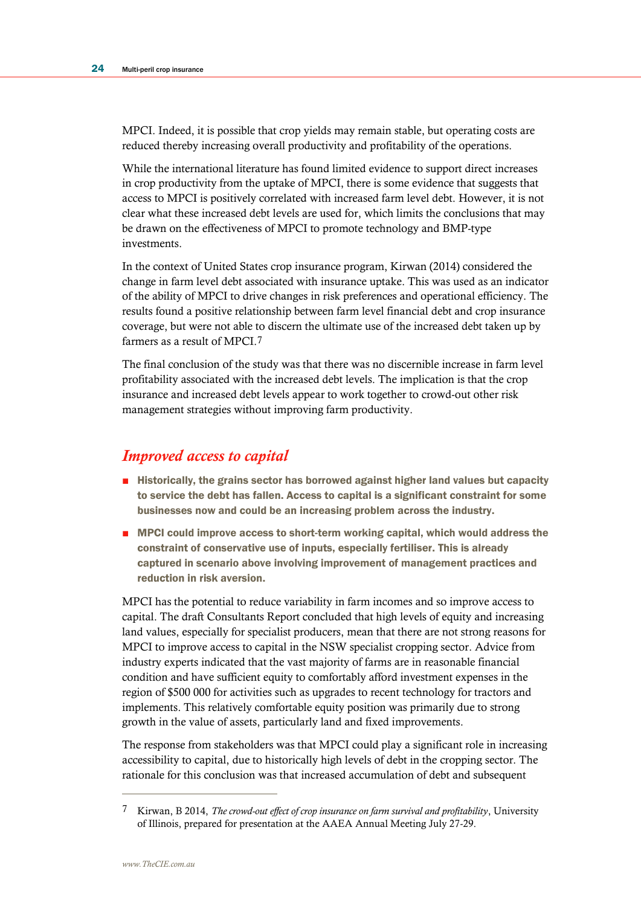MPCI. Indeed, it is possible that crop yields may remain stable, but operating costs are reduced thereby increasing overall productivity and profitability of the operations.

While the international literature has found limited evidence to support direct increases in crop productivity from the uptake of MPCI, there is some evidence that suggests that access to MPCI is positively correlated with increased farm level debt. However, it is not clear what these increased debt levels are used for, which limits the conclusions that may be drawn on the effectiveness of MPCI to promote technology and BMP-type investments.

In the context of United States crop insurance program, Kirwan (2014) considered the change in farm level debt associated with insurance uptake. This was used as an indicator of the ability of MPCI to drive changes in risk preferences and operational efficiency. The results found a positive relationship between farm level financial debt and crop insurance coverage, but were not able to discern the ultimate use of the increased debt taken up by farmers as a result of MPCI.[7]

The final conclusion of the study was that there was no discernible increase in farm level profitability associated with the increased debt levels. The implication is that the crop insurance and increased debt levels appear to work together to crowd-out other risk management strategies without improving farm productivity.

## *Improved access to capital*

- **Historically, the grains sector has borrowed against higher land values but capacity to service the debt has fallen. Access to capital is a significant constraint for some businesses now and could be an increasing problem across the industry.**
- **MPCI could improve access to short-term working capital, which would address the constraint of conservative use of inputs, especially fertiliser. This is already captured in scenario above involving improvement of management practices and reduction in risk aversion.**

MPCI has the potential to reduce variability in farm incomes and so improve access to capital. The draft Consultants Report concluded that high levels of equity and increasing land values, especially for specialist producers, mean that there are not strong reasons for MPCI to improve access to capital in the NSW specialist cropping sector. Advice from industry experts indicated that the vast majority of farms are in reasonable financial condition and have sufficient equity to comfortably afford investment expenses in the region of $500 000 for activities such as upgrades to recent technology for tractors and implements. This relatively comfortable equity position was primarily due to strong growth in the value of assets, particularly land and fixed improvements.

The response from stakeholders was that MPCI could play a significant role in increasing accessibility to capital, due to historically high levels of debt in the cropping sector. The rationale for this conclusion was that increased accumulation of debt and subsequent

---

[7] Kirwan, B 2014, *The crowd-out effect of crop insurance on farm survival and profitability*, University of Illinois, prepared for presentation at the AAEA Annual Meeting July 27-29.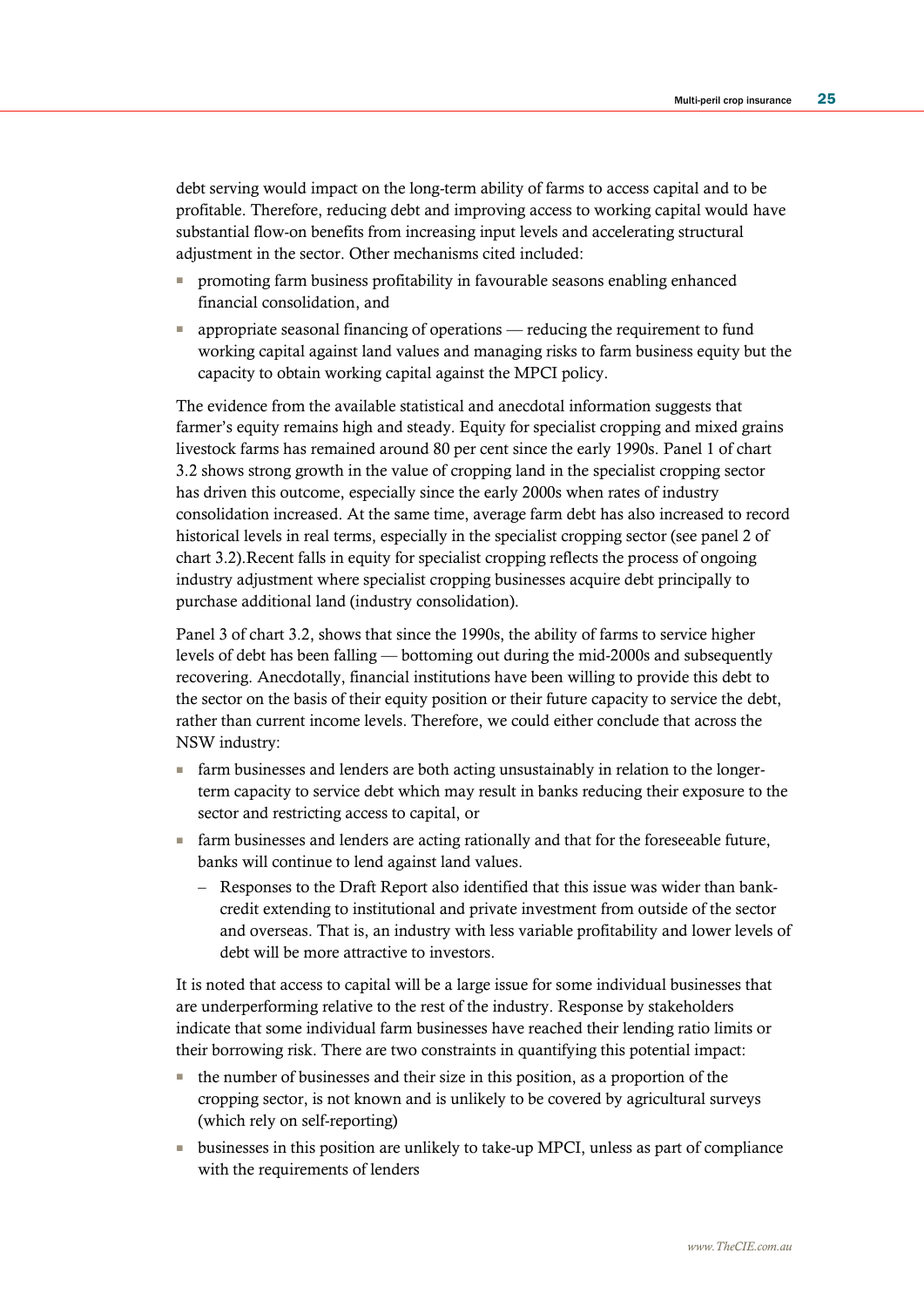debt serving would impact on the long-term ability of farms to access capital and to be profitable. Therefore, reducing debt and improving access to working capital would have substantial flow-on benefits from increasing input levels and accelerating structural adjustment in the sector. Other mechanisms cited included:

- promoting farm business profitability in favourable seasons enabling enhanced financial consolidation, and
- appropriate seasonal financing of operations — reducing the requirement to fund working capital against land values and managing risks to farm business equity but the capacity to obtain working capital against the MPCI policy.

The evidence from the available statistical and anecdotal information suggests that farmer's equity remains high and steady. Equity for specialist cropping and mixed grains livestock farms has remained around 80 per cent since the early 1990s. Panel 1 of chart 3.2 shows strong growth in the value of cropping land in the specialist cropping sector has driven this outcome, especially since the early 2000s when rates of industry consolidation increased. At the same time, average farm debt has also increased to record historical levels in real terms, especially in the specialist cropping sector (see panel 2 of chart 3.2).Recent falls in equity for specialist cropping reflects the process of ongoing industry adjustment where specialist cropping businesses acquire debt principally to purchase additional land (industry consolidation).

Panel 3 of chart 3.2, shows that since the 1990s, the ability of farms to service higher levels of debt has been falling — bottoming out during the mid-2000s and subsequently recovering. Anecdotally, financial institutions have been willing to provide this debt to the sector on the basis of their equity position or their future capacity to service the debt, rather than current income levels. Therefore, we could either conclude that across the NSW industry:

- farm businesses and lenders are both acting unsustainably in relation to the longer-term capacity to service debt which may result in banks reducing their exposure to the sector and restricting access to capital, or
- farm businesses and lenders are acting rationally and that for the foreseeable future, banks will continue to lend against land values.
  - Responses to the Draft Report also identified that this issue was wider than bank-credit extending to institutional and private investment from outside of the sector and overseas. That is, an industry with less variable profitability and lower levels of debt will be more attractive to investors.

It is noted that access to capital will be a large issue for some individual businesses that are underperforming relative to the rest of the industry. Response by stakeholders indicate that some individual farm businesses have reached their lending ratio limits or their borrowing risk. There are two constraints in quantifying this potential impact:

- the number of businesses and their size in this position, as a proportion of the cropping sector, is not known and is unlikely to be covered by agricultural surveys (which rely on self-reporting)
- businesses in this position are unlikely to take-up MPCI, unless as part of compliance with the requirements of lenders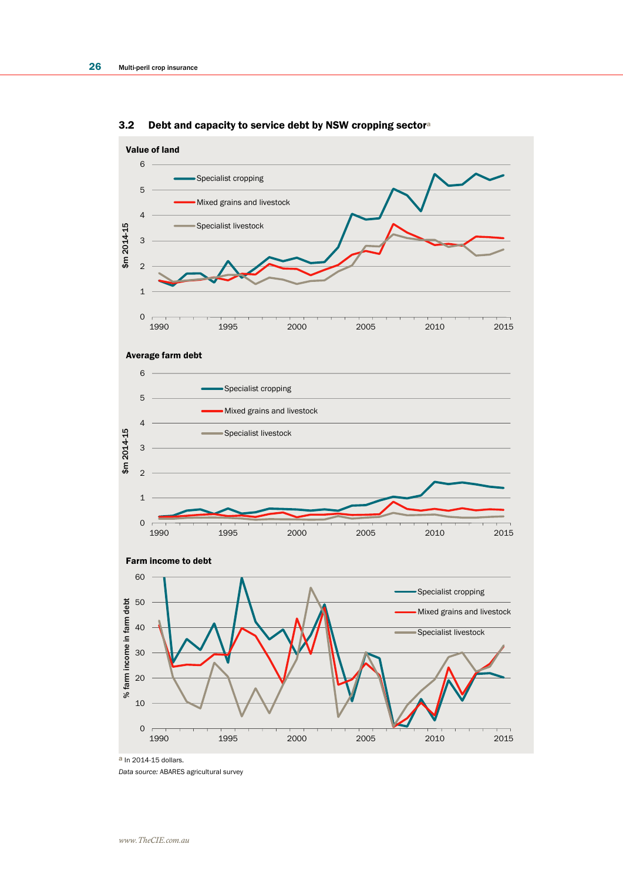### 3.2 Debt and capacity to service debt by NSW cropping sector[a]

Value of land

$m 2014-15

6
5
4
3
2
1
0

1990 1995 2000 2005 2010 2015

Specialist cropping
Mixed grains and livestock
Specialist livestock

Average farm debt

$m 2014-15

6
5
4
3
2
1
0

1990 1995 2000 2005 2010 2015

Specialist cropping
Mixed grains and livestock
Specialist livestock

Farm income to debt

% farm income in farm debt

60
50
40
30
20
10
0

1990 1995 2000 2005 2010 2015

Specialist cropping
Mixed grains and livestock
Specialist livestock

[a] In 2014-15 dollars.

*Data source:* ABARES agricultural survey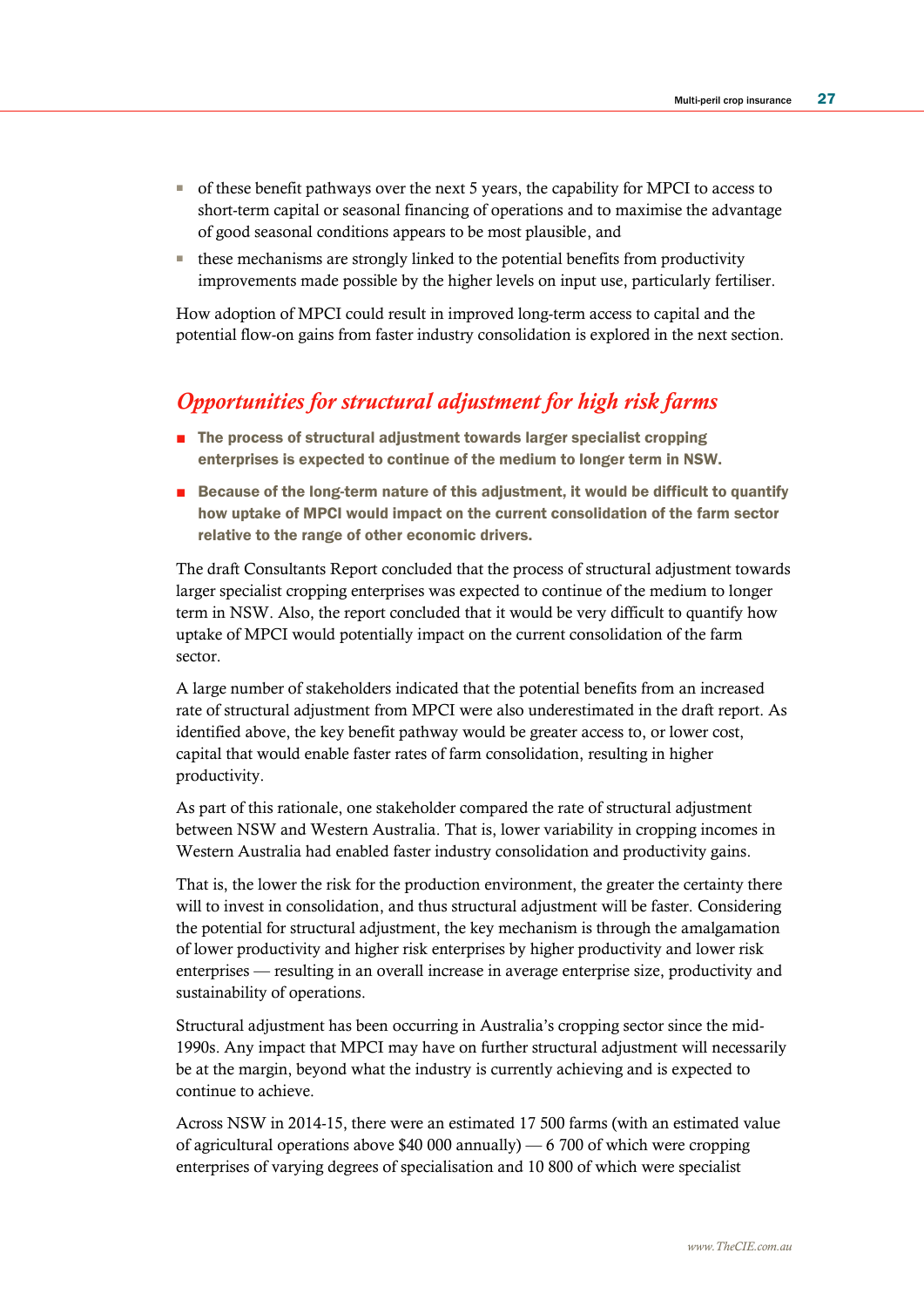- of these benefit pathways over the next 5 years, the capability for MPCI to access to short-term capital or seasonal financing of operations and to maximise the advantage of good seasonal conditions appears to be most plausible, and
- these mechanisms are strongly linked to the potential benefits from productivity improvements made possible by the higher levels on input use, particularly fertiliser.

How adoption of MPCI could result in improved long-term access to capital and the potential flow-on gains from faster industry consolidation is explored in the next section.

## *Opportunities for structural adjustment for high risk farms*

- **The process of structural adjustment towards larger specialist cropping enterprises is expected to continue of the medium to longer term in NSW.**
- **Because of the long-term nature of this adjustment, it would be difficult to quantify how uptake of MPCI would impact on the current consolidation of the farm sector relative to the range of other economic drivers.**

The draft Consultants Report concluded that the process of structural adjustment towards larger specialist cropping enterprises was expected to continue of the medium to longer term in NSW. Also, the report concluded that it would be very difficult to quantify how uptake of MPCI would potentially impact on the current consolidation of the farm sector.

A large number of stakeholders indicated that the potential benefits from an increased rate of structural adjustment from MPCI were also underestimated in the draft report. As identified above, the key benefit pathway would be greater access to, or lower cost, capital that would enable faster rates of farm consolidation, resulting in higher productivity.

As part of this rationale, one stakeholder compared the rate of structural adjustment between NSW and Western Australia. That is, lower variability in cropping incomes in Western Australia had enabled faster industry consolidation and productivity gains.

That is, the lower the risk for the production environment, the greater the certainty there will to invest in consolidation, and thus structural adjustment will be faster. Considering the potential for structural adjustment, the key mechanism is through the amalgamation of lower productivity and higher risk enterprises by higher productivity and lower risk enterprises — resulting in an overall increase in average enterprise size, productivity and sustainability of operations.

Structural adjustment has been occurring in Australia's cropping sector since the mid-1990s. Any impact that MPCI may have on further structural adjustment will necessarily be at the margin, beyond what the industry is currently achieving and is expected to continue to achieve.

Across NSW in 2014-15, there were an estimated 17 500 farms (with an estimated value of agricultural operations above $40 000 annually) — 6 700 of which were cropping enterprises of varying degrees of specialisation and 10 800 of which were specialist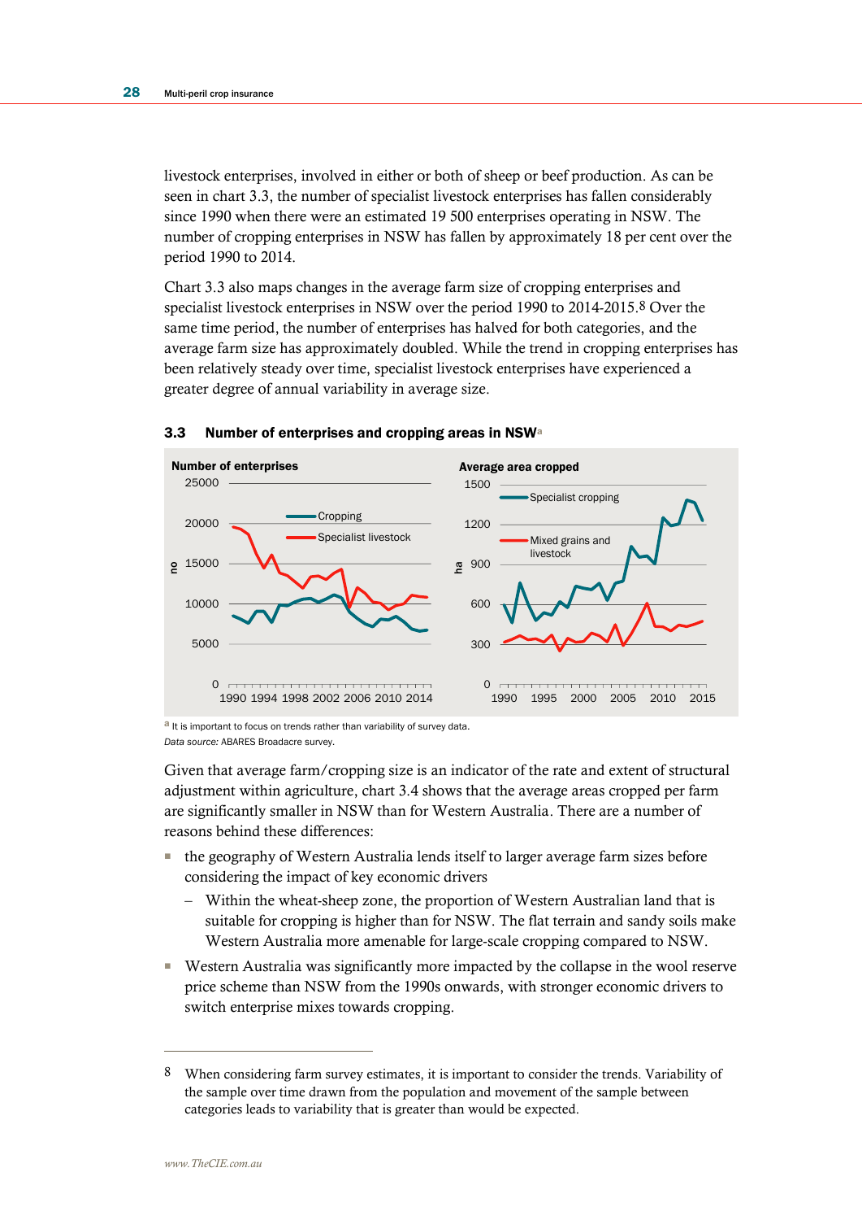livestock enterprises, involved in either or both of sheep or beef production. As can be seen in chart 3.3, the number of specialist livestock enterprises has fallen considerably since 1990 when there were an estimated 19 500 enterprises operating in NSW. The number of cropping enterprises in NSW has fallen by approximately 18 per cent over the period 1990 to 2014.

Chart 3.3 also maps changes in the average farm size of cropping enterprises and specialist livestock enterprises in NSW over the period 1990 to 2014-2015.[8] Over the same time period, the number of enterprises has halved for both categories, and the average farm size has approximately doubled. While the trend in cropping enterprises has been relatively steady over time, specialist livestock enterprises have experienced a greater degree of annual variability in average size.

**3.3 Number of enterprises and cropping areas in NSW**[a]

[a] It is important to focus on trends rather than variability of survey data.

*Data source:* ABARES Broadacre survey.

Given that average farm/cropping size is an indicator of the rate and extent of structural adjustment within agriculture, chart 3.4 shows that the average areas cropped per farm are significantly smaller in NSW than for Western Australia. There are a number of reasons behind these differences:

- the geography of Western Australia lends itself to larger average farm sizes before considering the impact of key economic drivers
  - Within the wheat-sheep zone, the proportion of Western Australian land that is suitable for cropping is higher than for NSW. The flat terrain and sandy soils make Western Australia more amenable for large-scale cropping compared to NSW.
- Western Australia was significantly more impacted by the collapse in the wool reserve price scheme than NSW from the 1990s onwards, with stronger economic drivers to switch enterprise mixes towards cropping.

---

8 When considering farm survey estimates, it is important to consider the trends. Variability of the sample over time drawn from the population and movement of the sample between categories leads to variability that is greater than would be expected.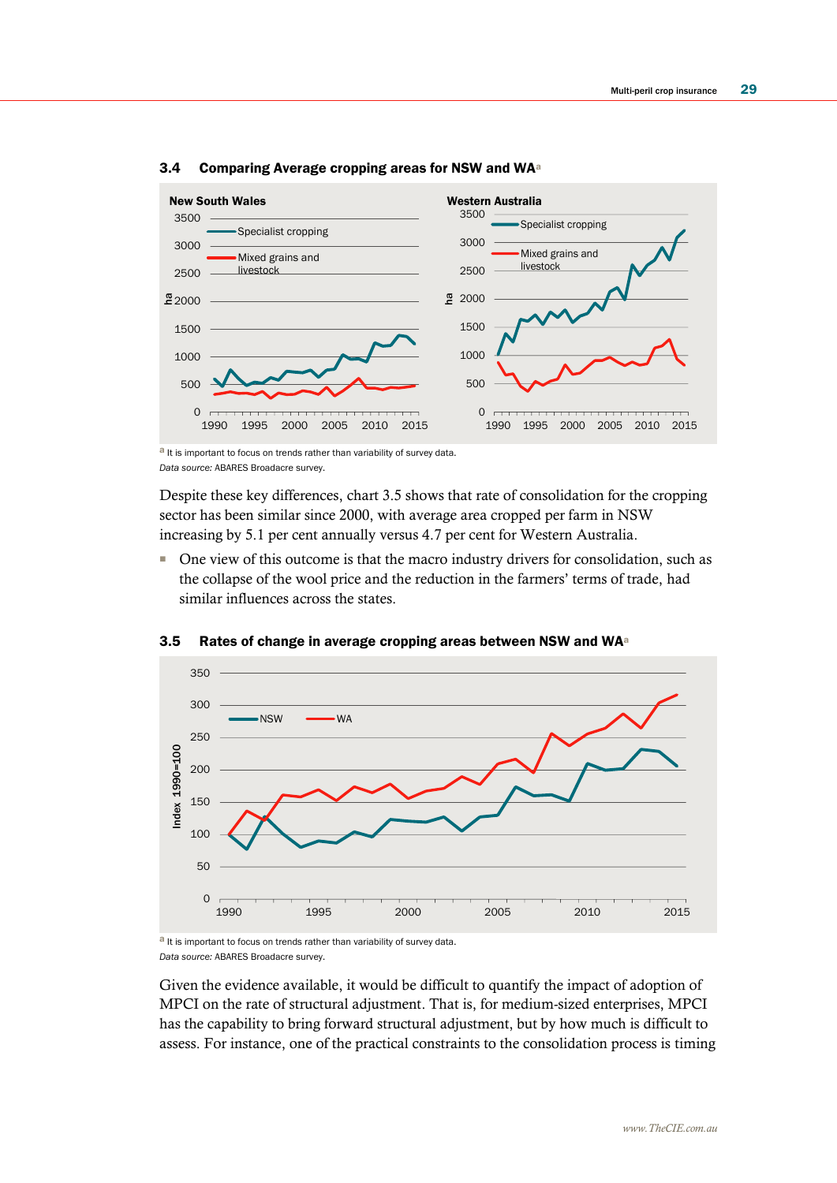### 3.4 Comparing Average cropping areas for NSW and WA[a]

[a] It is important to focus on trends rather than variability of survey data.

*Data source:* ABARES Broadacre survey.

Despite these key differences, chart 3.5 shows that rate of consolidation for the cropping sector has been similar since 2000, with average area cropped per farm in NSW increasing by 5.1 per cent annually versus 4.7 per cent for Western Australia.

- One view of this outcome is that the macro industry drivers for consolidation, such as the collapse of the wool price and the reduction in the farmers' terms of trade, had similar influences across the states.

### 3.5 Rates of change in average cropping areas between NSW and WA[a]

[a] It is important to focus on trends rather than variability of survey data.

*Data source:* ABARES Broadacre survey.

Given the evidence available, it would be difficult to quantify the impact of adoption of MPCI on the rate of structural adjustment. That is, for medium-sized enterprises, MPCI has the capability to bring forward structural adjustment, but by how much is difficult to assess. For instance, one of the practical constraints to the consolidation process is timing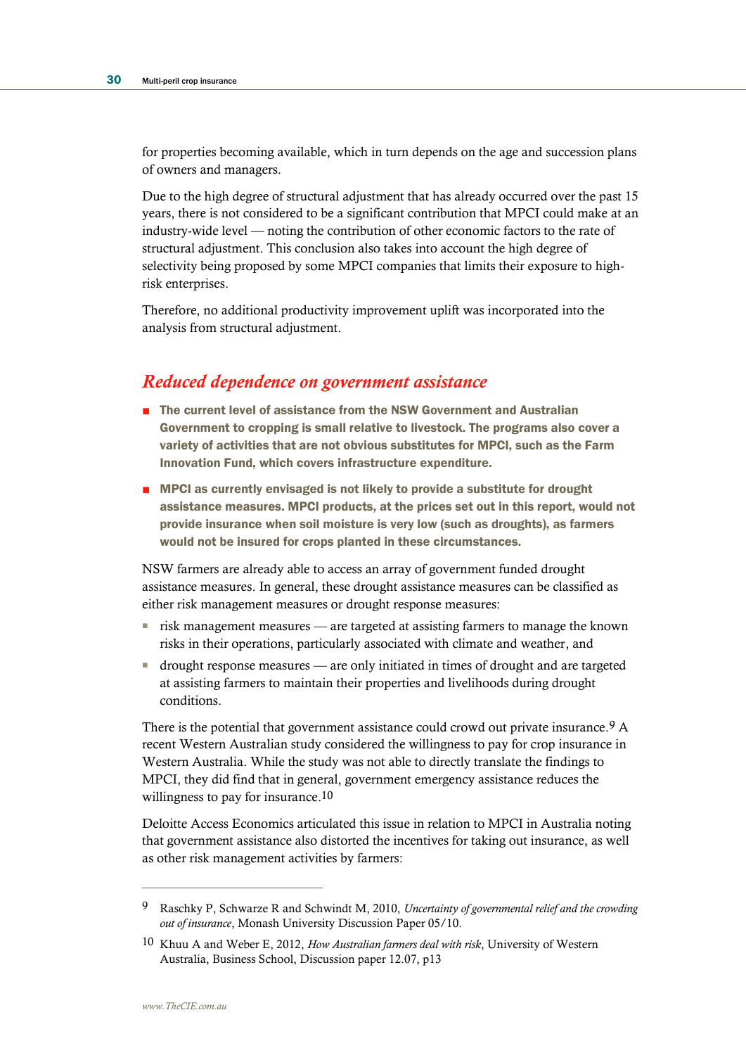for properties becoming available, which in turn depends on the age and succession plans of owners and managers.

Due to the high degree of structural adjustment that has already occurred over the past 15 years, there is not considered to be a significant contribution that MPCI could make at an industry-wide level — noting the contribution of other economic factors to the rate of structural adjustment. This conclusion also takes into account the high degree of selectivity being proposed by some MPCI companies that limits their exposure to high-risk enterprises.

Therefore, no additional productivity improvement uplift was incorporated into the analysis from structural adjustment.

## *Reduced dependence on government assistance*

- **The current level of assistance from the NSW Government and Australian Government to cropping is small relative to livestock. The programs also cover a variety of activities that are not obvious substitutes for MPCI, such as the Farm Innovation Fund, which covers infrastructure expenditure.**
- **MPCI as currently envisaged is not likely to provide a substitute for drought assistance measures. MPCI products, at the prices set out in this report, would not provide insurance when soil moisture is very low (such as droughts), as farmers would not be insured for crops planted in these circumstances.**

NSW farmers are already able to access an array of government funded drought assistance measures. In general, these drought assistance measures can be classified as either risk management measures or drought response measures:

- risk management measures — are targeted at assisting farmers to manage the known risks in their operations, particularly associated with climate and weather, and
- drought response measures — are only initiated in times of drought and are targeted at assisting farmers to maintain their properties and livelihoods during drought conditions.

There is the potential that government assistance could crowd out private insurance.[9] A recent Western Australian study considered the willingness to pay for crop insurance in Western Australia. While the study was not able to directly translate the findings to MPCI, they did find that in general, government emergency assistance reduces the willingness to pay for insurance.[10]

Deloitte Access Economics articulated this issue in relation to MPCI in Australia noting that government assistance also distorted the incentives for taking out insurance, as well as other risk management activities by farmers:

---

[9] Raschky P, Schwarze R and Schwindt M, 2010, *Uncertainty of governmental relief and the crowding out of insurance*, Monash University Discussion Paper 05/10.

[10] Khuu A and Weber E, 2012, *How Australian farmers deal with risk*, University of Western Australia, Business School, Discussion paper 12.07, p13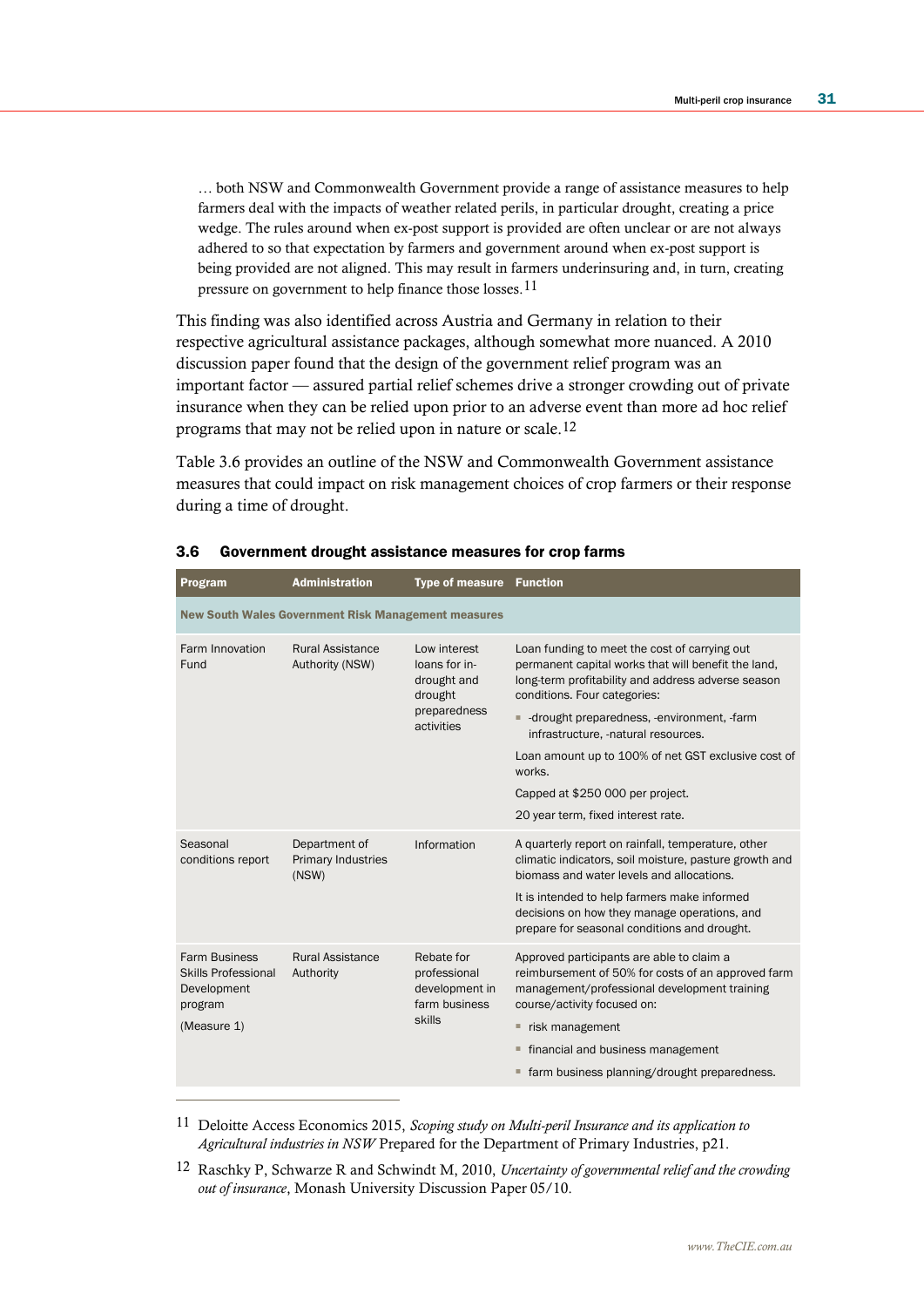> … both NSW and Commonwealth Government provide a range of assistance measures to help farmers deal with the impacts of weather related perils, in particular drought, creating a price wedge. The rules around when ex-post support is provided are often unclear or are not always adhered to so that expectation by farmers and government around when ex-post support is being provided are not aligned. This may result in farmers underinsuring and, in turn, creating pressure on government to help finance those losses.[11]

This finding was also identified across Austria and Germany in relation to their respective agricultural assistance packages, although somewhat more nuanced. A 2010 discussion paper found that the design of the government relief program was an important factor — assured partial relief schemes drive a stronger crowding out of private insurance when they can be relied upon prior to an adverse event than more ad hoc relief programs that may not be relied upon in nature or scale.[12]

Table 3.6 provides an outline of the NSW and Commonwealth Government assistance measures that could impact on risk management choices of crop farmers or their response during a time of drought.

**3.6 Government drought assistance measures for crop farms**

| Program | Administration | Type of measure | Function |
|---|---|---|---|
| **New South Wales Government Risk Management measures** | | | |
| Farm Innovation Fund | Rural Assistance Authority (NSW) | Low interest loans for in-drought and drought preparedness activities | Loan funding to meet the cost of carrying out permanent capital works that will benefit the land, long-term profitability and address adverse season conditions. Four categories:<br>▪ -drought preparedness, -environment, -farm infrastructure, -natural resources.<br>Loan amount up to 100% of net GST exclusive cost of works.<br>Capped at $250 000 per project.<br>20 year term, fixed interest rate. |
| Seasonal conditions report | Department of Primary Industries (NSW) | Information | A quarterly report on rainfall, temperature, other climatic indicators, soil moisture, pasture growth and biomass and water levels and allocations.<br>It is intended to help farmers make informed decisions on how they manage operations, and prepare for seasonal conditions and drought. |
| Farm Business Skills Professional Development program<br>(Measure 1) | Rural Assistance Authority | Rebate for professional development in farm business skills | Approved participants are able to claim a reimbursement of 50% for costs of an approved farm management/professional development training course/activity focused on:<br>▪ risk management<br>▪ financial and business management<br>▪ farm business planning/drought preparedness. |

[11] Deloitte Access Economics 2015, *Scoping study on Multi-peril Insurance and its application to Agricultural industries in NSW* Prepared for the Department of Primary Industries, p21.

[12] Raschky P, Schwarze R and Schwindt M, 2010, *Uncertainty of governmental relief and the crowding out of insurance*, Monash University Discussion Paper 05/10.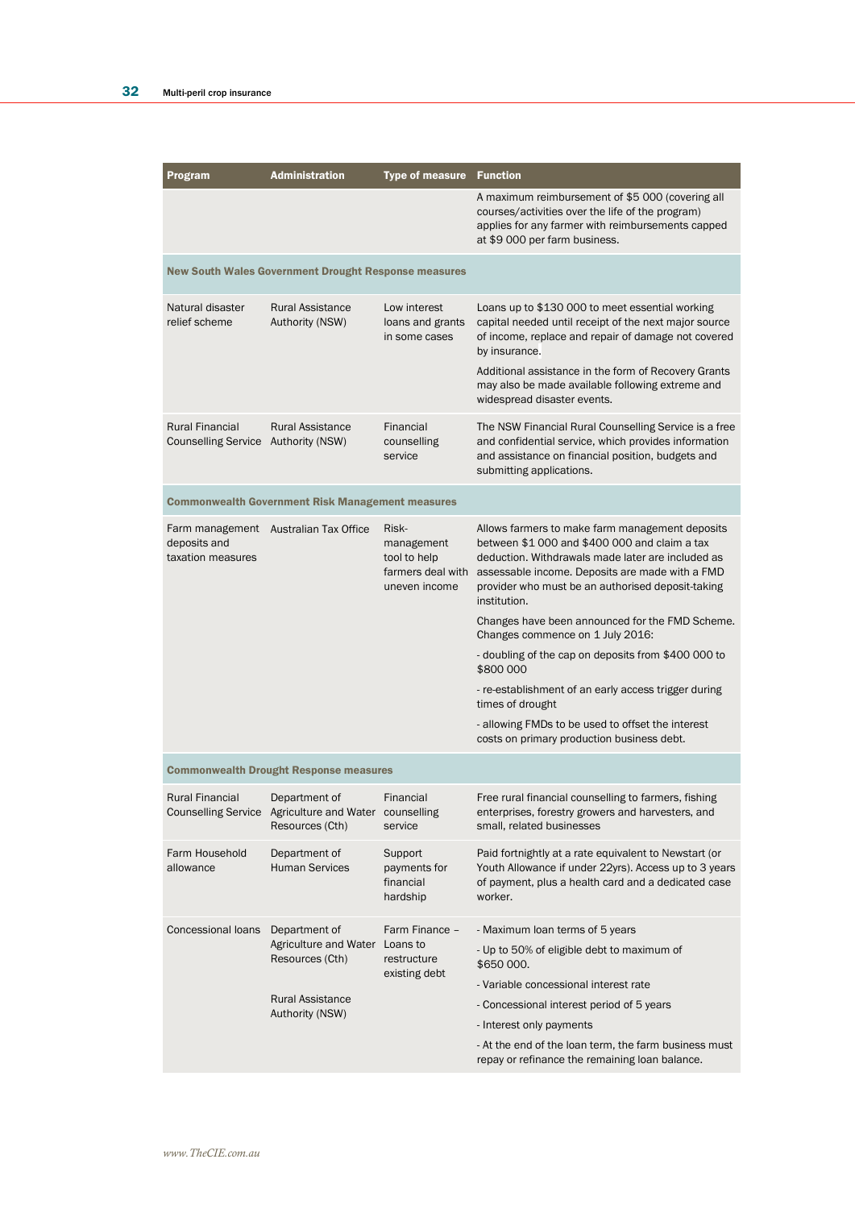| Program | Administration | Type of measure | Function |
|---|---|---|---|
| | | | A maximum reimbursement of $5 000 (covering all courses/activities over the life of the program) applies for any farmer with reimbursements capped at $9 000 per farm business. |
| **New South Wales Government Drought Response measures** | | | |
| Natural disaster relief scheme | Rural Assistance Authority (NSW) | Low interest loans and grants in some cases | Loans up to $130 000 to meet essential working capital needed until receipt of the next major source of income, replace and repair of damage not covered by insurance.<br><br>Additional assistance in the form of Recovery Grants may also be made available following extreme and widespread disaster events. |
| Rural Financial Counselling Service | Rural Assistance Authority (NSW) | Financial counselling service | The NSW Financial Rural Counselling Service is a free and confidential service, which provides information and assistance on financial position, budgets and submitting applications. |
| **Commonwealth Government Risk Management measures** | | | |
| Farm management deposits and taxation measures | Australian Tax Office | Risk-management tool to help farmers deal with uneven income | Allows farmers to make farm management deposits between $1 000 and $400 000 and claim a tax deduction. Withdrawals made later are included as assessable income. Deposits are made with a FMD provider who must be an authorised deposit-taking institution.<br><br>Changes have been announced for the FMD Scheme. Changes commence on 1 July 2016:<br><br>- doubling of the cap on deposits from $400 000 to $800 000<br><br>- re-establishment of an early access trigger during times of drought<br><br>- allowing FMDs to be used to offset the interest costs on primary production business debt. |
| **Commonwealth Drought Response measures** | | | |
| Rural Financial Counselling Service | Department of Agriculture and Water Resources (Cth) | Financial counselling service | Free rural financial counselling to farmers, fishing enterprises, forestry growers and harvesters, and small, related businesses |
| Farm Household allowance | Department of Human Services | Support payments for financial hardship | Paid fortnightly at a rate equivalent to Newstart (or Youth Allowance if under 22yrs). Access up to 3 years of payment, plus a health card and a dedicated case worker. |
| Concessional loans | Department of Agriculture and Water Resources (Cth)<br><br>Rural Assistance Authority (NSW) | Farm Finance – Loans to restructure existing debt | - Maximum loan terms of 5 years<br><br>- Up to 50% of eligible debt to maximum of $650 000.<br><br>- Variable concessional interest rate<br><br>- Concessional interest period of 5 years<br><br>- Interest only payments<br><br>- At the end of the loan term, the farm business must repay or refinance the remaining loan balance. |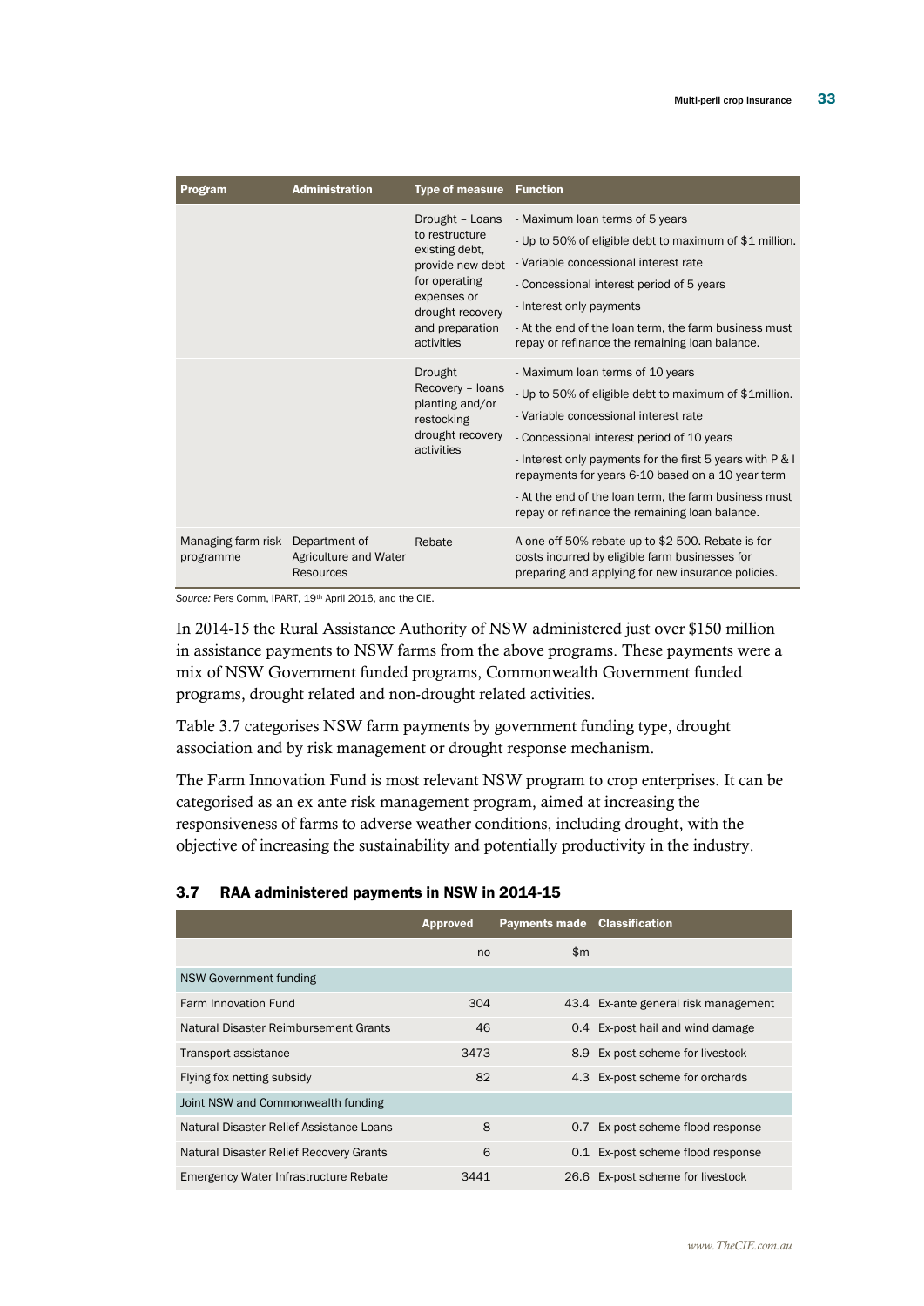| Program | Administration | Type of measure | Function |
|---|---|---|---|
| | | Drought – Loans to restructure existing debt, provide new debt for operating expenses or drought recovery and preparation activities | - Maximum loan terms of 5 years<br>- Up to 50% of eligible debt to maximum of $1 million.<br>- Variable concessional interest rate<br>- Concessional interest period of 5 years<br>- Interest only payments<br>- At the end of the loan term, the farm business must repay or refinance the remaining loan balance. |
| | | Drought Recovery – loans planting and/or restocking drought recovery activities | - Maximum loan terms of 10 years<br>- Up to 50% of eligible debt to maximum of $1million.<br>- Variable concessional interest rate<br>- Concessional interest period of 10 years<br>- Interest only payments for the first 5 years with P & I repayments for years 6-10 based on a 10 year term<br>- At the end of the loan term, the farm business must repay or refinance the remaining loan balance. |
| Managing farm risk programme | Department of Agriculture and Water Resources | Rebate | A one-off 50% rebate up to $2 500. Rebate is for costs incurred by eligible farm businesses for preparing and applying for new insurance policies. |

*Source:* Pers Comm, IPART, 19th April 2016, and the CIE.

In 2014-15 the Rural Assistance Authority of NSW administered just over $150 million in assistance payments to NSW farms from the above programs. These payments were a mix of NSW Government funded programs, Commonwealth Government funded programs, drought related and non-drought related activities.

Table 3.7 categorises NSW farm payments by government funding type, drought association and by risk management or drought response mechanism.

The Farm Innovation Fund is most relevant NSW program to crop enterprises. It can be categorised as an ex ante risk management program, aimed at increasing the responsiveness of farms to adverse weather conditions, including drought, with the objective of increasing the sustainability and potentially productivity in the industry.

### 3.7 RAA administered payments in NSW in 2014-15

| | Approved | Payments made | Classification |
|---|---|---|---|
| | no | $m | |
| NSW Government funding | | | |
| Farm Innovation Fund | 304 | 43.4 | Ex-ante general risk management |
| Natural Disaster Reimbursement Grants | 46 | 0.4 | Ex-post hail and wind damage |
| Transport assistance | 3473 | 8.9 | Ex-post scheme for livestock |
| Flying fox netting subsidy | 82 | 4.3 | Ex-post scheme for orchards |
| Joint NSW and Commonwealth funding | | | |
| Natural Disaster Relief Assistance Loans | 8 | 0.7 | Ex-post scheme flood response |
| Natural Disaster Relief Recovery Grants | 6 | 0.1 | Ex-post scheme flood response |
| Emergency Water Infrastructure Rebate | 3441 | 26.6 | Ex-post scheme for livestock |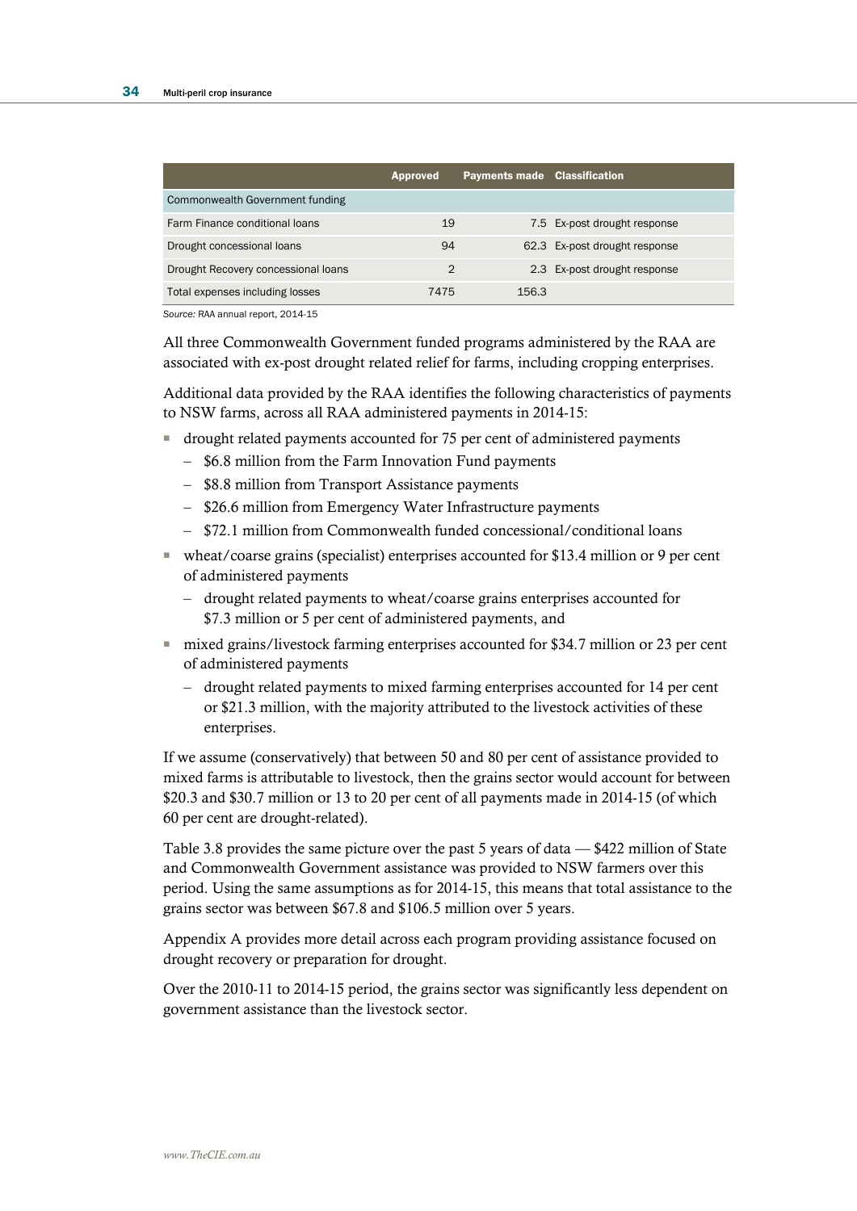| | Approved | Payments made | Classification |
|---|---|---|---|
| Commonwealth Government funding | | | |
| Farm Finance conditional loans | 19 | 7.5 | Ex-post drought response |
| Drought concessional loans | 94 | 62.3 | Ex-post drought response |
| Drought Recovery concessional loans | 2 | 2.3 | Ex-post drought response |
| Total expenses including losses | 7475 | 156.3 | |

*Source:* RAA annual report, 2014-15

All three Commonwealth Government funded programs administered by the RAA are associated with ex-post drought related relief for farms, including cropping enterprises.

Additional data provided by the RAA identifies the following characteristics of payments to NSW farms, across all RAA administered payments in 2014-15:

- drought related payments accounted for 75 per cent of administered payments
  - $6.8 million from the Farm Innovation Fund payments
  - $8.8 million from Transport Assistance payments
  - $26.6 million from Emergency Water Infrastructure payments
  - $72.1 million from Commonwealth funded concessional/conditional loans
- wheat/coarse grains (specialist) enterprises accounted for $13.4 million or 9 per cent of administered payments
  - drought related payments to wheat/coarse grains enterprises accounted for $7.3 million or 5 per cent of administered payments, and
- mixed grains/livestock farming enterprises accounted for $34.7 million or 23 per cent of administered payments
  - drought related payments to mixed farming enterprises accounted for 14 per cent or $21.3 million, with the majority attributed to the livestock activities of these enterprises.

If we assume (conservatively) that between 50 and 80 per cent of assistance provided to mixed farms is attributable to livestock, then the grains sector would account for between $20.3 and $30.7 million or 13 to 20 per cent of all payments made in 2014-15 (of which 60 per cent are drought-related).

Table 3.8 provides the same picture over the past 5 years of data — $422 million of State and Commonwealth Government assistance was provided to NSW farmers over this period. Using the same assumptions as for 2014-15, this means that total assistance to the grains sector was between $67.8 and $106.5 million over 5 years.

Appendix A provides more detail across each program providing assistance focused on drought recovery or preparation for drought.

Over the 2010-11 to 2014-15 period, the grains sector was significantly less dependent on government assistance than the livestock sector.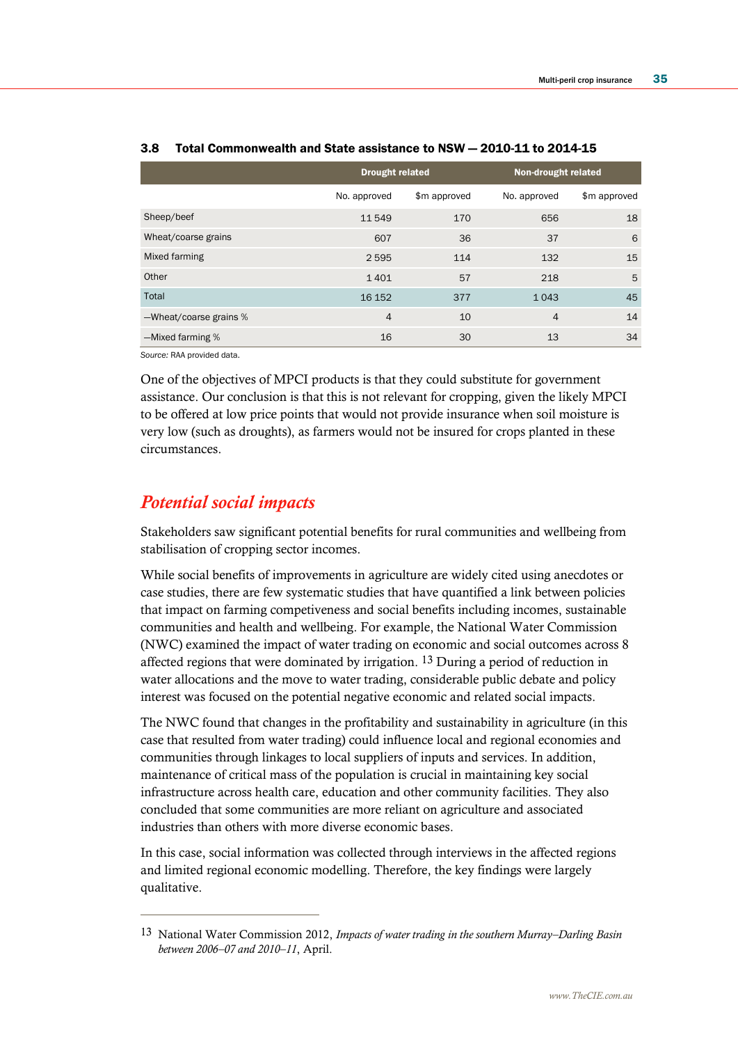### 3.8 Total Commonwealth and State assistance to NSW — 2010-11 to 2014-15

| | Drought related | | Non-drought related | |
|---|---|---|---|---|
| | No. approved | $m approved | No. approved | $m approved |
| Sheep/beef | 11 549 | 170 | 656 | 18 |
| Wheat/coarse grains | 607 | 36 | 37 | 6 |
| Mixed farming | 2 595 | 114 | 132 | 15 |
| Other | 1 401 | 57 | 218 | 5 |
| Total | 16 152 | 377 | 1 043 | 45 |
| —Wheat/coarse grains % | 4 | 10 | 4 | 14 |
| —Mixed farming % | 16 | 30 | 13 | 34 |

*Source:* RAA provided data.

One of the objectives of MPCI products is that they could substitute for government assistance. Our conclusion is that this is not relevant for cropping, given the likely MPCI to be offered at low price points that would not provide insurance when soil moisture is very low (such as droughts), as farmers would not be insured for crops planted in these circumstances.

## *Potential social impacts*

Stakeholders saw significant potential benefits for rural communities and wellbeing from stabilisation of cropping sector incomes.

While social benefits of improvements in agriculture are widely cited using anecdotes or case studies, there are few systematic studies that have quantified a link between policies that impact on farming competiveness and social benefits including incomes, sustainable communities and health and wellbeing. For example, the National Water Commission (NWC) examined the impact of water trading on economic and social outcomes across 8 affected regions that were dominated by irrigation. [13] During a period of reduction in water allocations and the move to water trading, considerable public debate and policy interest was focused on the potential negative economic and related social impacts.

The NWC found that changes in the profitability and sustainability in agriculture (in this case that resulted from water trading) could influence local and regional economies and communities through linkages to local suppliers of inputs and services. In addition, maintenance of critical mass of the population is crucial in maintaining key social infrastructure across health care, education and other community facilities. They also concluded that some communities are more reliant on agriculture and associated industries than others with more diverse economic bases.

In this case, social information was collected through interviews in the affected regions and limited regional economic modelling. Therefore, the key findings were largely qualitative.

---

[13] National Water Commission 2012, *Impacts of water trading in the southern Murray–Darling Basin between 2006–07 and 2010–11*, April.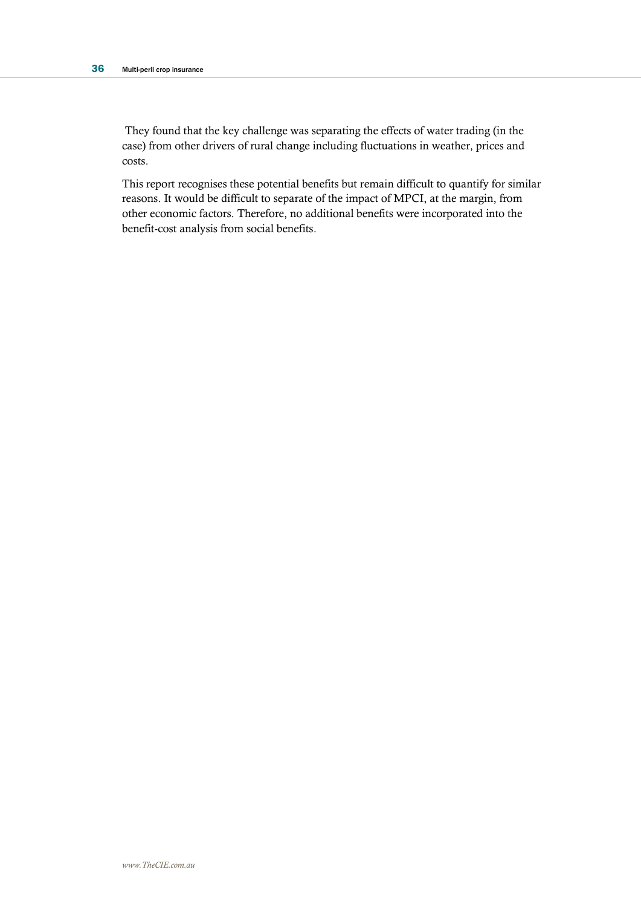They found that the key challenge was separating the effects of water trading (in the case) from other drivers of rural change including fluctuations in weather, prices and costs.

This report recognises these potential benefits but remain difficult to quantify for similar reasons. It would be difficult to separate of the impact of MPCI, at the margin, from other economic factors. Therefore, no additional benefits were incorporated into the benefit-cost analysis from social benefits.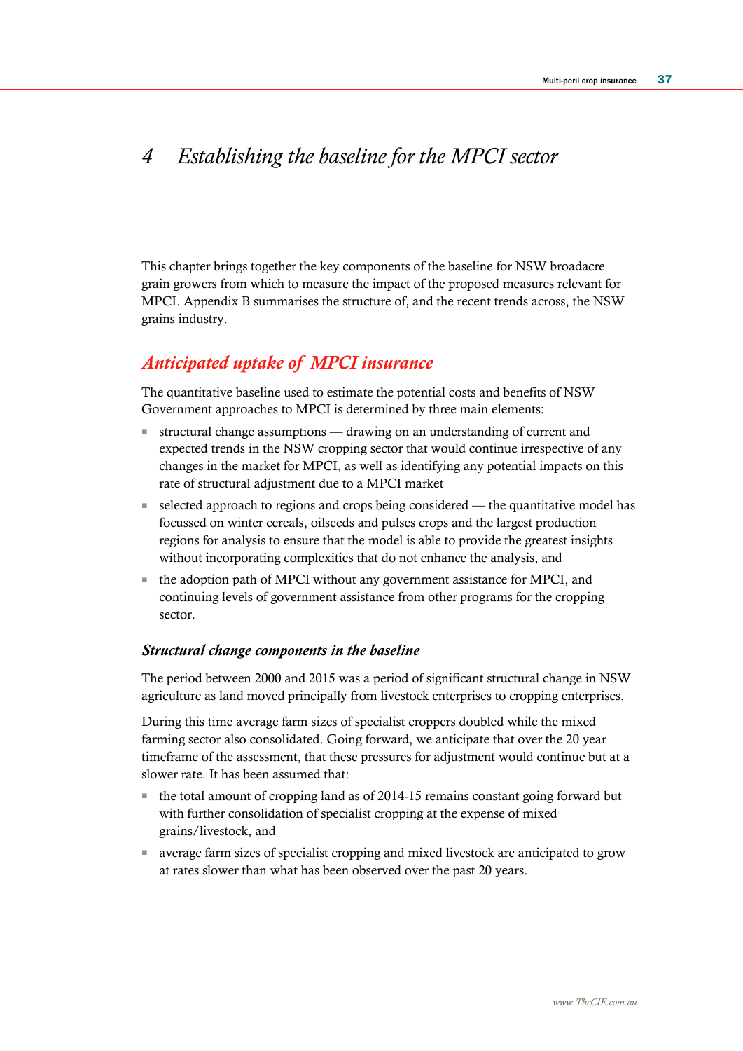# 4 Establishing the baseline for the MPCI sector

This chapter brings together the key components of the baseline for NSW broadacre grain growers from which to measure the impact of the proposed measures relevant for MPCI. Appendix B summarises the structure of, and the recent trends across, the NSW grains industry.

## Anticipated uptake of MPCI insurance

The quantitative baseline used to estimate the potential costs and benefits of NSW Government approaches to MPCI is determined by three main elements:

- structural change assumptions — drawing on an understanding of current and expected trends in the NSW cropping sector that would continue irrespective of any changes in the market for MPCI, as well as identifying any potential impacts on this rate of structural adjustment due to a MPCI market
- selected approach to regions and crops being considered — the quantitative model has focussed on winter cereals, oilseeds and pulses crops and the largest production regions for analysis to ensure that the model is able to provide the greatest insights without incorporating complexities that do not enhance the analysis, and
- the adoption path of MPCI without any government assistance for MPCI, and continuing levels of government assistance from other programs for the cropping sector.

### Structural change components in the baseline

The period between 2000 and 2015 was a period of significant structural change in NSW agriculture as land moved principally from livestock enterprises to cropping enterprises.

During this time average farm sizes of specialist croppers doubled while the mixed farming sector also consolidated. Going forward, we anticipate that over the 20 year timeframe of the assessment, that these pressures for adjustment would continue but at a slower rate. It has been assumed that:

- the total amount of cropping land as of 2014-15 remains constant going forward but with further consolidation of specialist cropping at the expense of mixed grains/livestock, and
- average farm sizes of specialist cropping and mixed livestock are anticipated to grow at rates slower than what has been observed over the past 20 years.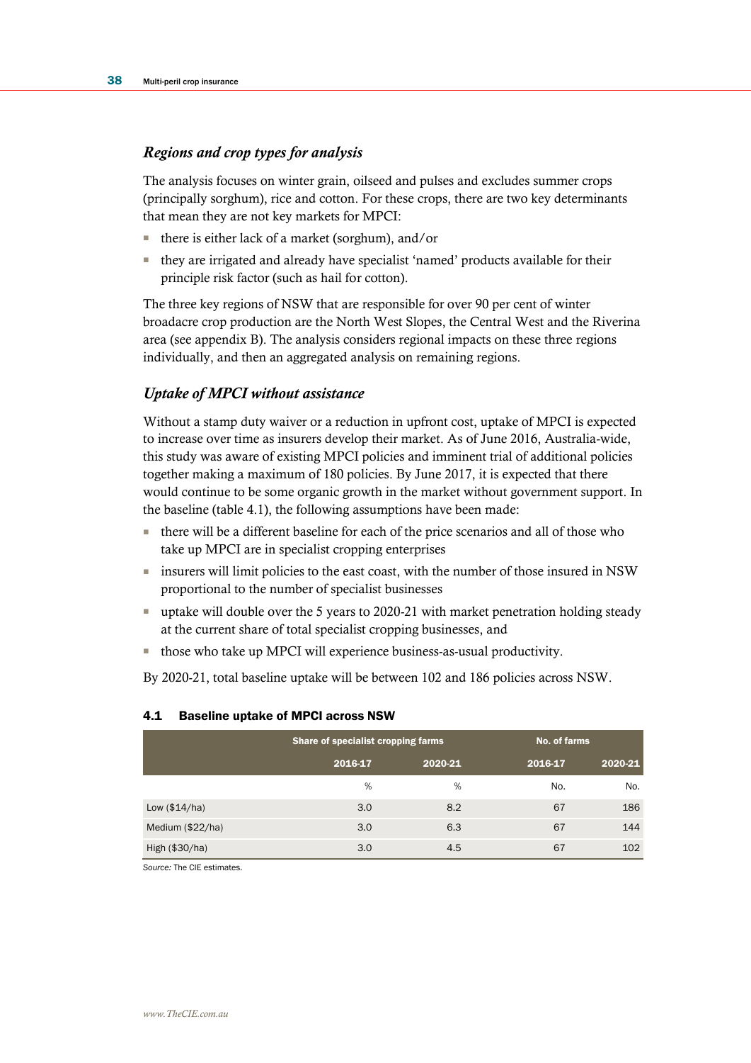### *Regions and crop types for analysis*

The analysis focuses on winter grain, oilseed and pulses and excludes summer crops (principally sorghum), rice and cotton. For these crops, there are two key determinants that mean they are not key markets for MPCI:

- there is either lack of a market (sorghum), and/or
- they are irrigated and already have specialist 'named' products available for their principle risk factor (such as hail for cotton).

The three key regions of NSW that are responsible for over 90 per cent of winter broadacre crop production are the North West Slopes, the Central West and the Riverina area (see appendix B). The analysis considers regional impacts on these three regions individually, and then an aggregated analysis on remaining regions.

### *Uptake of MPCI without assistance*

Without a stamp duty waiver or a reduction in upfront cost, uptake of MPCI is expected to increase over time as insurers develop their market. As of June 2016, Australia-wide, this study was aware of existing MPCI policies and imminent trial of additional policies together making a maximum of 180 policies. By June 2017, it is expected that there would continue to be some organic growth in the market without government support. In the baseline (table 4.1), the following assumptions have been made:

- there will be a different baseline for each of the price scenarios and all of those who take up MPCI are in specialist cropping enterprises
- insurers will limit policies to the east coast, with the number of those insured in NSW proportional to the number of specialist businesses
- uptake will double over the 5 years to 2020-21 with market penetration holding steady at the current share of total specialist cropping businesses, and
- those who take up MPCI will experience business-as-usual productivity.

By 2020-21, total baseline uptake will be between 102 and 186 policies across NSW.

**4.1 Baseline uptake of MPCI across NSW**

| | Share of specialist cropping farms | | No. of farms | |
|---|---|---|---|---|
| | 2016-17 | 2020-21 | 2016-17 | 2020-21 |
| | % | % | No. | No. |
| Low ($14/ha) | 3.0 | 8.2 | 67 | 186 |
| Medium ($22/ha) | 3.0 | 6.3 | 67 | 144 |
| High ($30/ha) | 3.0 | 4.5 | 67 | 102 |

*Source:* The CIE estimates.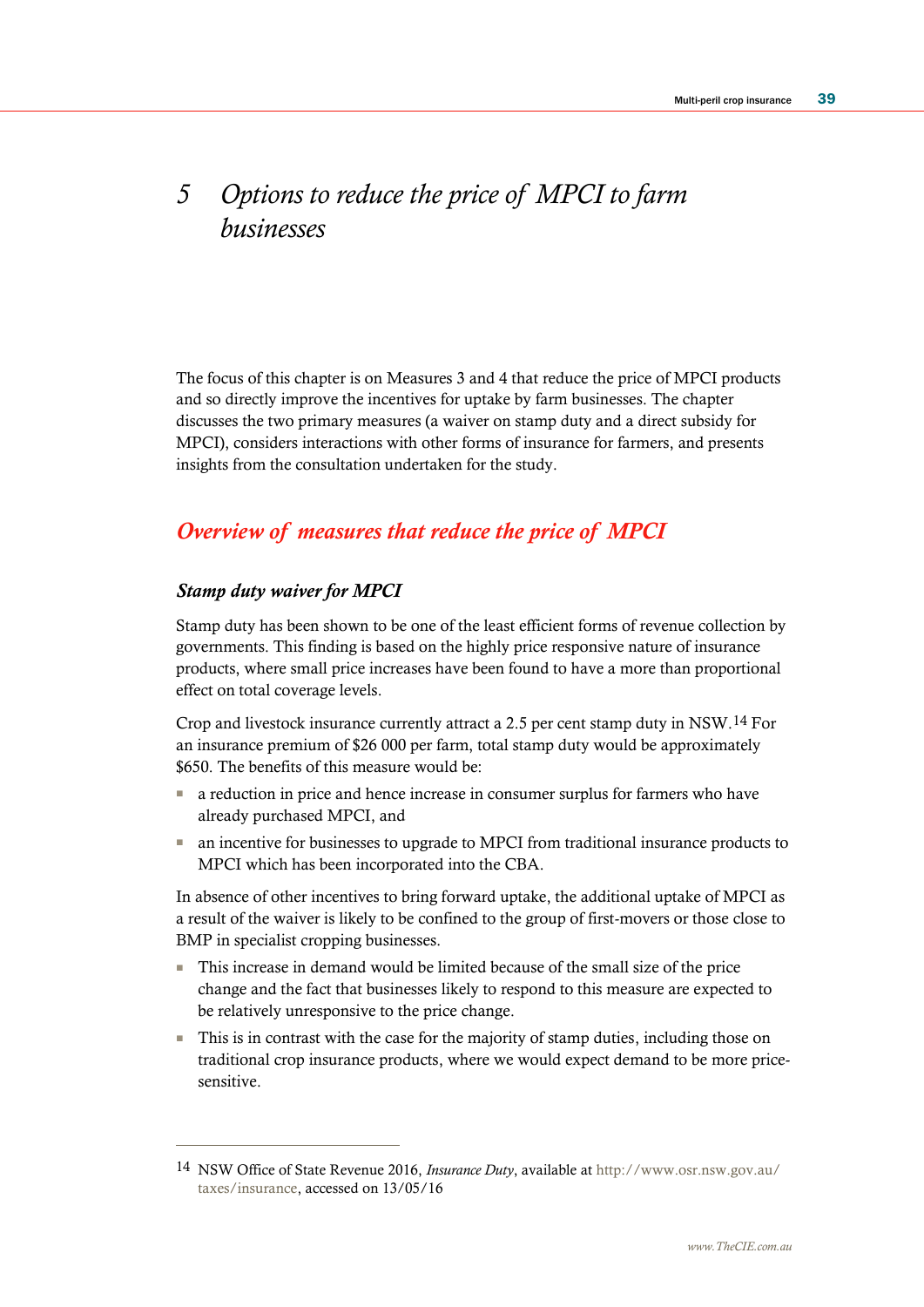# 5 Options to reduce the price of MPCI to farm businesses

The focus of this chapter is on Measures 3 and 4 that reduce the price of MPCI products and so directly improve the incentives for uptake by farm businesses. The chapter discusses the two primary measures (a waiver on stamp duty and a direct subsidy for MPCI), considers interactions with other forms of insurance for farmers, and presents insights from the consultation undertaken for the study.

## Overview of measures that reduce the price of MPCI

### Stamp duty waiver for MPCI

Stamp duty has been shown to be one of the least efficient forms of revenue collection by governments. This finding is based on the highly price responsive nature of insurance products, where small price increases have been found to have a more than proportional effect on total coverage levels.

Crop and livestock insurance currently attract a 2.5 per cent stamp duty in NSW.[14] For an insurance premium of $26 000 per farm, total stamp duty would be approximately $650. The benefits of this measure would be:

- a reduction in price and hence increase in consumer surplus for farmers who have already purchased MPCI, and
- an incentive for businesses to upgrade to MPCI from traditional insurance products to MPCI which has been incorporated into the CBA.

In absence of other incentives to bring forward uptake, the additional uptake of MPCI as a result of the waiver is likely to be confined to the group of first-movers or those close to BMP in specialist cropping businesses.

- This increase in demand would be limited because of the small size of the price change and the fact that businesses likely to respond to this measure are expected to be relatively unresponsive to the price change.
- This is in contrast with the case for the majority of stamp duties, including those on traditional crop insurance products, where we would expect demand to be more price-sensitive.

---

[14] NSW Office of State Revenue 2016, *Insurance Duty*, available at http://www.osr.nsw.gov.au/taxes/insurance, accessed on 13/05/16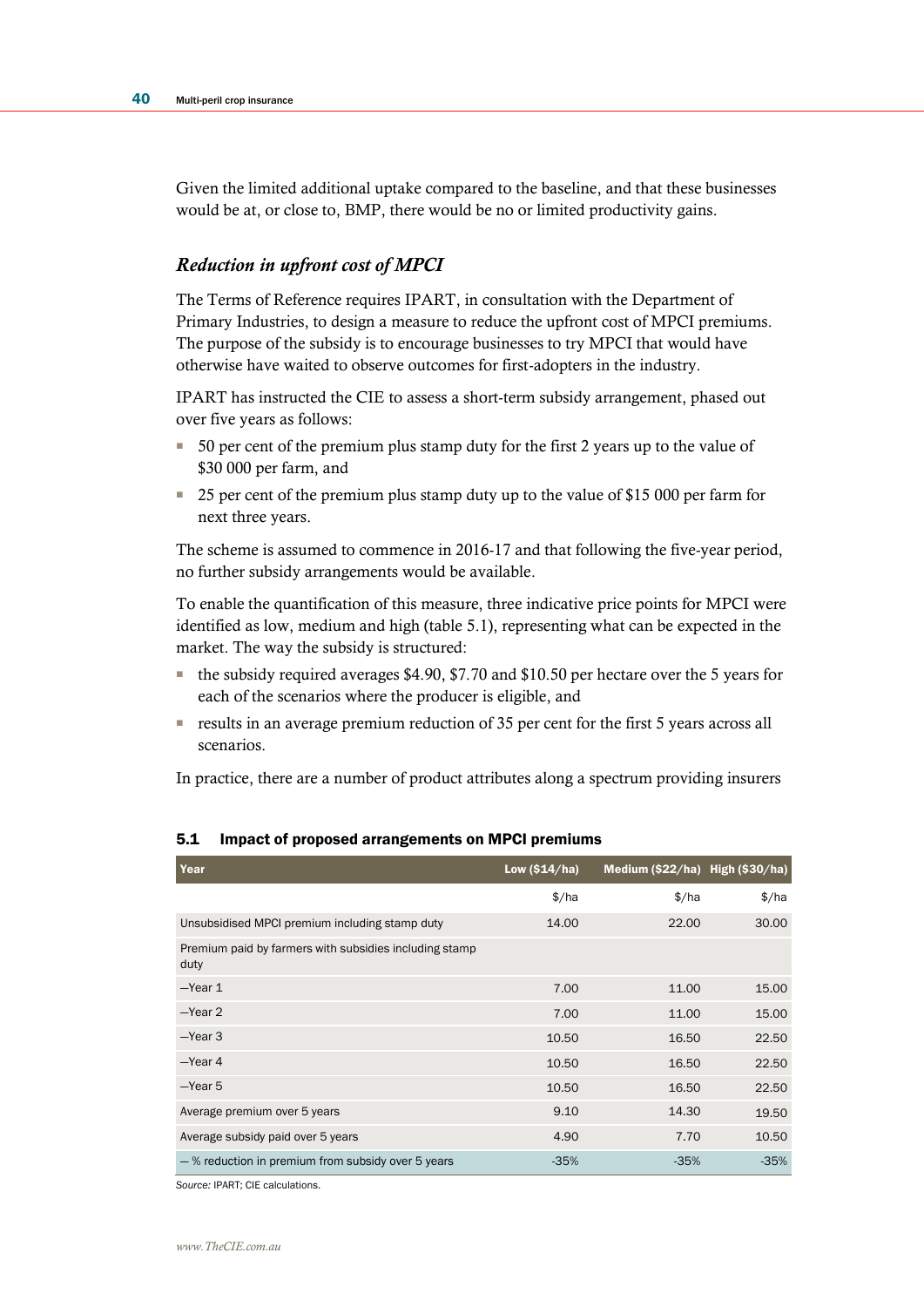Given the limited additional uptake compared to the baseline, and that these businesses would be at, or close to, BMP, there would be no or limited productivity gains.

### *Reduction in upfront cost of MPCI*

The Terms of Reference requires IPART, in consultation with the Department of Primary Industries, to design a measure to reduce the upfront cost of MPCI premiums. The purpose of the subsidy is to encourage businesses to try MPCI that would have otherwise have waited to observe outcomes for first-adopters in the industry.

IPART has instructed the CIE to assess a short-term subsidy arrangement, phased out over five years as follows:

- 50 per cent of the premium plus stamp duty for the first 2 years up to the value of $30 000 per farm, and
- 25 per cent of the premium plus stamp duty up to the value of $15 000 per farm for next three years.

The scheme is assumed to commence in 2016-17 and that following the five-year period, no further subsidy arrangements would be available.

To enable the quantification of this measure, three indicative price points for MPCI were identified as low, medium and high (table 5.1), representing what can be expected in the market. The way the subsidy is structured:

- the subsidy required averages $4.90, $7.70 and $10.50 per hectare over the 5 years for each of the scenarios where the producer is eligible, and
- results in an average premium reduction of 35 per cent for the first 5 years across all scenarios.

In practice, there are a number of product attributes along a spectrum providing insurers

**5.1 Impact of proposed arrangements on MPCI premiums**

| Year | Low ($14/ha) | Medium ($22/ha) | High ($30/ha) |
|---|---|---|---|
| | $/ha | $/ha | $/ha |
| Unsubsidised MPCI premium including stamp duty | 14.00 | 22.00 | 30.00 |
| Premium paid by farmers with subsidies including stamp duty | | | |
| —Year 1 | 7.00 | 11.00 | 15.00 |
| —Year 2 | 7.00 | 11.00 | 15.00 |
| —Year 3 | 10.50 | 16.50 | 22.50 |
| —Year 4 | 10.50 | 16.50 | 22.50 |
| —Year 5 | 10.50 | 16.50 | 22.50 |
| Average premium over 5 years | 9.10 | 14.30 | 19.50 |
| Average subsidy paid over 5 years | 4.90 | 7.70 | 10.50 |
| — % reduction in premium from subsidy over 5 years | -35% | -35% | -35% |

*Source:* IPART; CIE calculations.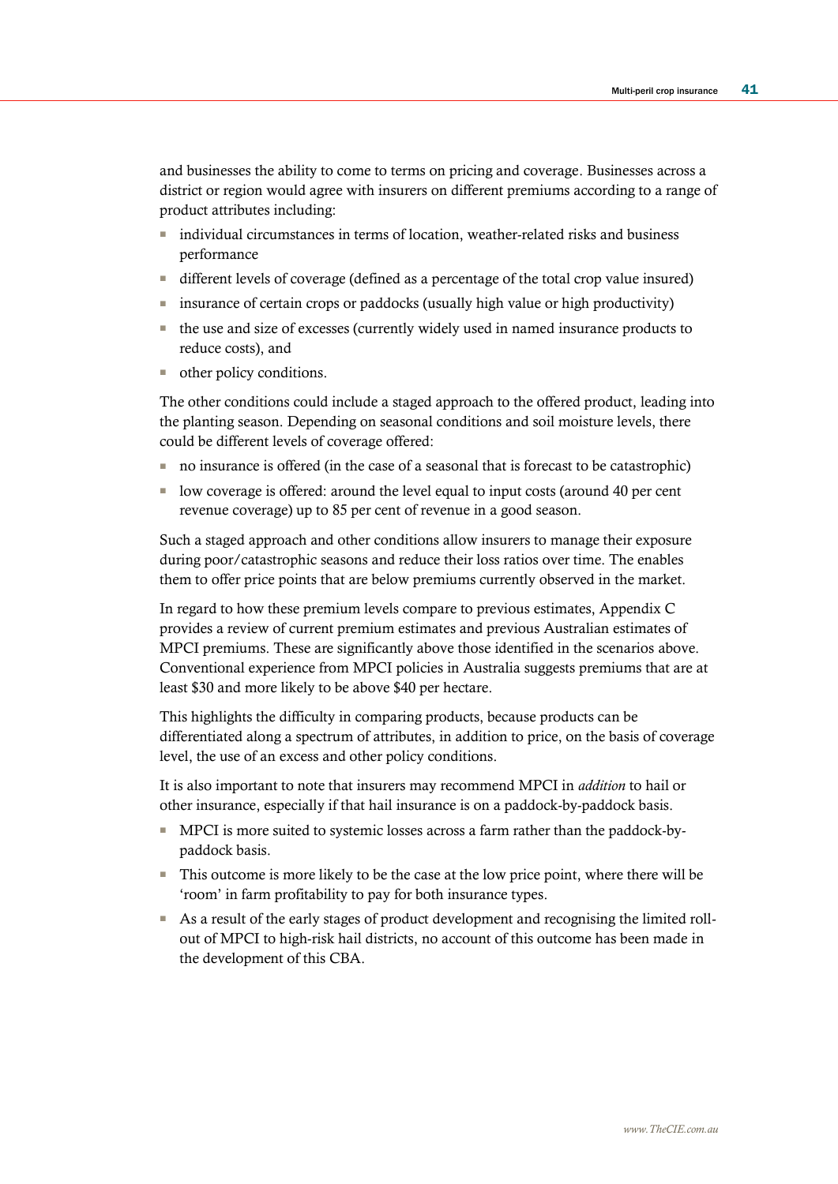and businesses the ability to come to terms on pricing and coverage. Businesses across a district or region would agree with insurers on different premiums according to a range of product attributes including:

- individual circumstances in terms of location, weather-related risks and business performance
- different levels of coverage (defined as a percentage of the total crop value insured)
- insurance of certain crops or paddocks (usually high value or high productivity)
- the use and size of excesses (currently widely used in named insurance products to reduce costs), and
- other policy conditions.

The other conditions could include a staged approach to the offered product, leading into the planting season. Depending on seasonal conditions and soil moisture levels, there could be different levels of coverage offered:

- no insurance is offered (in the case of a seasonal that is forecast to be catastrophic)
- low coverage is offered: around the level equal to input costs (around 40 per cent revenue coverage) up to 85 per cent of revenue in a good season.

Such a staged approach and other conditions allow insurers to manage their exposure during poor/catastrophic seasons and reduce their loss ratios over time. The enables them to offer price points that are below premiums currently observed in the market.

In regard to how these premium levels compare to previous estimates, Appendix C provides a review of current premium estimates and previous Australian estimates of MPCI premiums. These are significantly above those identified in the scenarios above. Conventional experience from MPCI policies in Australia suggests premiums that are at least $30 and more likely to be above $40 per hectare.

This highlights the difficulty in comparing products, because products can be differentiated along a spectrum of attributes, in addition to price, on the basis of coverage level, the use of an excess and other policy conditions.

It is also important to note that insurers may recommend MPCI in *addition* to hail or other insurance, especially if that hail insurance is on a paddock-by-paddock basis.

- MPCI is more suited to systemic losses across a farm rather than the paddock-by-paddock basis.
- This outcome is more likely to be the case at the low price point, where there will be 'room' in farm profitability to pay for both insurance types.
- As a result of the early stages of product development and recognising the limited roll-out of MPCI to high-risk hail districts, no account of this outcome has been made in the development of this CBA.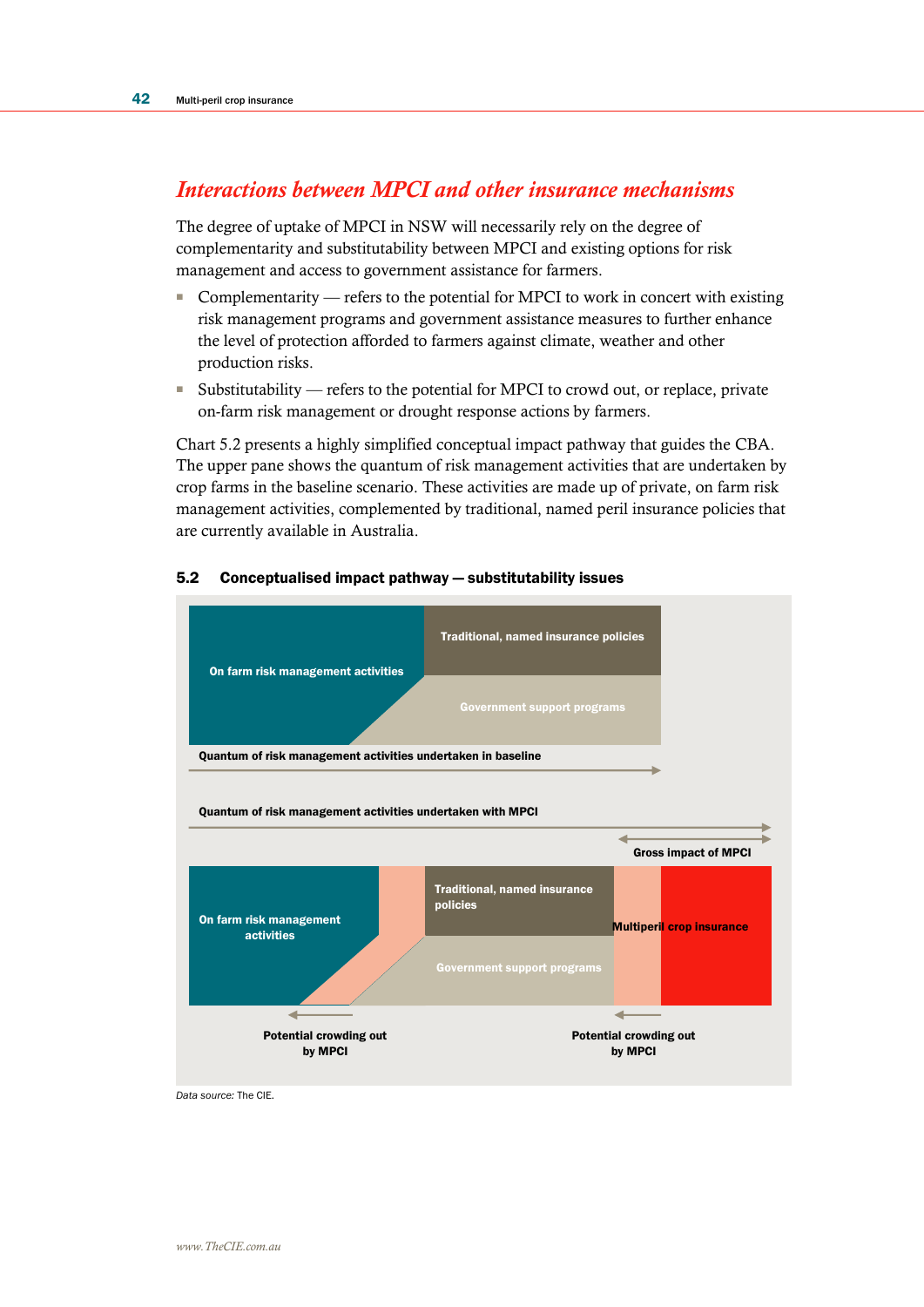## *Interactions between MPCI and other insurance mechanisms*

The degree of uptake of MPCI in NSW will necessarily rely on the degree of complementarity and substitutability between MPCI and existing options for risk management and access to government assistance for farmers.

- Complementarity — refers to the potential for MPCI to work in concert with existing risk management programs and government assistance measures to further enhance the level of protection afforded to farmers against climate, weather and other production risks.
- Substitutability — refers to the potential for MPCI to crowd out, or replace, private on-farm risk management or drought response actions by farmers.

Chart 5.2 presents a highly simplified conceptual impact pathway that guides the CBA. The upper pane shows the quantum of risk management activities that are undertaken by crop farms in the baseline scenario. These activities are made up of private, on farm risk management activities, complemented by traditional, named peril insurance policies that are currently available in Australia.

**5.2 Conceptualised impact pathway — substitutability issues**

On farm risk management activities

Traditional, named insurance policies

Government support programs

Quantum of risk management activities undertaken in baseline

Quantum of risk management activities undertaken with MPCI

Gross impact of MPCI

On farm risk management activities

Traditional, named insurance policies

Government support programs

Multiperil crop insurance

Potential crowding out by MPCI

Potential crowding out by MPCI

*Data source:* The CIE.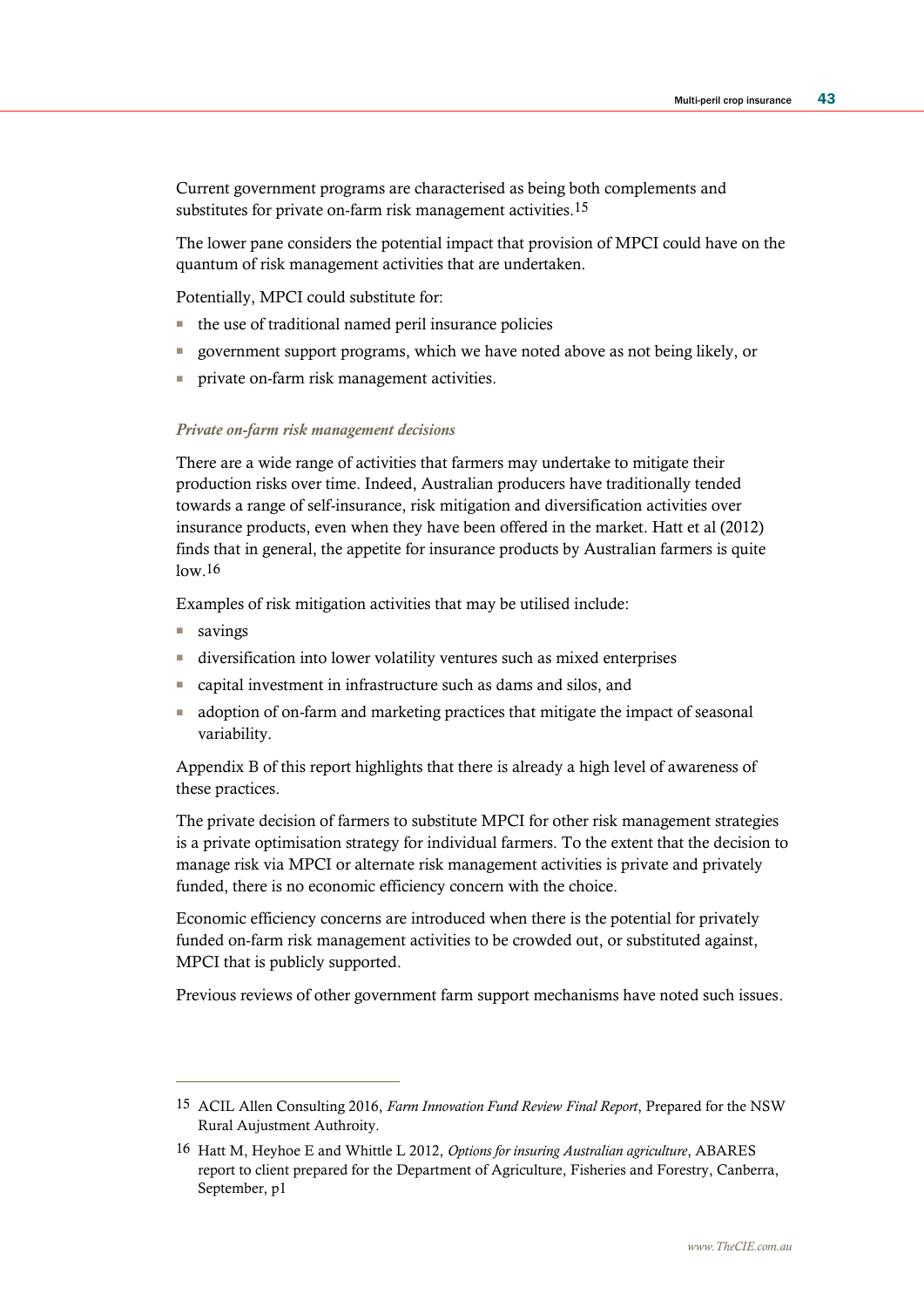Current government programs are characterised as being both complements and substitutes for private on-farm risk management activities.[15]

The lower pane considers the potential impact that provision of MPCI could have on the quantum of risk management activities that are undertaken.

Potentially, MPCI could substitute for:

- the use of traditional named peril insurance policies
- government support programs, which we have noted above as not being likely, or
- private on-farm risk management activities.

### *Private on-farm risk management decisions*

There are a wide range of activities that farmers may undertake to mitigate their production risks over time. Indeed, Australian producers have traditionally tended towards a range of self-insurance, risk mitigation and diversification activities over insurance products, even when they have been offered in the market. Hatt et al (2012) finds that in general, the appetite for insurance products by Australian farmers is quite low.[16]

Examples of risk mitigation activities that may be utilised include:

- savings
- diversification into lower volatility ventures such as mixed enterprises
- capital investment in infrastructure such as dams and silos, and
- adoption of on-farm and marketing practices that mitigate the impact of seasonal variability.

Appendix B of this report highlights that there is already a high level of awareness of these practices.

The private decision of farmers to substitute MPCI for other risk management strategies is a private optimisation strategy for individual farmers. To the extent that the decision to manage risk via MPCI or alternate risk management activities is private and privately funded, there is no economic efficiency concern with the choice.

Economic efficiency concerns are introduced when there is the potential for privately funded on-farm risk management activities to be crowded out, or substituted against, MPCI that is publicly supported.

Previous reviews of other government farm support mechanisms have noted such issues.

---

[15] ACIL Allen Consulting 2016, *Farm Innovation Fund Review Final Report*, Prepared for the NSW Rural Aujustment Authroity.

[16] Hatt M, Heyhoe E and Whittle L 2012, *Options for insuring Australian agriculture*, ABARES report to client prepared for the Department of Agriculture, Fisheries and Forestry, Canberra, September, p1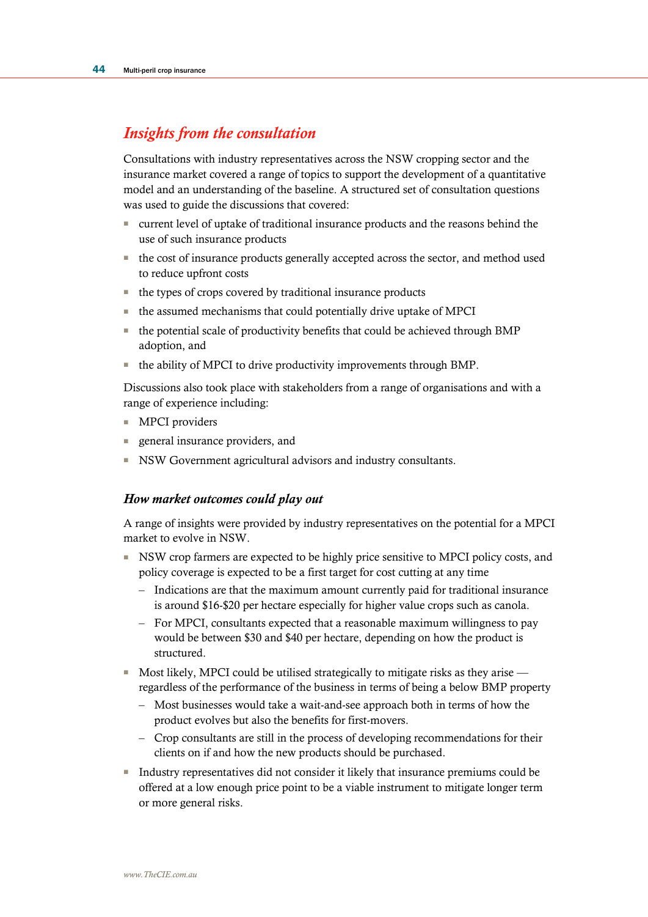## *Insights from the consultation*

Consultations with industry representatives across the NSW cropping sector and the insurance market covered a range of topics to support the development of a quantitative model and an understanding of the baseline. A structured set of consultation questions was used to guide the discussions that covered:

- current level of uptake of traditional insurance products and the reasons behind the use of such insurance products
- the cost of insurance products generally accepted across the sector, and method used to reduce upfront costs
- the types of crops covered by traditional insurance products
- the assumed mechanisms that could potentially drive uptake of MPCI
- the potential scale of productivity benefits that could be achieved through BMP adoption, and
- the ability of MPCI to drive productivity improvements through BMP.

Discussions also took place with stakeholders from a range of organisations and with a range of experience including:

- MPCI providers
- general insurance providers, and
- NSW Government agricultural advisors and industry consultants.

### *How market outcomes could play out*

A range of insights were provided by industry representatives on the potential for a MPCI market to evolve in NSW.

- NSW crop farmers are expected to be highly price sensitive to MPCI policy costs, and policy coverage is expected to be a first target for cost cutting at any time
  - Indications are that the maximum amount currently paid for traditional insurance is around $16-$20 per hectare especially for higher value crops such as canola.
  - For MPCI, consultants expected that a reasonable maximum willingness to pay would be between $30 and $40 per hectare, depending on how the product is structured.
- Most likely, MPCI could be utilised strategically to mitigate risks as they arise — regardless of the performance of the business in terms of being a below BMP property
  - Most businesses would take a wait-and-see approach both in terms of how the product evolves but also the benefits for first-movers.
  - Crop consultants are still in the process of developing recommendations for their clients on if and how the new products should be purchased.
- Industry representatives did not consider it likely that insurance premiums could be offered at a low enough price point to be a viable instrument to mitigate longer term or more general risks.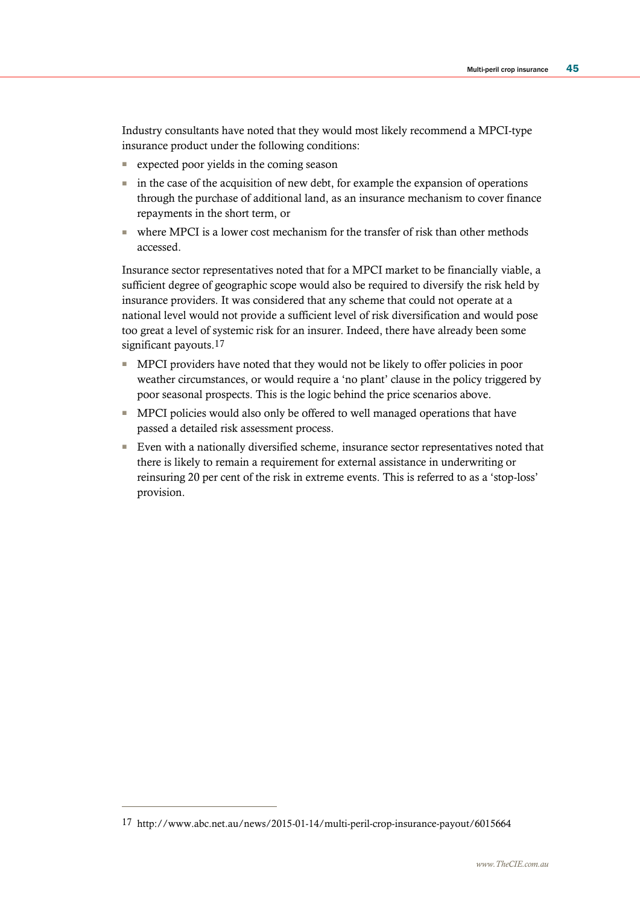Industry consultants have noted that they would most likely recommend a MPCI-type insurance product under the following conditions:

- expected poor yields in the coming season
- in the case of the acquisition of new debt, for example the expansion of operations through the purchase of additional land, as an insurance mechanism to cover finance repayments in the short term, or
- where MPCI is a lower cost mechanism for the transfer of risk than other methods accessed.

Insurance sector representatives noted that for a MPCI market to be financially viable, a sufficient degree of geographic scope would also be required to diversify the risk held by insurance providers. It was considered that any scheme that could not operate at a national level would not provide a sufficient level of risk diversification and would pose too great a level of systemic risk for an insurer. Indeed, there have already been some significant payouts.[17]

- MPCI providers have noted that they would not be likely to offer policies in poor weather circumstances, or would require a 'no plant' clause in the policy triggered by poor seasonal prospects. This is the logic behind the price scenarios above.
- MPCI policies would also only be offered to well managed operations that have passed a detailed risk assessment process.
- Even with a nationally diversified scheme, insurance sector representatives noted that there is likely to remain a requirement for external assistance in underwriting or reinsuring 20 per cent of the risk in extreme events. This is referred to as a 'stop-loss' provision.

---

[17] http://www.abc.net.au/news/2015-01-14/multi-peril-crop-insurance-payout/6015664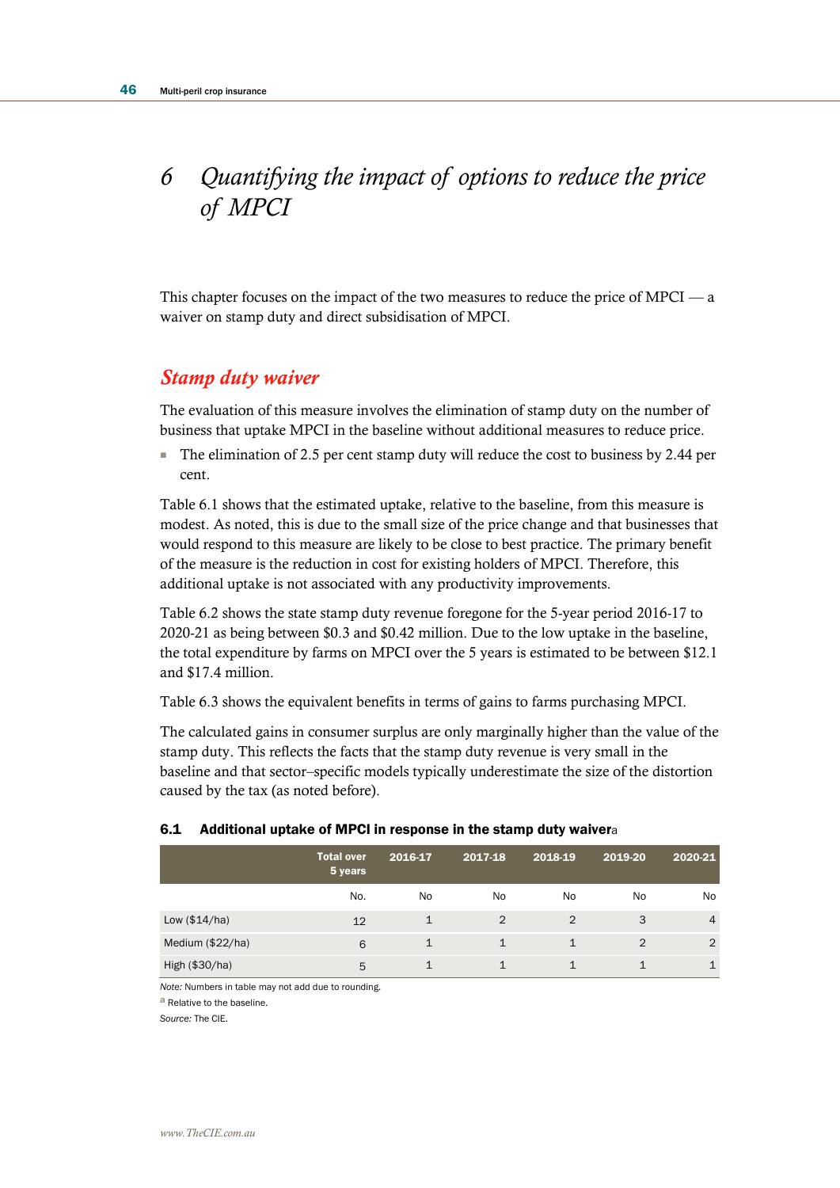# 6 Quantifying the impact of options to reduce the price of MPCI

This chapter focuses on the impact of the two measures to reduce the price of MPCI — a waiver on stamp duty and direct subsidisation of MPCI.

## Stamp duty waiver

The evaluation of this measure involves the elimination of stamp duty on the number of business that uptake MPCI in the baseline without additional measures to reduce price.

- The elimination of 2.5 per cent stamp duty will reduce the cost to business by 2.44 per cent.

Table 6.1 shows that the estimated uptake, relative to the baseline, from this measure is modest. As noted, this is due to the small size of the price change and that businesses that would respond to this measure are likely to be close to best practice. The primary benefit of the measure is the reduction in cost for existing holders of MPCI. Therefore, this additional uptake is not associated with any productivity improvements.

Table 6.2 shows the state stamp duty revenue foregone for the 5-year period 2016-17 to 2020-21 as being between $0.3 and $0.42 million. Due to the low uptake in the baseline, the total expenditure by farms on MPCI over the 5 years is estimated to be between $12.1 and $17.4 million.

Table 6.3 shows the equivalent benefits in terms of gains to farms purchasing MPCI.

The calculated gains in consumer surplus are only marginally higher than the value of the stamp duty. This reflects the facts that the stamp duty revenue is very small in the baseline and that sector–specific models typically underestimate the size of the distortion caused by the tax (as noted before).

**6.1 Additional uptake of MPCI in response in the stamp duty waiver**[a]

| | Total over 5 years | 2016-17 | 2017-18 | 2018-19 | 2019-20 | 2020-21 |
|---|---|---|---|---|---|---|
| | No. | No | No | No | No | No |
| Low ($14/ha) | 12 | 1 | 2 | 2 | 3 | 4 |
| Medium ($22/ha) | 6 | 1 | 1 | 1 | 2 | 2 |
| High ($30/ha) | 5 | 1 | 1 | 1 | 1 | 1 |

*Note:* Numbers in table may not add due to rounding.

[a] Relative to the baseline.

*Source:* The CIE.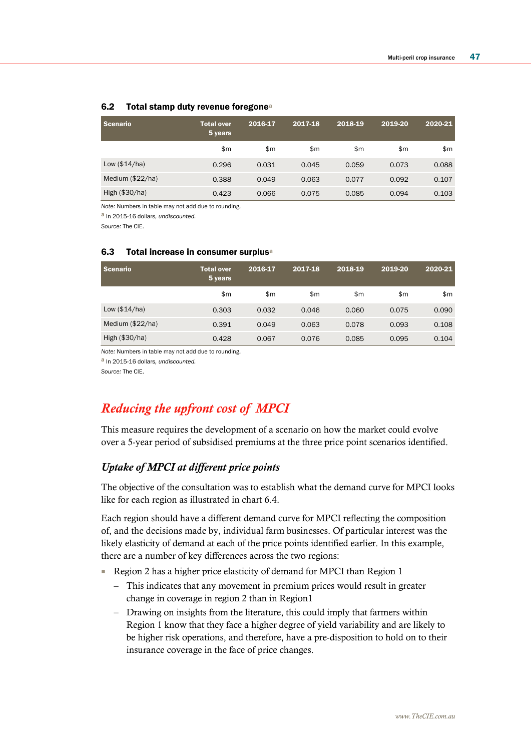### 6.2 Total stamp duty revenue foregone[a]

| Scenario | Total over 5 years | 2016-17 | 2017-18 | 2018-19 | 2019-20 | 2020-21 |
|---|---|---|---|---|---|---|
| | $m | $m | $m | $m | $m | $m |
| Low ($14/ha) | 0.296 | 0.031 | 0.045 | 0.059 | 0.073 | 0.088 |
| Medium ($22/ha) | 0.388 | 0.049 | 0.063 | 0.077 | 0.092 | 0.107 |
| High ($30/ha) | 0.423 | 0.066 | 0.075 | 0.085 | 0.094 | 0.103 |

*Note:* Numbers in table may not add due to rounding.

[a] In 2015-16 dollars, *undiscounted.*

*Source:* The CIE.

### 6.3 Total increase in consumer surplus[a]

| Scenario | Total over 5 years | 2016-17 | 2017-18 | 2018-19 | 2019-20 | 2020-21 |
|---|---|---|---|---|---|---|
| | $m | $m | $m | $m | $m | $m |
| Low ($14/ha) | 0.303 | 0.032 | 0.046 | 0.060 | 0.075 | 0.090 |
| Medium ($22/ha) | 0.391 | 0.049 | 0.063 | 0.078 | 0.093 | 0.108 |
| High ($30/ha) | 0.428 | 0.067 | 0.076 | 0.085 | 0.095 | 0.104 |

*Note:* Numbers in table may not add due to rounding.

[a] In 2015-16 dollars, *undiscounted.*

*Source:* The CIE.

## *Reducing the upfront cost of MPCI*

This measure requires the development of a scenario on how the market could evolve over a 5-year period of subsidised premiums at the three price point scenarios identified.

### *Uptake of MPCI at different price points*

The objective of the consultation was to establish what the demand curve for MPCI looks like for each region as illustrated in chart 6.4.

Each region should have a different demand curve for MPCI reflecting the composition of, and the decisions made by, individual farm businesses. Of particular interest was the likely elasticity of demand at each of the price points identified earlier. In this example, there are a number of key differences across the two regions:

- Region 2 has a higher price elasticity of demand for MPCI than Region 1
  - This indicates that any movement in premium prices would result in greater change in coverage in region 2 than in Region1
  - Drawing on insights from the literature, this could imply that farmers within Region 1 know that they face a higher degree of yield variability and are likely to be higher risk operations, and therefore, have a pre-disposition to hold on to their insurance coverage in the face of price changes.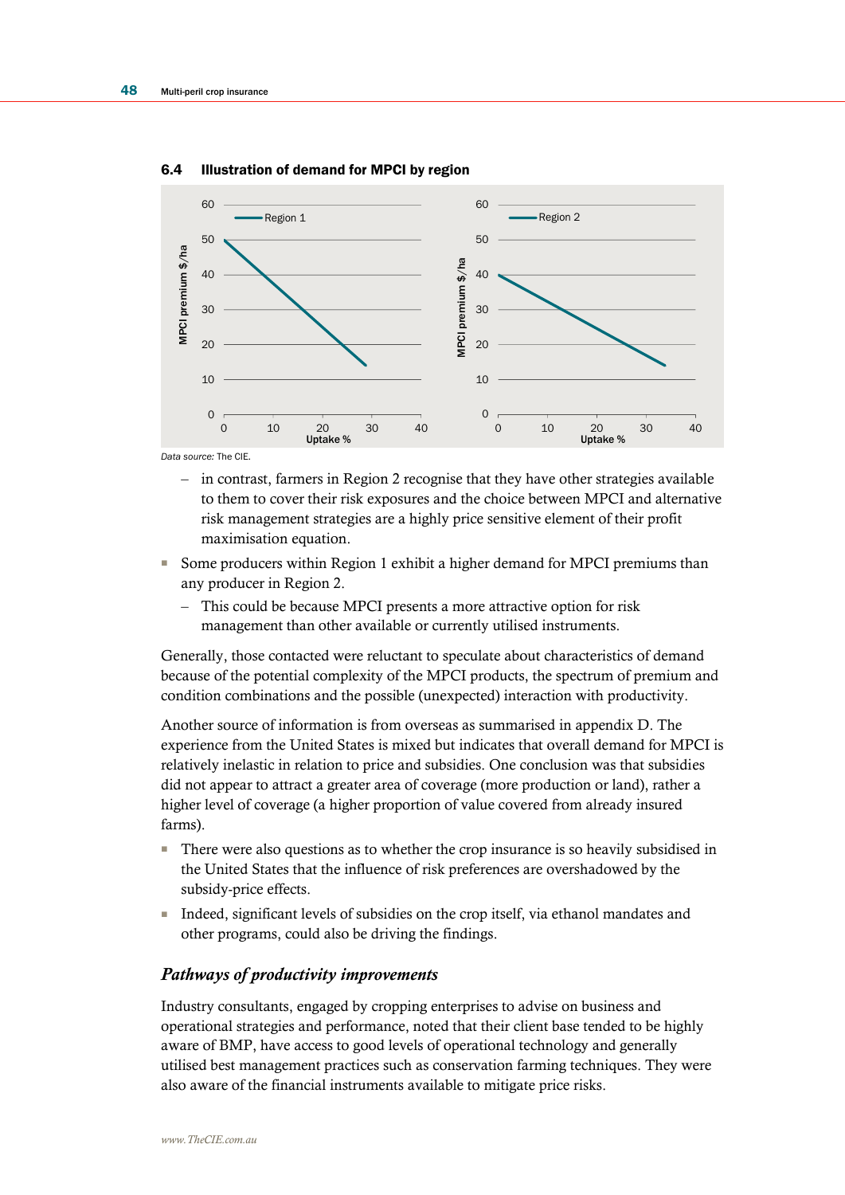**6.4 Illustration of demand for MPCI by region**

Region 1
MPCI premium $/ha
60
50
40
30
20
10
0
0 10 20 30 40
Uptake %

Region 2
MPCI premium $/ha
60
50
40
30
20
10
0
0 10 20 30 40
Uptake %

*Data source:* The CIE.

  – in contrast, farmers in Region 2 recognise that they have other strategies available to them to cover their risk exposures and the choice between MPCI and alternative risk management strategies are a highly price sensitive element of their profit maximisation equation.

- Some producers within Region 1 exhibit a higher demand for MPCI premiums than any producer in Region 2.
  – This could be because MPCI presents a more attractive option for risk management than other available or currently utilised instruments.

Generally, those contacted were reluctant to speculate about characteristics of demand because of the potential complexity of the MPCI products, the spectrum of premium and condition combinations and the possible (unexpected) interaction with productivity.

Another source of information is from overseas as summarised in appendix D. The experience from the United States is mixed but indicates that overall demand for MPCI is relatively inelastic in relation to price and subsidies. One conclusion was that subsidies did not appear to attract a greater area of coverage (more production or land), rather a higher level of coverage (a higher proportion of value covered from already insured farms).

- There were also questions as to whether the crop insurance is so heavily subsidised in the United States that the influence of risk preferences are overshadowed by the subsidy-price effects.
- Indeed, significant levels of subsidies on the crop itself, via ethanol mandates and other programs, could also be driving the findings.

### *Pathways of productivity improvements*

Industry consultants, engaged by cropping enterprises to advise on business and operational strategies and performance, noted that their client base tended to be highly aware of BMP, have access to good levels of operational technology and generally utilised best management practices such as conservation farming techniques. They were also aware of the financial instruments available to mitigate price risks.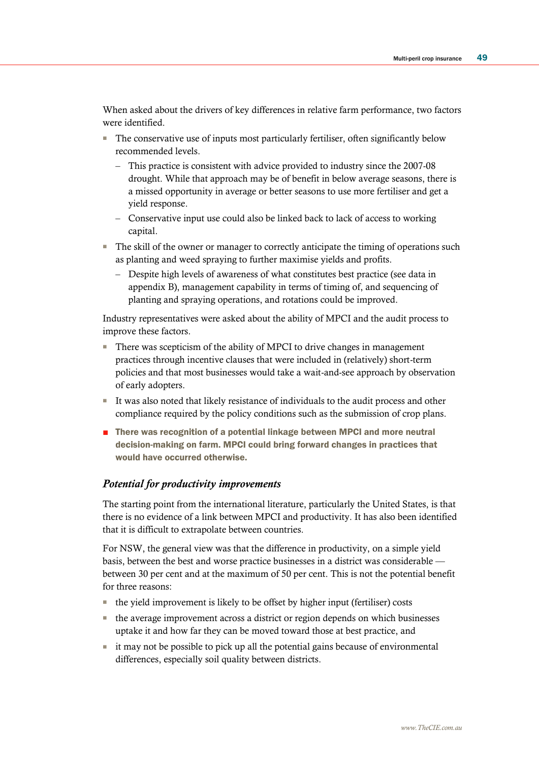When asked about the drivers of key differences in relative farm performance, two factors were identified.

- The conservative use of inputs most particularly fertiliser, often significantly below recommended levels.
  - This practice is consistent with advice provided to industry since the 2007-08 drought. While that approach may be of benefit in below average seasons, there is a missed opportunity in average or better seasons to use more fertiliser and get a yield response.
  - Conservative input use could also be linked back to lack of access to working capital.
- The skill of the owner or manager to correctly anticipate the timing of operations such as planting and weed spraying to further maximise yields and profits.
  - Despite high levels of awareness of what constitutes best practice (see data in appendix B), management capability in terms of timing of, and sequencing of planting and spraying operations, and rotations could be improved.

Industry representatives were asked about the ability of MPCI and the audit process to improve these factors.

- There was scepticism of the ability of MPCI to drive changes in management practices through incentive clauses that were included in (relatively) short-term policies and that most businesses would take a wait-and-see approach by observation of early adopters.
- It was also noted that likely resistance of individuals to the audit process and other compliance required by the policy conditions such as the submission of crop plans.
- **There was recognition of a potential linkage between MPCI and more neutral decision-making on farm. MPCI could bring forward changes in practices that would have occurred otherwise.**

### *Potential for productivity improvements*

The starting point from the international literature, particularly the United States, is that there is no evidence of a link between MPCI and productivity. It has also been identified that it is difficult to extrapolate between countries.

For NSW, the general view was that the difference in productivity, on a simple yield basis, between the best and worse practice businesses in a district was considerable — between 30 per cent and at the maximum of 50 per cent. This is not the potential benefit for three reasons:

- the yield improvement is likely to be offset by higher input (fertiliser) costs
- the average improvement across a district or region depends on which businesses uptake it and how far they can be moved toward those at best practice, and
- it may not be possible to pick up all the potential gains because of environmental differences, especially soil quality between districts.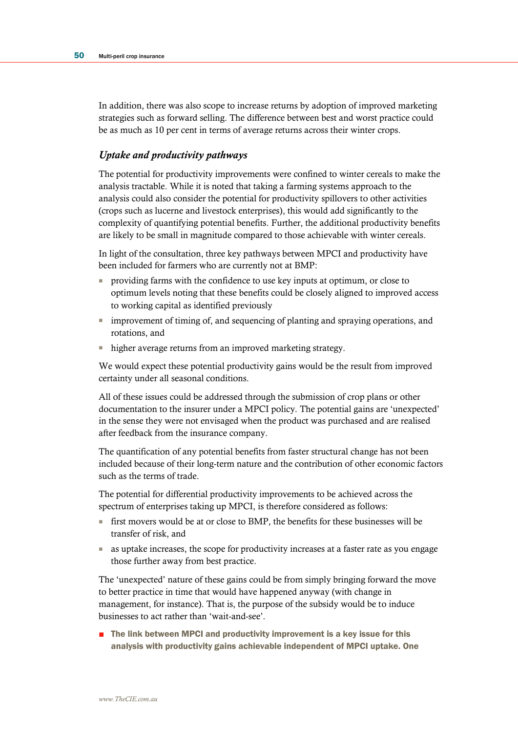In addition, there was also scope to increase returns by adoption of improved marketing strategies such as forward selling. The difference between best and worst practice could be as much as 10 per cent in terms of average returns across their winter crops.

### *Uptake and productivity pathways*

The potential for productivity improvements were confined to winter cereals to make the analysis tractable. While it is noted that taking a farming systems approach to the analysis could also consider the potential for productivity spillovers to other activities (crops such as lucerne and livestock enterprises), this would add significantly to the complexity of quantifying potential benefits. Further, the additional productivity benefits are likely to be small in magnitude compared to those achievable with winter cereals.

In light of the consultation, three key pathways between MPCI and productivity have been included for farmers who are currently not at BMP:

- providing farms with the confidence to use key inputs at optimum, or close to optimum levels noting that these benefits could be closely aligned to improved access to working capital as identified previously
- improvement of timing of, and sequencing of planting and spraying operations, and rotations, and
- higher average returns from an improved marketing strategy.

We would expect these potential productivity gains would be the result from improved certainty under all seasonal conditions.

All of these issues could be addressed through the submission of crop plans or other documentation to the insurer under a MPCI policy. The potential gains are 'unexpected' in the sense they were not envisaged when the product was purchased and are realised after feedback from the insurance company.

The quantification of any potential benefits from faster structural change has not been included because of their long-term nature and the contribution of other economic factors such as the terms of trade.

The potential for differential productivity improvements to be achieved across the spectrum of enterprises taking up MPCI, is therefore considered as follows:

- first movers would be at or close to BMP, the benefits for these businesses will be transfer of risk, and
- as uptake increases, the scope for productivity increases at a faster rate as you engage those further away from best practice.

The 'unexpected' nature of these gains could be from simply bringing forward the move to better practice in time that would have happened anyway (with change in management, for instance). That is, the purpose of the subsidy would be to induce businesses to act rather than 'wait-and-see'.

- **The link between MPCI and productivity improvement is a key issue for this analysis with productivity gains achievable independent of MPCI uptake. One**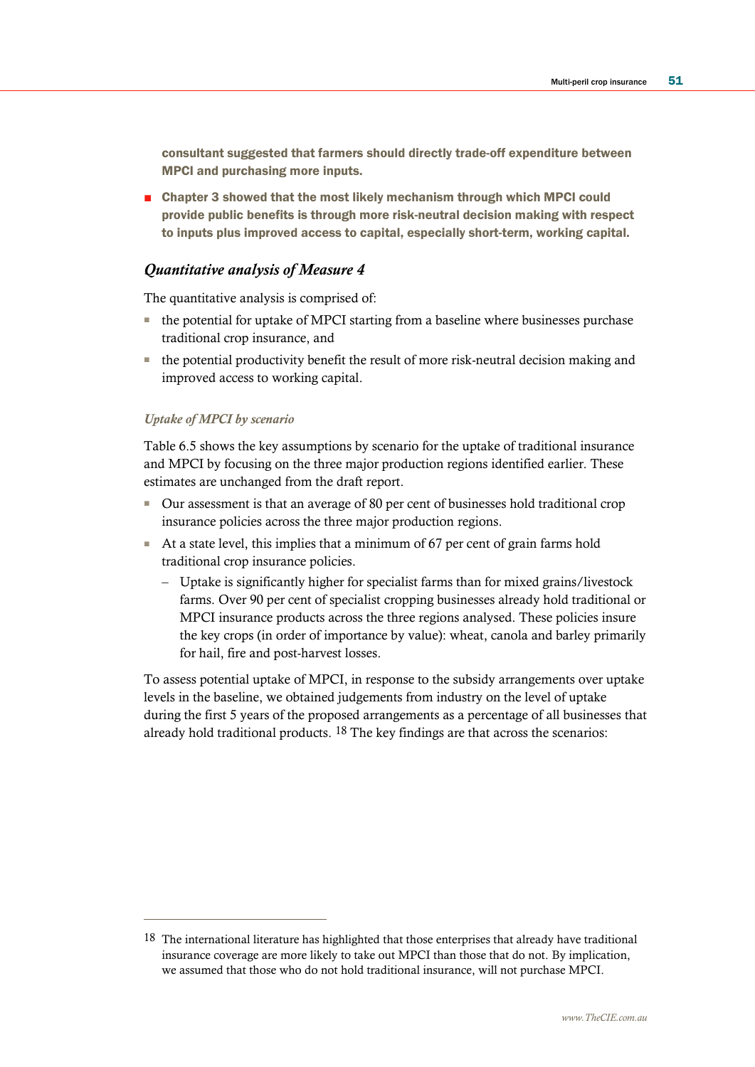**consultant suggested that farmers should directly trade-off expenditure between MPCI and purchasing more inputs.**

- **Chapter 3 showed that the most likely mechanism through which MPCI could provide public benefits is through more risk-neutral decision making with respect to inputs plus improved access to capital, especially short-term, working capital.**

### *Quantitative analysis of Measure 4*

The quantitative analysis is comprised of:

- the potential for uptake of MPCI starting from a baseline where businesses purchase traditional crop insurance, and
- the potential productivity benefit the result of more risk-neutral decision making and improved access to working capital.

#### *Uptake of MPCI by scenario*

Table 6.5 shows the key assumptions by scenario for the uptake of traditional insurance and MPCI by focusing on the three major production regions identified earlier. These estimates are unchanged from the draft report.

- Our assessment is that an average of 80 per cent of businesses hold traditional crop insurance policies across the three major production regions.
- At a state level, this implies that a minimum of 67 per cent of grain farms hold traditional crop insurance policies.
  - Uptake is significantly higher for specialist farms than for mixed grains/livestock farms. Over 90 per cent of specialist cropping businesses already hold traditional or MPCI insurance products across the three regions analysed. These policies insure the key crops (in order of importance by value): wheat, canola and barley primarily for hail, fire and post-harvest losses.

To assess potential uptake of MPCI, in response to the subsidy arrangements over uptake levels in the baseline, we obtained judgements from industry on the level of uptake during the first 5 years of the proposed arrangements as a percentage of all businesses that already hold traditional products. [18] The key findings are that across the scenarios:

[18] The international literature has highlighted that those enterprises that already have traditional insurance coverage are more likely to take out MPCI than those that do not. By implication, we assumed that those who do not hold traditional insurance, will not purchase MPCI.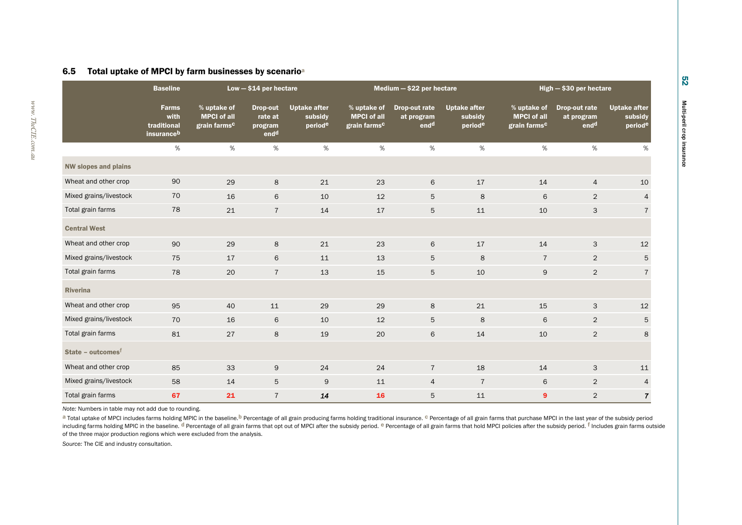## 6.5 Total uptake of MPCI by farm businesses by scenario[a]

| | Baseline | Low — $14 per hectare | | | Medium — $22 per hectare | | | High — $30 per hectare | | |
|---|---|---|---|---|---|---|---|---|---|---|
| | Farms with traditional insurance[b] | % uptake of MPCI of all grain farms[c] | Drop-out rate at program end[d] | Uptake after subsidy period[e] | % uptake of MPCI of all grain farms[c] | Drop-out rate at program end[d] | Uptake after subsidy period[e] | % uptake of MPCI of all grain farms[c] | Drop-out rate at program end[d] | Uptake after subsidy period[e] |
| | % | % | % | % | % | % | % | % | % | % |
| **NW slopes and plains** | | | | | | | | | | |
| Wheat and other crop | 90 | 29 | 8 | 21 | 23 | 6 | 17 | 14 | 4 | 10 |
| Mixed grains/livestock | 70 | 16 | 6 | 10 | 12 | 5 | 8 | 6 | 2 | 4 |
| Total grain farms | 78 | 21 | 7 | 14 | 17 | 5 | 11 | 10 | 3 | 7 |
| **Central West** | | | | | | | | | | |
| Wheat and other crop | 90 | 29 | 8 | 21 | 23 | 6 | 17 | 14 | 3 | 12 |
| Mixed grains/livestock | 75 | 17 | 6 | 11 | 13 | 5 | 8 | 7 | 2 | 5 |
| Total grain farms | 78 | 20 | 7 | 13 | 15 | 5 | 10 | 9 | 2 | 7 |
| **Riverina** | | | | | | | | | | |
| Wheat and other crop | 95 | 40 | 11 | 29 | 29 | 8 | 21 | 15 | 3 | 12 |
| Mixed grains/livestock | 70 | 16 | 6 | 10 | 12 | 5 | 8 | 6 | 2 | 5 |
| Total grain farms | 81 | 27 | 8 | 19 | 20 | 6 | 14 | 10 | 2 | 8 |
| **State – outcomes[f]** | | | | | | | | | | |
| Wheat and other crop | 85 | 33 | 9 | 24 | 24 | 7 | 18 | 14 | 3 | 11 |
| Mixed grains/livestock | 58 | 14 | 5 | 9 | 11 | 4 | 7 | 6 | 2 | 4 |
| Total grain farms | **67** | **21** | 7 | ***14*** | **16** | 5 | 11 | **9** | 2 | ***7*** |

*Note:* Numbers in table may not add due to rounding.

[a] Total uptake of MPCI includes farms holding MPIC in the baseline. [b] Percentage of all grain producing farms holding traditional insurance. [c] Percentage of all grain farms that purchase MPCI in the last year of the subsidy period including farms holding MPIC in the baseline. [d] Percentage of all grain farms that opt out of MPCI after the subsidy period. [e] Percentage of all grain farms that hold MPCI policies after the subsidy period. [f] Includes grain farms outside of the three major production regions which were excluded from the analysis.

*Source:* The CIE and industry consultation.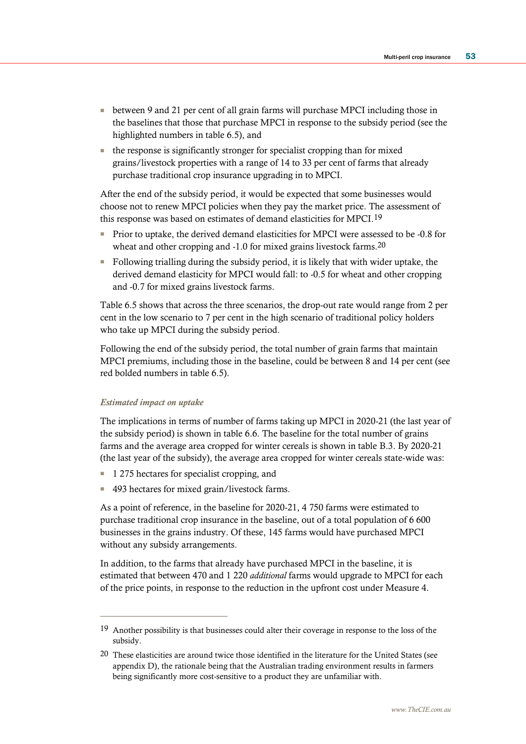- between 9 and 21 per cent of all grain farms will purchase MPCI including those in the baselines that those that purchase MPCI in response to the subsidy period (see the highlighted numbers in table 6.5), and
- the response is significantly stronger for specialist cropping than for mixed grains/livestock properties with a range of 14 to 33 per cent of farms that already purchase traditional crop insurance upgrading in to MPCI.

After the end of the subsidy period, it would be expected that some businesses would choose not to renew MPCI policies when they pay the market price. The assessment of this response was based on estimates of demand elasticities for MPCI.[19]

- Prior to uptake, the derived demand elasticities for MPCI were assessed to be -0.8 for wheat and other cropping and -1.0 for mixed grains livestock farms.[20]
- Following trialling during the subsidy period, it is likely that with wider uptake, the derived demand elasticity for MPCI would fall: to -0.5 for wheat and other cropping and -0.7 for mixed grains livestock farms.

Table 6.5 shows that across the three scenarios, the drop-out rate would range from 2 per cent in the low scenario to 7 per cent in the high scenario of traditional policy holders who take up MPCI during the subsidy period.

Following the end of the subsidy period, the total number of grain farms that maintain MPCI premiums, including those in the baseline, could be between 8 and 14 per cent (see red bolded numbers in table 6.5).

*Estimated impact on uptake*

The implications in terms of number of farms taking up MPCI in 2020-21 (the last year of the subsidy period) is shown in table 6.6. The baseline for the total number of grains farms and the average area cropped for winter cereals is shown in table B.3. By 2020-21 (the last year of the subsidy), the average area cropped for winter cereals state-wide was:

- 1 275 hectares for specialist cropping, and
- 493 hectares for mixed grain/livestock farms.

As a point of reference, in the baseline for 2020-21, 4 750 farms were estimated to purchase traditional crop insurance in the baseline, out of a total population of 6 600 businesses in the grains industry. Of these, 145 farms would have purchased MPCI without any subsidy arrangements.

In addition, to the farms that already have purchased MPCI in the baseline, it is estimated that between 470 and 1 220 *additional* farms would upgrade to MPCI for each of the price points, in response to the reduction in the upfront cost under Measure 4.

---

[19] Another possibility is that businesses could alter their coverage in response to the loss of the subsidy.

[20] These elasticities are around twice those identified in the literature for the United States (see appendix D), the rationale being that the Australian trading environment results in farmers being significantly more cost-sensitive to a product they are unfamiliar with.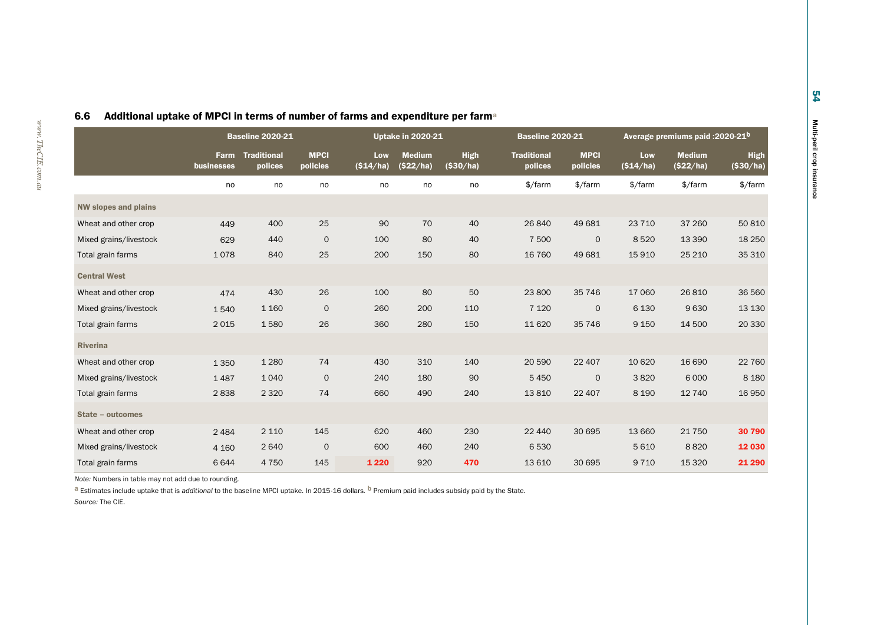### 6.6 Additional uptake of MPCI in terms of number of farms and expenditure per farm[a]

| | Baseline 2020-21 | | | Uptake in 2020-21 | | | Baseline 2020-21 | | Average premiums paid :2020-21[b] | | |
|---|---|---|---|---|---|---|---|---|---|---|---|
| | Farm businesses | Traditional polices | MPCI policies | Low ($14/ha) | Medium ($22/ha) | High ($30/ha) | Traditional polices | MPCI policies | Low ($14/ha) | Medium ($22/ha) | High ($30/ha) |
| | no | no | no | no | no | no | $/farm | $/farm | $/farm | $/farm | $/farm |
| **NW slopes and plains** | | | | | | | | | | | |
| Wheat and other crop | 449 | 400 | 25 | 90 | 70 | 40 | 26 840 | 49 681 | 23 710 | 37 260 | 50 810 |
| Mixed grains/livestock | 629 | 440 | 0 | 100 | 80 | 40 | 7 500 | 0 | 8 520 | 13 390 | 18 250 |
| Total grain farms | 1 078 | 840 | 25 | 200 | 150 | 80 | 16 760 | 49 681 | 15 910 | 25 210 | 35 310 |
| **Central West** | | | | | | | | | | | |
| Wheat and other crop | 474 | 430 | 26 | 100 | 80 | 50 | 23 800 | 35 746 | 17 060 | 26 810 | 36 560 |
| Mixed grains/livestock | 1 540 | 1 160 | 0 | 260 | 200 | 110 | 7 120 | 0 | 6 130 | 9 630 | 13 130 |
| Total grain farms | 2 015 | 1 580 | 26 | 360 | 280 | 150 | 11 620 | 35 746 | 9 150 | 14 500 | 20 330 |
| **Riverina** | | | | | | | | | | | |
| Wheat and other crop | 1 350 | 1 280 | 74 | 430 | 310 | 140 | 20 590 | 22 407 | 10 620 | 16 690 | 22 760 |
| Mixed grains/livestock | 1 487 | 1 040 | 0 | 240 | 180 | 90 | 5 450 | 0 | 3 820 | 6 000 | 8 180 |
| Total grain farms | 2 838 | 2 320 | 74 | 660 | 490 | 240 | 13 810 | 22 407 | 8 190 | 12 740 | 16 950 |
| **State – outcomes** | | | | | | | | | | | |
| Wheat and other crop | 2 484 | 2 110 | 145 | 620 | 460 | 230 | 22 440 | 30 695 | 13 660 | 21 750 | **30 790** |
| Mixed grains/livestock | 4 160 | 2 640 | 0 | 600 | 460 | 240 | 6 530 | | 5 610 | 8 820 | **12 030** |
| Total grain farms | 6 644 | 4 750 | 145 | **1 220** | 920 | **470** | 13 610 | 30 695 | 9 710 | 15 320 | **21 290** |

*Note:* Numbers in table may not add due to rounding.

[a] Estimates include uptake that is *additional* to the baseline MPCI uptake. In 2015-16 dollars. [b] Premium paid includes subsidy paid by the State.

*Source:* The CIE.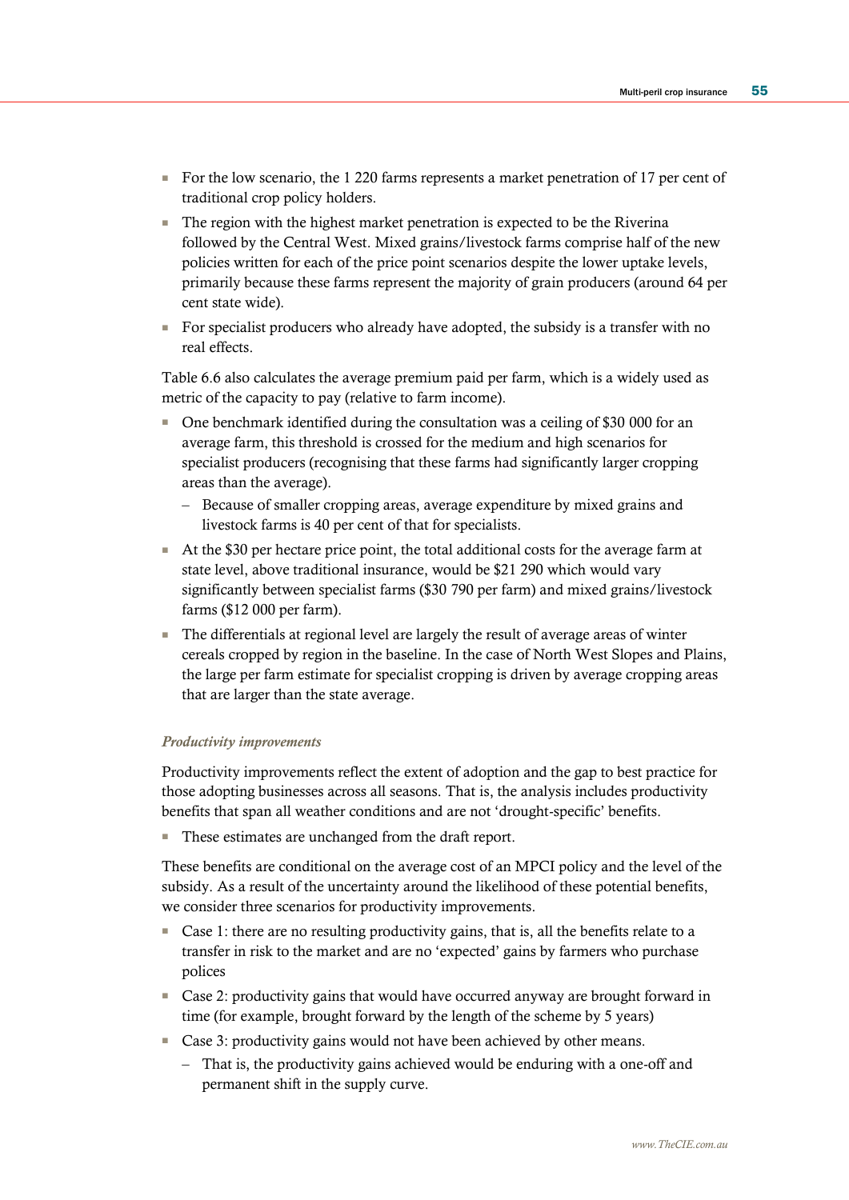- For the low scenario, the 1 220 farms represents a market penetration of 17 per cent of traditional crop policy holders.
- The region with the highest market penetration is expected to be the Riverina followed by the Central West. Mixed grains/livestock farms comprise half of the new policies written for each of the price point scenarios despite the lower uptake levels, primarily because these farms represent the majority of grain producers (around 64 per cent state wide).
- For specialist producers who already have adopted, the subsidy is a transfer with no real effects.

Table 6.6 also calculates the average premium paid per farm, which is a widely used as metric of the capacity to pay (relative to farm income).

- One benchmark identified during the consultation was a ceiling of $30 000 for an average farm, this threshold is crossed for the medium and high scenarios for specialist producers (recognising that these farms had significantly larger cropping areas than the average).
  - Because of smaller cropping areas, average expenditure by mixed grains and livestock farms is 40 per cent of that for specialists.
- At the $30 per hectare price point, the total additional costs for the average farm at state level, above traditional insurance, would be $21 290 which would vary significantly between specialist farms ($30 790 per farm) and mixed grains/livestock farms ($12 000 per farm).
- The differentials at regional level are largely the result of average areas of winter cereals cropped by region in the baseline. In the case of North West Slopes and Plains, the large per farm estimate for specialist cropping is driven by average cropping areas that are larger than the state average.

*Productivity improvements*

Productivity improvements reflect the extent of adoption and the gap to best practice for those adopting businesses across all seasons. That is, the analysis includes productivity benefits that span all weather conditions and are not 'drought-specific' benefits.

- These estimates are unchanged from the draft report.

These benefits are conditional on the average cost of an MPCI policy and the level of the subsidy. As a result of the uncertainty around the likelihood of these potential benefits, we consider three scenarios for productivity improvements.

- Case 1: there are no resulting productivity gains, that is, all the benefits relate to a transfer in risk to the market and are no 'expected' gains by farmers who purchase polices
- Case 2: productivity gains that would have occurred anyway are brought forward in time (for example, brought forward by the length of the scheme by 5 years)
- Case 3: productivity gains would not have been achieved by other means.
  - That is, the productivity gains achieved would be enduring with a one-off and permanent shift in the supply curve.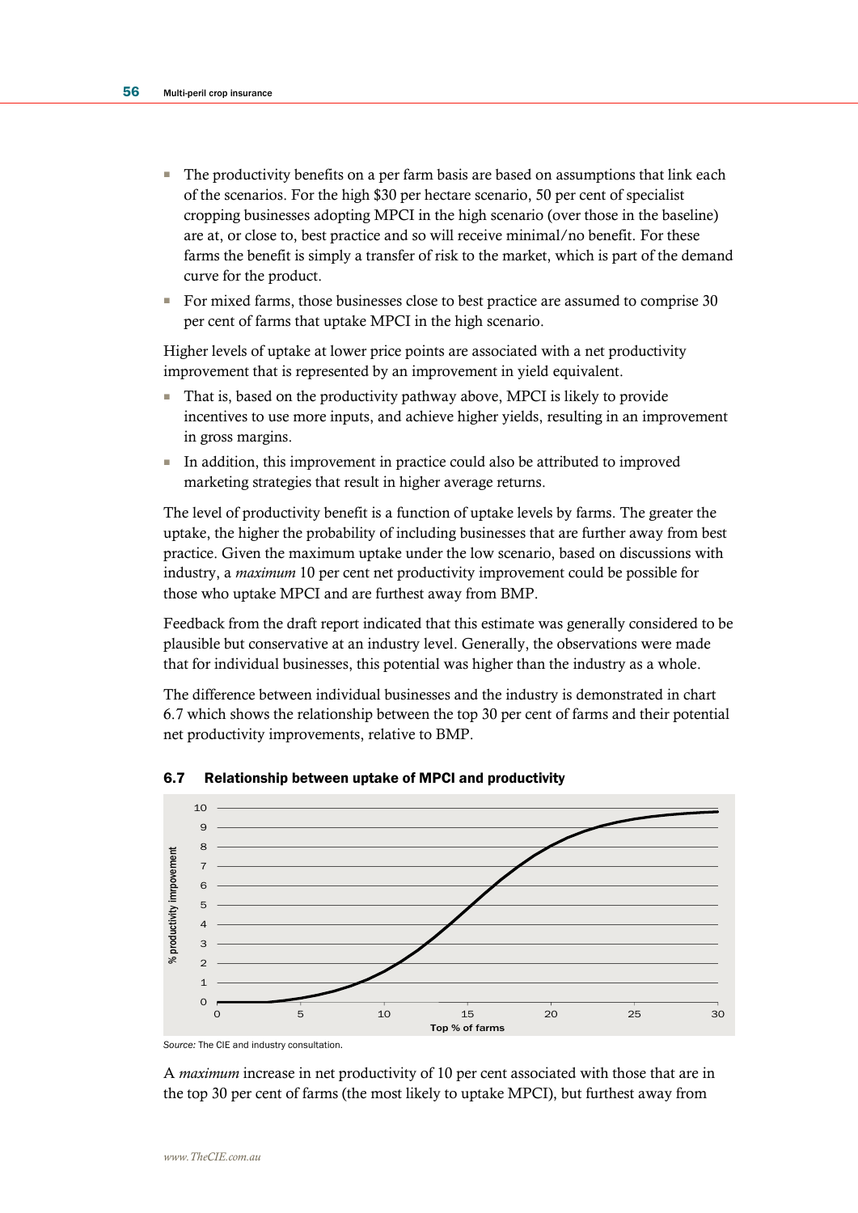- The productivity benefits on a per farm basis are based on assumptions that link each of the scenarios. For the high $30 per hectare scenario, 50 per cent of specialist cropping businesses adopting MPCI in the high scenario (over those in the baseline) are at, or close to, best practice and so will receive minimal/no benefit. For these farms the benefit is simply a transfer of risk to the market, which is part of the demand curve for the product.
- For mixed farms, those businesses close to best practice are assumed to comprise 30 per cent of farms that uptake MPCI in the high scenario.

Higher levels of uptake at lower price points are associated with a net productivity improvement that is represented by an improvement in yield equivalent.

- That is, based on the productivity pathway above, MPCI is likely to provide incentives to use more inputs, and achieve higher yields, resulting in an improvement in gross margins.
- In addition, this improvement in practice could also be attributed to improved marketing strategies that result in higher average returns.

The level of productivity benefit is a function of uptake levels by farms. The greater the uptake, the higher the probability of including businesses that are further away from best practice. Given the maximum uptake under the low scenario, based on discussions with industry, a *maximum* 10 per cent net productivity improvement could be possible for those who uptake MPCI and are furthest away from BMP.

Feedback from the draft report indicated that this estimate was generally considered to be plausible but conservative at an industry level. Generally, the observations were made that for individual businesses, this potential was higher than the industry as a whole.

The difference between individual businesses and the industry is demonstrated in chart 6.7 which shows the relationship between the top 30 per cent of farms and their potential net productivity improvements, relative to BMP.

**6.7 Relationship between uptake of MPCI and productivity**

% productivity improvement

10
9
8
7
6
5
4
3
2
1
0

0 5 10 15 20 25 30

Top % of farms

*Source:* The CIE and industry consultation.

A *maximum* increase in net productivity of 10 per cent associated with those that are in the top 30 per cent of farms (the most likely to uptake MPCI), but furthest away from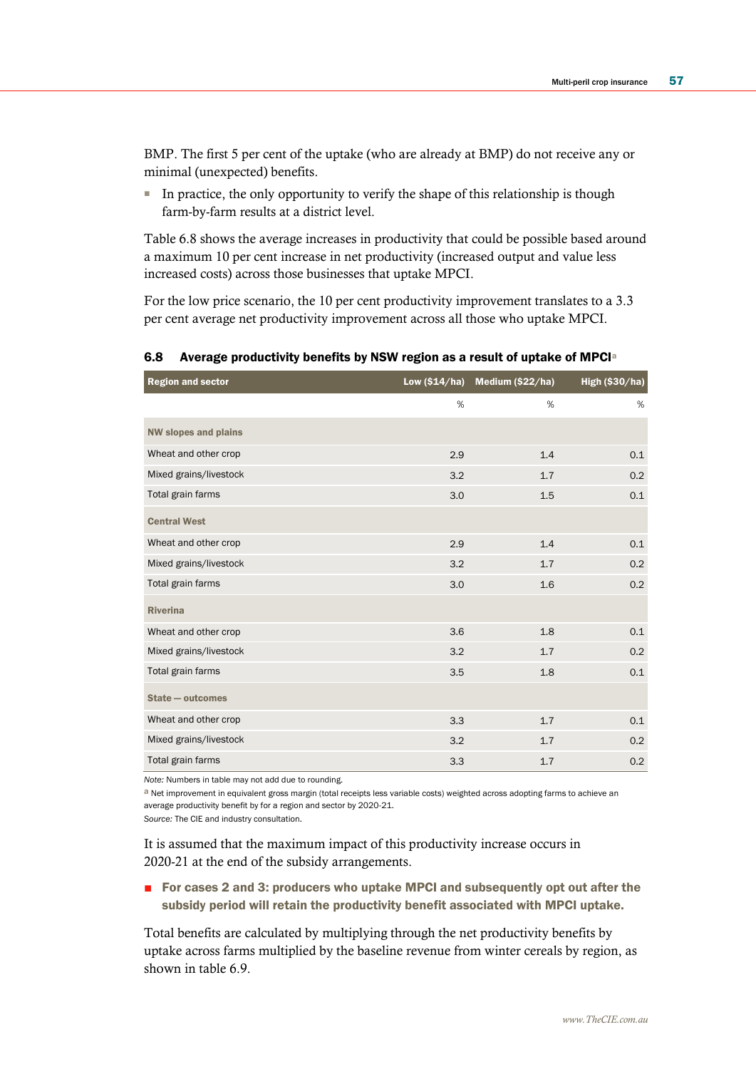BMP. The first 5 per cent of the uptake (who are already at BMP) do not receive any or minimal (unexpected) benefits.

- In practice, the only opportunity to verify the shape of this relationship is though farm-by-farm results at a district level.

Table 6.8 shows the average increases in productivity that could be possible based around a maximum 10 per cent increase in net productivity (increased output and value less increased costs) across those businesses that uptake MPCI.

For the low price scenario, the 10 per cent productivity improvement translates to a 3.3 per cent average net productivity improvement across all those who uptake MPCI.

**6.8 Average productivity benefits by NSW region as a result of uptake of MPCI**[a]

| Region and sector | Low ($14/ha) | Medium ($22/ha) | High ($30/ha) |
|---|---|---|---|
| | % | % | % |
| **NW slopes and plains** | | | |
| Wheat and other crop | 2.9 | 1.4 | 0.1 |
| Mixed grains/livestock | 3.2 | 1.7 | 0.2 |
| Total grain farms | 3.0 | 1.5 | 0.1 |
| **Central West** | | | |
| Wheat and other crop | 2.9 | 1.4 | 0.1 |
| Mixed grains/livestock | 3.2 | 1.7 | 0.2 |
| Total grain farms | 3.0 | 1.6 | 0.2 |
| **Riverina** | | | |
| Wheat and other crop | 3.6 | 1.8 | 0.1 |
| Mixed grains/livestock | 3.2 | 1.7 | 0.2 |
| Total grain farms | 3.5 | 1.8 | 0.1 |
| **State — outcomes** | | | |
| Wheat and other crop | 3.3 | 1.7 | 0.1 |
| Mixed grains/livestock | 3.2 | 1.7 | 0.2 |
| Total grain farms | 3.3 | 1.7 | 0.2 |

*Note:* Numbers in table may not add due to rounding.

[a] Net improvement in equivalent gross margin (total receipts less variable costs) weighted across adopting farms to achieve an average productivity benefit by for a region and sector by 2020-21.

*Source:* The CIE and industry consultation.

It is assumed that the maximum impact of this productivity increase occurs in 2020-21 at the end of the subsidy arrangements.

- **For cases 2 and 3: producers who uptake MPCI and subsequently opt out after the subsidy period will retain the productivity benefit associated with MPCI uptake.**

Total benefits are calculated by multiplying through the net productivity benefits by uptake across farms multiplied by the baseline revenue from winter cereals by region, as shown in table 6.9.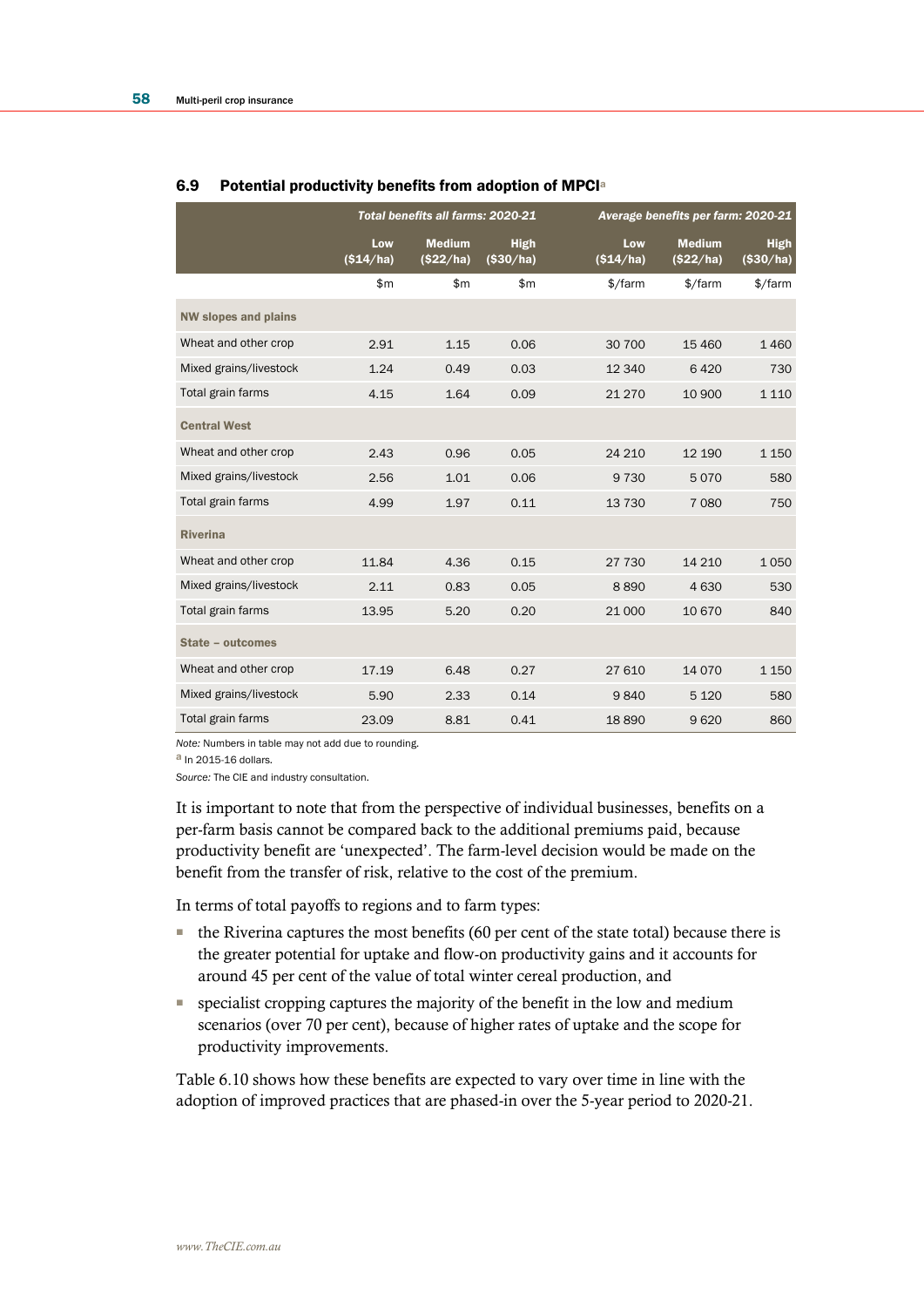### 6.9 Potential productivity benefits from adoption of MPCI[a]

| | Total benefits all farms: 2020-21 | | | Average benefits per farm: 2020-21 | | |
|---|---|---|---|---|---|---|
| | Low ($14/ha) | Medium ($22/ha) | High ($30/ha) | Low ($14/ha) | Medium ($22/ha) | High ($30/ha) |
| | $m | $m | $m | $/farm | $/farm | $/farm |
| **NW slopes and plains** | | | | | | |
| Wheat and other crop | 2.91 | 1.15 | 0.06 | 30 700 | 15 460 | 1 460 |
| Mixed grains/livestock | 1.24 | 0.49 | 0.03 | 12 340 | 6 420 | 730 |
| Total grain farms | 4.15 | 1.64 | 0.09 | 21 270 | 10 900 | 1 110 |
| **Central West** | | | | | | |
| Wheat and other crop | 2.43 | 0.96 | 0.05 | 24 210 | 12 190 | 1 150 |
| Mixed grains/livestock | 2.56 | 1.01 | 0.06 | 9 730 | 5 070 | 580 |
| Total grain farms | 4.99 | 1.97 | 0.11 | 13 730 | 7 080 | 750 |
| **Riverina** | | | | | | |
| Wheat and other crop | 11.84 | 4.36 | 0.15 | 27 730 | 14 210 | 1 050 |
| Mixed grains/livestock | 2.11 | 0.83 | 0.05 | 8 890 | 4 630 | 530 |
| Total grain farms | 13.95 | 5.20 | 0.20 | 21 000 | 10 670 | 840 |
| **State – outcomes** | | | | | | |
| Wheat and other crop | 17.19 | 6.48 | 0.27 | 27 610 | 14 070 | 1 150 |
| Mixed grains/livestock | 5.90 | 2.33 | 0.14 | 9 840 | 5 120 | 580 |
| Total grain farms | 23.09 | 8.81 | 0.41 | 18 890 | 9 620 | 860 |

*Note:* Numbers in table may not add due to rounding.

[a] In 2015-16 dollars.

*Source:* The CIE and industry consultation.

It is important to note that from the perspective of individual businesses, benefits on a per-farm basis cannot be compared back to the additional premiums paid, because productivity benefit are 'unexpected'. The farm-level decision would be made on the benefit from the transfer of risk, relative to the cost of the premium.

In terms of total payoffs to regions and to farm types:

- the Riverina captures the most benefits (60 per cent of the state total) because there is the greater potential for uptake and flow-on productivity gains and it accounts for around 45 per cent of the value of total winter cereal production, and
- specialist cropping captures the majority of the benefit in the low and medium scenarios (over 70 per cent), because of higher rates of uptake and the scope for productivity improvements.

Table 6.10 shows how these benefits are expected to vary over time in line with the adoption of improved practices that are phased-in over the 5-year period to 2020-21.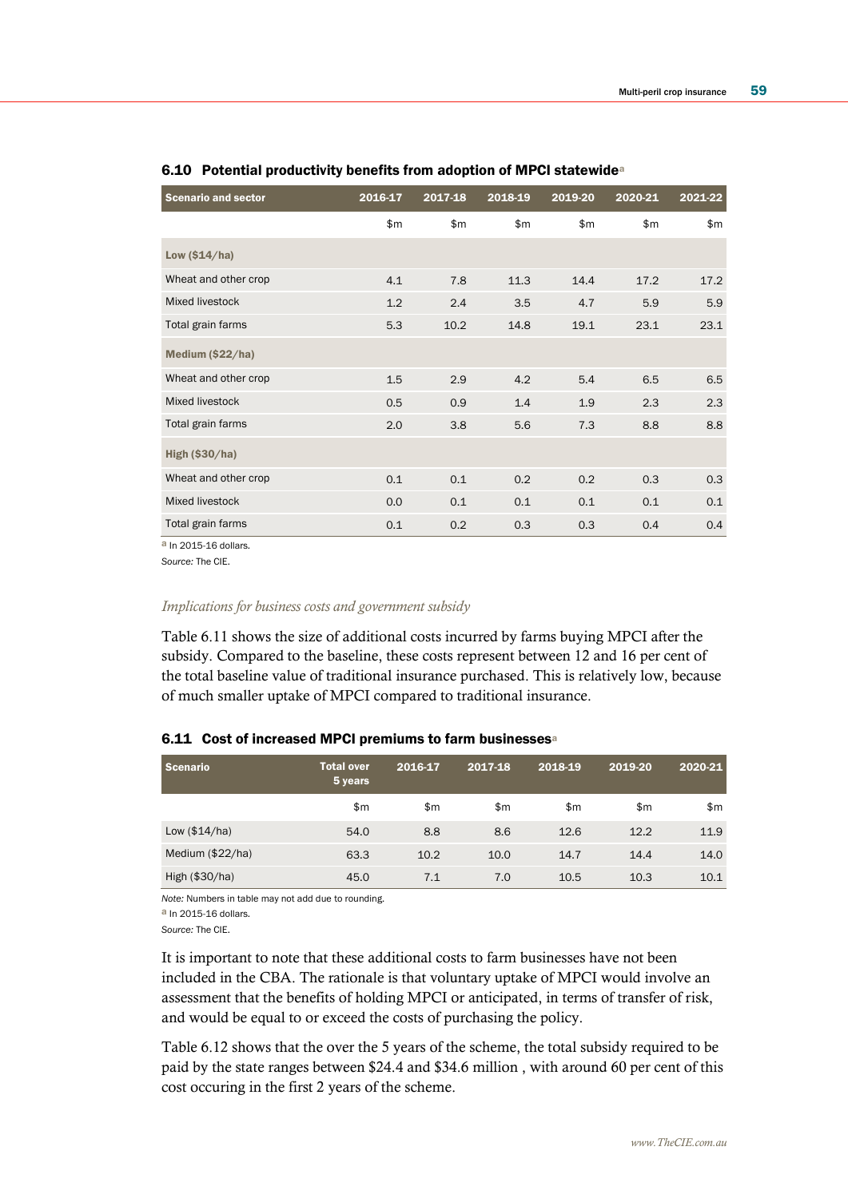### 6.10 Potential productivity benefits from adoption of MPCI statewide[a]

| Scenario and sector | 2016-17 | 2017-18 | 2018-19 | 2019-20 | 2020-21 | 2021-22 |
|---|---|---|---|---|---|---|
| | $m | $m | $m | $m | $m | $m |
| **Low ($14/ha)** | | | | | | |
| Wheat and other crop | 4.1 | 7.8 | 11.3 | 14.4 | 17.2 | 17.2 |
| Mixed livestock | 1.2 | 2.4 | 3.5 | 4.7 | 5.9 | 5.9 |
| Total grain farms | 5.3 | 10.2 | 14.8 | 19.1 | 23.1 | 23.1 |
| **Medium ($22/ha)** | | | | | | |
| Wheat and other crop | 1.5 | 2.9 | 4.2 | 5.4 | 6.5 | 6.5 |
| Mixed livestock | 0.5 | 0.9 | 1.4 | 1.9 | 2.3 | 2.3 |
| Total grain farms | 2.0 | 3.8 | 5.6 | 7.3 | 8.8 | 8.8 |
| **High ($30/ha)** | | | | | | |
| Wheat and other crop | 0.1 | 0.1 | 0.2 | 0.2 | 0.3 | 0.3 |
| Mixed livestock | 0.0 | 0.1 | 0.1 | 0.1 | 0.1 | 0.1 |
| Total grain farms | 0.1 | 0.2 | 0.3 | 0.3 | 0.4 | 0.4 |

[a] In 2015-16 dollars.

*Source:* The CIE.

*Implications for business costs and government subsidy*

Table 6.11 shows the size of additional costs incurred by farms buying MPCI after the subsidy. Compared to the baseline, these costs represent between 12 and 16 per cent of the total baseline value of traditional insurance purchased. This is relatively low, because of much smaller uptake of MPCI compared to traditional insurance.

### 6.11 Cost of increased MPCI premiums to farm businesses[a]

| Scenario | Total over 5 years | 2016-17 | 2017-18 | 2018-19 | 2019-20 | 2020-21 |
|---|---|---|---|---|---|---|
| | $m | $m | $m | $m | $m | $m |
| Low ($14/ha) | 54.0 | 8.8 | 8.6 | 12.6 | 12.2 | 11.9 |
| Medium ($22/ha) | 63.3 | 10.2 | 10.0 | 14.7 | 14.4 | 14.0 |
| High ($30/ha) | 45.0 | 7.1 | 7.0 | 10.5 | 10.3 | 10.1 |

*Note:* Numbers in table may not add due to rounding.

[a] In 2015-16 dollars.

*Source:* The CIE.

It is important to note that these additional costs to farm businesses have not been included in the CBA. The rationale is that voluntary uptake of MPCI would involve an assessment that the benefits of holding MPCI or anticipated, in terms of transfer of risk, and would be equal to or exceed the costs of purchasing the policy.

Table 6.12 shows that the over the 5 years of the scheme, the total subsidy required to be paid by the state ranges between $24.4 and $34.6 million , with around 60 per cent of this cost occuring in the first 2 years of the scheme.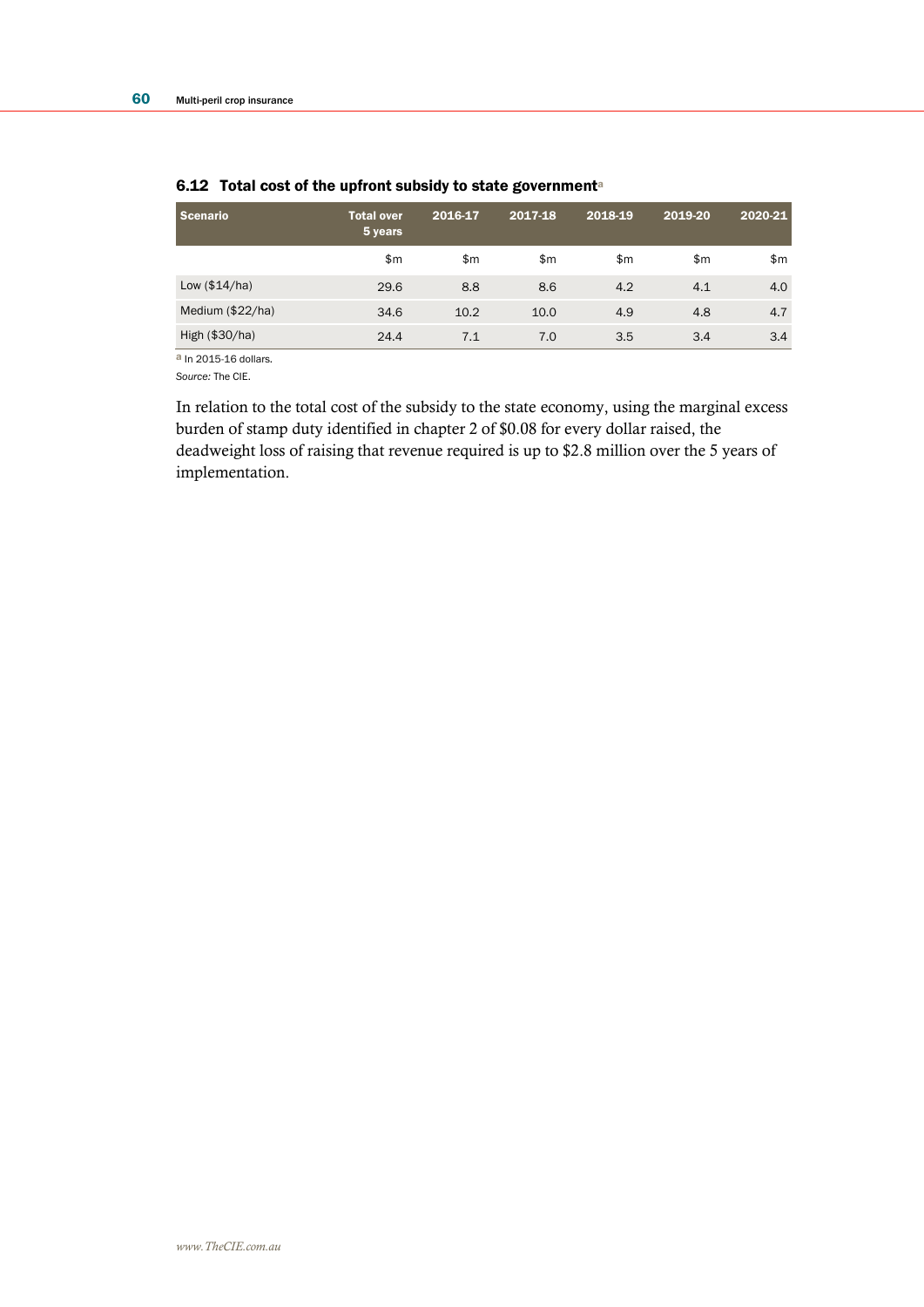**6.12 Total cost of the upfront subsidy to state government**[a]

| Scenario | Total over 5 years | 2016-17 | 2017-18 | 2018-19 | 2019-20 | 2020-21 |
|---|---|---|---|---|---|---|
| | $m | $m | $m | $m | $m | $m |
| Low ($14/ha) | 29.6 | 8.8 | 8.6 | 4.2 | 4.1 | 4.0 |
| Medium ($22/ha) | 34.6 | 10.2 | 10.0 | 4.9 | 4.8 | 4.7 |
| High ($30/ha) | 24.4 | 7.1 | 7.0 | 3.5 | 3.4 | 3.4 |

[a] In 2015-16 dollars.

*Source:* The CIE.

In relation to the total cost of the subsidy to the state economy, using the marginal excess burden of stamp duty identified in chapter 2 of $0.08 for every dollar raised, the deadweight loss of raising that revenue required is up to $2.8 million over the 5 years of implementation.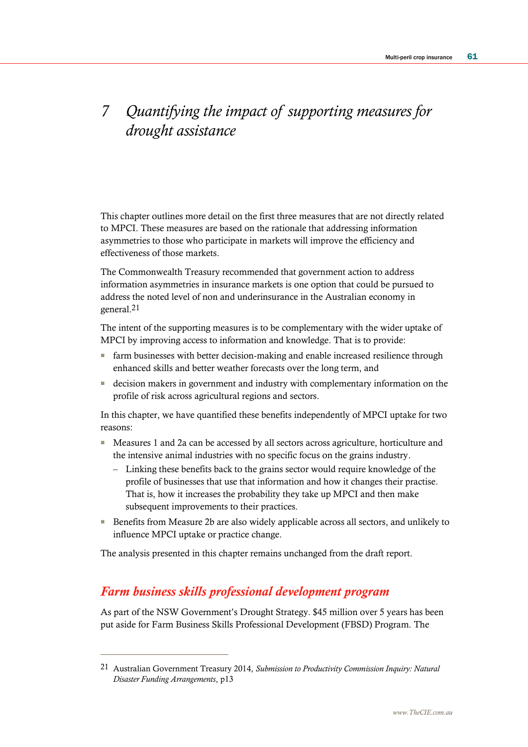# 7 Quantifying the impact of supporting measures for drought assistance

This chapter outlines more detail on the first three measures that are not directly related to MPCI. These measures are based on the rationale that addressing information asymmetries to those who participate in markets will improve the efficiency and effectiveness of those markets.

The Commonwealth Treasury recommended that government action to address information asymmetries in insurance markets is one option that could be pursued to address the noted level of non and underinsurance in the Australian economy in general.[21]

The intent of the supporting measures is to be complementary with the wider uptake of MPCI by improving access to information and knowledge. That is to provide:

- farm businesses with better decision-making and enable increased resilience through enhanced skills and better weather forecasts over the long term, and
- decision makers in government and industry with complementary information on the profile of risk across agricultural regions and sectors.

In this chapter, we have quantified these benefits independently of MPCI uptake for two reasons:

- Measures 1 and 2a can be accessed by all sectors across agriculture, horticulture and the intensive animal industries with no specific focus on the grains industry.
  - Linking these benefits back to the grains sector would require knowledge of the profile of businesses that use that information and how it changes their practise. That is, how it increases the probability they take up MPCI and then make subsequent improvements to their practices.
- Benefits from Measure 2b are also widely applicable across all sectors, and unlikely to influence MPCI uptake or practice change.

The analysis presented in this chapter remains unchanged from the draft report.

## Farm business skills professional development program

As part of the NSW Government's Drought Strategy. $45 million over 5 years has been put aside for Farm Business Skills Professional Development (FBSD) Program. The

[21] Australian Government Treasury 2014, *Submission to Productivity Commission Inquiry: Natural Disaster Funding Arrangements*, p13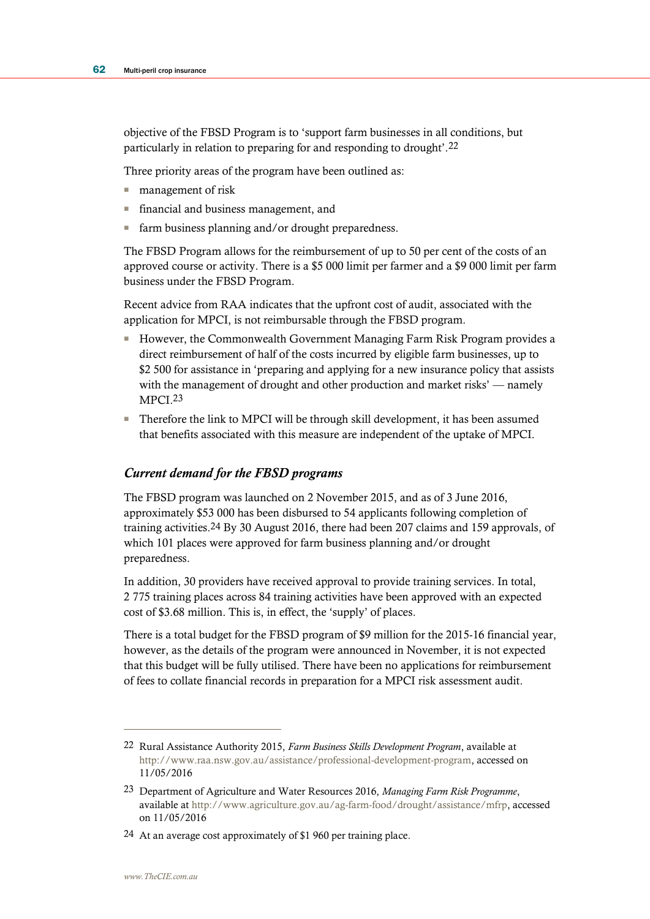objective of the FBSD Program is to 'support farm businesses in all conditions, but particularly in relation to preparing for and responding to drought'.[22]

Three priority areas of the program have been outlined as:

- management of risk
- financial and business management, and
- farm business planning and/or drought preparedness.

The FBSD Program allows for the reimbursement of up to 50 per cent of the costs of an approved course or activity. There is a $5 000 limit per farmer and a $9 000 limit per farm business under the FBSD Program.

Recent advice from RAA indicates that the upfront cost of audit, associated with the application for MPCI, is not reimbursable through the FBSD program.

- However, the Commonwealth Government Managing Farm Risk Program provides a direct reimbursement of half of the costs incurred by eligible farm businesses, up to $2 500 for assistance in 'preparing and applying for a new insurance policy that assists with the management of drought and other production and market risks' — namely MPCI.[23]
- Therefore the link to MPCI will be through skill development, it has been assumed that benefits associated with this measure are independent of the uptake of MPCI.

### *Current demand for the FBSD programs*

The FBSD program was launched on 2 November 2015, and as of 3 June 2016, approximately $53 000 has been disbursed to 54 applicants following completion of training activities.[24] By 30 August 2016, there had been 207 claims and 159 approvals, of which 101 places were approved for farm business planning and/or drought preparedness.

In addition, 30 providers have received approval to provide training services. In total, 2 775 training places across 84 training activities have been approved with an expected cost of $3.68 million. This is, in effect, the 'supply' of places.

There is a total budget for the FBSD program of $9 million for the 2015-16 financial year, however, as the details of the program were announced in November, it is not expected that this budget will be fully utilised. There have been no applications for reimbursement of fees to collate financial records in preparation for a MPCI risk assessment audit.

---

[22] Rural Assistance Authority 2015, *Farm Business Skills Development Program*, available at http://www.raa.nsw.gov.au/assistance/professional-development-program, accessed on 11/05/2016

[23] Department of Agriculture and Water Resources 2016, *Managing Farm Risk Programme*, available at http://www.agriculture.gov.au/ag-farm-food/drought/assistance/mfrp, accessed on 11/05/2016

[24] At an average cost approximately of $1 960 per training place.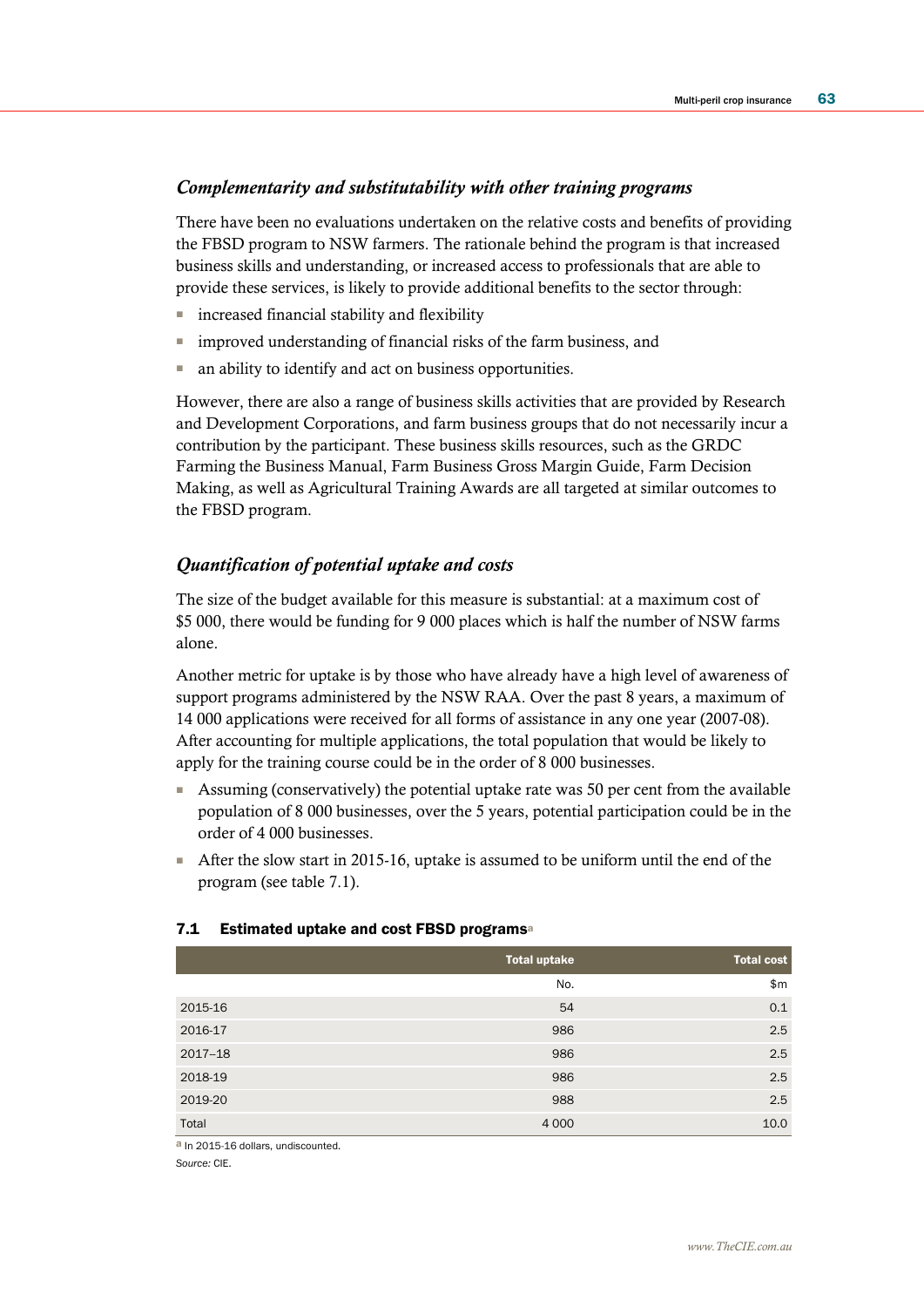### *Complementarity and substitutability with other training programs*

There have been no evaluations undertaken on the relative costs and benefits of providing the FBSD program to NSW farmers. The rationale behind the program is that increased business skills and understanding, or increased access to professionals that are able to provide these services, is likely to provide additional benefits to the sector through:

- increased financial stability and flexibility
- improved understanding of financial risks of the farm business, and
- an ability to identify and act on business opportunities.

However, there are also a range of business skills activities that are provided by Research and Development Corporations, and farm business groups that do not necessarily incur a contribution by the participant. These business skills resources, such as the GRDC Farming the Business Manual, Farm Business Gross Margin Guide, Farm Decision Making, as well as Agricultural Training Awards are all targeted at similar outcomes to the FBSD program.

### *Quantification of potential uptake and costs*

The size of the budget available for this measure is substantial: at a maximum cost of $5 000, there would be funding for 9 000 places which is half the number of NSW farms alone.

Another metric for uptake is by those who already have a high level of awareness of support programs administered by the NSW RAA. Over the past 8 years, a maximum of 14 000 applications were received for all forms of assistance in any one year (2007-08). After accounting for multiple applications, the total population that would be likely to apply for the training course could be in the order of 8 000 businesses.

- Assuming (conservatively) the potential uptake rate was 50 per cent from the available population of 8 000 businesses, over the 5 years, potential participation could be in the order of 4 000 businesses.
- After the slow start in 2015-16, uptake is assumed to be uniform until the end of the program (see table 7.1).

**7.1 Estimated uptake and cost FBSD programs**[a]

| | Total uptake | Total cost |
|---|---|---|
| | No. | $m |
| 2015-16 | 54 | 0.1 |
| 2016-17 | 986 | 2.5 |
| 2017–18 | 986 | 2.5 |
| 2018-19 | 986 | 2.5 |
| 2019-20 | 988 | 2.5 |
| Total | 4 000 | 10.0 |

[a] In 2015-16 dollars, undiscounted.

*Source:* CIE.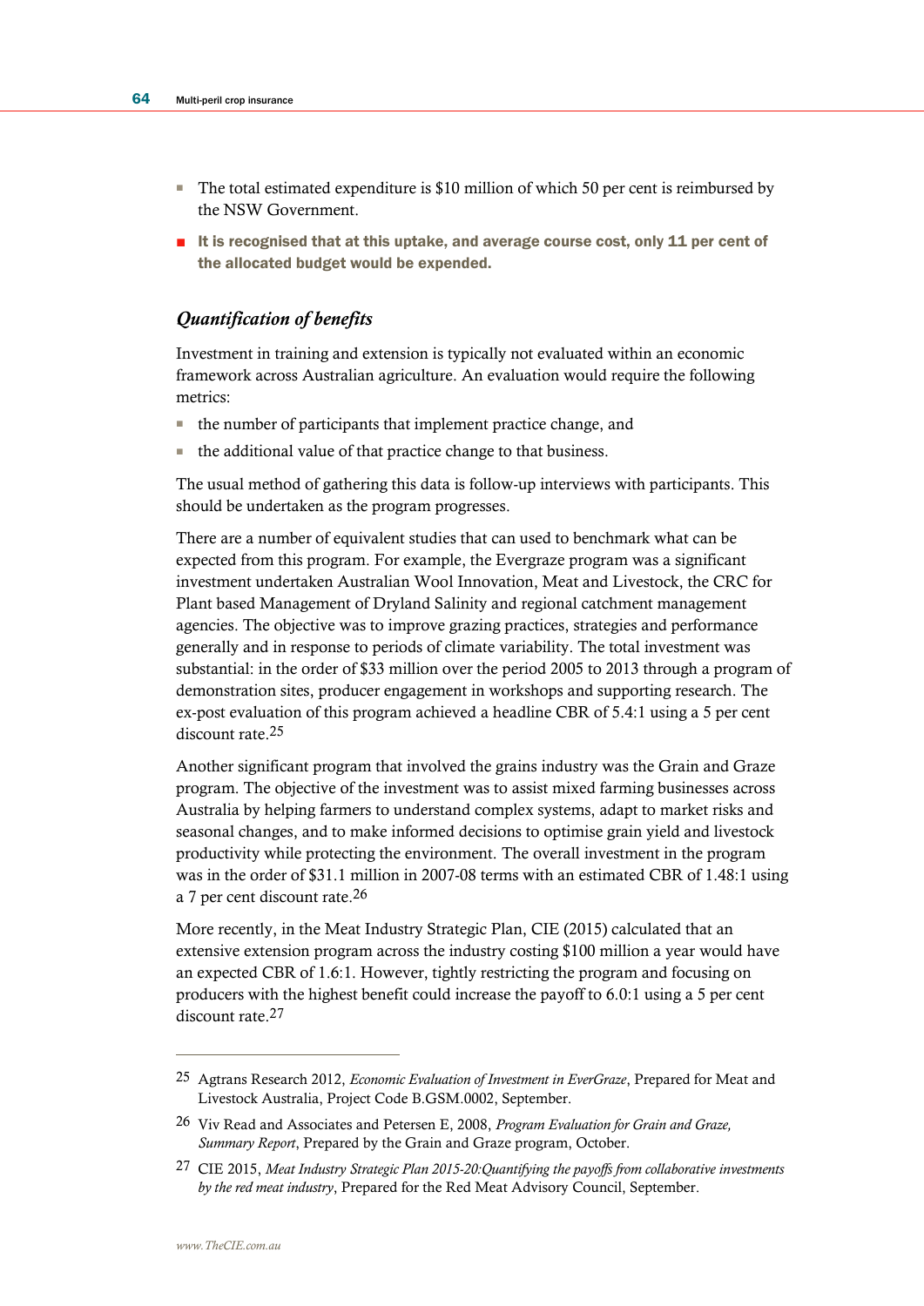- The total estimated expenditure is $10 million of which 50 per cent is reimbursed by the NSW Government.
- **It is recognised that at this uptake, and average course cost, only 11 per cent of the allocated budget would be expended.**

### *Quantification of benefits*

Investment in training and extension is typically not evaluated within an economic framework across Australian agriculture. An evaluation would require the following metrics:

- the number of participants that implement practice change, and
- the additional value of that practice change to that business.

The usual method of gathering this data is follow-up interviews with participants. This should be undertaken as the program progresses.

There are a number of equivalent studies that can used to benchmark what can be expected from this program. For example, the Evergraze program was a significant investment undertaken Australian Wool Innovation, Meat and Livestock, the CRC for Plant based Management of Dryland Salinity and regional catchment management agencies. The objective was to improve grazing practices, strategies and performance generally and in response to periods of climate variability. The total investment was substantial: in the order of $33 million over the period 2005 to 2013 through a program of demonstration sites, producer engagement in workshops and supporting research. The ex-post evaluation of this program achieved a headline CBR of 5.4:1 using a 5 per cent discount rate.[25]

Another significant program that involved the grains industry was the Grain and Graze program. The objective of the investment was to assist mixed farming businesses across Australia by helping farmers to understand complex systems, adapt to market risks and seasonal changes, and to make informed decisions to optimise grain yield and livestock productivity while protecting the environment. The overall investment in the program was in the order of $31.1 million in 2007-08 terms with an estimated CBR of 1.48:1 using a 7 per cent discount rate.[26]

More recently, in the Meat Industry Strategic Plan, CIE (2015) calculated that an extensive extension program across the industry costing $100 million a year would have an expected CBR of 1.6:1. However, tightly restricting the program and focusing on producers with the highest benefit could increase the payoff to 6.0:1 using a 5 per cent discount rate.[27]

---

[25] Agtrans Research 2012, *Economic Evaluation of Investment in EverGraze*, Prepared for Meat and Livestock Australia, Project Code B.GSM.0002, September.

[26] Viv Read and Associates and Petersen E, 2008, *Program Evaluation for Grain and Graze, Summary Report*, Prepared by the Grain and Graze program, October.

[27] CIE 2015, *Meat Industry Strategic Plan 2015-20:Quantifying the payoffs from collaborative investments by the red meat industry*, Prepared for the Red Meat Advisory Council, September.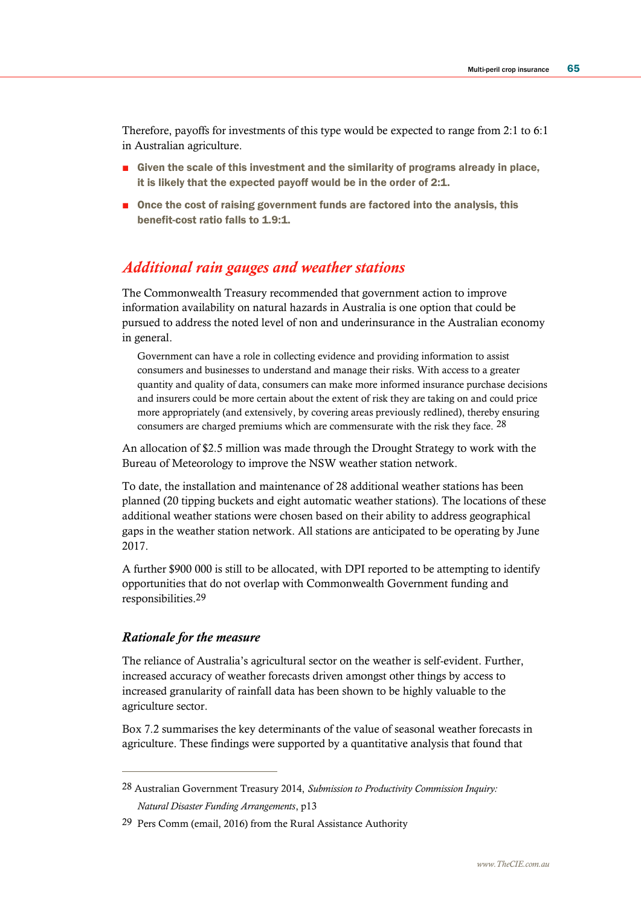Therefore, payoffs for investments of this type would be expected to range from 2:1 to 6:1 in Australian agriculture.

- **Given the scale of this investment and the similarity of programs already in place, it is likely that the expected payoff would be in the order of 2:1.**
- **Once the cost of raising government funds are factored into the analysis, this benefit-cost ratio falls to 1.9:1.**

## *Additional rain gauges and weather stations*

The Commonwealth Treasury recommended that government action to improve information availability on natural hazards in Australia is one option that could be pursued to address the noted level of non and underinsurance in the Australian economy in general.

> Government can have a role in collecting evidence and providing information to assist consumers and businesses to understand and manage their risks. With access to a greater quantity and quality of data, consumers can make more informed insurance purchase decisions and insurers could be more certain about the extent of risk they are taking on and could price more appropriately (and extensively, by covering areas previously redlined), thereby ensuring consumers are charged premiums which are commensurate with the risk they face. [28]

An allocation of $2.5 million was made through the Drought Strategy to work with the Bureau of Meteorology to improve the NSW weather station network.

To date, the installation and maintenance of 28 additional weather stations has been planned (20 tipping buckets and eight automatic weather stations). The locations of these additional weather stations were chosen based on their ability to address geographical gaps in the weather station network. All stations are anticipated to be operating by June 2017.

A further $900 000 is still to be allocated, with DPI reported to be attempting to identify opportunities that do not overlap with Commonwealth Government funding and responsibilities.[29]

### *Rationale for the measure*

The reliance of Australia's agricultural sector on the weather is self-evident. Further, increased accuracy of weather forecasts driven amongst other things by access to increased granularity of rainfall data has been shown to be highly valuable to the agriculture sector.

Box 7.2 summarises the key determinants of the value of seasonal weather forecasts in agriculture. These findings were supported by a quantitative analysis that found that

---

[28] Australian Government Treasury 2014, *Submission to Productivity Commission Inquiry: Natural Disaster Funding Arrangements*, p13

[29] Pers Comm (email, 2016) from the Rural Assistance Authority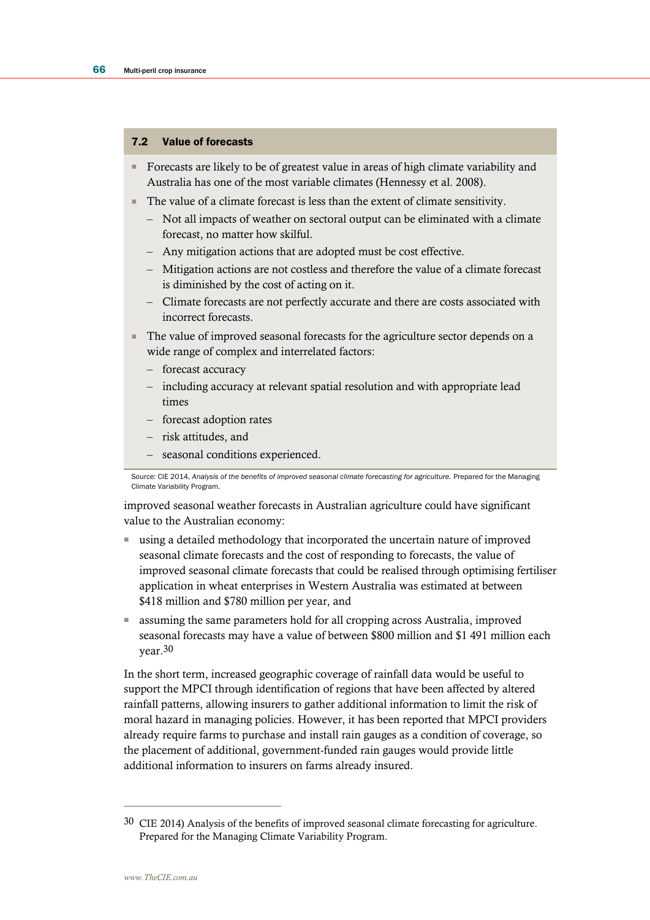### 7.2 Value of forecasts

- Forecasts are likely to be of greatest value in areas of high climate variability and Australia has one of the most variable climates (Hennessy et al. 2008).
- The value of a climate forecast is less than the extent of climate sensitivity.
  - Not all impacts of weather on sectoral output can be eliminated with a climate forecast, no matter how skilful.
  - Any mitigation actions that are adopted must be cost effective.
  - Mitigation actions are not costless and therefore the value of a climate forecast is diminished by the cost of acting on it.
  - Climate forecasts are not perfectly accurate and there are costs associated with incorrect forecasts.
- The value of improved seasonal forecasts for the agriculture sector depends on a wide range of complex and interrelated factors:
  - forecast accuracy
  - including accuracy at relevant spatial resolution and with appropriate lead times
  - forecast adoption rates
  - risk attitudes, and
  - seasonal conditions experienced.

Source: CIE 2014, *Analysis of the benefits of improved seasonal climate forecasting for agriculture.* Prepared for the Managing Climate Variability Program.

improved seasonal weather forecasts in Australian agriculture could have significant value to the Australian economy:

- using a detailed methodology that incorporated the uncertain nature of improved seasonal climate forecasts and the cost of responding to forecasts, the value of improved seasonal climate forecasts that could be realised through optimising fertiliser application in wheat enterprises in Western Australia was estimated at between $418 million and $780 million per year, and
- assuming the same parameters hold for all cropping across Australia, improved seasonal forecasts may have a value of between $800 million and $1 491 million each year.[30]

In the short term, increased geographic coverage of rainfall data would be useful to support the MPCI through identification of regions that have been affected by altered rainfall patterns, allowing insurers to gather additional information to limit the risk of moral hazard in managing policies. However, it has been reported that MPCI providers already require farms to purchase and install rain gauges as a condition of coverage, so the placement of additional, government-funded rain gauges would provide little additional information to insurers on farms already insured.

[30] CIE 2014) Analysis of the benefits of improved seasonal climate forecasting for agriculture. Prepared for the Managing Climate Variability Program.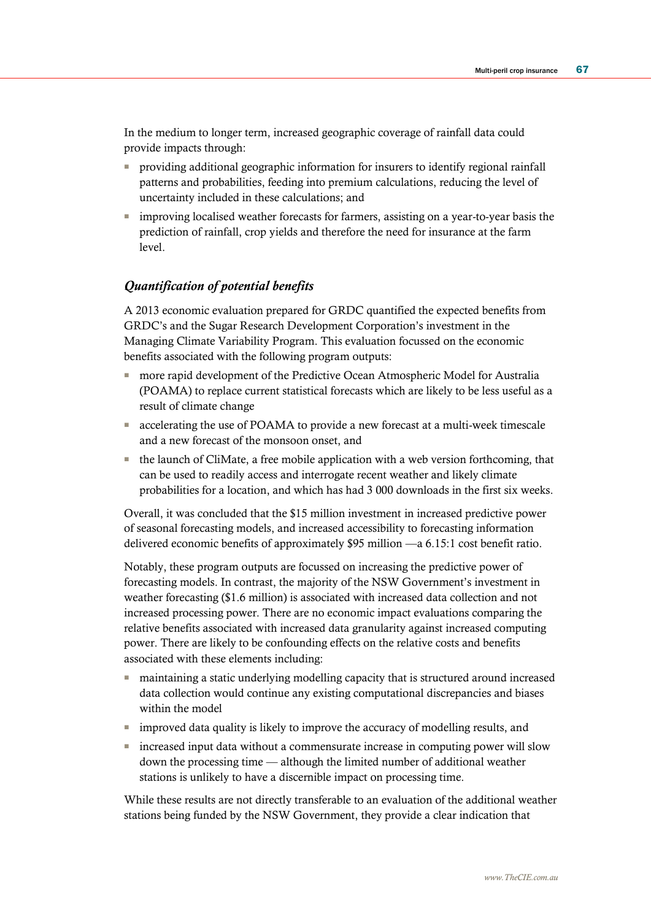In the medium to longer term, increased geographic coverage of rainfall data could provide impacts through:

- providing additional geographic information for insurers to identify regional rainfall patterns and probabilities, feeding into premium calculations, reducing the level of uncertainty included in these calculations; and
- improving localised weather forecasts for farmers, assisting on a year-to-year basis the prediction of rainfall, crop yields and therefore the need for insurance at the farm level.

### *Quantification of potential benefits*

A 2013 economic evaluation prepared for GRDC quantified the expected benefits from GRDC's and the Sugar Research Development Corporation's investment in the Managing Climate Variability Program. This evaluation focussed on the economic benefits associated with the following program outputs:

- more rapid development of the Predictive Ocean Atmospheric Model for Australia (POAMA) to replace current statistical forecasts which are likely to be less useful as a result of climate change
- accelerating the use of POAMA to provide a new forecast at a multi-week timescale and a new forecast of the monsoon onset, and
- the launch of CliMate, a free mobile application with a web version forthcoming, that can be used to readily access and interrogate recent weather and likely climate probabilities for a location, and which has had 3 000 downloads in the first six weeks.

Overall, it was concluded that the $15 million investment in increased predictive power of seasonal forecasting models, and increased accessibility to forecasting information delivered economic benefits of approximately $95 million —a 6.15:1 cost benefit ratio.

Notably, these program outputs are focussed on increasing the predictive power of forecasting models. In contrast, the majority of the NSW Government's investment in weather forecasting ($1.6 million) is associated with increased data collection and not increased processing power. There are no economic impact evaluations comparing the relative benefits associated with increased data granularity against increased computing power. There are likely to be confounding effects on the relative costs and benefits associated with these elements including:

- maintaining a static underlying modelling capacity that is structured around increased data collection would continue any existing computational discrepancies and biases within the model
- improved data quality is likely to improve the accuracy of modelling results, and
- increased input data without a commensurate increase in computing power will slow down the processing time — although the limited number of additional weather stations is unlikely to have a discernible impact on processing time.

While these results are not directly transferable to an evaluation of the additional weather stations being funded by the NSW Government, they provide a clear indication that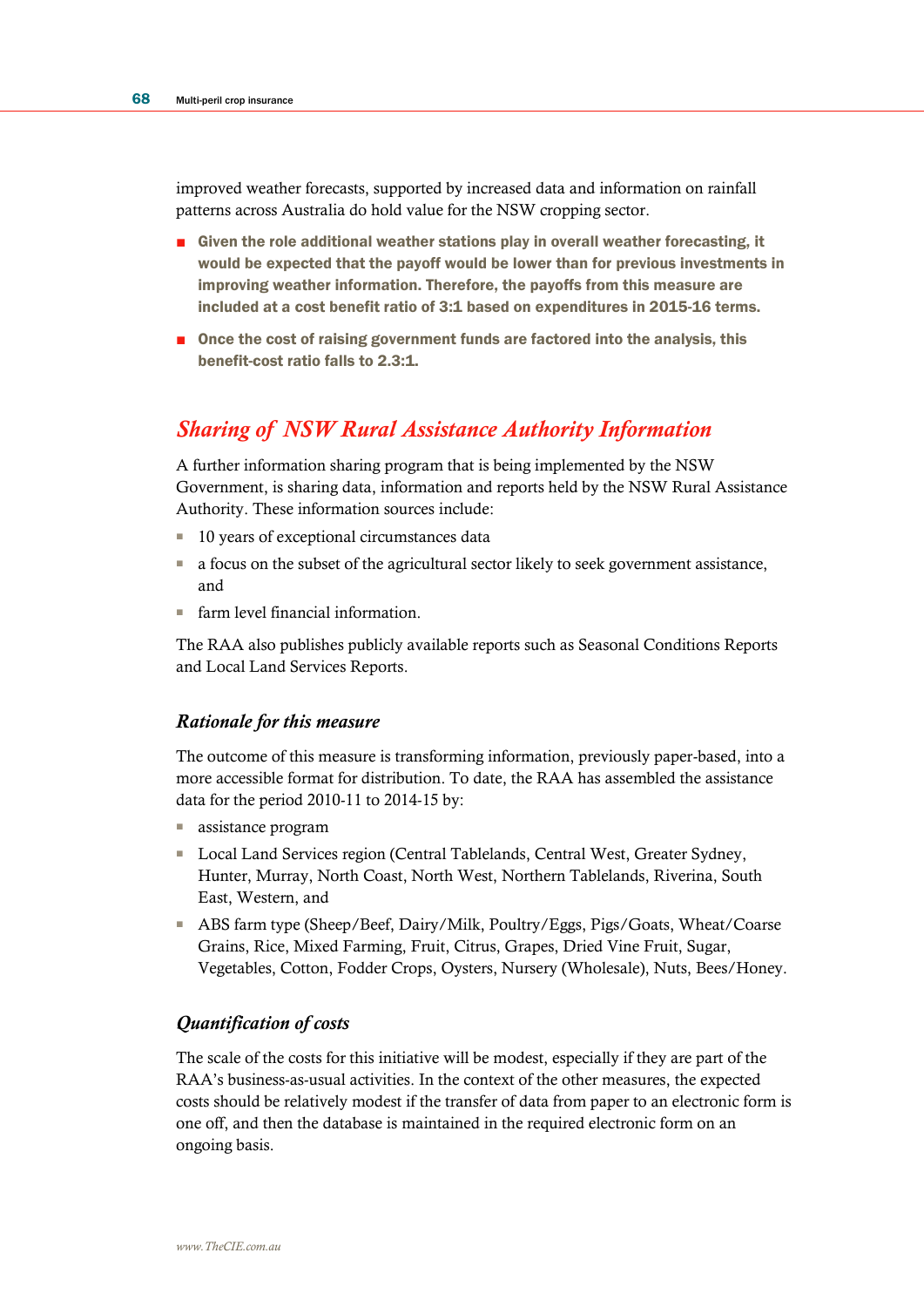improved weather forecasts, supported by increased data and information on rainfall patterns across Australia do hold value for the NSW cropping sector.

- **Given the role additional weather stations play in overall weather forecasting, it would be expected that the payoff would be lower than for previous investments in improving weather information. Therefore, the payoffs from this measure are included at a cost benefit ratio of 3:1 based on expenditures in 2015-16 terms.**
- **Once the cost of raising government funds are factored into the analysis, this benefit-cost ratio falls to 2.3:1.**

## *Sharing of NSW Rural Assistance Authority Information*

A further information sharing program that is being implemented by the NSW Government, is sharing data, information and reports held by the NSW Rural Assistance Authority. These information sources include:

- 10 years of exceptional circumstances data
- a focus on the subset of the agricultural sector likely to seek government assistance, and
- farm level financial information.

The RAA also publishes publicly available reports such as Seasonal Conditions Reports and Local Land Services Reports.

### *Rationale for this measure*

The outcome of this measure is transforming information, previously paper-based, into a more accessible format for distribution. To date, the RAA has assembled the assistance data for the period 2010-11 to 2014-15 by:

- assistance program
- Local Land Services region (Central Tablelands, Central West, Greater Sydney, Hunter, Murray, North Coast, North West, Northern Tablelands, Riverina, South East, Western, and
- ABS farm type (Sheep/Beef, Dairy/Milk, Poultry/Eggs, Pigs/Goats, Wheat/Coarse Grains, Rice, Mixed Farming, Fruit, Citrus, Grapes, Dried Vine Fruit, Sugar, Vegetables, Cotton, Fodder Crops, Oysters, Nursery (Wholesale), Nuts, Bees/Honey.

### *Quantification of costs*

The scale of the costs for this initiative will be modest, especially if they are part of the RAA's business-as-usual activities. In the context of the other measures, the expected costs should be relatively modest if the transfer of data from paper to an electronic form is one off, and then the database is maintained in the required electronic form on an ongoing basis.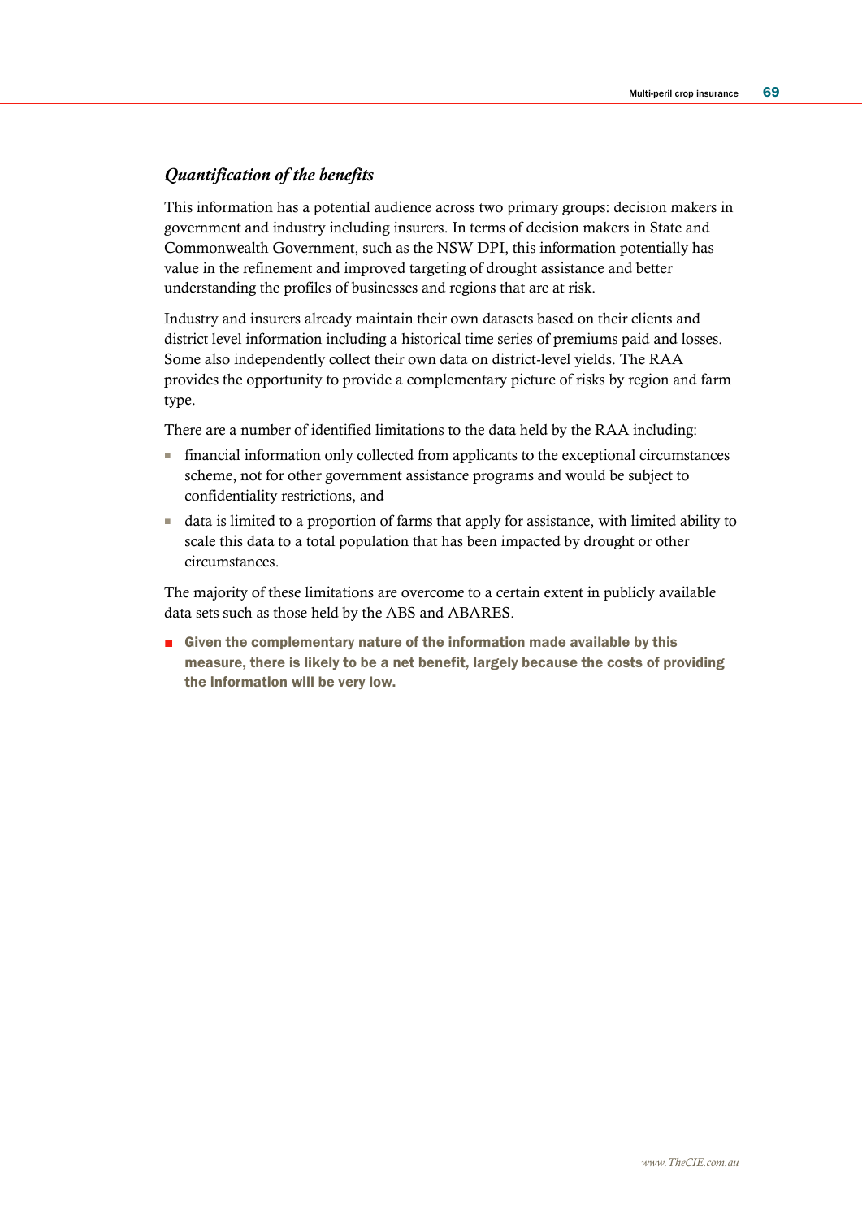### *Quantification of the benefits*

This information has a potential audience across two primary groups: decision makers in government and industry including insurers. In terms of decision makers in State and Commonwealth Government, such as the NSW DPI, this information potentially has value in the refinement and improved targeting of drought assistance and better understanding the profiles of businesses and regions that are at risk.

Industry and insurers already maintain their own datasets based on their clients and district level information including a historical time series of premiums paid and losses. Some also independently collect their own data on district-level yields. The RAA provides the opportunity to provide a complementary picture of risks by region and farm type.

There are a number of identified limitations to the data held by the RAA including:

- financial information only collected from applicants to the exceptional circumstances scheme, not for other government assistance programs and would be subject to confidentiality restrictions, and
- data is limited to a proportion of farms that apply for assistance, with limited ability to scale this data to a total population that has been impacted by drought or other circumstances.

The majority of these limitations are overcome to a certain extent in publicly available data sets such as those held by the ABS and ABARES.

- **Given the complementary nature of the information made available by this measure, there is likely to be a net benefit, largely because the costs of providing the information will be very low.**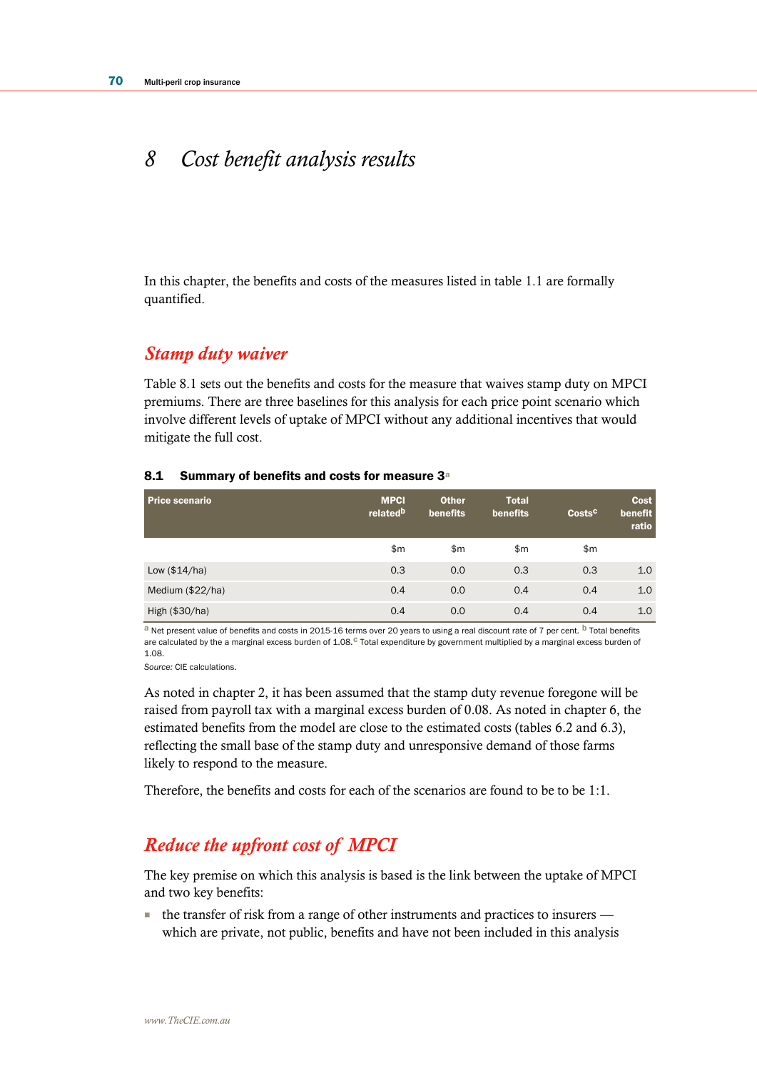# 8 Cost benefit analysis results

In this chapter, the benefits and costs of the measures listed in table 1.1 are formally quantified.

## Stamp duty waiver

Table 8.1 sets out the benefits and costs for the measure that waives stamp duty on MPCI premiums. There are three baselines for this analysis for each price point scenario which involve different levels of uptake of MPCI without any additional incentives that would mitigate the full cost.

**8.1 Summary of benefits and costs for measure 3**[a]

| Price scenario | MPCI related[b] | Other benefits | Total benefits | Costs[c] | Cost benefit ratio |
|---|---|---|---|---|---|
| | $m | $m | $m | $m | |
| Low ($14/ha) | 0.3 | 0.0 | 0.3 | 0.3 | 1.0 |
| Medium ($22/ha) | 0.4 | 0.0 | 0.4 | 0.4 | 1.0 |
| High ($30/ha) | 0.4 | 0.0 | 0.4 | 0.4 | 1.0 |

[a] Net present value of benefits and costs in 2015-16 terms over 20 years to using a real discount rate of 7 per cent. [b] Total benefits are calculated by the a marginal excess burden of 1.08.[c] Total expenditure by government multiplied by a marginal excess burden of 1.08.

*Source:* CIE calculations.

As noted in chapter 2, it has been assumed that the stamp duty revenue foregone will be raised from payroll tax with a marginal excess burden of 0.08. As noted in chapter 6, the estimated benefits from the model are close to the estimated costs (tables 6.2 and 6.3), reflecting the small base of the stamp duty and unresponsive demand of those farms likely to respond to the measure.

Therefore, the benefits and costs for each of the scenarios are found to be to be 1:1.

## Reduce the upfront cost of MPCI

The key premise on which this analysis is based is the link between the uptake of MPCI and two key benefits:

- the transfer of risk from a range of other instruments and practices to insurers — which are private, not public, benefits and have not been included in this analysis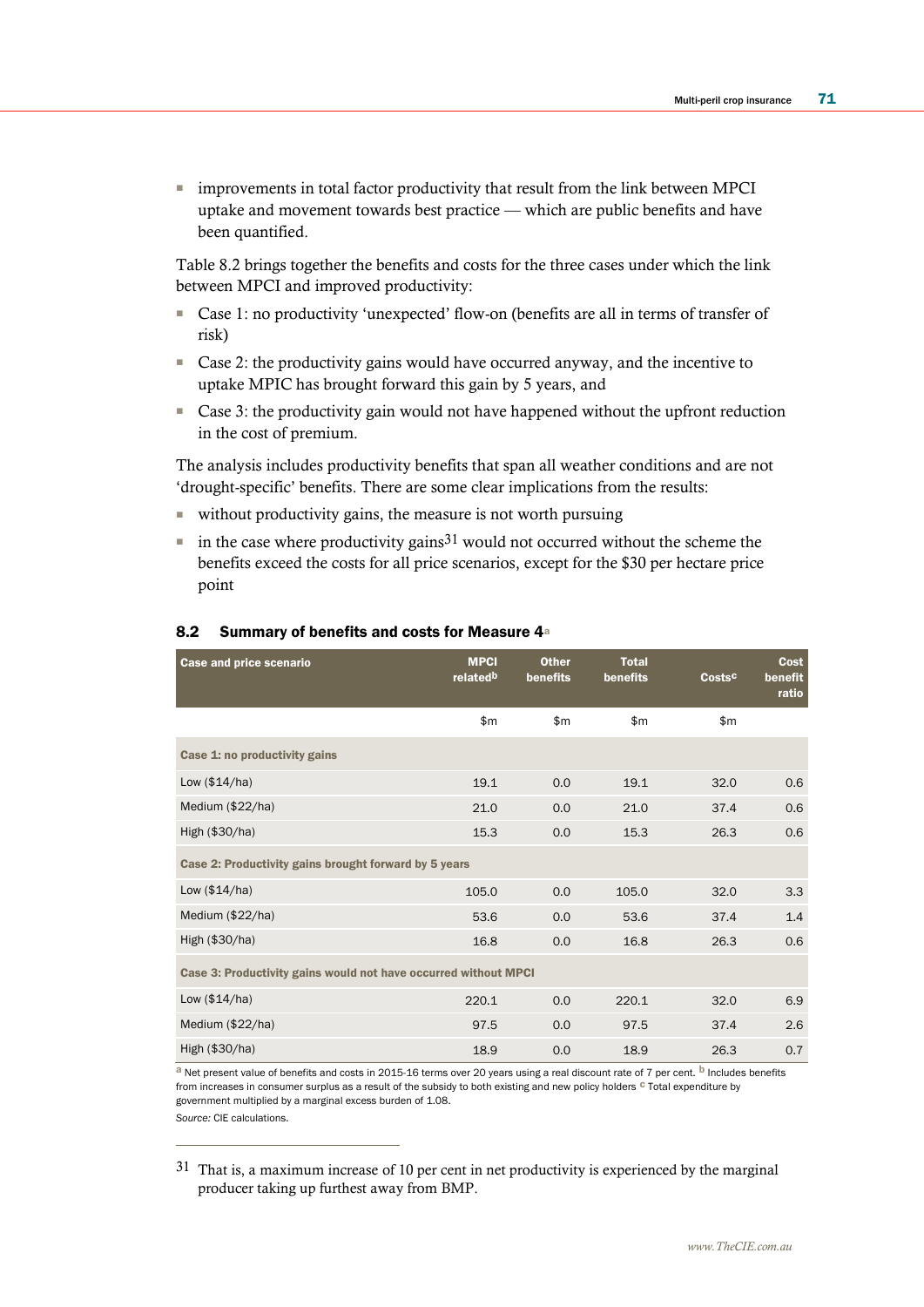- improvements in total factor productivity that result from the link between MPCI uptake and movement towards best practice — which are public benefits and have been quantified.

Table 8.2 brings together the benefits and costs for the three cases under which the link between MPCI and improved productivity:

- Case 1: no productivity 'unexpected' flow-on (benefits are all in terms of transfer of risk)
- Case 2: the productivity gains would have occurred anyway, and the incentive to uptake MPIC has brought forward this gain by 5 years, and
- Case 3: the productivity gain would not have happened without the upfront reduction in the cost of premium.

The analysis includes productivity benefits that span all weather conditions and are not 'drought-specific' benefits. There are some clear implications from the results:

- without productivity gains, the measure is not worth pursuing
- in the case where productivity gains[31] would not occurred without the scheme the benefits exceed the costs for all price scenarios, except for the $30 per hectare price point

**8.2 Summary of benefits and costs for Measure 4**[a]

| Case and price scenario | MPCI related[b] | Other benefits | Total benefits | Costs[c] | Cost benefit ratio |
|---|---|---|---|---|---|
| | $m | $m | $m | $m | |
| **Case 1: no productivity gains** | | | | | |
| Low ($14/ha) | 19.1 | 0.0 | 19.1 | 32.0 | 0.6 |
| Medium ($22/ha) | 21.0 | 0.0 | 21.0 | 37.4 | 0.6 |
| High ($30/ha) | 15.3 | 0.0 | 15.3 | 26.3 | 0.6 |
| **Case 2: Productivity gains brought forward by 5 years** | | | | | |
| Low ($14/ha) | 105.0 | 0.0 | 105.0 | 32.0 | 3.3 |
| Medium ($22/ha) | 53.6 | 0.0 | 53.6 | 37.4 | 1.4 |
| High ($30/ha) | 16.8 | 0.0 | 16.8 | 26.3 | 0.6 |
| **Case 3: Productivity gains would not have occurred without MPCI** | | | | | |
| Low ($14/ha) | 220.1 | 0.0 | 220.1 | 32.0 | 6.9 |
| Medium ($22/ha) | 97.5 | 0.0 | 97.5 | 37.4 | 2.6 |
| High ($30/ha) | 18.9 | 0.0 | 18.9 | 26.3 | 0.7 |

[a] Net present value of benefits and costs in 2015-16 terms over 20 years using a real discount rate of 7 per cent. [b] Includes benefits from increases in consumer surplus as a result of the subsidy to both existing and new policy holders [c] Total expenditure by government multiplied by a marginal excess burden of 1.08.

*Source:* CIE calculations.

[31] That is, a maximum increase of 10 per cent in net productivity is experienced by the marginal producer taking up furthest away from BMP.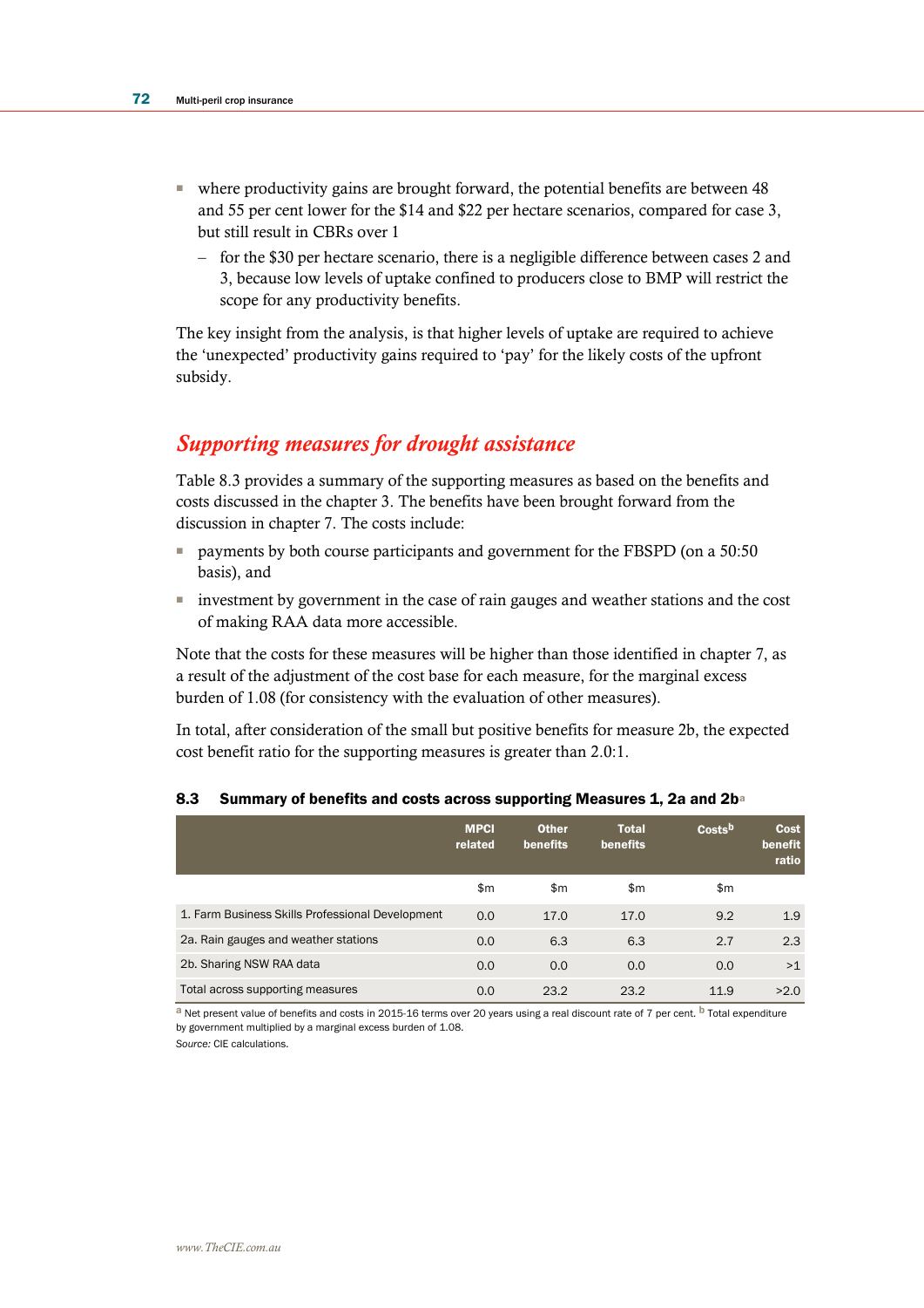- where productivity gains are brought forward, the potential benefits are between 48 and 55 per cent lower for the $14 and $22 per hectare scenarios, compared for case 3, but still result in CBRs over 1
  - for the $30 per hectare scenario, there is a negligible difference between cases 2 and 3, because low levels of uptake confined to producers close to BMP will restrict the scope for any productivity benefits.

The key insight from the analysis, is that higher levels of uptake are required to achieve the 'unexpected' productivity gains required to 'pay' for the likely costs of the upfront subsidy.

## *Supporting measures for drought assistance*

Table 8.3 provides a summary of the supporting measures as based on the benefits and costs discussed in the chapter 3. The benefits have been brought forward from the discussion in chapter 7. The costs include:

- payments by both course participants and government for the FBSPD (on a 50:50 basis), and
- investment by government in the case of rain gauges and weather stations and the cost of making RAA data more accessible.

Note that the costs for these measures will be higher than those identified in chapter 7, as a result of the adjustment of the cost base for each measure, for the marginal excess burden of 1.08 (for consistency with the evaluation of other measures).

In total, after consideration of the small but positive benefits for measure 2b, the expected cost benefit ratio for the supporting measures is greater than 2.0:1.

**8.3 Summary of benefits and costs across supporting Measures 1, 2a and 2b**[a]

| | MPCI related | Other benefits | Total benefits | Costs[b] | Cost benefit ratio |
|---|---|---|---|---|---|
| | $m | $m | $m | $m | |
| 1. Farm Business Skills Professional Development | 0.0 | 17.0 | 17.0 | 9.2 | 1.9 |
| 2a. Rain gauges and weather stations | 0.0 | 6.3 | 6.3 | 2.7 | 2.3 |
| 2b. Sharing NSW RAA data | 0.0 | 0.0 | 0.0 | 0.0 | >1 |
| Total across supporting measures | 0.0 | 23.2 | 23.2 | 11.9 | >2.0 |

[a] Net present value of benefits and costs in 2015-16 terms over 20 years using a real discount rate of 7 per cent. [b] Total expenditure by government multiplied by a marginal excess burden of 1.08.

*Source:* CIE calculations.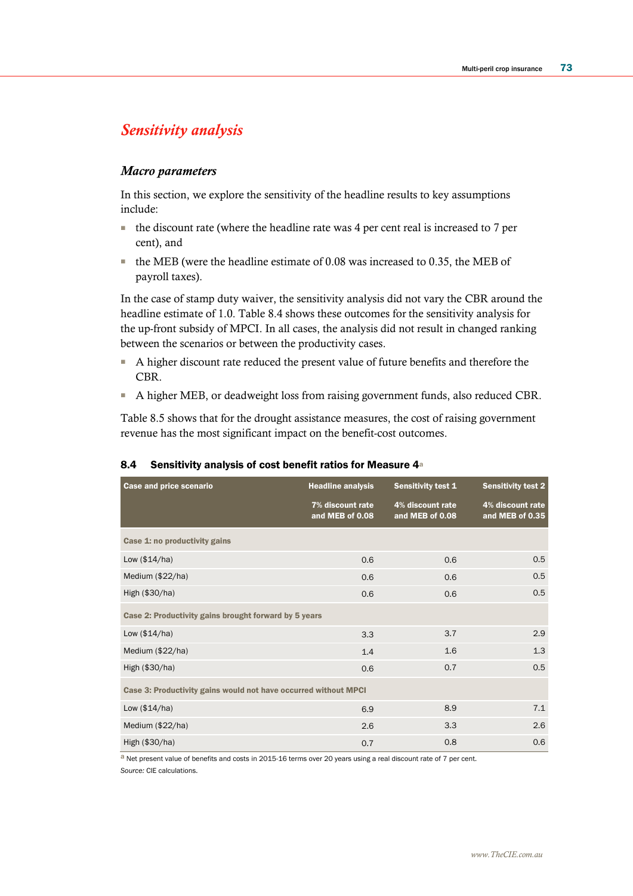## *Sensitivity analysis*

### *Macro parameters*

In this section, we explore the sensitivity of the headline results to key assumptions include:

- the discount rate (where the headline rate was 4 per cent real is increased to 7 per cent), and
- the MEB (were the headline estimate of 0.08 was increased to 0.35, the MEB of payroll taxes).

In the case of stamp duty waiver, the sensitivity analysis did not vary the CBR around the headline estimate of 1.0. Table 8.4 shows these outcomes for the sensitivity analysis for the up-front subsidy of MPCI. In all cases, the analysis did not result in changed ranking between the scenarios or between the productivity cases.

- A higher discount rate reduced the present value of future benefits and therefore the CBR.
- A higher MEB, or deadweight loss from raising government funds, also reduced CBR.

Table 8.5 shows that for the drought assistance measures, the cost of raising government revenue has the most significant impact on the benefit-cost outcomes.

**8.4 Sensitivity analysis of cost benefit ratios for Measure 4**[a]

| Case and price scenario | Headline analysis | Sensitivity test 1 | Sensitivity test 2 |
|---|---|---|---|
| | 7% discount rate and MEB of 0.08 | 4% discount rate and MEB of 0.08 | 4% discount rate and MEB of 0.35 |
| **Case 1: no productivity gains** | | | |
| Low ($14/ha) | 0.6 | 0.6 | 0.5 |
| Medium ($22/ha) | 0.6 | 0.6 | 0.5 |
| High ($30/ha) | 0.6 | 0.6 | 0.5 |
| **Case 2: Productivity gains brought forward by 5 years** | | | |
| Low ($14/ha) | 3.3 | 3.7 | 2.9 |
| Medium ($22/ha) | 1.4 | 1.6 | 1.3 |
| High ($30/ha) | 0.6 | 0.7 | 0.5 |
| **Case 3: Productivity gains would not have occurred without MPCI** | | | |
| Low ($14/ha) | 6.9 | 8.9 | 7.1 |
| Medium ($22/ha) | 2.6 | 3.3 | 2.6 |
| High ($30/ha) | 0.7 | 0.8 | 0.6 |

[a] Net present value of benefits and costs in 2015-16 terms over 20 years using a real discount rate of 7 per cent.

*Source:* CIE calculations.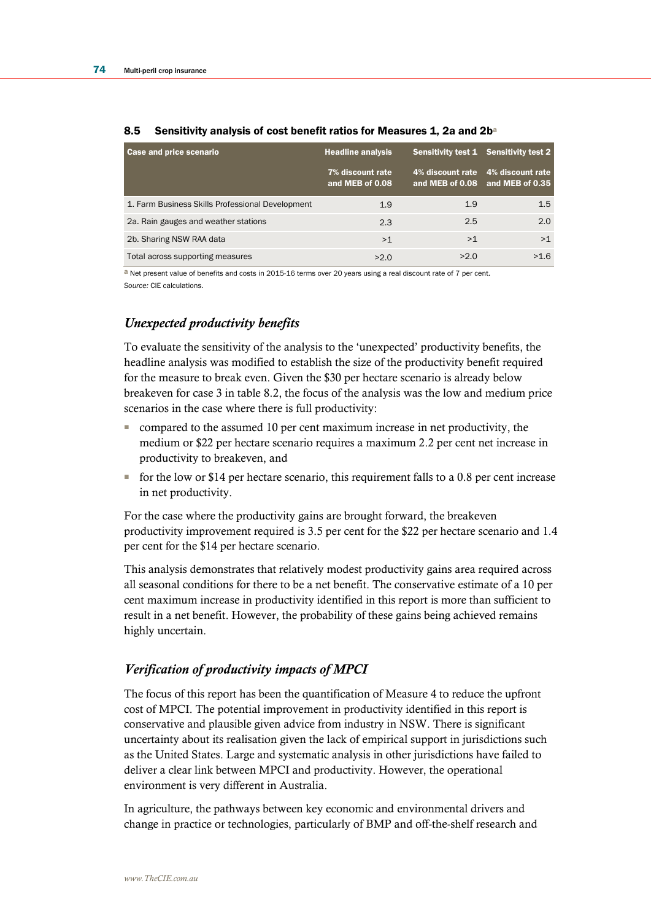**8.5 Sensitivity analysis of cost benefit ratios for Measures 1, 2a and 2b**[a]

| Case and price scenario | Headline analysis | Sensitivity test 1 | Sensitivity test 2 |
|---|---|---|---|
| | 7% discount rate and MEB of 0.08 | 4% discount rate and MEB of 0.08 | 4% discount rate and MEB of 0.35 |
| 1. Farm Business Skills Professional Development | 1.9 | 1.9 | 1.5 |
| 2a. Rain gauges and weather stations | 2.3 | 2.5 | 2.0 |
| 2b. Sharing NSW RAA data | >1 | >1 | >1 |
| Total across supporting measures | >2.0 | >2.0 | >1.6 |

[a] Net present value of benefits and costs in 2015-16 terms over 20 years using a real discount rate of 7 per cent.

*Source:* CIE calculations.

## *Unexpected productivity benefits*

To evaluate the sensitivity of the analysis to the 'unexpected' productivity benefits, the headline analysis was modified to establish the size of the productivity benefit required for the measure to break even. Given the $30 per hectare scenario is already below breakeven for case 3 in table 8.2, the focus of the analysis was the low and medium price scenarios in the case where there is full productivity:

- compared to the assumed 10 per cent maximum increase in net productivity, the medium or $22 per hectare scenario requires a maximum 2.2 per cent net increase in productivity to breakeven, and
- for the low or $14 per hectare scenario, this requirement falls to a 0.8 per cent increase in net productivity.

For the case where the productivity gains are brought forward, the breakeven productivity improvement required is 3.5 per cent for the $22 per hectare scenario and 1.4 per cent for the $14 per hectare scenario.

This analysis demonstrates that relatively modest productivity gains area required across all seasonal conditions for there to be a net benefit. The conservative estimate of a 10 per cent maximum increase in productivity identified in this report is more than sufficient to result in a net benefit. However, the probability of these gains being achieved remains highly uncertain.

## *Verification of productivity impacts of MPCI*

The focus of this report has been the quantification of Measure 4 to reduce the upfront cost of MPCI. The potential improvement in productivity identified in this report is conservative and plausible given advice from industry in NSW. There is significant uncertainty about its realisation given the lack of empirical support in jurisdictions such as the United States. Large and systematic analysis in other jurisdictions have failed to deliver a clear link between MPCI and productivity. However, the operational environment is very different in Australia.

In agriculture, the pathways between key economic and environmental drivers and change in practice or technologies, particularly of BMP and off-the-shelf research and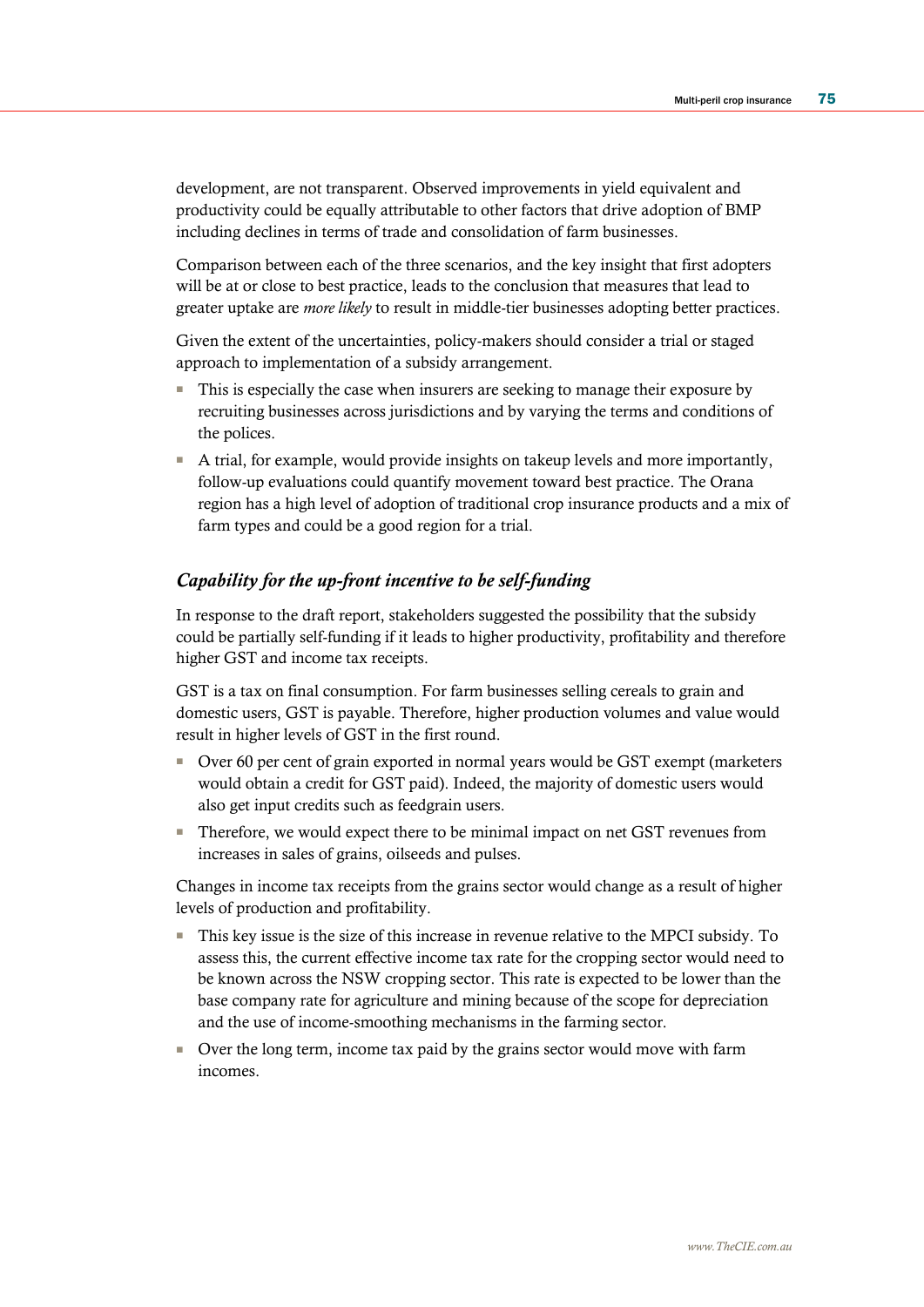development, are not transparent. Observed improvements in yield equivalent and productivity could be equally attributable to other factors that drive adoption of BMP including declines in terms of trade and consolidation of farm businesses.

Comparison between each of the three scenarios, and the key insight that first adopters will be at or close to best practice, leads to the conclusion that measures that lead to greater uptake are *more likely* to result in middle-tier businesses adopting better practices.

Given the extent of the uncertainties, policy-makers should consider a trial or staged approach to implementation of a subsidy arrangement.

- This is especially the case when insurers are seeking to manage their exposure by recruiting businesses across jurisdictions and by varying the terms and conditions of the polices.
- A trial, for example, would provide insights on takeup levels and more importantly, follow-up evaluations could quantify movement toward best practice. The Orana region has a high level of adoption of traditional crop insurance products and a mix of farm types and could be a good region for a trial.

### *Capability for the up-front incentive to be self-funding*

In response to the draft report, stakeholders suggested the possibility that the subsidy could be partially self-funding if it leads to higher productivity, profitability and therefore higher GST and income tax receipts.

GST is a tax on final consumption. For farm businesses selling cereals to grain and domestic users, GST is payable. Therefore, higher production volumes and value would result in higher levels of GST in the first round.

- Over 60 per cent of grain exported in normal years would be GST exempt (marketers would obtain a credit for GST paid). Indeed, the majority of domestic users would also get input credits such as feedgrain users.
- Therefore, we would expect there to be minimal impact on net GST revenues from increases in sales of grains, oilseeds and pulses.

Changes in income tax receipts from the grains sector would change as a result of higher levels of production and profitability.

- This key issue is the size of this increase in revenue relative to the MPCI subsidy. To assess this, the current effective income tax rate for the cropping sector would need to be known across the NSW cropping sector. This rate is expected to be lower than the base company rate for agriculture and mining because of the scope for depreciation and the use of income-smoothing mechanisms in the farming sector.
- Over the long term, income tax paid by the grains sector would move with farm incomes.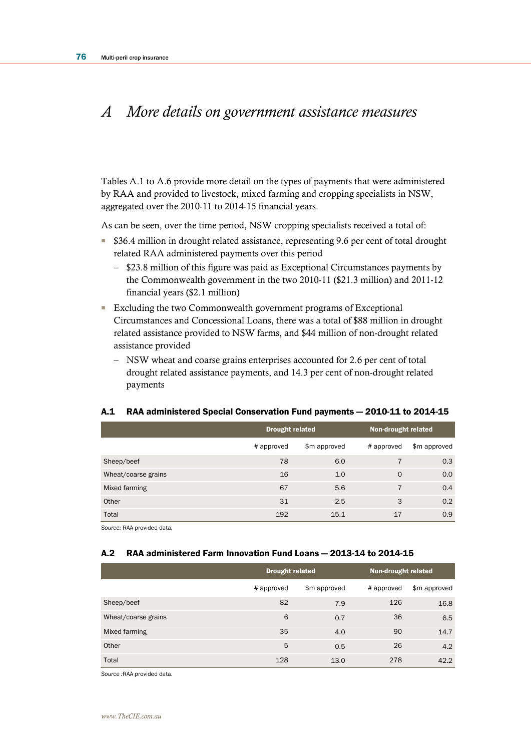# A More details on government assistance measures

Tables A.1 to A.6 provide more detail on the types of payments that were administered by RAA and provided to livestock, mixed farming and cropping specialists in NSW, aggregated over the 2010-11 to 2014-15 financial years.

As can be seen, over the time period, NSW cropping specialists received a total of:

- $36.4 million in drought related assistance, representing 9.6 per cent of total drought related RAA administered payments over this period
  - $23.8 million of this figure was paid as Exceptional Circumstances payments by the Commonwealth government in the two 2010-11 ($21.3 million) and 2011-12 financial years ($2.1 million)
- Excluding the two Commonwealth government programs of Exceptional Circumstances and Concessional Loans, there was a total of $88 million in drought related assistance provided to NSW farms, and $44 million of non-drought related assistance provided
  - NSW wheat and coarse grains enterprises accounted for 2.6 per cent of total drought related assistance payments, and 14.3 per cent of non-drought related payments

### A.1 RAA administered Special Conservation Fund payments — 2010-11 to 2014-15

| | Drought related | | Non-drought related | |
|---|---|---|---|---|
| | # approved | $m approved | # approved | $m approved |
| Sheep/beef | 78 | 6.0 | 7 | 0.3 |
| Wheat/coarse grains | 16 | 1.0 | 0 | 0.0 |
| Mixed farming | 67 | 5.6 | 7 | 0.4 |
| Other | 31 | 2.5 | 3 | 0.2 |
| Total | 192 | 15.1 | 17 | 0.9 |

*Source:* RAA provided data.

### A.2 RAA administered Farm Innovation Fund Loans — 2013-14 to 2014-15

| | Drought related | | Non-drought related | |
|---|---|---|---|---|
| | # approved | $m approved | # approved | $m approved |
| Sheep/beef | 82 | 7.9 | 126 | 16.8 |
| Wheat/coarse grains | 6 | 0.7 | 36 | 6.5 |
| Mixed farming | 35 | 4.0 | 90 | 14.7 |
| Other | 5 | 0.5 | 26 | 4.2 |
| Total | 128 | 13.0 | 278 | 42.2 |

*Source* :RAA provided data.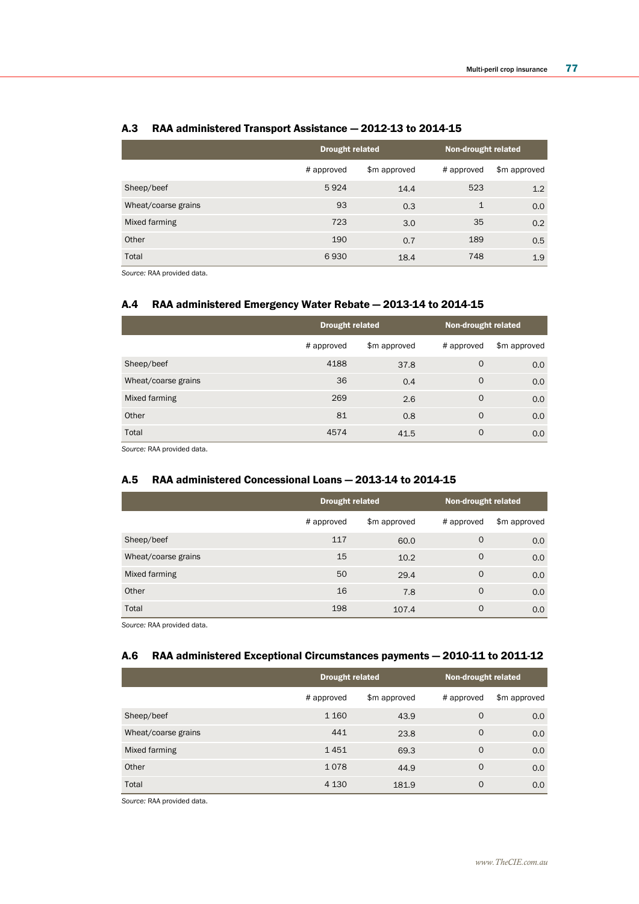### A.3 RAA administered Transport Assistance — 2012-13 to 2014-15

| | Drought related | | Non-drought related | |
|---|---|---|---|---|
| | # approved | $m approved | # approved | $m approved |
| Sheep/beef | 5 924 | 14.4 | 523 | 1.2 |
| Wheat/coarse grains | 93 | 0.3 | 1 | 0.0 |
| Mixed farming | 723 | 3.0 | 35 | 0.2 |
| Other | 190 | 0.7 | 189 | 0.5 |
| Total | 6 930 | 18.4 | 748 | 1.9 |

*Source:* RAA provided data.

### A.4 RAA administered Emergency Water Rebate — 2013-14 to 2014-15

| | Drought related | | Non-drought related | |
|---|---|---|---|---|
| | # approved | $m approved | # approved | $m approved |
| Sheep/beef | 4188 | 37.8 | 0 | 0.0 |
| Wheat/coarse grains | 36 | 0.4 | 0 | 0.0 |
| Mixed farming | 269 | 2.6 | 0 | 0.0 |
| Other | 81 | 0.8 | 0 | 0.0 |
| Total | 4574 | 41.5 | 0 | 0.0 |

*Source:* RAA provided data.

### A.5 RAA administered Concessional Loans — 2013-14 to 2014-15

| | Drought related | | Non-drought related | |
|---|---|---|---|---|
| | # approved | $m approved | # approved | $m approved |
| Sheep/beef | 117 | 60.0 | 0 | 0.0 |
| Wheat/coarse grains | 15 | 10.2 | 0 | 0.0 |
| Mixed farming | 50 | 29.4 | 0 | 0.0 |
| Other | 16 | 7.8 | 0 | 0.0 |
| Total | 198 | 107.4 | 0 | 0.0 |

*Source:* RAA provided data.

### A.6 RAA administered Exceptional Circumstances payments — 2010-11 to 2011-12

| | Drought related | | Non-drought related | |
|---|---|---|---|---|
| | # approved | $m approved | # approved | $m approved |
| Sheep/beef | 1 160 | 43.9 | 0 | 0.0 |
| Wheat/coarse grains | 441 | 23.8 | 0 | 0.0 |
| Mixed farming | 1 451 | 69.3 | 0 | 0.0 |
| Other | 1 078 | 44.9 | 0 | 0.0 |
| Total | 4 130 | 181.9 | 0 | 0.0 |

*Source:* RAA provided data.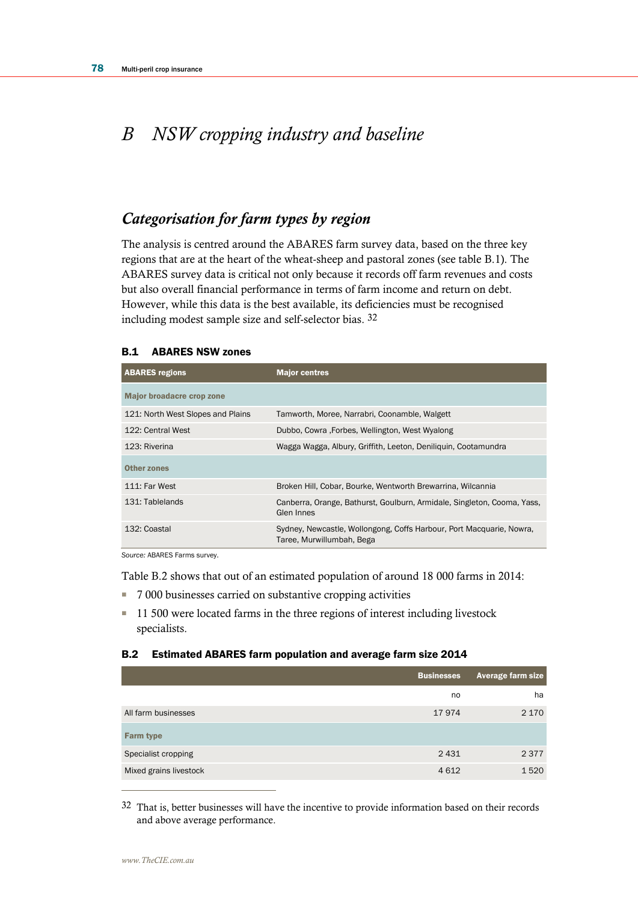# B NSW cropping industry and baseline

## Categorisation for farm types by region

The analysis is centred around the ABARES farm survey data, based on the three key regions that are at the heart of the wheat-sheep and pastoral zones (see table B.1). The ABARES survey data is critical not only because it records off farm revenues and costs but also overall financial performance in terms of farm income and return on debt. However, while this data is the best available, its deficiencies must be recognised including modest sample size and self-selector bias. [32]

### B.1 ABARES NSW zones

| ABARES regions | Major centres |
|---|---|
| **Major broadacre crop zone** | |
| 121: North West Slopes and Plains | Tamworth, Moree, Narrabri, Coonamble, Walgett |
| 122: Central West | Dubbo, Cowra ,Forbes, Wellington, West Wyalong |
| 123: Riverina | Wagga Wagga, Albury, Griffith, Leeton, Deniliquin, Cootamundra |
| **Other zones** | |
| 111: Far West | Broken Hill, Cobar, Bourke, Wentworth Brewarrina, Wilcannia |
| 131: Tablelands | Canberra, Orange, Bathurst, Goulburn, Armidale, Singleton, Cooma, Yass, Glen Innes |
| 132: Coastal | Sydney, Newcastle, Wollongong, Coffs Harbour, Port Macquarie, Nowra, Taree, Murwillumbah, Bega |

*Source:* ABARES Farms survey.

Table B.2 shows that out of an estimated population of around 18 000 farms in 2014:

- 7 000 businesses carried on substantive cropping activities
- 11 500 were located farms in the three regions of interest including livestock specialists.

### B.2 Estimated ABARES farm population and average farm size 2014

| | Businesses | Average farm size |
|---|---|---|
| | no | ha |
| All farm businesses | 17 974 | 2 170 |
| **Farm type** | | |
| Specialist cropping | 2 431 | 2 377 |
| Mixed grains livestock | 4 612 | 1 520 |

[32] That is, better businesses will have the incentive to provide information based on their records and above average performance.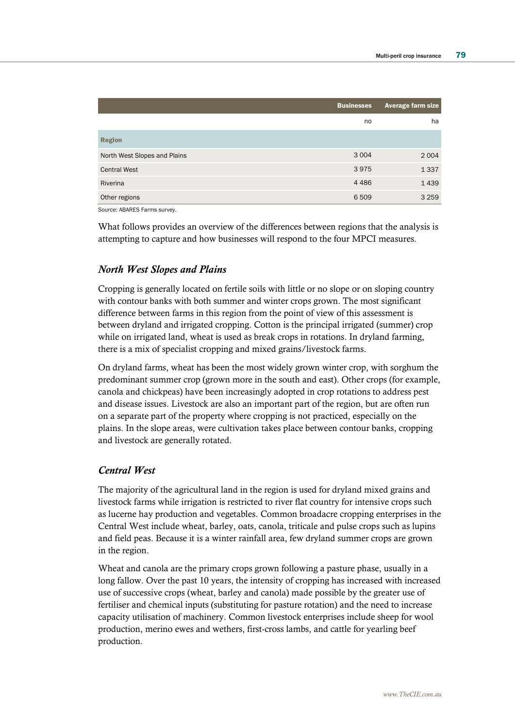| | Businesses | Average farm size |
|---|---|---|
| | no | ha |
| **Region** | | |
| North West Slopes and Plains | 3 004 | 2 004 |
| Central West | 3 975 | 1 337 |
| Riverina | 4 486 | 1 439 |
| Other regions | 6 509 | 3 259 |

*Source:* ABARES Farms survey.

What follows provides an overview of the differences between regions that the analysis is attempting to capture and how businesses will respond to the four MPCI measures.

### *North West Slopes and Plains*

Cropping is generally located on fertile soils with little or no slope or on sloping country with contour banks with both summer and winter crops grown. The most significant difference between farms in this region from the point of view of this assessment is between dryland and irrigated cropping. Cotton is the principal irrigated (summer) crop while on irrigated land, wheat is used as break crops in rotations. In dryland farming, there is a mix of specialist cropping and mixed grains/livestock farms.

On dryland farms, wheat has been the most widely grown winter crop, with sorghum the predominant summer crop (grown more in the south and east). Other crops (for example, canola and chickpeas) have been increasingly adopted in crop rotations to address pest and disease issues. Livestock are also an important part of the region, but are often run on a separate part of the property where cropping is not practiced, especially on the plains. In the slope areas, were cultivation takes place between contour banks, cropping and livestock are generally rotated.

### *Central West*

The majority of the agricultural land in the region is used for dryland mixed grains and livestock farms while irrigation is restricted to river flat country for intensive crops such as lucerne hay production and vegetables. Common broadacre cropping enterprises in the Central West include wheat, barley, oats, canola, triticale and pulse crops such as lupins and field peas. Because it is a winter rainfall area, few dryland summer crops are grown in the region.

Wheat and canola are the primary crops grown following a pasture phase, usually in a long fallow. Over the past 10 years, the intensity of cropping has increased with increased use of successive crops (wheat, barley and canola) made possible by the greater use of fertiliser and chemical inputs (substituting for pasture rotation) and the need to increase capacity utilisation of machinery. Common livestock enterprises include sheep for wool production, merino ewes and wethers, first-cross lambs, and cattle for yearling beef production.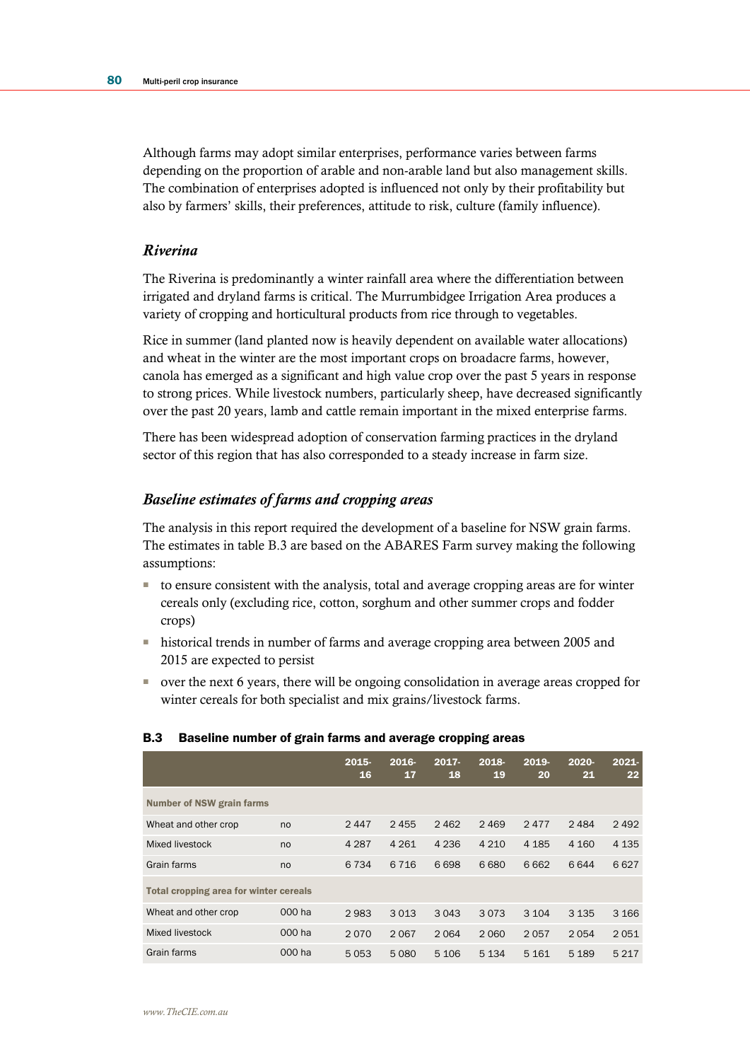Although farms may adopt similar enterprises, performance varies between farms depending on the proportion of arable and non-arable land but also management skills. The combination of enterprises adopted is influenced not only by their profitability but also by farmers' skills, their preferences, attitude to risk, culture (family influence).

### *Riverina*

The Riverina is predominantly a winter rainfall area where the differentiation between irrigated and dryland farms is critical. The Murrumbidgee Irrigation Area produces a variety of cropping and horticultural products from rice through to vegetables.

Rice in summer (land planted now is heavily dependent on available water allocations) and wheat in the winter are the most important crops on broadacre farms, however, canola has emerged as a significant and high value crop over the past 5 years in response to strong prices. While livestock numbers, particularly sheep, have decreased significantly over the past 20 years, lamb and cattle remain important in the mixed enterprise farms.

There has been widespread adoption of conservation farming practices in the dryland sector of this region that has also corresponded to a steady increase in farm size.

### *Baseline estimates of farms and cropping areas*

The analysis in this report required the development of a baseline for NSW grain farms. The estimates in table B.3 are based on the ABARES Farm survey making the following assumptions:

- to ensure consistent with the analysis, total and average cropping areas are for winter cereals only (excluding rice, cotton, sorghum and other summer crops and fodder crops)
- historical trends in number of farms and average cropping area between 2005 and 2015 are expected to persist
- over the next 6 years, there will be ongoing consolidation in average areas cropped for winter cereals for both specialist and mix grains/livestock farms.

**B.3 Baseline number of grain farms and average cropping areas**

| | | 2015-16 | 2016-17 | 2017-18 | 2018-19 | 2019-20 | 2020-21 | 2021-22 |
|---|---|---|---|---|---|---|---|---|
| **Number of NSW grain farms** | | | | | | | | |
| Wheat and other crop | no | 2 447 | 2 455 | 2 462 | 2 469 | 2 477 | 2 484 | 2 492 |
| Mixed livestock | no | 4 287 | 4 261 | 4 236 | 4 210 | 4 185 | 4 160 | 4 135 |
| Grain farms | no | 6 734 | 6 716 | 6 698 | 6 680 | 6 662 | 6 644 | 6 627 |
| **Total cropping area for winter cereals** | | | | | | | | |
| Wheat and other crop | 000 ha | 2 983 | 3 013 | 3 043 | 3 073 | 3 104 | 3 135 | 3 166 |
| Mixed livestock | 000 ha | 2 070 | 2 067 | 2 064 | 2 060 | 2 057 | 2 054 | 2 051 |
| Grain farms | 000 ha | 5 053 | 5 080 | 5 106 | 5 134 | 5 161 | 5 189 | 5 217 |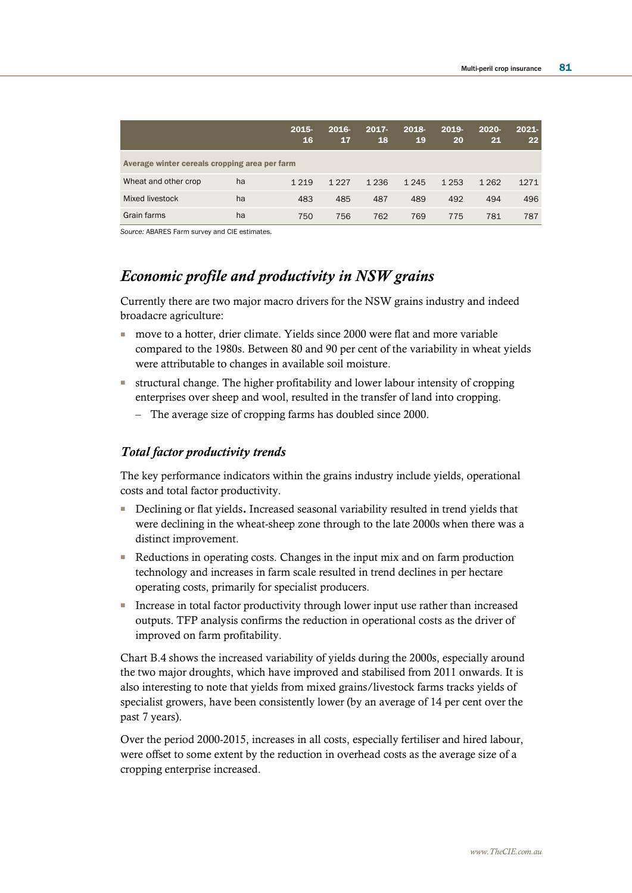| | | 2015-16 | 2016-17 | 2017-18 | 2018-19 | 2019-20 | 2020-21 | 2021-22 |
|---|---|---|---|---|---|---|---|---|
| **Average winter cereals cropping area per farm** | | | | | | | | |
| Wheat and other crop | ha | 1 219 | 1 227 | 1 236 | 1 245 | 1 253 | 1 262 | 1271 |
| Mixed livestock | ha | 483 | 485 | 487 | 489 | 492 | 494 | 496 |
| Grain farms | ha | 750 | 756 | 762 | 769 | 775 | 781 | 787 |

*Source:* ABARES Farm survey and CIE estimates.

## *Economic profile and productivity in NSW grains*

Currently there are two major macro drivers for the NSW grains industry and indeed broadacre agriculture:

- move to a hotter, drier climate. Yields since 2000 were flat and more variable compared to the 1980s. Between 80 and 90 per cent of the variability in wheat yields were attributable to changes in available soil moisture.
- structural change. The higher profitability and lower labour intensity of cropping enterprises over sheep and wool, resulted in the transfer of land into cropping.
  - The average size of cropping farms has doubled since 2000.

### *Total factor productivity trends*

The key performance indicators within the grains industry include yields, operational costs and total factor productivity.

- Declining or flat yields**.** Increased seasonal variability resulted in trend yields that were declining in the wheat-sheep zone through to the late 2000s when there was a distinct improvement.
- Reductions in operating costs. Changes in the input mix and on farm production technology and increases in farm scale resulted in trend declines in per hectare operating costs, primarily for specialist producers.
- Increase in total factor productivity through lower input use rather than increased outputs. TFP analysis confirms the reduction in operational costs as the driver of improved on farm profitability.

Chart B.4 shows the increased variability of yields during the 2000s, especially around the two major droughts, which have improved and stabilised from 2011 onwards. It is also interesting to note that yields from mixed grains/livestock farms tracks yields of specialist growers, have been consistently lower (by an average of 14 per cent over the past 7 years).

Over the period 2000-2015, increases in all costs, especially fertiliser and hired labour, were offset to some extent by the reduction in overhead costs as the average size of a cropping enterprise increased.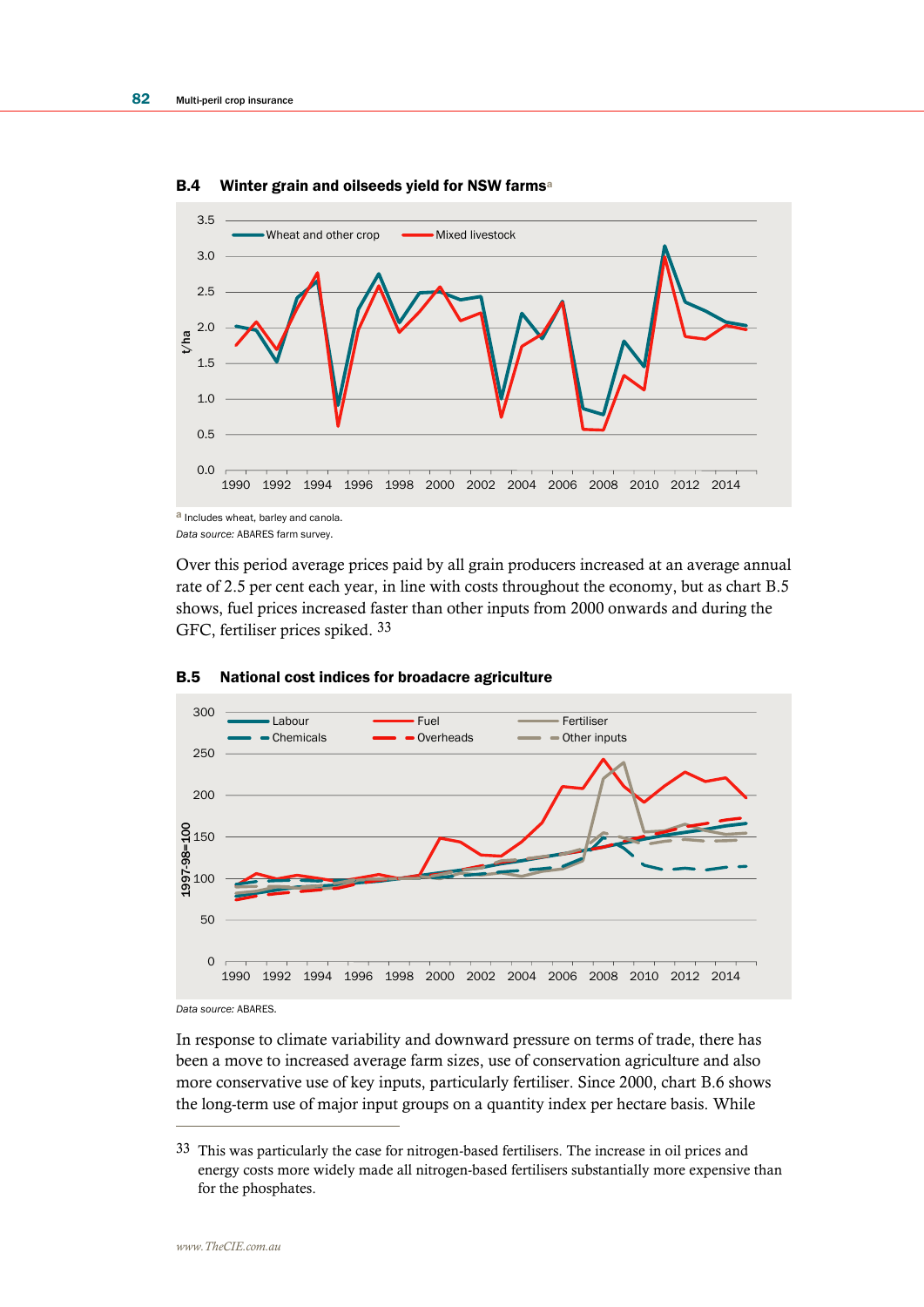**B.4 Winter grain and oilseeds yield for NSW farms**[a]

3.5
3.0
2.5
2.0
1.5
1.0
0.5
0.0
t/ha
Wheat and other crop
Mixed livestock
1990 1992 1994 1996 1998 2000 2002 2004 2006 2008 2010 2012 2014

[a] Includes wheat, barley and canola.

*Data source:* ABARES farm survey.

Over this period average prices paid by all grain producers increased at an average annual rate of 2.5 per cent each year, in line with costs throughout the economy, but as chart B.5 shows, fuel prices increased faster than other inputs from 2000 onwards and during the GFC, fertiliser prices spiked. [33]

**B.5 National cost indices for broadacre agriculture**

300
250
200
150
100
50
0
1997-98=100
Labour
Fuel
Fertiliser
Chemicals
Overheads
Other inputs
1990 1992 1994 1996 1998 2000 2002 2004 2006 2008 2010 2012 2014

*Data source:* ABARES.

In response to climate variability and downward pressure on terms of trade, there has been a move to increased average farm sizes, use of conservation agriculture and also more conservative use of key inputs, particularly fertiliser. Since 2000, chart B.6 shows the long-term use of major input groups on a quantity index per hectare basis. While

[33] This was particularly the case for nitrogen-based fertilisers. The increase in oil prices and energy costs more widely made all nitrogen-based fertilisers substantially more expensive than for the phosphates.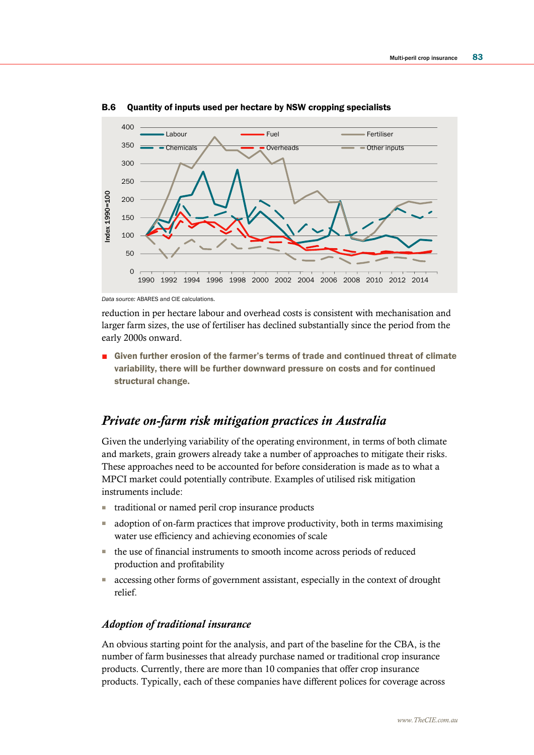**B.6 Quantity of inputs used per hectare by NSW cropping specialists**

Index 1990=100

400
350
300
250
200
150
100
50
0

1990 1992 1994 1996 1998 2000 2002 2004 2006 2008 2010 2012 2014

Labour
Fuel
Fertiliser
Chemicals
Overheads
Other inputs

*Data source:* ABARES and CIE calculations.

reduction in per hectare labour and overhead costs is consistent with mechanisation and larger farm sizes, the use of fertiliser has declined substantially since the period from the early 2000s onward.

- **Given further erosion of the farmer's terms of trade and continued threat of climate variability, there will be further downward pressure on costs and for continued structural change.**

## *Private on-farm risk mitigation practices in Australia*

Given the underlying variability of the operating environment, in terms of both climate and markets, grain growers already take a number of approaches to mitigate their risks. These approaches need to be accounted for before consideration is made as to what a MPCI market could potentially contribute. Examples of utilised risk mitigation instruments include:

- traditional or named peril crop insurance products
- adoption of on-farm practices that improve productivity, both in terms maximising water use efficiency and achieving economies of scale
- the use of financial instruments to smooth income across periods of reduced production and profitability
- accessing other forms of government assistant, especially in the context of drought relief.

### *Adoption of traditional insurance*

An obvious starting point for the analysis, and part of the baseline for the CBA, is the number of farm businesses that already purchase named or traditional crop insurance products. Currently, there are more than 10 companies that offer crop insurance products. Typically, each of these companies have different polices for coverage across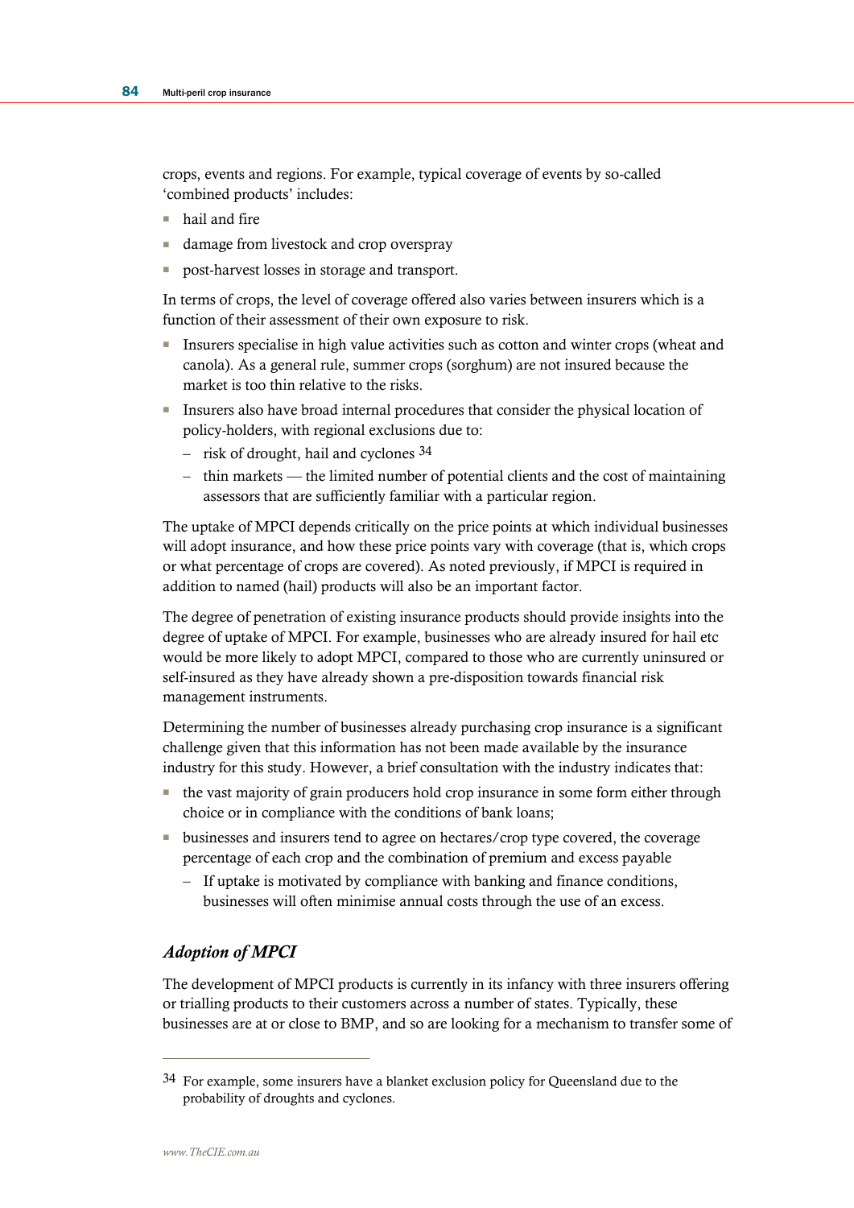crops, events and regions. For example, typical coverage of events by so-called 'combined products' includes:

- hail and fire
- damage from livestock and crop overspray
- post-harvest losses in storage and transport.

In terms of crops, the level of coverage offered also varies between insurers which is a function of their assessment of their own exposure to risk.

- Insurers specialise in high value activities such as cotton and winter crops (wheat and canola). As a general rule, summer crops (sorghum) are not insured because the market is too thin relative to the risks.
- Insurers also have broad internal procedures that consider the physical location of policy-holders, with regional exclusions due to:
  - risk of drought, hail and cyclones [34]
  - thin markets — the limited number of potential clients and the cost of maintaining assessors that are sufficiently familiar with a particular region.

The uptake of MPCI depends critically on the price points at which individual businesses will adopt insurance, and how these price points vary with coverage (that is, which crops or what percentage of crops are covered). As noted previously, if MPCI is required in addition to named (hail) products will also be an important factor.

The degree of penetration of existing insurance products should provide insights into the degree of uptake of MPCI. For example, businesses who are already insured for hail etc would be more likely to adopt MPCI, compared to those who are currently uninsured or self-insured as they have already shown a pre-disposition towards financial risk management instruments.

Determining the number of businesses already purchasing crop insurance is a significant challenge given that this information has not been made available by the insurance industry for this study. However, a brief consultation with the industry indicates that:

- the vast majority of grain producers hold crop insurance in some form either through choice or in compliance with the conditions of bank loans;
- businesses and insurers tend to agree on hectares/crop type covered, the coverage percentage of each crop and the combination of premium and excess payable
  - If uptake is motivated by compliance with banking and finance conditions, businesses will often minimise annual costs through the use of an excess.

### *Adoption of MPCI*

The development of MPCI products is currently in its infancy with three insurers offering or trialling products to their customers across a number of states. Typically, these businesses are at or close to BMP, and so are looking for a mechanism to transfer some of

[34] For example, some insurers have a blanket exclusion policy for Queensland due to the probability of droughts and cyclones.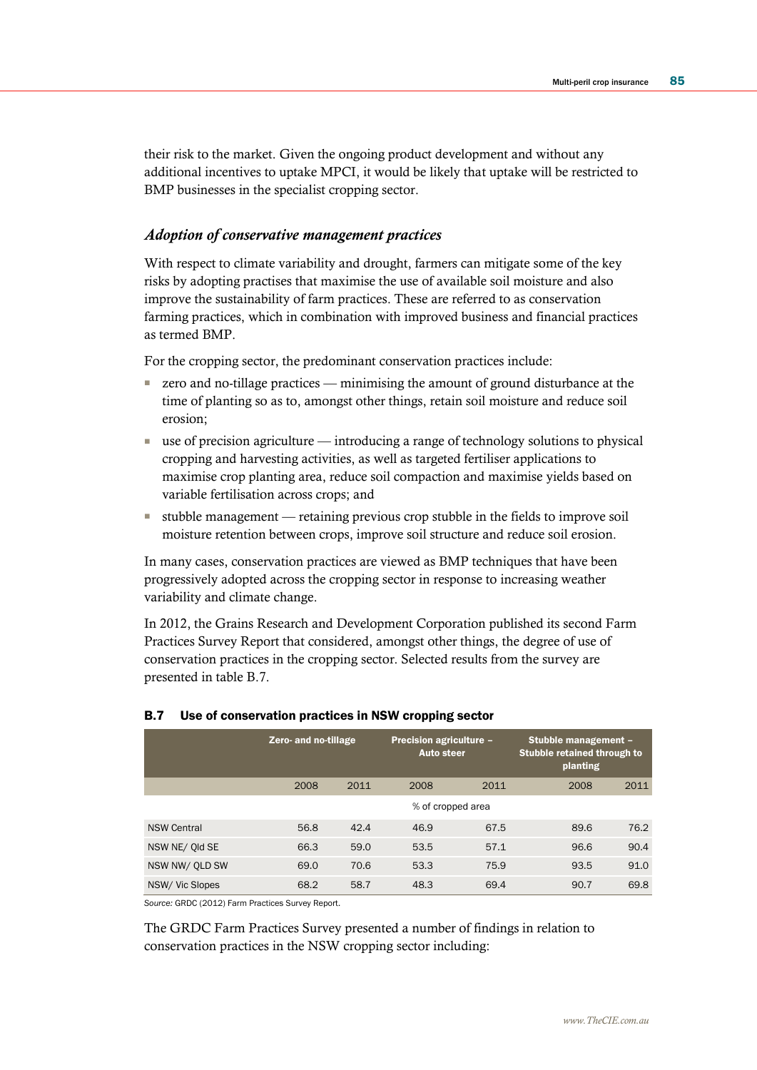their risk to the market. Given the ongoing product development and without any additional incentives to uptake MPCI, it would be likely that uptake will be restricted to BMP businesses in the specialist cropping sector.

### *Adoption of conservative management practices*

With respect to climate variability and drought, farmers can mitigate some of the key risks by adopting practises that maximise the use of available soil moisture and also improve the sustainability of farm practices. These are referred to as conservation farming practices, which in combination with improved business and financial practices as termed BMP.

For the cropping sector, the predominant conservation practices include:

- zero and no-tillage practices — minimising the amount of ground disturbance at the time of planting so as to, amongst other things, retain soil moisture and reduce soil erosion;
- use of precision agriculture — introducing a range of technology solutions to physical cropping and harvesting activities, as well as targeted fertiliser applications to maximise crop planting area, reduce soil compaction and maximise yields based on variable fertilisation across crops; and
- stubble management — retaining previous crop stubble in the fields to improve soil moisture retention between crops, improve soil structure and reduce soil erosion.

In many cases, conservation practices are viewed as BMP techniques that have been progressively adopted across the cropping sector in response to increasing weather variability and climate change.

In 2012, the Grains Research and Development Corporation published its second Farm Practices Survey Report that considered, amongst other things, the degree of use of conservation practices in the cropping sector. Selected results from the survey are presented in table B.7.

**B.7 Use of conservation practices in NSW cropping sector**

| | Zero- and no-tillage | | Precision agriculture – Auto steer | | Stubble management – Stubble retained through to planting | |
|---|---|---|---|---|---|---|
| | 2008 | 2011 | 2008 | 2011 | 2008 | 2011 |
| | % of cropped area | | | | | |
| NSW Central | 56.8 | 42.4 | 46.9 | 67.5 | 89.6 | 76.2 |
| NSW NE/ Qld SE | 66.3 | 59.0 | 53.5 | 57.1 | 96.6 | 90.4 |
| NSW NW/ QLD SW | 69.0 | 70.6 | 53.3 | 75.9 | 93.5 | 91.0 |
| NSW/ Vic Slopes | 68.2 | 58.7 | 48.3 | 69.4 | 90.7 | 69.8 |

*Source:* GRDC (2012) Farm Practices Survey Report.

The GRDC Farm Practices Survey presented a number of findings in relation to conservation practices in the NSW cropping sector including: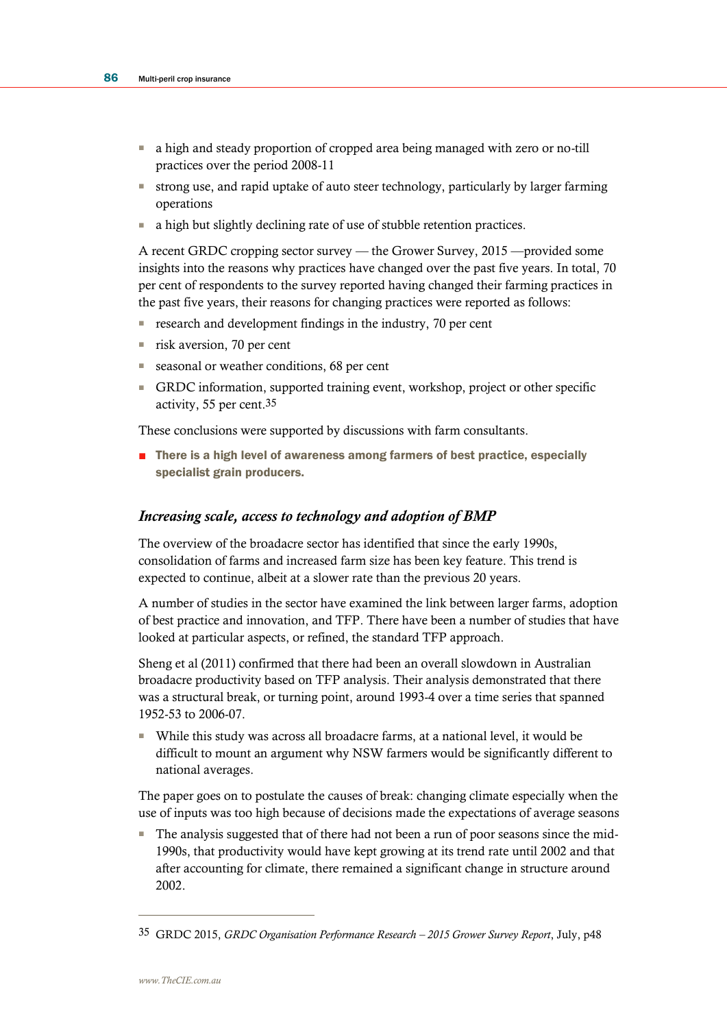- a high and steady proportion of cropped area being managed with zero or no-till practices over the period 2008-11
- strong use, and rapid uptake of auto steer technology, particularly by larger farming operations
- a high but slightly declining rate of use of stubble retention practices.

A recent GRDC cropping sector survey — the Grower Survey, 2015 —provided some insights into the reasons why practices have changed over the past five years. In total, 70 per cent of respondents to the survey reported having changed their farming practices in the past five years, their reasons for changing practices were reported as follows:

- research and development findings in the industry, 70 per cent
- risk aversion, 70 per cent
- seasonal or weather conditions, 68 per cent
- GRDC information, supported training event, workshop, project or other specific activity, 55 per cent.[35]

These conclusions were supported by discussions with farm consultants.

- **There is a high level of awareness among farmers of best practice, especially specialist grain producers.**

### *Increasing scale, access to technology and adoption of BMP*

The overview of the broadacre sector has identified that since the early 1990s, consolidation of farms and increased farm size has been key feature. This trend is expected to continue, albeit at a slower rate than the previous 20 years.

A number of studies in the sector have examined the link between larger farms, adoption of best practice and innovation, and TFP. There have been a number of studies that have looked at particular aspects, or refined, the standard TFP approach.

Sheng et al (2011) confirmed that there had been an overall slowdown in Australian broadacre productivity based on TFP analysis. Their analysis demonstrated that there was a structural break, or turning point, around 1993-4 over a time series that spanned 1952-53 to 2006-07.

- While this study was across all broadacre farms, at a national level, it would be difficult to mount an argument why NSW farmers would be significantly different to national averages.

The paper goes on to postulate the causes of break: changing climate especially when the use of inputs was too high because of decisions made the expectations of average seasons

- The analysis suggested that of there had not been a run of poor seasons since the mid-1990s, that productivity would have kept growing at its trend rate until 2002 and that after accounting for climate, there remained a significant change in structure around 2002.

---

[35] GRDC 2015, *GRDC Organisation Performance Research – 2015 Grower Survey Report*, July, p48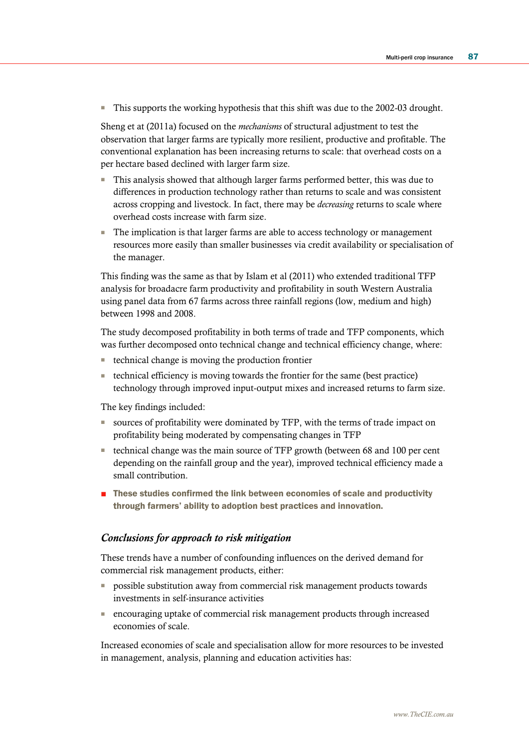- This supports the working hypothesis that this shift was due to the 2002-03 drought.

Sheng et at (2011a) focused on the *mechanisms* of structural adjustment to test the observation that larger farms are typically more resilient, productive and profitable. The conventional explanation has been increasing returns to scale: that overhead costs on a per hectare based declined with larger farm size.

- This analysis showed that although larger farms performed better, this was due to differences in production technology rather than returns to scale and was consistent across cropping and livestock. In fact, there may be *decreasing* returns to scale where overhead costs increase with farm size.
- The implication is that larger farms are able to access technology or management resources more easily than smaller businesses via credit availability or specialisation of the manager.

This finding was the same as that by Islam et al (2011) who extended traditional TFP analysis for broadacre farm productivity and profitability in south Western Australia using panel data from 67 farms across three rainfall regions (low, medium and high) between 1998 and 2008.

The study decomposed profitability in both terms of trade and TFP components, which was further decomposed onto technical change and technical efficiency change, where:

- technical change is moving the production frontier
- technical efficiency is moving towards the frontier for the same (best practice) technology through improved input-output mixes and increased returns to farm size.

The key findings included:

- sources of profitability were dominated by TFP, with the terms of trade impact on profitability being moderated by compensating changes in TFP
- technical change was the main source of TFP growth (between 68 and 100 per cent depending on the rainfall group and the year), improved technical efficiency made a small contribution.

- **These studies confirmed the link between economies of scale and productivity through farmers' ability to adoption best practices and innovation.**

### *Conclusions for approach to risk mitigation*

These trends have a number of confounding influences on the derived demand for commercial risk management products, either:

- possible substitution away from commercial risk management products towards investments in self-insurance activities
- encouraging uptake of commercial risk management products through increased economies of scale.

Increased economies of scale and specialisation allow for more resources to be invested in management, analysis, planning and education activities has: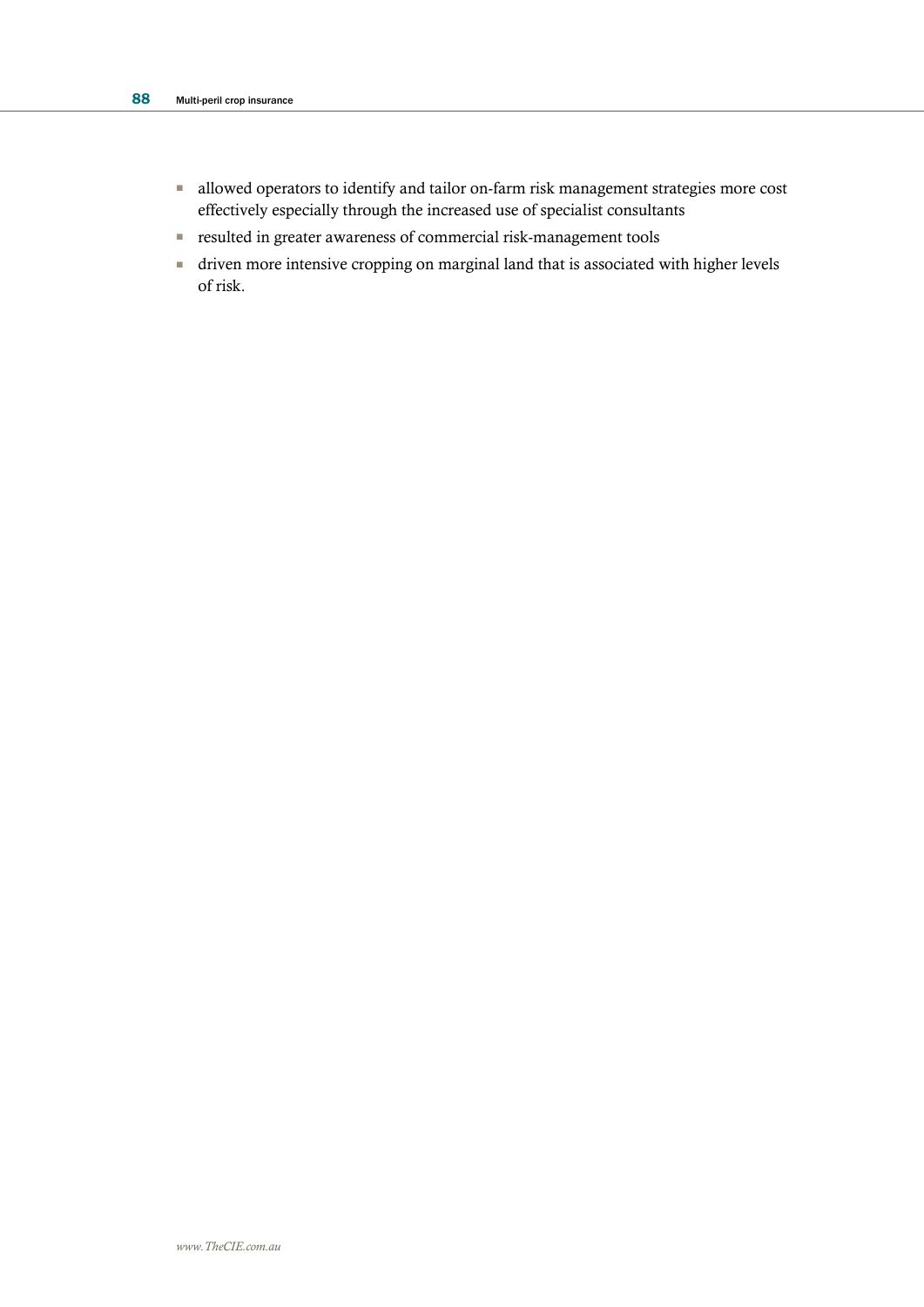- allowed operators to identify and tailor on-farm risk management strategies more cost effectively especially through the increased use of specialist consultants
- resulted in greater awareness of commercial risk-management tools
- driven more intensive cropping on marginal land that is associated with higher levels of risk.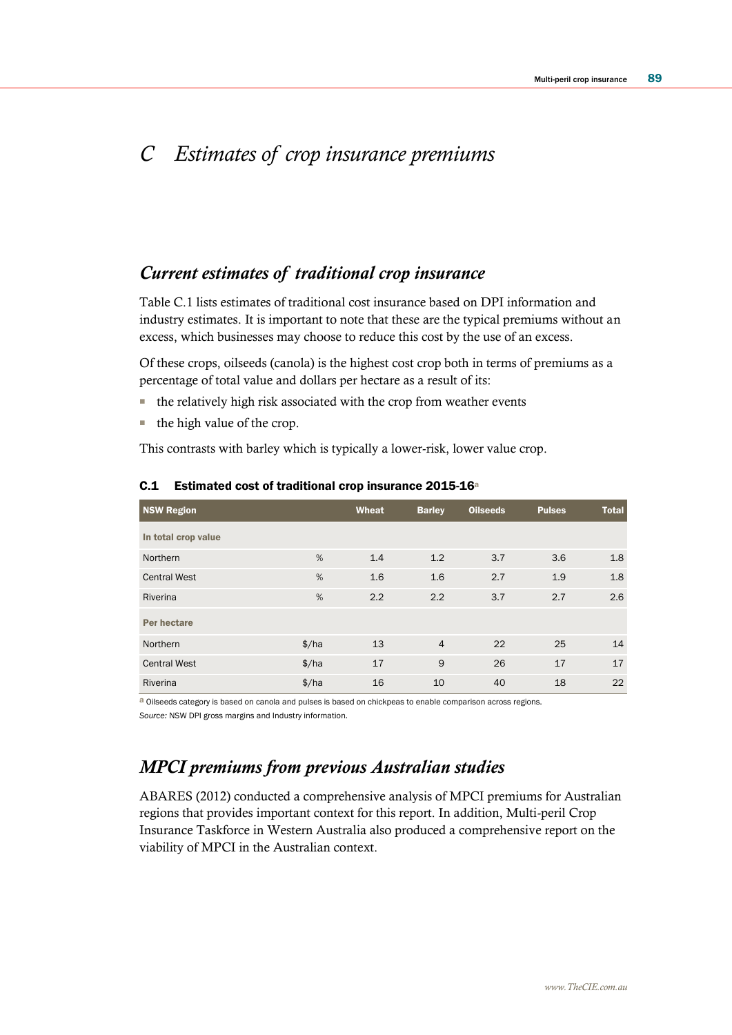# C Estimates of crop insurance premiums

## Current estimates of traditional crop insurance

Table C.1 lists estimates of traditional cost insurance based on DPI information and industry estimates. It is important to note that these are the typical premiums without an excess, which businesses may choose to reduce this cost by the use of an excess.

Of these crops, oilseeds (canola) is the highest cost crop both in terms of premiums as a percentage of total value and dollars per hectare as a result of its:

- the relatively high risk associated with the crop from weather events
- the high value of the crop.

This contrasts with barley which is typically a lower-risk, lower value crop.

**C.1 Estimated cost of traditional crop insurance 2015-16**[a]

| NSW Region | | Wheat | Barley | Oilseeds | Pulses | Total |
|---|---|---|---|---|---|---|
| **In total crop value** | | | | | | |
| Northern | % | 1.4 | 1.2 | 3.7 | 3.6 | 1.8 |
| Central West | % | 1.6 | 1.6 | 2.7 | 1.9 | 1.8 |
| Riverina | % | 2.2 | 2.2 | 3.7 | 2.7 | 2.6 |
| **Per hectare** | | | | | | |
| Northern | $/ha | 13 | 4 | 22 | 25 | 14 |
| Central West | $/ha | 17 | 9 | 26 | 17 | 17 |
| Riverina | $/ha | 16 | 10 | 40 | 18 | 22 |

[a] Oilseeds category is based on canola and pulses is based on chickpeas to enable comparison across regions.

*Source:* NSW DPI gross margins and Industry information.

## MPCI premiums from previous Australian studies

ABARES (2012) conducted a comprehensive analysis of MPCI premiums for Australian regions that provides important context for this report. In addition, Multi-peril Crop Insurance Taskforce in Western Australia also produced a comprehensive report on the viability of MPCI in the Australian context.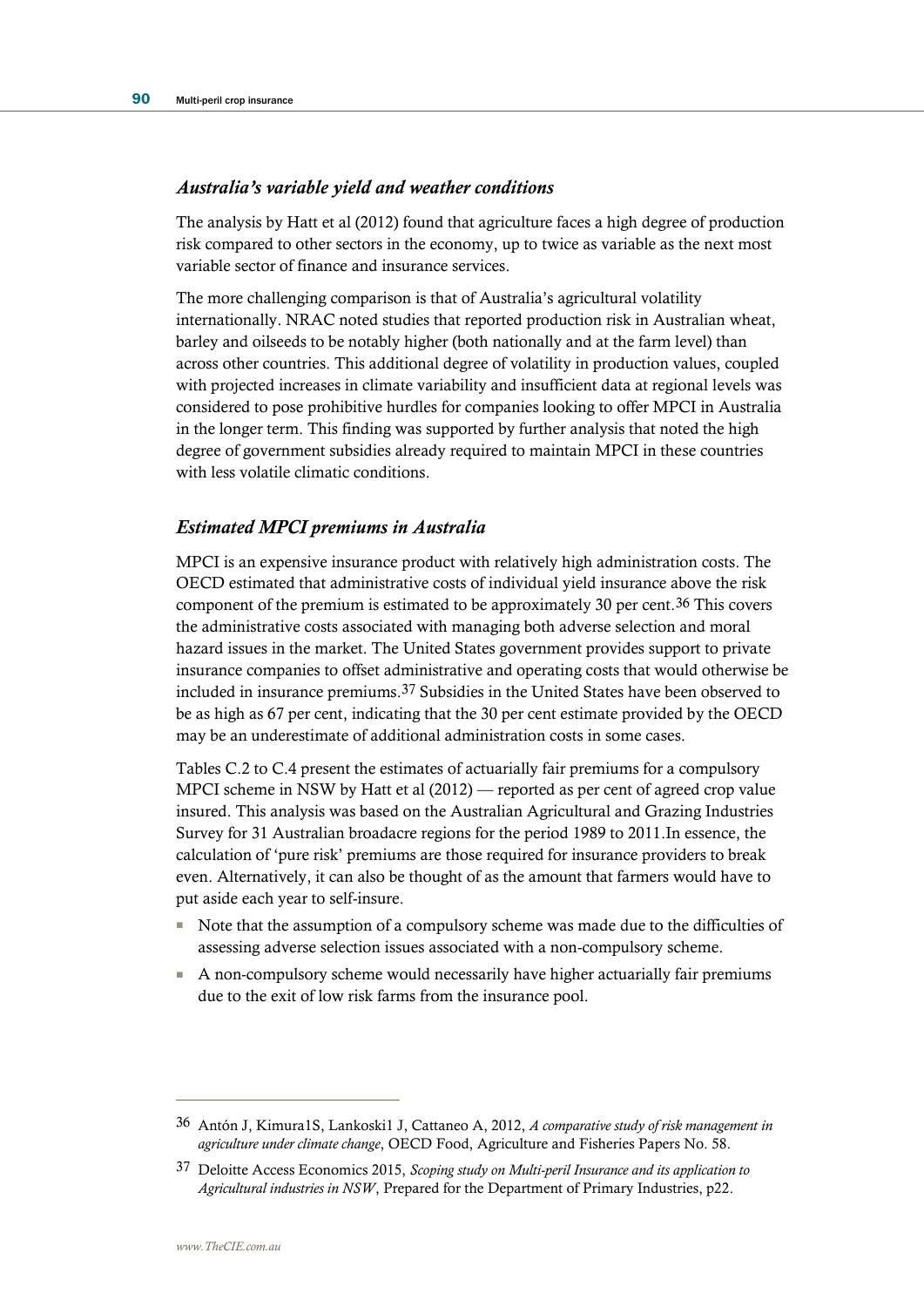### *Australia's variable yield and weather conditions*

The analysis by Hatt et al (2012) found that agriculture faces a high degree of production risk compared to other sectors in the economy, up to twice as variable as the next most variable sector of finance and insurance services.

The more challenging comparison is that of Australia's agricultural volatility internationally. NRAC noted studies that reported production risk in Australian wheat, barley and oilseeds to be notably higher (both nationally and at the farm level) than across other countries. This additional degree of volatility in production values, coupled with projected increases in climate variability and insufficient data at regional levels was considered to pose prohibitive hurdles for companies looking to offer MPCI in Australia in the longer term. This finding was supported by further analysis that noted the high degree of government subsidies already required to maintain MPCI in these countries with less volatile climatic conditions.

### *Estimated MPCI premiums in Australia*

MPCI is an expensive insurance product with relatively high administration costs. The OECD estimated that administrative costs of individual yield insurance above the risk component of the premium is estimated to be approximately 30 per cent.[36] This covers the administrative costs associated with managing both adverse selection and moral hazard issues in the market. The United States government provides support to private insurance companies to offset administrative and operating costs that would otherwise be included in insurance premiums.[37] Subsidies in the United States have been observed to be as high as 67 per cent, indicating that the 30 per cent estimate provided by the OECD may be an underestimate of additional administration costs in some cases.

Tables C.2 to C.4 present the estimates of actuarially fair premiums for a compulsory MPCI scheme in NSW by Hatt et al (2012) — reported as per cent of agreed crop value insured. This analysis was based on the Australian Agricultural and Grazing Industries Survey for 31 Australian broadacre regions for the period 1989 to 2011.In essence, the calculation of 'pure risk' premiums are those required for insurance providers to break even. Alternatively, it can also be thought of as the amount that farmers would have to put aside each year to self-insure.

- Note that the assumption of a compulsory scheme was made due to the difficulties of assessing adverse selection issues associated with a non-compulsory scheme.
- A non-compulsory scheme would necessarily have higher actuarially fair premiums due to the exit of low risk farms from the insurance pool.

---

36 Antón J, Kimura1S, Lankoski1 J, Cattaneo A, 2012, *A comparative study of risk management in agriculture under climate change*, OECD Food, Agriculture and Fisheries Papers No. 58.

37 Deloitte Access Economics 2015, *Scoping study on Multi-peril Insurance and its application to Agricultural industries in NSW*, Prepared for the Department of Primary Industries, p22.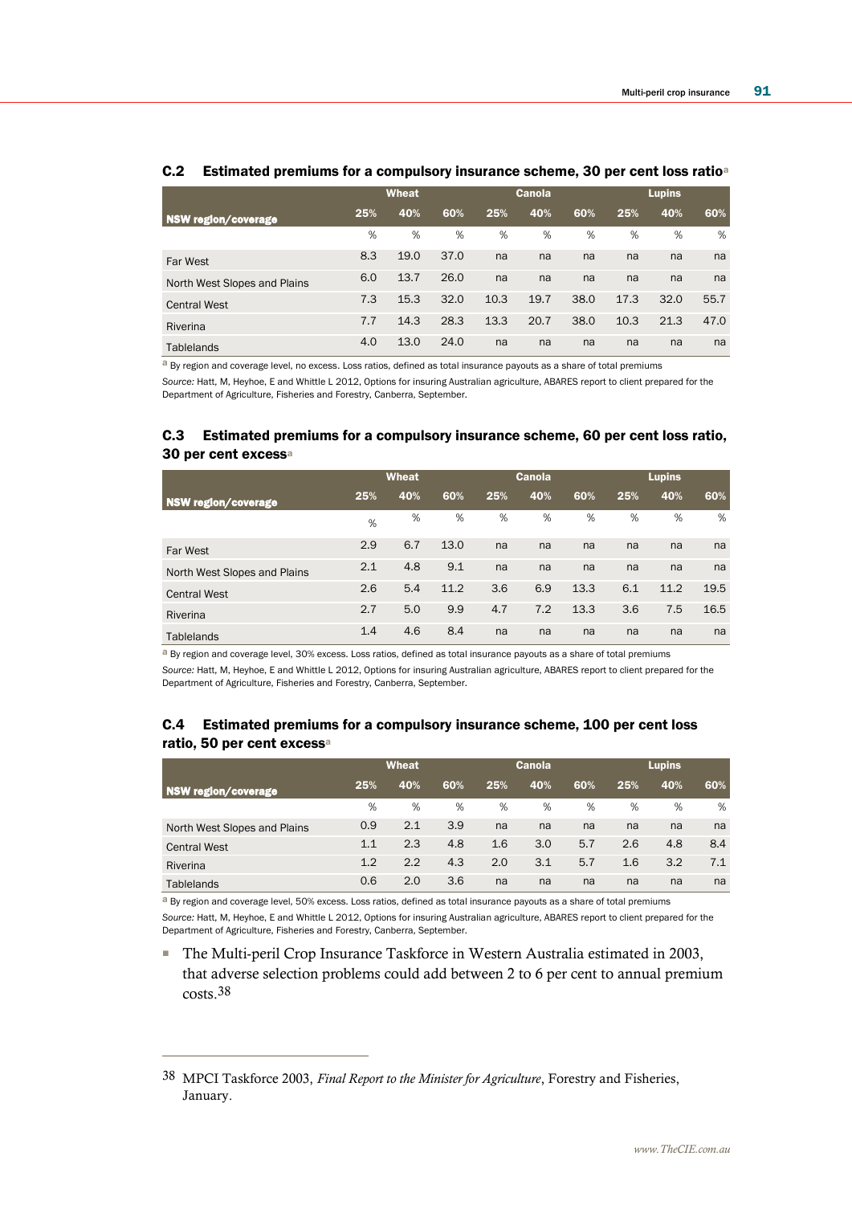### C.2 Estimated premiums for a compulsory insurance scheme, 30 per cent loss ratio[a]

| | Wheat | | | Canola | | | Lupins | | |
|---|---|---|---|---|---|---|---|---|---|
| **NSW region/coverage** | **25%** | **40%** | **60%** | **25%** | **40%** | **60%** | **25%** | **40%** | **60%** |
| | % | % | % | % | % | % | % | % | % |
| Far West | 8.3 | 19.0 | 37.0 | na | na | na | na | na | na |
| North West Slopes and Plains | 6.0 | 13.7 | 26.0 | na | na | na | na | na | na |
| Central West | 7.3 | 15.3 | 32.0 | 10.3 | 19.7 | 38.0 | 17.3 | 32.0 | 55.7 |
| Riverina | 7.7 | 14.3 | 28.3 | 13.3 | 20.7 | 38.0 | 10.3 | 21.3 | 47.0 |
| Tablelands | 4.0 | 13.0 | 24.0 | na | na | na | na | na | na |

[a] By region and coverage level, no excess. Loss ratios, defined as total insurance payouts as a share of total premiums

*Source:* Hatt, M, Heyhoe, E and Whittle L 2012, Options for insuring Australian agriculture, ABARES report to client prepared for the Department of Agriculture, Fisheries and Forestry, Canberra, September.

### C.3 Estimated premiums for a compulsory insurance scheme, 60 per cent loss ratio, 30 per cent excess[a]

| | Wheat | | | Canola | | | Lupins | | |
|---|---|---|---|---|---|---|---|---|---|
| **NSW region/coverage** | **25%** | **40%** | **60%** | **25%** | **40%** | **60%** | **25%** | **40%** | **60%** |
| | % | % | % | % | % | % | % | % | % |
| Far West | 2.9 | 6.7 | 13.0 | na | na | na | na | na | na |
| North West Slopes and Plains | 2.1 | 4.8 | 9.1 | na | na | na | na | na | na |
| Central West | 2.6 | 5.4 | 11.2 | 3.6 | 6.9 | 13.3 | 6.1 | 11.2 | 19.5 |
| Riverina | 2.7 | 5.0 | 9.9 | 4.7 | 7.2 | 13.3 | 3.6 | 7.5 | 16.5 |
| Tablelands | 1.4 | 4.6 | 8.4 | na | na | na | na | na | na |

[a] By region and coverage level, 30% excess. Loss ratios, defined as total insurance payouts as a share of total premiums

*Source:* Hatt, M, Heyhoe, E and Whittle L 2012, Options for insuring Australian agriculture, ABARES report to client prepared for the Department of Agriculture, Fisheries and Forestry, Canberra, September.

### C.4 Estimated premiums for a compulsory insurance scheme, 100 per cent loss ratio, 50 per cent excess[a]

| | Wheat | | | Canola | | | Lupins | | |
|---|---|---|---|---|---|---|---|---|---|
| **NSW region/coverage** | **25%** | **40%** | **60%** | **25%** | **40%** | **60%** | **25%** | **40%** | **60%** |
| | % | % | % | % | % | % | % | % | % |
| North West Slopes and Plains | 0.9 | 2.1 | 3.9 | na | na | na | na | na | na |
| Central West | 1.1 | 2.3 | 4.8 | 1.6 | 3.0 | 5.7 | 2.6 | 4.8 | 8.4 |
| Riverina | 1.2 | 2.2 | 4.3 | 2.0 | 3.1 | 5.7 | 1.6 | 3.2 | 7.1 |
| Tablelands | 0.6 | 2.0 | 3.6 | na | na | na | na | na | na |

[a] By region and coverage level, 50% excess. Loss ratios, defined as total insurance payouts as a share of total premiums

*Source:* Hatt, M, Heyhoe, E and Whittle L 2012, Options for insuring Australian agriculture, ABARES report to client prepared for the Department of Agriculture, Fisheries and Forestry, Canberra, September.

- The Multi-peril Crop Insurance Taskforce in Western Australia estimated in 2003, that adverse selection problems could add between 2 to 6 per cent to annual premium costs.[38]

---

[38] MPCI Taskforce 2003, *Final Report to the Minister for Agriculture*, Forestry and Fisheries, January.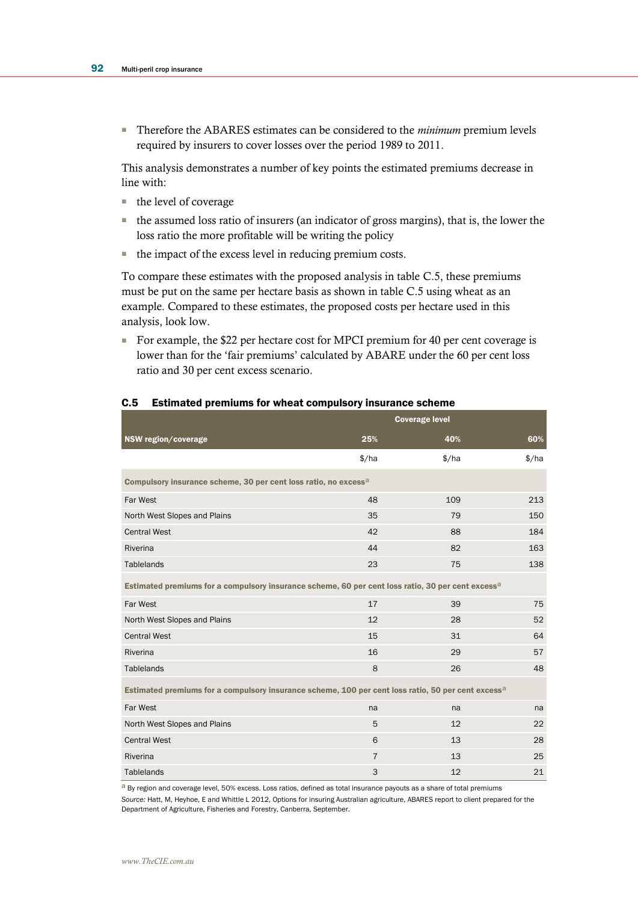- Therefore the ABARES estimates can be considered to the *minimum* premium levels required by insurers to cover losses over the period 1989 to 2011.

This analysis demonstrates a number of key points the estimated premiums decrease in line with:

- the level of coverage
- the assumed loss ratio of insurers (an indicator of gross margins), that is, the lower the loss ratio the more profitable will be writing the policy
- the impact of the excess level in reducing premium costs.

To compare these estimates with the proposed analysis in table C.5, these premiums must be put on the same per hectare basis as shown in table C.5 using wheat as an example. Compared to these estimates, the proposed costs per hectare used in this analysis, look low.

- For example, the $22 per hectare cost for MPCI premium for 40 per cent coverage is lower than for the 'fair premiums' calculated by ABARE under the 60 per cent loss ratio and 30 per cent excess scenario.

### C.5 Estimated premiums for wheat compulsory insurance scheme

| | Coverage level | | |
|---|---|---|---|
| **NSW region/coverage** | **25%** | **40%** | **60%** |
| | $/ha | $/ha | $/ha |
| **Compulsory insurance scheme, 30 per cent loss ratio, no excess[a]** | | | |
| Far West | 48 | 109 | 213 |
| North West Slopes and Plains | 35 | 79 | 150 |
| Central West | 42 | 88 | 184 |
| Riverina | 44 | 82 | 163 |
| Tablelands | 23 | 75 | 138 |
| **Estimated premiums for a compulsory insurance scheme, 60 per cent loss ratio, 30 per cent excess[a]** | | | |
| Far West | 17 | 39 | 75 |
| North West Slopes and Plains | 12 | 28 | 52 |
| Central West | 15 | 31 | 64 |
| Riverina | 16 | 29 | 57 |
| Tablelands | 8 | 26 | 48 |
| **Estimated premiums for a compulsory insurance scheme, 100 per cent loss ratio, 50 per cent excess[a]** | | | |
| Far West | na | na | na |
| North West Slopes and Plains | 5 | 12 | 22 |
| Central West | 6 | 13 | 28 |
| Riverina | 7 | 13 | 25 |
| Tablelands | 3 | 12 | 21 |

[a] By region and coverage level, 50% excess. Loss ratios, defined as total insurance payouts as a share of total premiums

*Source:* Hatt, M, Heyhoe, E and Whittle L 2012, Options for insuring Australian agriculture, ABARES report to client prepared for the Department of Agriculture, Fisheries and Forestry, Canberra, September.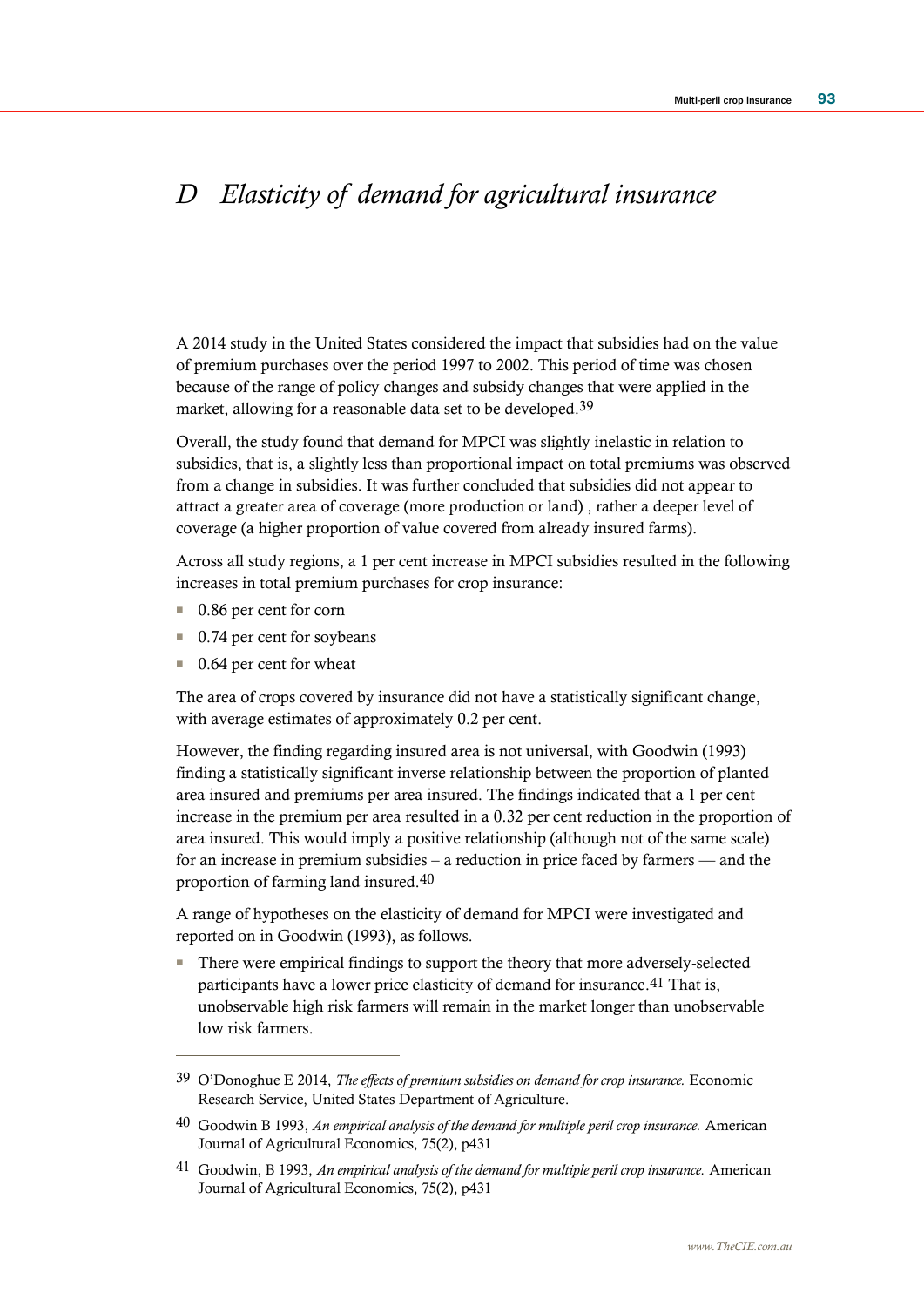# D Elasticity of demand for agricultural insurance

A 2014 study in the United States considered the impact that subsidies had on the value of premium purchases over the period 1997 to 2002. This period of time was chosen because of the range of policy changes and subsidy changes that were applied in the market, allowing for a reasonable data set to be developed.[39]

Overall, the study found that demand for MPCI was slightly inelastic in relation to subsidies, that is, a slightly less than proportional impact on total premiums was observed from a change in subsidies. It was further concluded that subsidies did not appear to attract a greater area of coverage (more production or land) , rather a deeper level of coverage (a higher proportion of value covered from already insured farms).

Across all study regions, a 1 per cent increase in MPCI subsidies resulted in the following increases in total premium purchases for crop insurance:

- 0.86 per cent for corn
- 0.74 per cent for soybeans
- 0.64 per cent for wheat

The area of crops covered by insurance did not have a statistically significant change, with average estimates of approximately 0.2 per cent.

However, the finding regarding insured area is not universal, with Goodwin (1993) finding a statistically significant inverse relationship between the proportion of planted area insured and premiums per area insured. The findings indicated that a 1 per cent increase in the premium per area resulted in a 0.32 per cent reduction in the proportion of area insured. This would imply a positive relationship (although not of the same scale) for an increase in premium subsidies – a reduction in price faced by farmers — and the proportion of farming land insured.[40]

A range of hypotheses on the elasticity of demand for MPCI were investigated and reported on in Goodwin (1993), as follows.

- There were empirical findings to support the theory that more adversely-selected participants have a lower price elasticity of demand for insurance.[41] That is, unobservable high risk farmers will remain in the market longer than unobservable low risk farmers.

---

[39] O'Donoghue E 2014, *The effects of premium subsidies on demand for crop insurance.* Economic Research Service, United States Department of Agriculture.

[40] Goodwin B 1993, *An empirical analysis of the demand for multiple peril crop insurance.* American Journal of Agricultural Economics, 75(2), p431

[41] Goodwin, B 1993, *An empirical analysis of the demand for multiple peril crop insurance.* American Journal of Agricultural Economics, 75(2), p431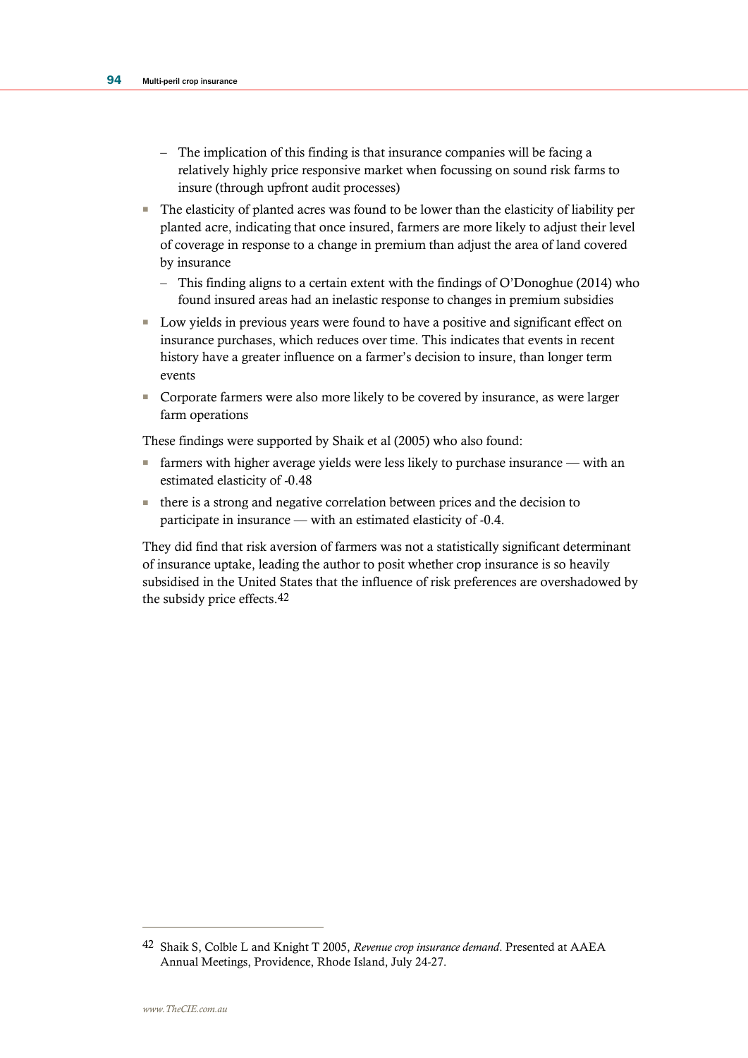- The implication of this finding is that insurance companies will be facing a relatively highly price responsive market when focussing on sound risk farms to insure (through upfront audit processes)
- The elasticity of planted acres was found to be lower than the elasticity of liability per planted acre, indicating that once insured, farmers are more likely to adjust their level of coverage in response to a change in premium than adjust the area of land covered by insurance
  - This finding aligns to a certain extent with the findings of O'Donoghue (2014) who found insured areas had an inelastic response to changes in premium subsidies
- Low yields in previous years were found to have a positive and significant effect on insurance purchases, which reduces over time. This indicates that events in recent history have a greater influence on a farmer's decision to insure, than longer term events
- Corporate farmers were also more likely to be covered by insurance, as were larger farm operations

These findings were supported by Shaik et al (2005) who also found:

- farmers with higher average yields were less likely to purchase insurance — with an estimated elasticity of -0.48
- there is a strong and negative correlation between prices and the decision to participate in insurance — with an estimated elasticity of -0.4.

They did find that risk aversion of farmers was not a statistically significant determinant of insurance uptake, leading the author to posit whether crop insurance is so heavily subsidised in the United States that the influence of risk preferences are overshadowed by the subsidy price effects.[42]

[42] Shaik S, Colble L and Knight T 2005, *Revenue crop insurance demand*. Presented at AAEA Annual Meetings, Providence, Rhode Island, July 24-27.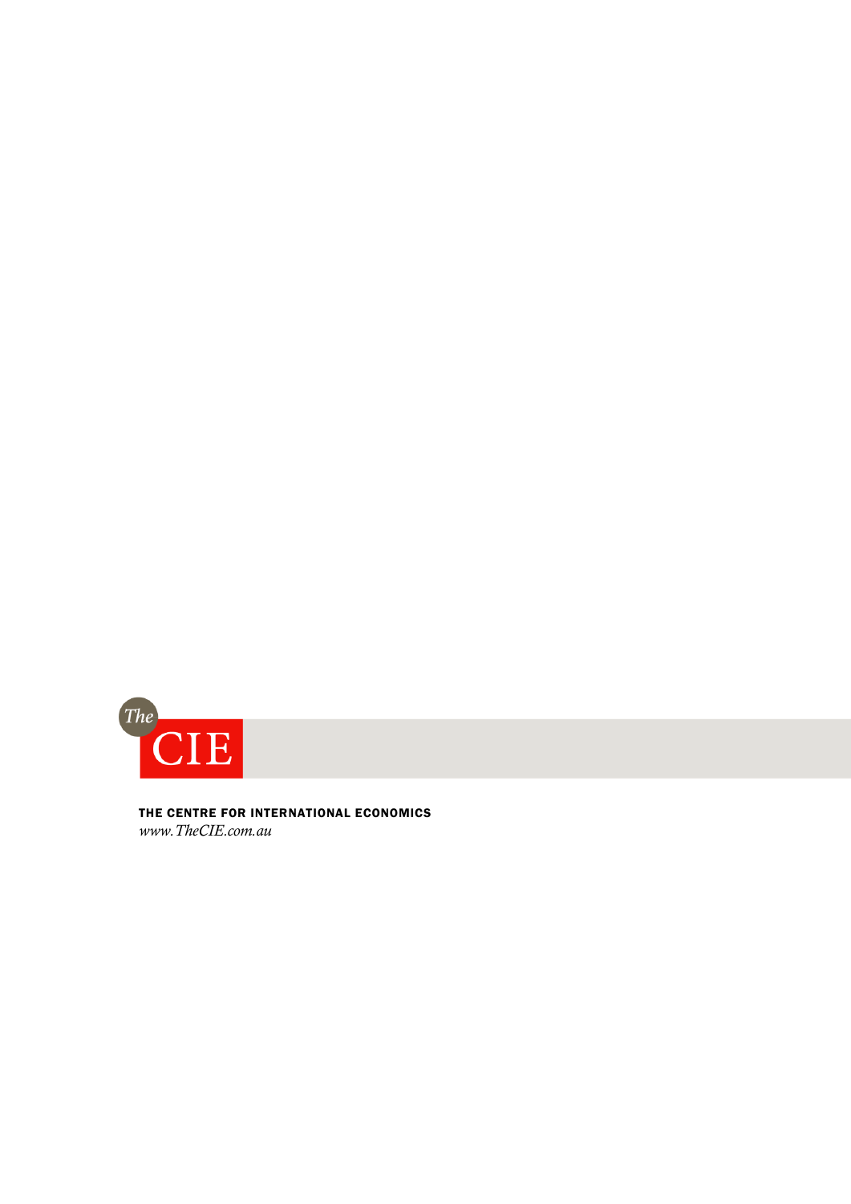The

CIE

**THE CENTRE FOR INTERNATIONAL ECONOMICS**
*www.TheCIE.com.au*